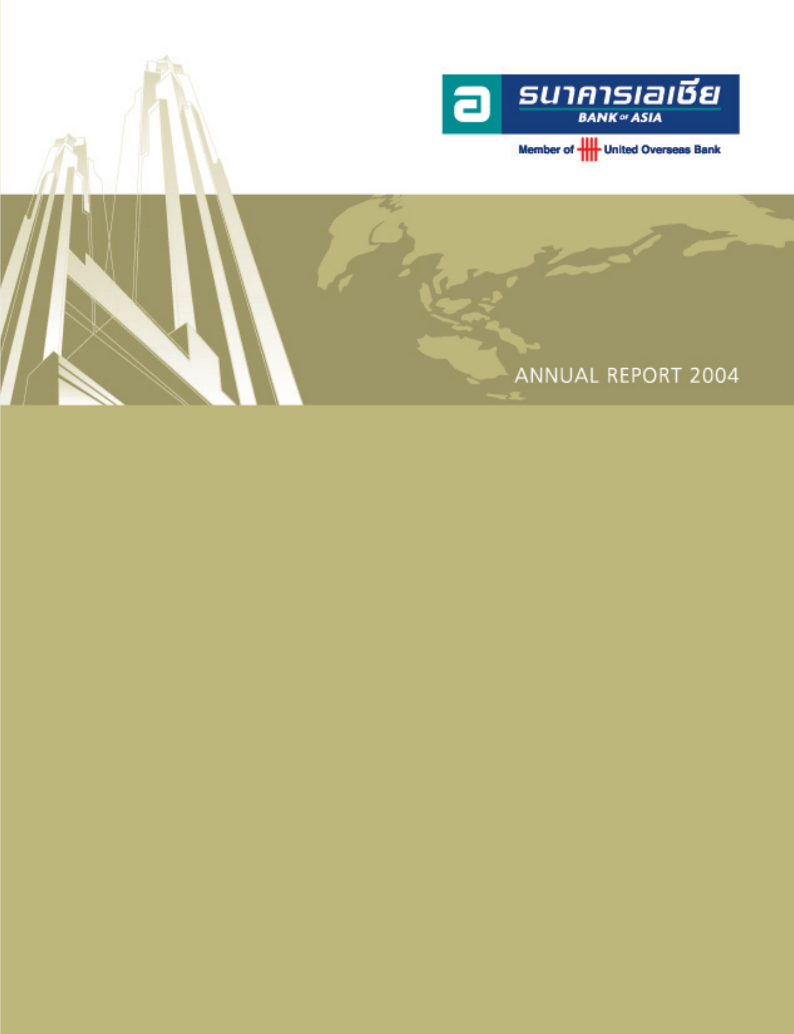ธนาคารเอเชีย

BANK OF ASIA

Member of United Overseas Bank

# ANNUAL REPORT 2004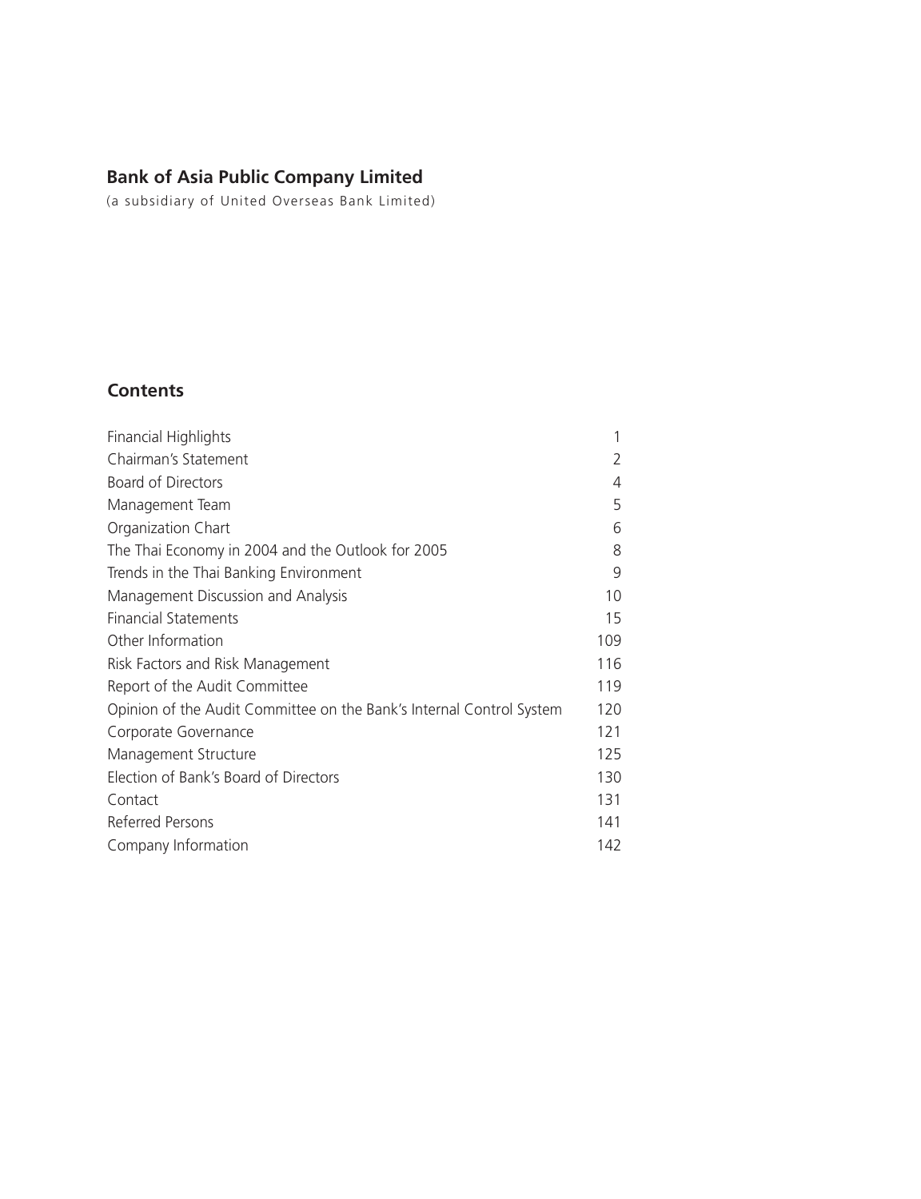# Bank of Asia Public Company Limited

(a subsidiary of United Overseas Bank Limited)

## Contents

| | |
|---|---|
| Financial Highlights | 1 |
| Chairman's Statement | 2 |
| Board of Directors | 4 |
| Management Team | 5 |
| Organization Chart | 6 |
| The Thai Economy in 2004 and the Outlook for 2005 | 8 |
| Trends in the Thai Banking Environment | 9 |
| Management Discussion and Analysis | 10 |
| Financial Statements | 15 |
| Other Information | 109 |
| Risk Factors and Risk Management | 116 |
| Report of the Audit Committee | 119 |
| Opinion of the Audit Committee on the Bank's Internal Control System | 120 |
| Corporate Governance | 121 |
| Management Structure | 125 |
| Election of Bank's Board of Directors | 130 |
| Contact | 131 |
| Referred Persons | 141 |
| Company Information | 142 |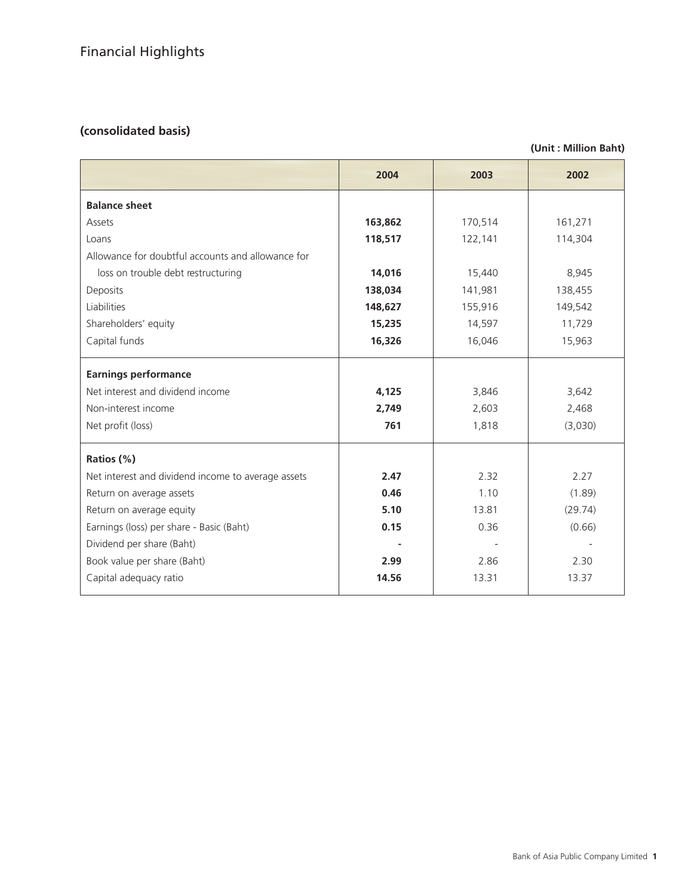# Financial Highlights

## (consolidated basis)

**(Unit : Million Baht)**

| | 2004 | 2003 | 2002 |
|---|---|---|---|
| **Balance sheet** | | | |
| Assets | **163,862** | 170,514 | 161,271 |
| Loans | **118,517** | 122,141 | 114,304 |
| Allowance for doubtful accounts and allowance for loss on trouble debt restructuring | **14,016** | 15,440 | 8,945 |
| Deposits | **138,034** | 141,981 | 138,455 |
| Liabilities | **148,627** | 155,916 | 149,542 |
| Shareholders' equity | **15,235** | 14,597 | 11,729 |
| Capital funds | **16,326** | 16,046 | 15,963 |
| **Earnings performance** | | | |
| Net interest and dividend income | **4,125** | 3,846 | 3,642 |
| Non-interest income | **2,749** | 2,603 | 2,468 |
| Net profit (loss) | **761** | 1,818 | (3,030) |
| **Ratios (%)** | | | |
| Net interest and dividend income to average assets | **2.47** | 2.32 | 2.27 |
| Return on average assets | **0.46** | 1.10 | (1.89) |
| Return on average equity | **5.10** | 13.81 | (29.74) |
| Earnings (loss) per share - Basic (Baht) | **0.15** | 0.36 | (0.66) |
| Dividend per share (Baht) | **-** | - | - |
| Book value per share (Baht) | **2.99** | 2.86 | 2.30 |
| Capital adequacy ratio | **14.56** | 13.31 | 13.37 |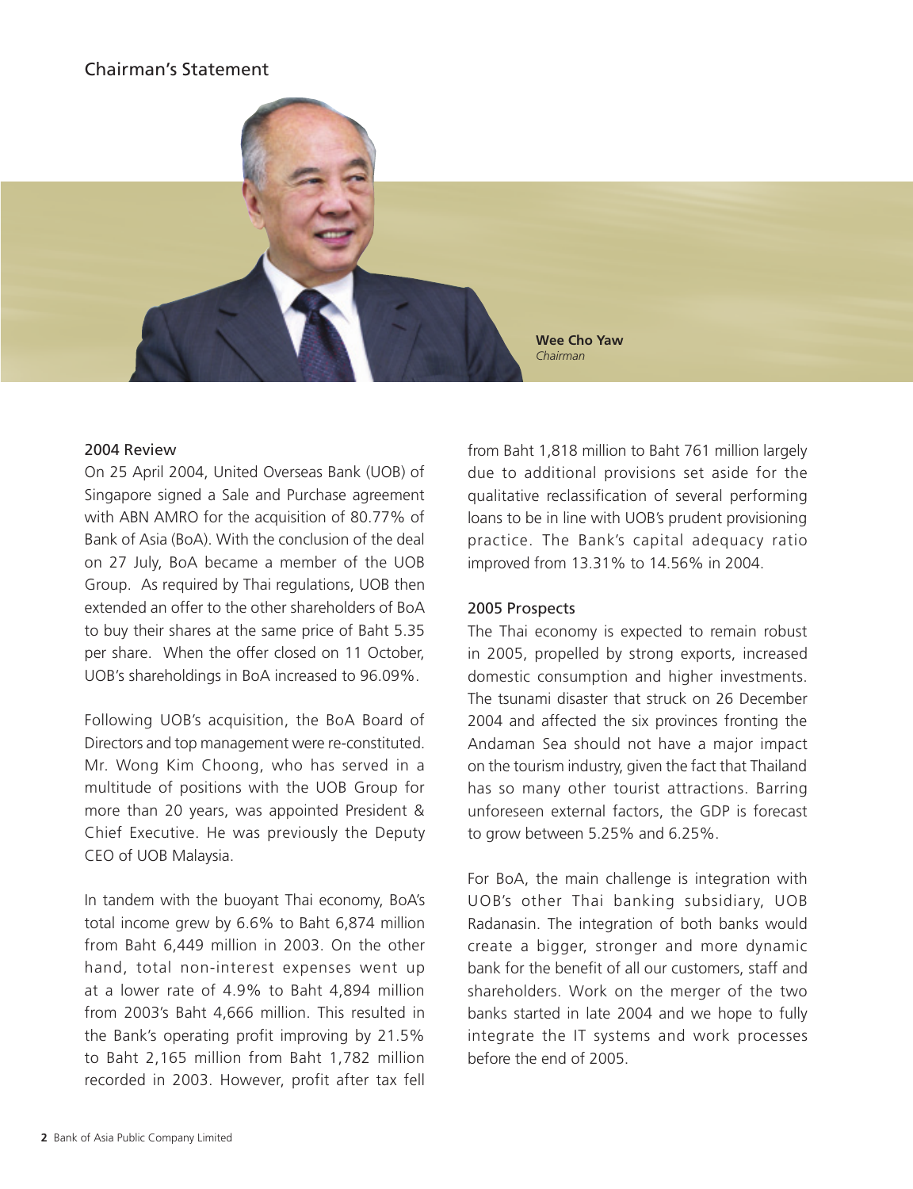# Chairman's Statement

**Wee Cho Yaw**
*Chairman*

## 2004 Review

On 25 April 2004, United Overseas Bank (UOB) of Singapore signed a Sale and Purchase agreement with ABN AMRO for the acquisition of 80.77% of Bank of Asia (BoA). With the conclusion of the deal on 27 July, BoA became a member of the UOB Group. As required by Thai regulations, UOB then extended an offer to the other shareholders of BoA to buy their shares at the same price of Baht 5.35 per share. When the offer closed on 11 October, UOB's shareholdings in BoA increased to 96.09%.

Following UOB's acquisition, the BoA Board of Directors and top management were re-constituted. Mr. Wong Kim Choong, who has served in a multitude of positions with the UOB Group for more than 20 years, was appointed President & Chief Executive. He was previously the Deputy CEO of UOB Malaysia.

In tandem with the buoyant Thai economy, BoA's total income grew by 6.6% to Baht 6,874 million from Baht 6,449 million in 2003. On the other hand, total non-interest expenses went up at a lower rate of 4.9% to Baht 4,894 million from 2003's Baht 4,666 million. This resulted in the Bank's operating profit improving by 21.5% to Baht 2,165 million from Baht 1,782 million recorded in 2003. However, profit after tax fell from Baht 1,818 million to Baht 761 million largely due to additional provisions set aside for the qualitative reclassification of several performing loans to be in line with UOB's prudent provisioning practice. The Bank's capital adequacy ratio improved from 13.31% to 14.56% in 2004.

## 2005 Prospects

The Thai economy is expected to remain robust in 2005, propelled by strong exports, increased domestic consumption and higher investments. The tsunami disaster that struck on 26 December 2004 and affected the six provinces fronting the Andaman Sea should not have a major impact on the tourism industry, given the fact that Thailand has so many other tourist attractions. Barring unforeseen external factors, the GDP is forecast to grow between 5.25% and 6.25%.

For BoA, the main challenge is integration with UOB's other Thai banking subsidiary, UOB Radanasin. The integration of both banks would create a bigger, stronger and more dynamic bank for the benefit of all our customers, staff and shareholders. Work on the merger of the two banks started in late 2004 and we hope to fully integrate the IT systems and work processes before the end of 2005.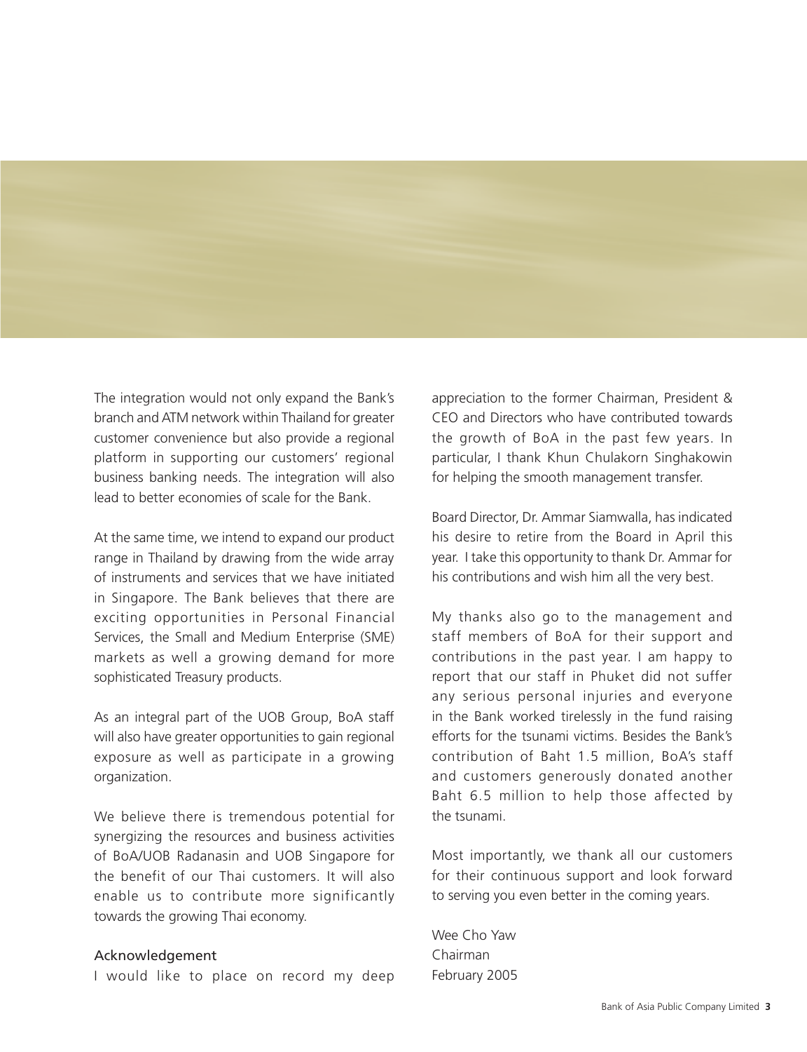The integration would not only expand the Bank's branch and ATM network within Thailand for greater customer convenience but also provide a regional platform in supporting our customers' regional business banking needs. The integration will also lead to better economies of scale for the Bank.

At the same time, we intend to expand our product range in Thailand by drawing from the wide array of instruments and services that we have initiated in Singapore. The Bank believes that there are exciting opportunities in Personal Financial Services, the Small and Medium Enterprise (SME) markets as well a growing demand for more sophisticated Treasury products.

As an integral part of the UOB Group, BoA staff will also have greater opportunities to gain regional exposure as well as participate in a growing organization.

We believe there is tremendous potential for synergizing the resources and business activities of BoA/UOB Radanasin and UOB Singapore for the benefit of our Thai customers. It will also enable us to contribute more significantly towards the growing Thai economy.

## Acknowledgement

I would like to place on record my deep appreciation to the former Chairman, President & CEO and Directors who have contributed towards the growth of BoA in the past few years. In particular, I thank Khun Chulakorn Singhakowin for helping the smooth management transfer.

Board Director, Dr. Ammar Siamwalla, has indicated his desire to retire from the Board in April this year. I take this opportunity to thank Dr. Ammar for his contributions and wish him all the very best.

My thanks also go to the management and staff members of BoA for their support and contributions in the past year. I am happy to report that our staff in Phuket did not suffer any serious personal injuries and everyone in the Bank worked tirelessly in the fund raising efforts for the tsunami victims. Besides the Bank's contribution of Baht 1.5 million, BoA's staff and customers generously donated another Baht 6.5 million to help those affected by the tsunami.

Most importantly, we thank all our customers for their continuous support and look forward to serving you even better in the coming years.

Wee Cho Yaw
Chairman
February 2005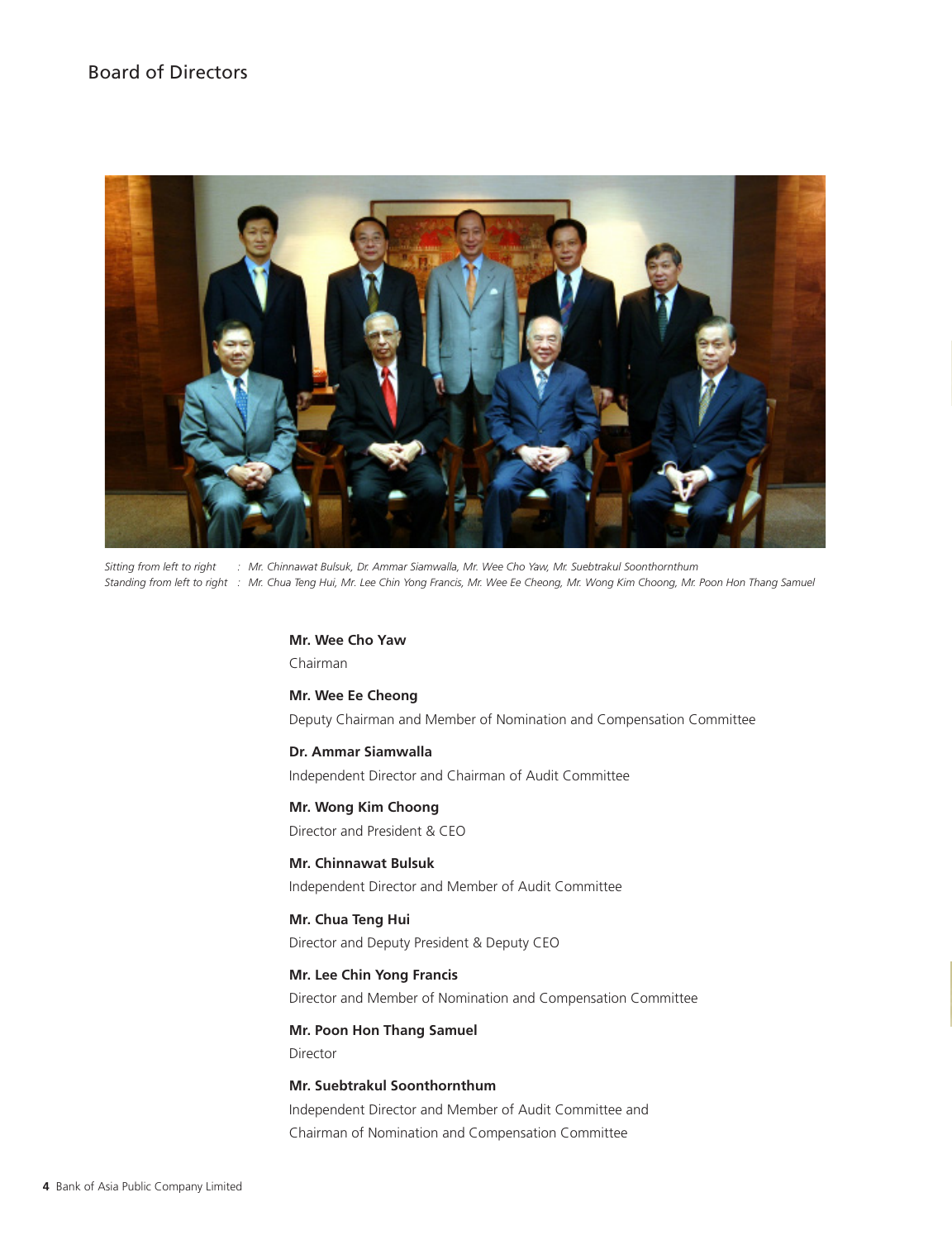# Board of Directors

*Sitting from left to right : Mr. Chinnawat Bulsuk, Dr. Ammar Siamwalla, Mr. Wee Cho Yaw, Mr. Suebtrakul Soonthornthum*
*Standing from left to right : Mr. Chua Teng Hui, Mr. Lee Chin Yong Francis, Mr. Wee Ee Cheong, Mr. Wong Kim Choong, Mr. Poon Hon Thang Samuel*

**Mr. Wee Cho Yaw**
Chairman

**Mr. Wee Ee Cheong**
Deputy Chairman and Member of Nomination and Compensation Committee

**Dr. Ammar Siamwalla**
Independent Director and Chairman of Audit Committee

**Mr. Wong Kim Choong**
Director and President & CEO

**Mr. Chinnawat Bulsuk**
Independent Director and Member of Audit Committee

**Mr. Chua Teng Hui**
Director and Deputy President & Deputy CEO

**Mr. Lee Chin Yong Francis**
Director and Member of Nomination and Compensation Committee

**Mr. Poon Hon Thang Samuel**
Director

**Mr. Suebtrakul Soonthornthum**
Independent Director and Member of Audit Committee and Chairman of Nomination and Compensation Committee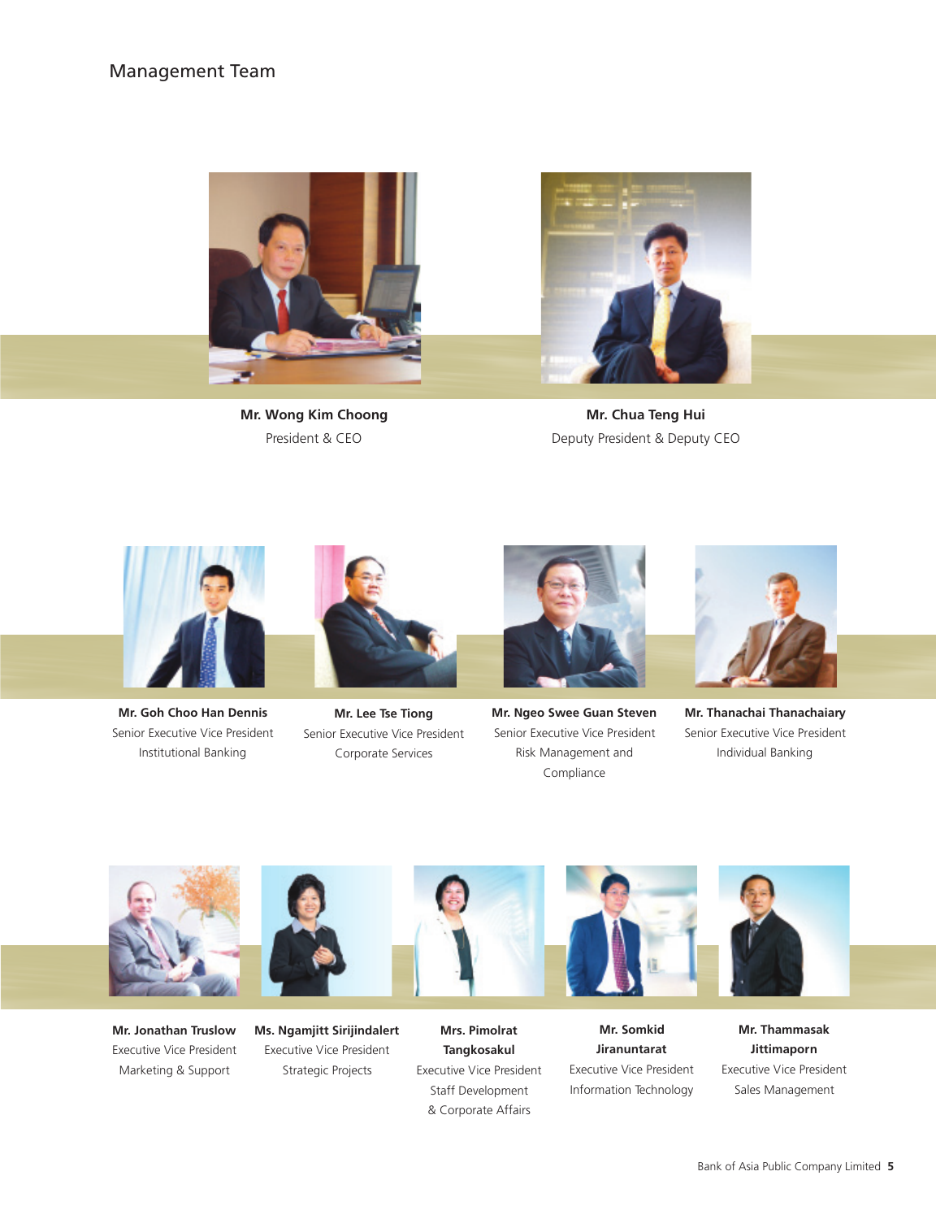## Management Team

**Mr. Wong Kim Choong**
President & CEO

**Mr. Chua Teng Hui**
Deputy President & Deputy CEO

**Mr. Goh Choo Han Dennis**
Senior Executive Vice President
Institutional Banking

**Mr. Lee Tse Tiong**
Senior Executive Vice President
Corporate Services

**Mr. Ngeo Swee Guan Steven**
Senior Executive Vice President
Risk Management and Compliance

**Mr. Thanachai Thanachaiary**
Senior Executive Vice President
Individual Banking

**Mr. Jonathan Truslow**
Executive Vice President
Marketing & Support

**Ms. Ngamjitt Sirijindalert**
Executive Vice President
Strategic Projects

**Mrs. Pimolrat Tangkosakul**
Executive Vice President
Staff Development & Corporate Affairs

**Mr. Somkid Jiranuntarat**
Executive Vice President
Information Technology

**Mr. Thammasak Jittimaporn**
Executive Vice President
Sales Management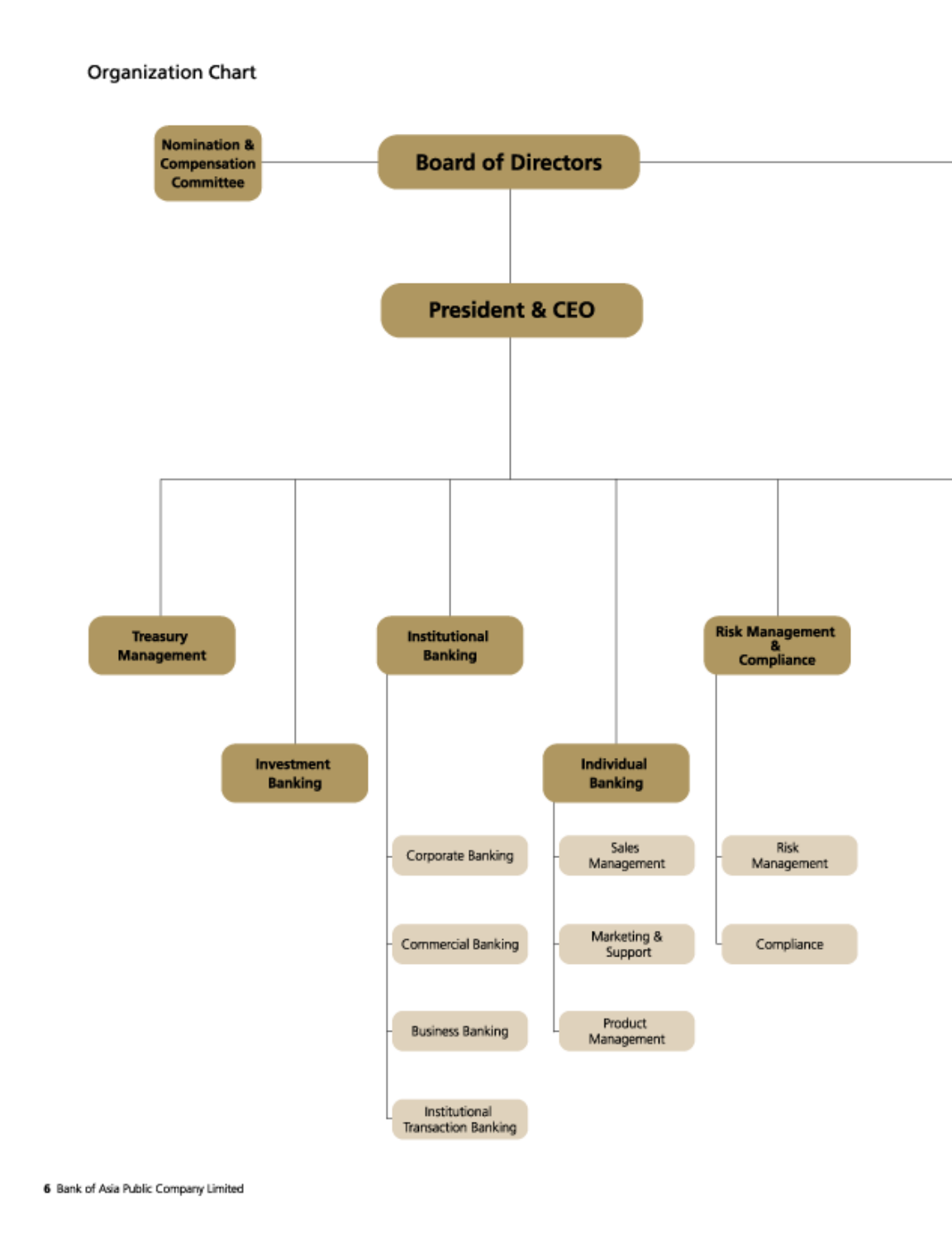# Organization Chart

- **Board of Directors**
  - **Nomination & Compensation Committee**
  - **President & CEO**
    - **Treasury Management**
    - **Investment Banking**
    - **Institutional Banking**
      - Corporate Banking
      - Commercial Banking
      - Business Banking
      - Institutional Transaction Banking
    - **Individual Banking**
      - Sales Management
      - Marketing & Support
      - Product Management
    - **Risk Management & Compliance**
      - Risk Management
      - Compliance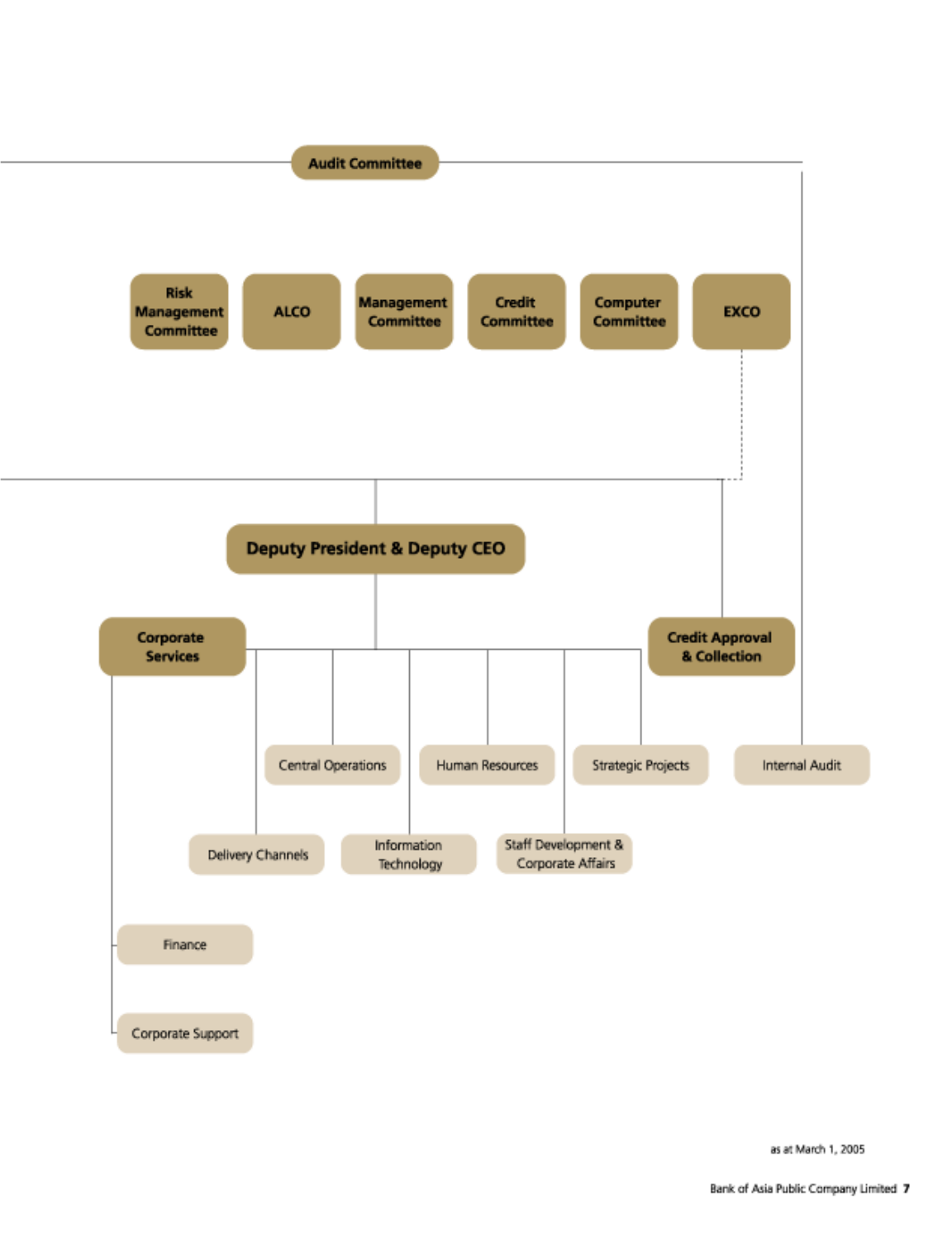Audit Committee

Risk Management Committee

ALCO

Management Committee

Credit Committee

Computer Committee

EXCO

Deputy President & Deputy CEO

Corporate Services

Credit Approval & Collection

Central Operations

Human Resources

Strategic Projects

Internal Audit

Delivery Channels

Information Technology

Staff Development & Corporate Affairs

Finance

Corporate Support

as at March 1, 2005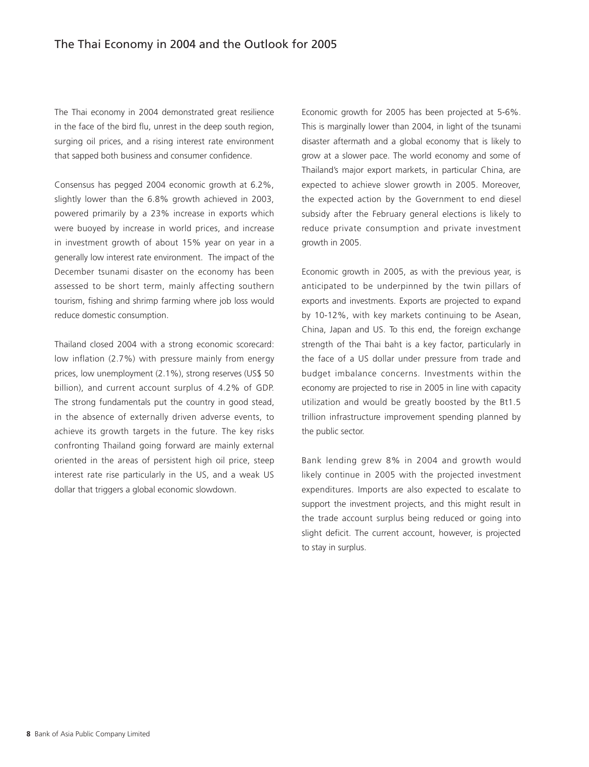# The Thai Economy in 2004 and the Outlook for 2005

The Thai economy in 2004 demonstrated great resilience in the face of the bird flu, unrest in the deep south region, surging oil prices, and a rising interest rate environment that sapped both business and consumer confidence.

Consensus has pegged 2004 economic growth at 6.2%, slightly lower than the 6.8% growth achieved in 2003, powered primarily by a 23% increase in exports which were buoyed by increase in world prices, and increase in investment growth of about 15% year on year in a generally low interest rate environment. The impact of the December tsunami disaster on the economy has been assessed to be short term, mainly affecting southern tourism, fishing and shrimp farming where job loss would reduce domestic consumption.

Thailand closed 2004 with a strong economic scorecard: low inflation (2.7%) with pressure mainly from energy prices, low unemployment (2.1%), strong reserves (US$ 50 billion), and current account surplus of 4.2% of GDP. The strong fundamentals put the country in good stead, in the absence of externally driven adverse events, to achieve its growth targets in the future. The key risks confronting Thailand going forward are mainly external oriented in the areas of persistent high oil price, steep interest rate rise particularly in the US, and a weak US dollar that triggers a global economic slowdown.

Economic growth for 2005 has been projected at 5-6%. This is marginally lower than 2004, in light of the tsunami disaster aftermath and a global economy that is likely to grow at a slower pace. The world economy and some of Thailand's major export markets, in particular China, are expected to achieve slower growth in 2005. Moreover, the expected action by the Government to end diesel subsidy after the February general elections is likely to reduce private consumption and private investment growth in 2005.

Economic growth in 2005, as with the previous year, is anticipated to be underpinned by the twin pillars of exports and investments. Exports are projected to expand by 10-12%, with key markets continuing to be Asean, China, Japan and US. To this end, the foreign exchange strength of the Thai baht is a key factor, particularly in the face of a US dollar under pressure from trade and budget imbalance concerns. Investments within the economy are projected to rise in 2005 in line with capacity utilization and would be greatly boosted by the Bt1.5 trillion infrastructure improvement spending planned by the public sector.

Bank lending grew 8% in 2004 and growth would likely continue in 2005 with the projected investment expenditures. Imports are also expected to escalate to support the investment projects, and this might result in the trade account surplus being reduced or going into slight deficit. The current account, however, is projected to stay in surplus.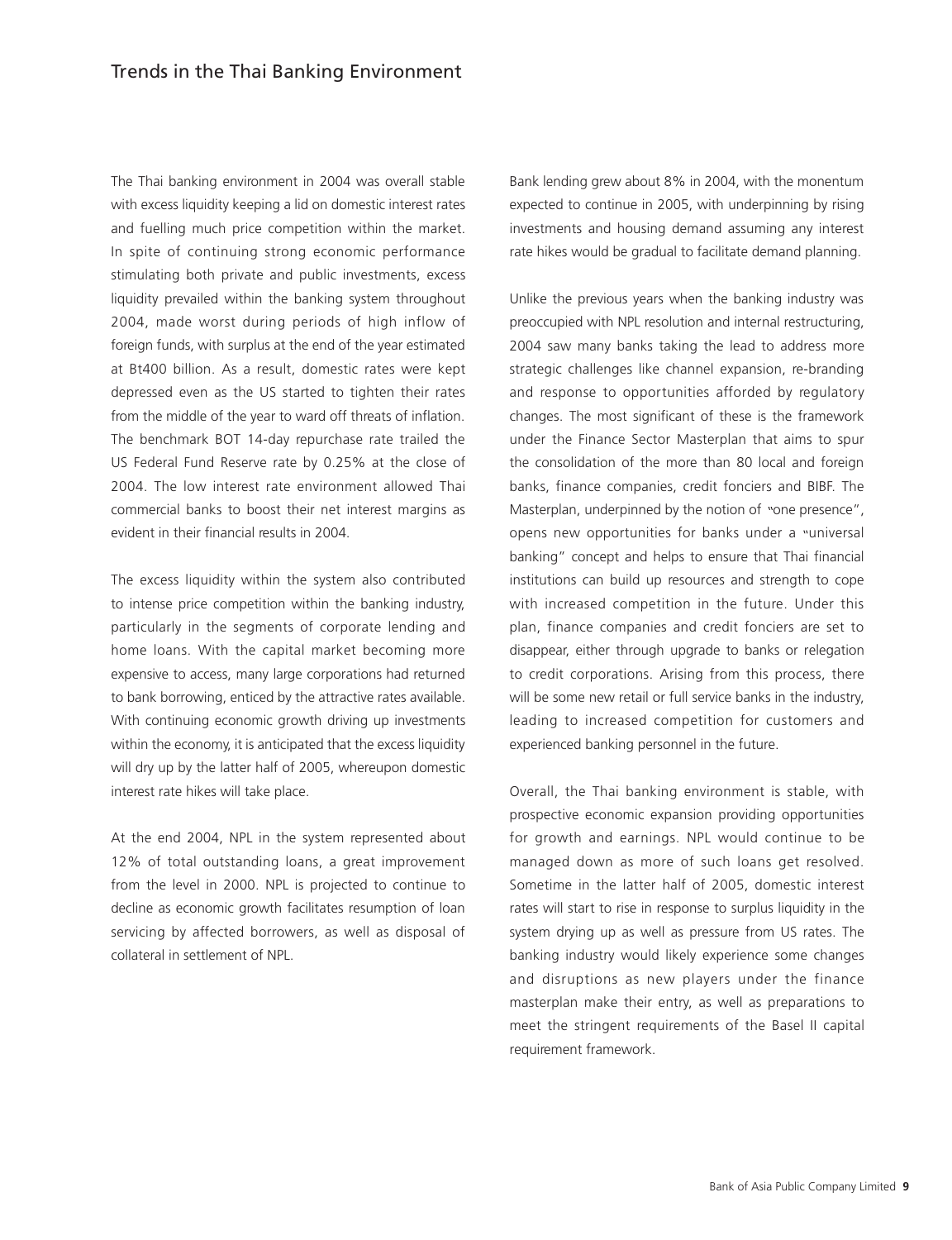# Trends in the Thai Banking Environment

The Thai banking environment in 2004 was overall stable with excess liquidity keeping a lid on domestic interest rates and fuelling much price competition within the market. In spite of continuing strong economic performance stimulating both private and public investments, excess liquidity prevailed within the banking system throughout 2004, made worst during periods of high inflow of foreign funds, with surplus at the end of the year estimated at Bt400 billion. As a result, domestic rates were kept depressed even as the US started to tighten their rates from the middle of the year to ward off threats of inflation. The benchmark BOT 14-day repurchase rate trailed the US Federal Fund Reserve rate by 0.25% at the close of 2004. The low interest rate environment allowed Thai commercial banks to boost their net interest margins as evident in their financial results in 2004.

The excess liquidity within the system also contributed to intense price competition within the banking industry, particularly in the segments of corporate lending and home loans. With the capital market becoming more expensive to access, many large corporations had returned to bank borrowing, enticed by the attractive rates available. With continuing economic growth driving up investments within the economy, it is anticipated that the excess liquidity will dry up by the latter half of 2005, whereupon domestic interest rate hikes will take place.

At the end 2004, NPL in the system represented about 12% of total outstanding loans, a great improvement from the level in 2000. NPL is projected to continue to decline as economic growth facilitates resumption of loan servicing by affected borrowers, as well as disposal of collateral in settlement of NPL.

Bank lending grew about 8% in 2004, with the monentum expected to continue in 2005, with underpinning by rising investments and housing demand assuming any interest rate hikes would be gradual to facilitate demand planning.

Unlike the previous years when the banking industry was preoccupied with NPL resolution and internal restructuring, 2004 saw many banks taking the lead to address more strategic challenges like channel expansion, re-branding and response to opportunities afforded by regulatory changes. The most significant of these is the framework under the Finance Sector Masterplan that aims to spur the consolidation of the more than 80 local and foreign banks, finance companies, credit fonciers and BIBF. The Masterplan, underpinned by the notion of "one presence", opens new opportunities for banks under a "universal banking" concept and helps to ensure that Thai financial institutions can build up resources and strength to cope with increased competition in the future. Under this plan, finance companies and credit fonciers are set to disappear, either through upgrade to banks or relegation to credit corporations. Arising from this process, there will be some new retail or full service banks in the industry, leading to increased competition for customers and experienced banking personnel in the future.

Overall, the Thai banking environment is stable, with prospective economic expansion providing opportunities for growth and earnings. NPL would continue to be managed down as more of such loans get resolved. Sometime in the latter half of 2005, domestic interest rates will start to rise in response to surplus liquidity in the system drying up as well as pressure from US rates. The banking industry would likely experience some changes and disruptions as new players under the finance masterplan make their entry, as well as preparations to meet the stringent requirements of the Basel II capital requirement framework.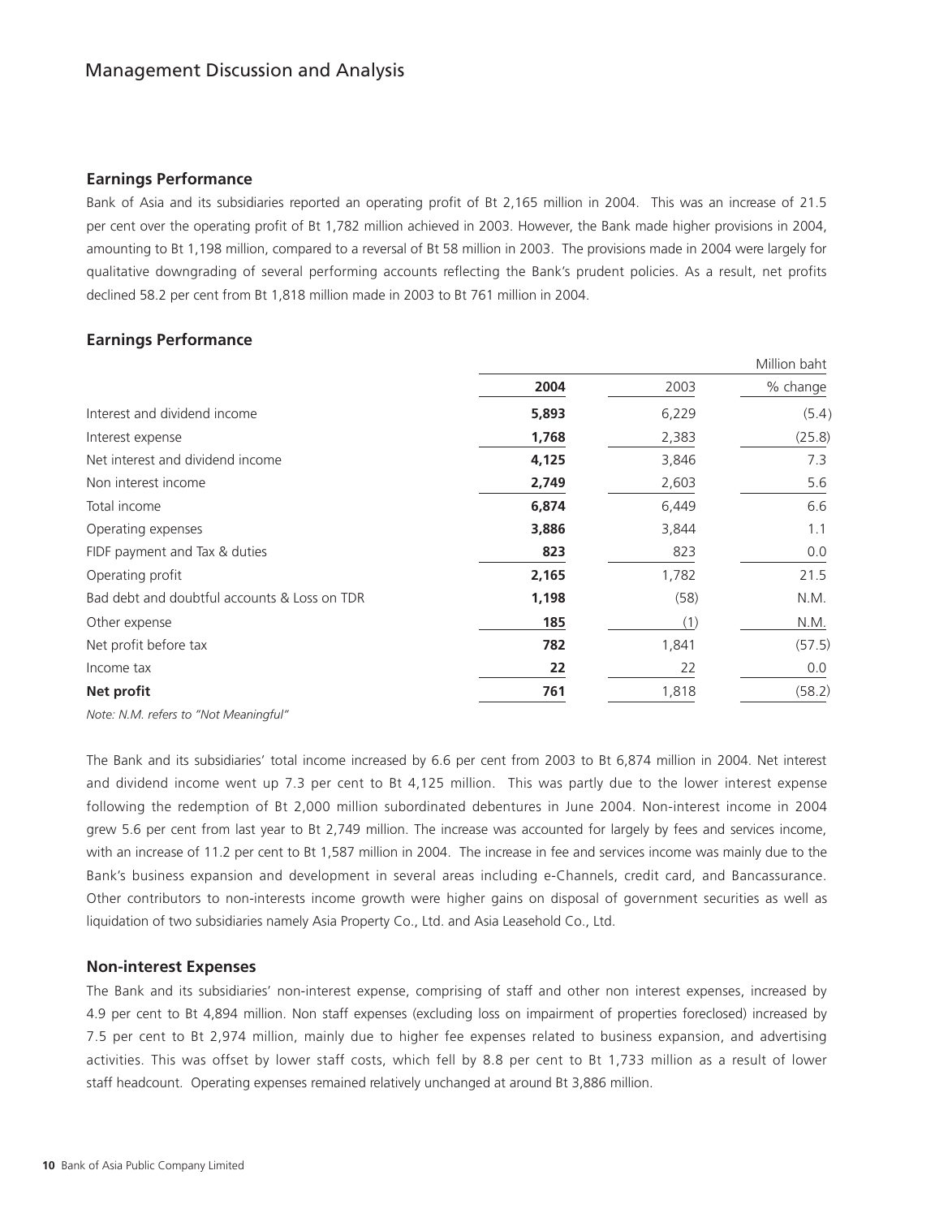# Management Discussion and Analysis

## Earnings Performance

Bank of Asia and its subsidiaries reported an operating profit of Bt 2,165 million in 2004. This was an increase of 21.5 per cent over the operating profit of Bt 1,782 million achieved in 2003. However, the Bank made higher provisions in 2004, amounting to Bt 1,198 million, compared to a reversal of Bt 58 million in 2003. The provisions made in 2004 were largely for qualitative downgrading of several performing accounts reflecting the Bank's prudent policies. As a result, net profits declined 58.2 per cent from Bt 1,818 million made in 2003 to Bt 761 million in 2004.

## Earnings Performance

Million baht

| | **2004** | 2003 | % change |
|---|---|---|---|
| Interest and dividend income | **5,893** | 6,229 | (5.4) |
| Interest expense | **1,768** | 2,383 | (25.8) |
| Net interest and dividend income | **4,125** | 3,846 | 7.3 |
| Non interest income | **2,749** | 2,603 | 5.6 |
| Total income | **6,874** | 6,449 | 6.6 |
| Operating expenses | **3,886** | 3,844 | 1.1 |
| FIDF payment and Tax & duties | **823** | 823 | 0.0 |
| Operating profit | **2,165** | 1,782 | 21.5 |
| Bad debt and doubtful accounts & Loss on TDR | **1,198** | (58) | N.M. |
| Other expense | **185** | (1) | N.M. |
| Net profit before tax | **782** | 1,841 | (57.5) |
| Income tax | **22** | 22 | 0.0 |
| **Net profit** | **761** | 1,818 | (58.2) |

*Note: N.M. refers to "Not Meaningful"*

The Bank and its subsidiaries' total income increased by 6.6 per cent from 2003 to Bt 6,874 million in 2004. Net interest and dividend income went up 7.3 per cent to Bt 4,125 million. This was partly due to the lower interest expense following the redemption of Bt 2,000 million subordinated debentures in June 2004. Non-interest income in 2004 grew 5.6 per cent from last year to Bt 2,749 million. The increase was accounted for largely by fees and services income, with an increase of 11.2 per cent to Bt 1,587 million in 2004. The increase in fee and services income was mainly due to the Bank's business expansion and development in several areas including e-Channels, credit card, and Bancassurance. Other contributors to non-interests income growth were higher gains on disposal of government securities as well as liquidation of two subsidiaries namely Asia Property Co., Ltd. and Asia Leasehold Co., Ltd.

## Non-interest Expenses

The Bank and its subsidiaries' non-interest expense, comprising of staff and other non interest expenses, increased by 4.9 per cent to Bt 4,894 million. Non staff expenses (excluding loss on impairment of properties foreclosed) increased by 7.5 per cent to Bt 2,974 million, mainly due to higher fee expenses related to business expansion, and advertising activities. This was offset by lower staff costs, which fell by 8.8 per cent to Bt 1,733 million as a result of lower staff headcount. Operating expenses remained relatively unchanged at around Bt 3,886 million.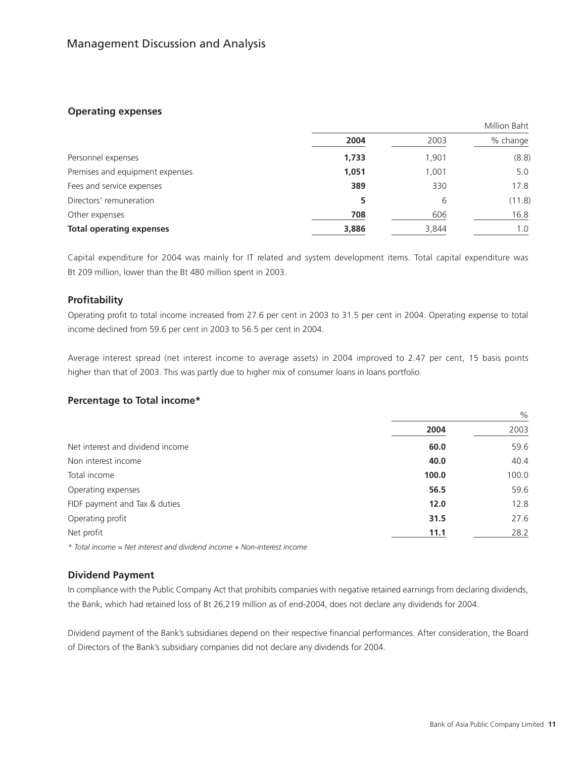# Management Discussion and Analysis

## Operating expenses

| | 2004 | 2003 | Million Baht<br>% change |
|---|---|---|---|
| Personnel expenses | **1,733** | 1,901 | (8.8) |
| Premises and equipment expenses | **1,051** | 1,001 | 5.0 |
| Fees and service expenses | **389** | 330 | 17.8 |
| Directors' remuneration | **5** | 6 | (11.8) |
| Other expenses | **708** | 606 | 16.8 |
| **Total operating expenses** | **3,886** | 3,844 | 1.0 |

Capital expenditure for 2004 was mainly for IT related and system development items. Total capital expenditure was Bt 209 million, lower than the Bt 480 million spent in 2003.

## Profitability

Operating profit to total income increased from 27.6 per cent in 2003 to 31.5 per cent in 2004. Operating expense to total income declined from 59.6 per cent in 2003 to 56.5 per cent in 2004.

Average interest spread (net interest income to average assets) in 2004 improved to 2.47 per cent, 15 basis points higher than that of 2003. This was partly due to higher mix of consumer loans in loans portfolio.

## Percentage to Total income*

| | 2004 | %<br>2003 |
|---|---|---|
| Net interest and dividend income | **60.0** | 59.6 |
| Non interest income | **40.0** | 40.4 |
| Total income | **100.0** | 100.0 |
| Operating expenses | **56.5** | 59.6 |
| FIDF payment and Tax & duties | **12.0** | 12.8 |
| Operating profit | **31.5** | 27.6 |
| Net profit | **11.1** | 28.2 |

*\* Total income = Net interest and dividend income + Non-interest income*

## Dividend Payment

In compliance with the Public Company Act that prohibits companies with negative retained earnings from declaring dividends, the Bank, which had retained loss of Bt 26,219 million as of end-2004, does not declare any dividends for 2004.

Dividend payment of the Bank's subsidiaries depend on their respective financial performances. After consideration, the Board of Directors of the Bank's subsidiary companies did not declare any dividends for 2004.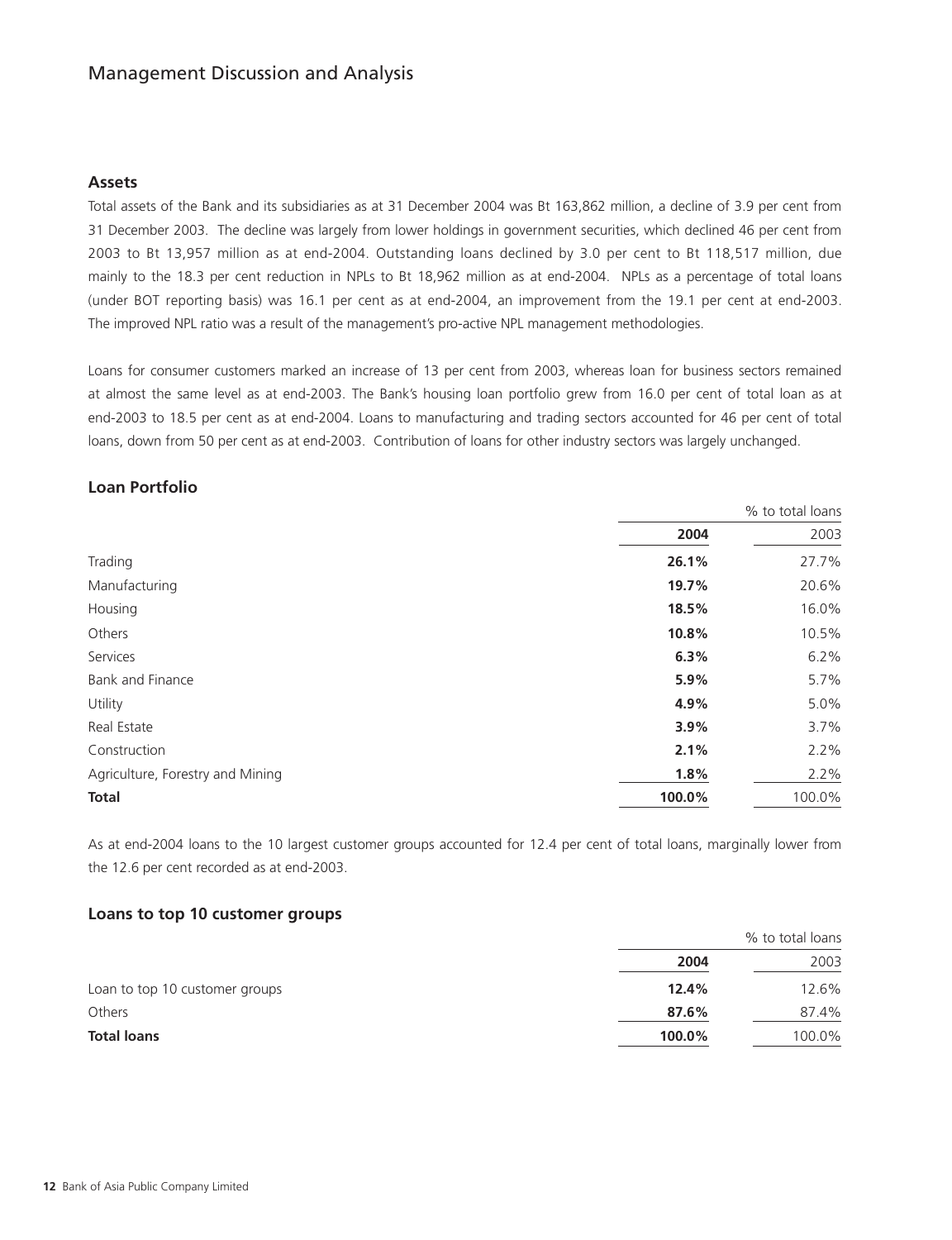# Management Discussion and Analysis

## Assets

Total assets of the Bank and its subsidiaries as at 31 December 2004 was Bt 163,862 million, a decline of 3.9 per cent from 31 December 2003. The decline was largely from lower holdings in government securities, which declined 46 per cent from 2003 to Bt 13,957 million as at end-2004. Outstanding loans declined by 3.0 per cent to Bt 118,517 million, due mainly to the 18.3 per cent reduction in NPLs to Bt 18,962 million as at end-2004. NPLs as a percentage of total loans (under BOT reporting basis) was 16.1 per cent as at end-2004, an improvement from the 19.1 per cent at end-2003. The improved NPL ratio was a result of the management's pro-active NPL management methodologies.

Loans for consumer customers marked an increase of 13 per cent from 2003, whereas loan for business sectors remained at almost the same level as at end-2003. The Bank's housing loan portfolio grew from 16.0 per cent of total loan as at end-2003 to 18.5 per cent as at end-2004. Loans to manufacturing and trading sectors accounted for 46 per cent of total loans, down from 50 per cent as at end-2003. Contribution of loans for other industry sectors was largely unchanged.

## Loan Portfolio

| | % to total loans | |
|---|---|---|
| | **2004** | 2003 |
| Trading | **26.1%** | 27.7% |
| Manufacturing | **19.7%** | 20.6% |
| Housing | **18.5%** | 16.0% |
| Others | **10.8%** | 10.5% |
| Services | **6.3%** | 6.2% |
| Bank and Finance | **5.9%** | 5.7% |
| Utility | **4.9%** | 5.0% |
| Real Estate | **3.9%** | 3.7% |
| Construction | **2.1%** | 2.2% |
| Agriculture, Forestry and Mining | **1.8%** | 2.2% |
| **Total** | **100.0%** | 100.0% |

As at end-2004 loans to the 10 largest customer groups accounted for 12.4 per cent of total loans, marginally lower from the 12.6 per cent recorded as at end-2003.

## Loans to top 10 customer groups

| | % to total loans | |
|---|---|---|
| | **2004** | 2003 |
| Loan to top 10 customer groups | **12.4%** | 12.6% |
| Others | **87.6%** | 87.4% |
| **Total loans** | **100.0%** | 100.0% |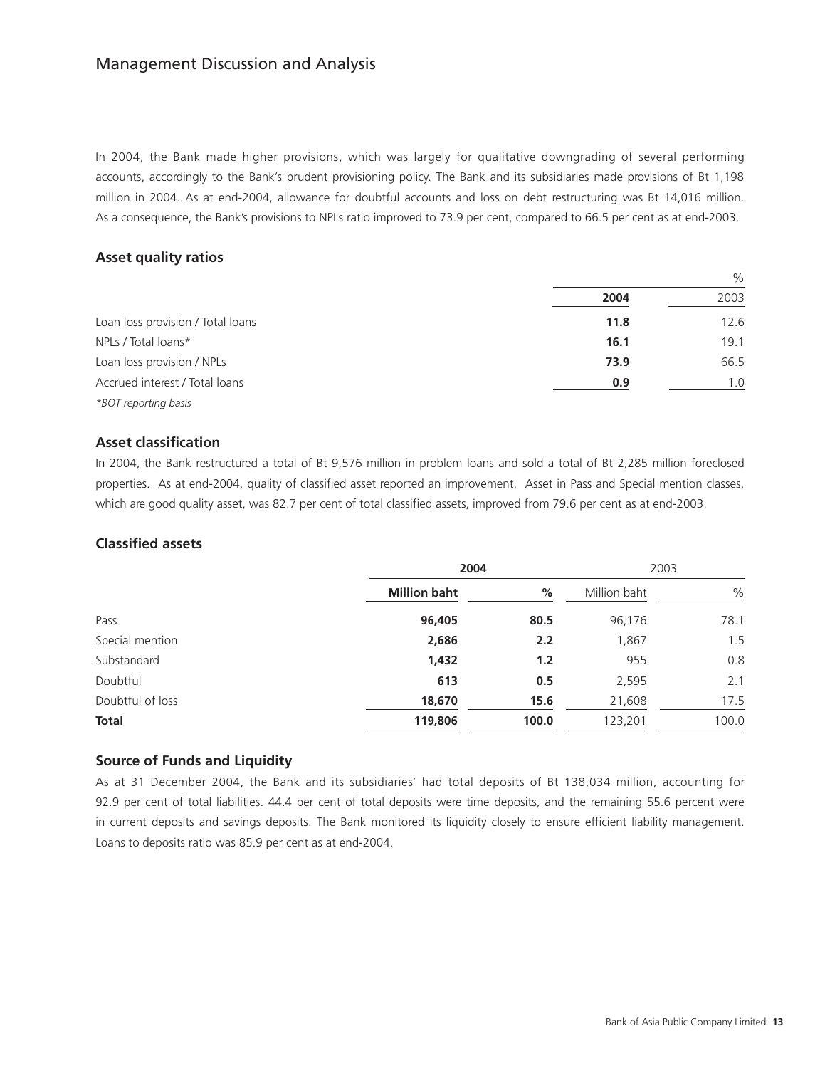# Management Discussion and Analysis

In 2004, the Bank made higher provisions, which was largely for qualitative downgrading of several performing accounts, accordingly to the Bank's prudent provisioning policy. The Bank and its subsidiaries made provisions of Bt 1,198 million in 2004. As at end-2004, allowance for doubtful accounts and loss on debt restructuring was Bt 14,016 million. As a consequence, the Bank's provisions to NPLs ratio improved to 73.9 per cent, compared to 66.5 per cent as at end-2003.

## Asset quality ratios

| | | % |
|---|---|---|
| | **2004** | 2003 |
| Loan loss provision / Total loans | **11.8** | 12.6 |
| NPLs / Total loans* | **16.1** | 19.1 |
| Loan loss provision / NPLs | **73.9** | 66.5 |
| Accrued interest / Total loans | **0.9** | 1.0 |

*\*BOT reporting basis*

## Asset classification

In 2004, the Bank restructured a total of Bt 9,576 million in problem loans and sold a total of Bt 2,285 million foreclosed properties. As at end-2004, quality of classified asset reported an improvement. Asset in Pass and Special mention classes, which are good quality asset, was 82.7 per cent of total classified assets, improved from 79.6 per cent as at end-2003.

## Classified assets

| | **2004** | | 2003 | |
|---|---|---|---|---|
| | **Million baht** | **%** | Million baht | % |
| Pass | **96,405** | **80.5** | 96,176 | 78.1 |
| Special mention | **2,686** | **2.2** | 1,867 | 1.5 |
| Substandard | **1,432** | **1.2** | 955 | 0.8 |
| Doubtful | **613** | **0.5** | 2,595 | 2.1 |
| Doubtful of loss | **18,670** | **15.6** | 21,608 | 17.5 |
| **Total** | **119,806** | **100.0** | 123,201 | 100.0 |

## Source of Funds and Liquidity

As at 31 December 2004, the Bank and its subsidiaries' had total deposits of Bt 138,034 million, accounting for 92.9 per cent of total liabilities. 44.4 per cent of total deposits were time deposits, and the remaining 55.6 percent were in current deposits and savings deposits. The Bank monitored its liquidity closely to ensure efficient liability management. Loans to deposits ratio was 85.9 per cent as at end-2004.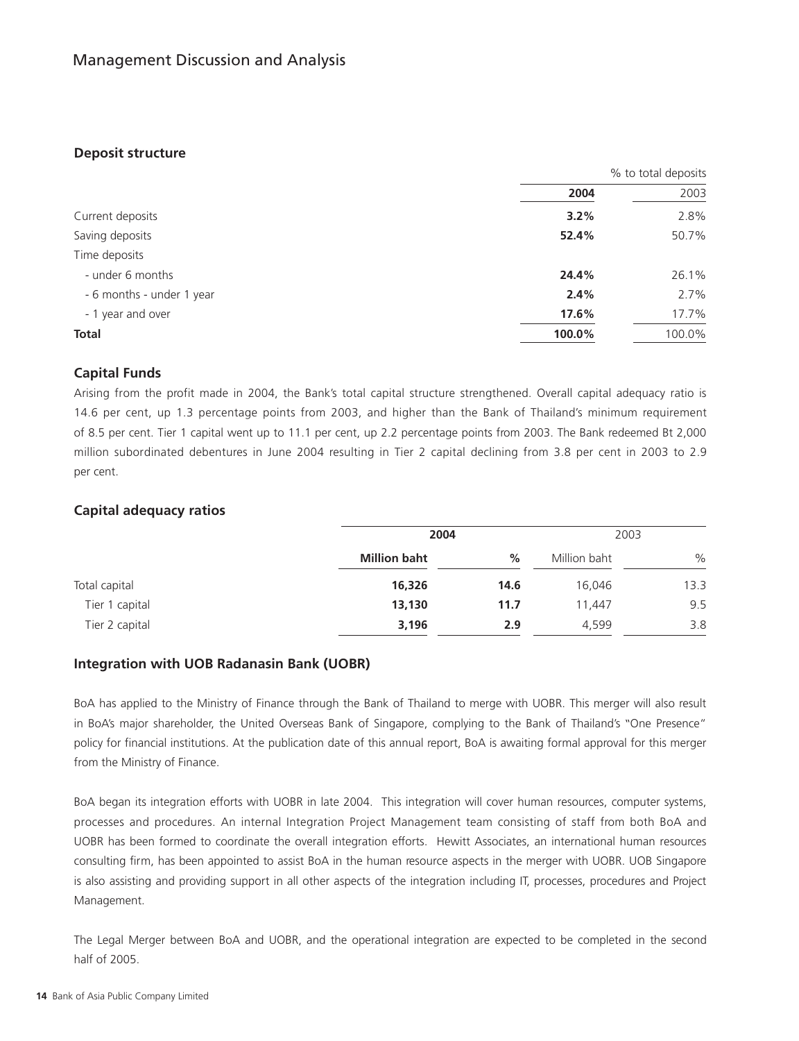## Management Discussion and Analysis

### Deposit structure

| | % to total deposits | |
|---|---|---|
| | **2004** | 2003 |
| Current deposits | **3.2%** | 2.8% |
| Saving deposits | **52.4%** | 50.7% |
| Time deposits | | |
| - under 6 months | **24.4%** | 26.1% |
| - 6 months - under 1 year | **2.4%** | 2.7% |
| - 1 year and over | **17.6%** | 17.7% |
| **Total** | **100.0%** | 100.0% |

### Capital Funds

Arising from the profit made in 2004, the Bank's total capital structure strengthened. Overall capital adequacy ratio is 14.6 per cent, up 1.3 percentage points from 2003, and higher than the Bank of Thailand's minimum requirement of 8.5 per cent. Tier 1 capital went up to 11.1 per cent, up 2.2 percentage points from 2003. The Bank redeemed Bt 2,000 million subordinated debentures in June 2004 resulting in Tier 2 capital declining from 3.8 per cent in 2003 to 2.9 per cent.

### Capital adequacy ratios

| | **2004** | | 2003 | |
|---|---|---|---|---|
| | **Million baht** | **%** | Million baht | % |
| Total capital | **16,326** | **14.6** | 16,046 | 13.3 |
| Tier 1 capital | **13,130** | **11.7** | 11,447 | 9.5 |
| Tier 2 capital | **3,196** | **2.9** | 4,599 | 3.8 |

### Integration with UOB Radanasin Bank (UOBR)

BoA has applied to the Ministry of Finance through the Bank of Thailand to merge with UOBR. This merger will also result in BoA's major shareholder, the United Overseas Bank of Singapore, complying to the Bank of Thailand's "One Presence" policy for financial institutions. At the publication date of this annual report, BoA is awaiting formal approval for this merger from the Ministry of Finance.

BoA began its integration efforts with UOBR in late 2004. This integration will cover human resources, computer systems, processes and procedures. An internal Integration Project Management team consisting of staff from both BoA and UOBR has been formed to coordinate the overall integration efforts. Hewitt Associates, an international human resources consulting firm, has been appointed to assist BoA in the human resource aspects in the merger with UOBR. UOB Singapore is also assisting and providing support in all other aspects of the integration including IT, processes, procedures and Project Management.

The Legal Merger between BoA and UOBR, and the operational integration are expected to be completed in the second half of 2005.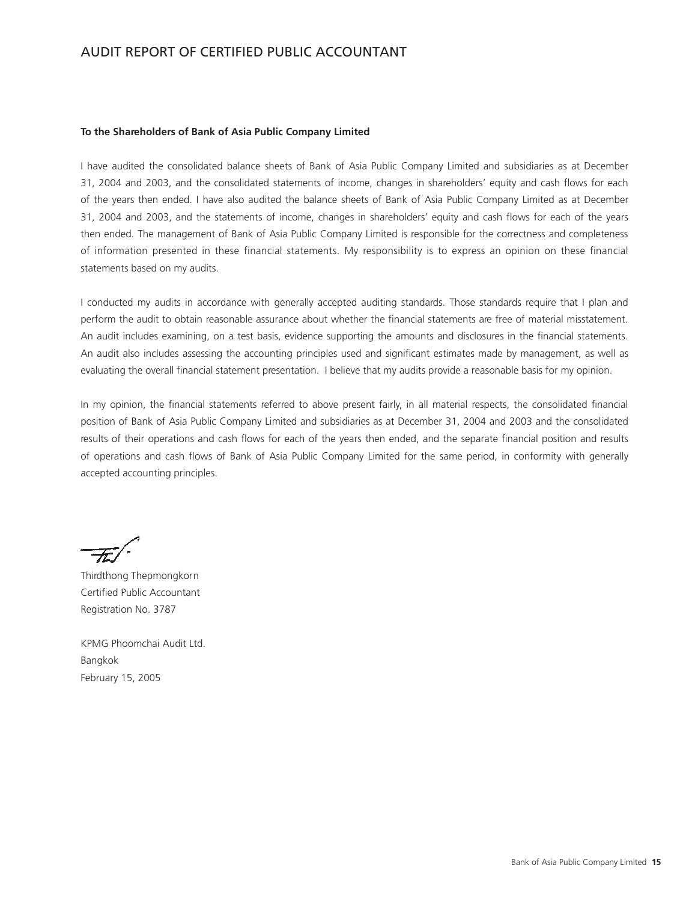# AUDIT REPORT OF CERTIFIED PUBLIC ACCOUNTANT

**To the Shareholders of Bank of Asia Public Company Limited**

I have audited the consolidated balance sheets of Bank of Asia Public Company Limited and subsidiaries as at December 31, 2004 and 2003, and the consolidated statements of income, changes in shareholders' equity and cash flows for each of the years then ended. I have also audited the balance sheets of Bank of Asia Public Company Limited as at December 31, 2004 and 2003, and the statements of income, changes in shareholders' equity and cash flows for each of the years then ended. The management of Bank of Asia Public Company Limited is responsible for the correctness and completeness of information presented in these financial statements. My responsibility is to express an opinion on these financial statements based on my audits.

I conducted my audits in accordance with generally accepted auditing standards. Those standards require that I plan and perform the audit to obtain reasonable assurance about whether the financial statements are free of material misstatement. An audit includes examining, on a test basis, evidence supporting the amounts and disclosures in the financial statements. An audit also includes assessing the accounting principles used and significant estimates made by management, as well as evaluating the overall financial statement presentation. I believe that my audits provide a reasonable basis for my opinion.

In my opinion, the financial statements referred to above present fairly, in all material respects, the consolidated financial position of Bank of Asia Public Company Limited and subsidiaries as at December 31, 2004 and 2003 and the consolidated results of their operations and cash flows for each of the years then ended, and the separate financial position and results of operations and cash flows of Bank of Asia Public Company Limited for the same period, in conformity with generally accepted accounting principles.

Thirdthong Thepmongkorn
Certified Public Accountant
Registration No. 3787

KPMG Phoomchai Audit Ltd.
Bangkok
February 15, 2005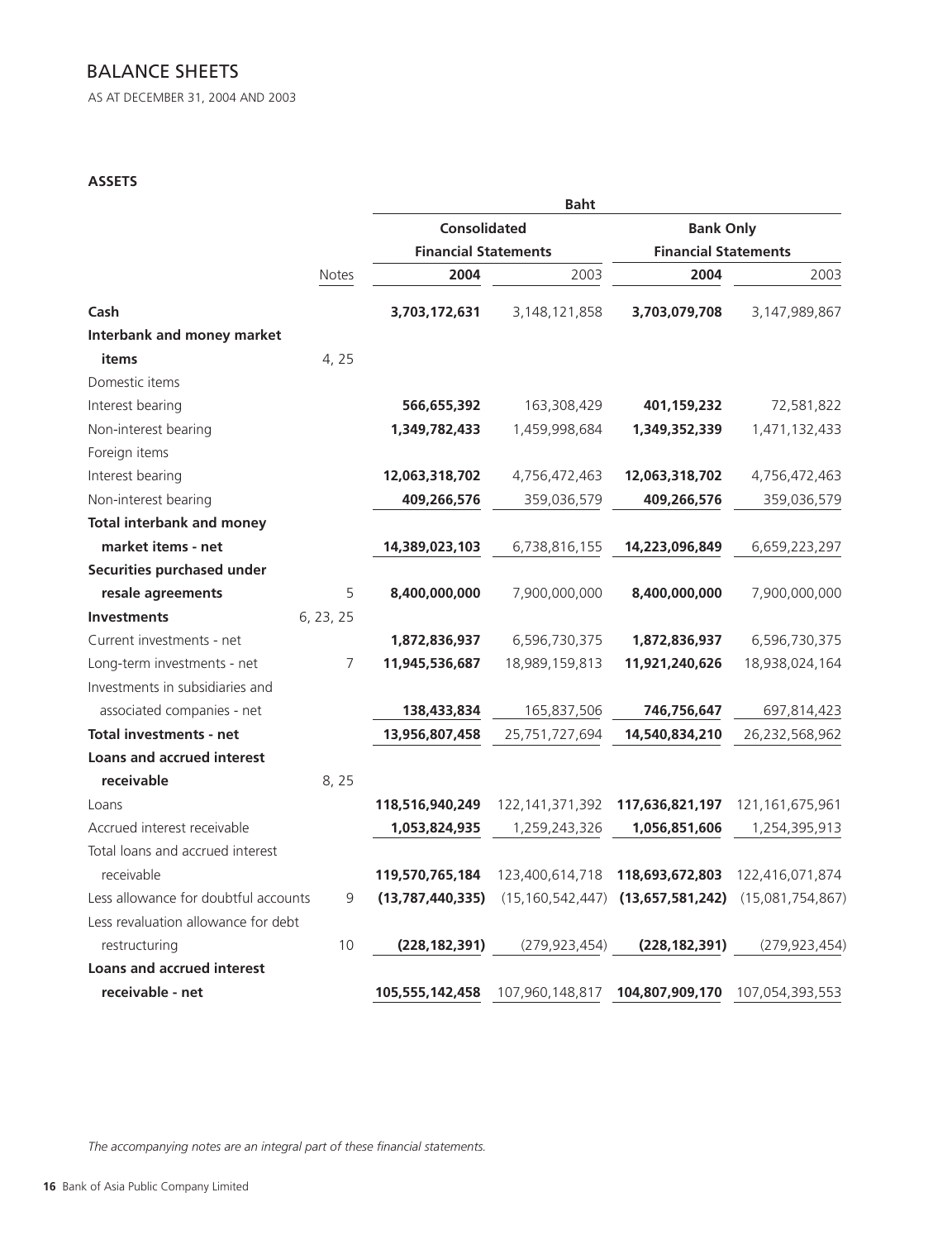# BALANCE SHEETS

AS AT DECEMBER 31, 2004 AND 2003

**ASSETS**

| | | Baht | | | |
|---|---|---|---|---|---|
| | | **Consolidated Financial Statements** | | **Bank Only Financial Statements** | |
| | Notes | **2004** | 2003 | **2004** | 2003 |
| **Cash** | | **3,703,172,631** | 3,148,121,858 | **3,703,079,708** | 3,147,989,867 |
| **Interbank and money market items** | 4, 25 | | | | |
| Domestic items | | | | | |
| Interest bearing | | **566,655,392** | 163,308,429 | **401,159,232** | 72,581,822 |
| Non-interest bearing | | **1,349,782,433** | 1,459,998,684 | **1,349,352,339** | 1,471,132,433 |
| Foreign items | | | | | |
| Interest bearing | | **12,063,318,702** | 4,756,472,463 | **12,063,318,702** | 4,756,472,463 |
| Non-interest bearing | | **409,266,576** | 359,036,579 | **409,266,576** | 359,036,579 |
| **Total interbank and money market items - net** | | **14,389,023,103** | 6,738,816,155 | **14,223,096,849** | 6,659,223,297 |
| **Securities purchased under resale agreements** | 5 | **8,400,000,000** | 7,900,000,000 | **8,400,000,000** | 7,900,000,000 |
| **Investments** | 6, 23, 25 | | | | |
| Current investments - net | | **1,872,836,937** | 6,596,730,375 | **1,872,836,937** | 6,596,730,375 |
| Long-term investments - net | 7 | **11,945,536,687** | 18,989,159,813 | **11,921,240,626** | 18,938,024,164 |
| Investments in subsidiaries and associated companies - net | | **138,433,834** | 165,837,506 | **746,756,647** | 697,814,423 |
| **Total investments - net** | | **13,956,807,458** | 25,751,727,694 | **14,540,834,210** | 26,232,568,962 |
| **Loans and accrued interest receivable** | 8, 25 | | | | |
| Loans | | **118,516,940,249** | 122,141,371,392 | **117,636,821,197** | 121,161,675,961 |
| Accrued interest receivable | | **1,053,824,935** | 1,259,243,326 | **1,056,851,606** | 1,254,395,913 |
| Total loans and accrued interest receivable | | **119,570,765,184** | 123,400,614,718 | **118,693,672,803** | 122,416,071,874 |
| Less allowance for doubtful accounts | 9 | **(13,787,440,335)** | (15,160,542,447) | **(13,657,581,242)** | (15,081,754,867) |
| Less revaluation allowance for debt restructuring | 10 | **(228,182,391)** | (279,923,454) | **(228,182,391)** | (279,923,454) |
| **Loans and accrued interest receivable - net** | | **105,555,142,458** | 107,960,148,817 | **104,807,909,170** | 107,054,393,553 |

*The accompanying notes are an integral part of these financial statements.*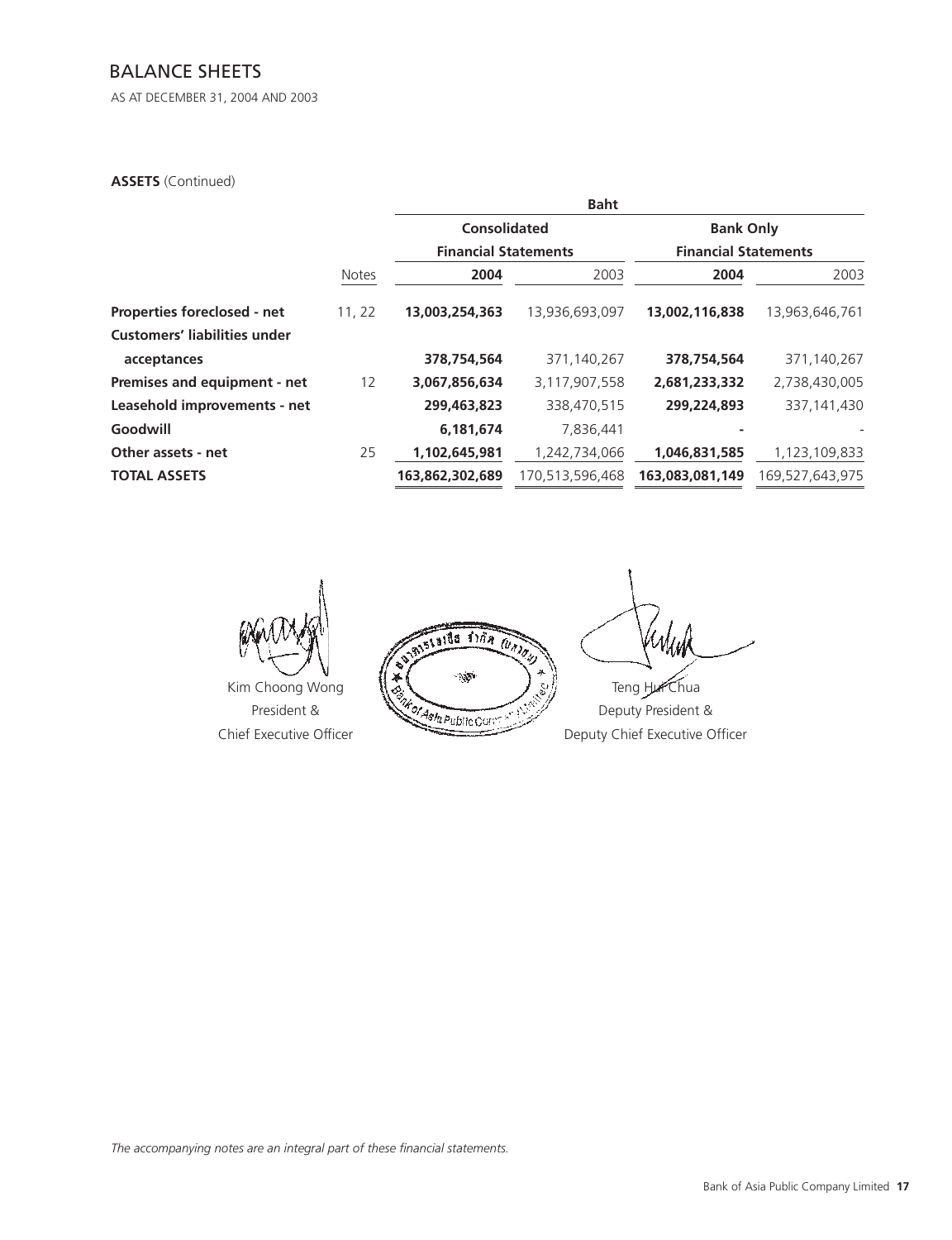# BALANCE SHEETS

AS AT DECEMBER 31, 2004 AND 2003

**ASSETS** (Continued)

| | | Baht | | | |
|---|---|---|---|---|---|
| | | **Consolidated** | | **Bank Only** | |
| | | **Financial Statements** | | **Financial Statements** | |
| | Notes | **2004** | 2003 | **2004** | 2003 |
| **Properties foreclosed - net** | 11, 22 | **13,003,254,363** | 13,936,693,097 | **13,002,116,838** | 13,963,646,761 |
| **Customers' liabilities under acceptances** | | **378,754,564** | 371,140,267 | **378,754,564** | 371,140,267 |
| **Premises and equipment - net** | 12 | **3,067,856,634** | 3,117,907,558 | **2,681,233,332** | 2,738,430,005 |
| **Leasehold improvements - net** | | **299,463,823** | 338,470,515 | **299,224,893** | 337,141,430 |
| **Goodwill** | | **6,181,674** | 7,836,441 | **-** | - |
| **Other assets - net** | 25 | **1,102,645,981** | 1,242,734,066 | **1,046,831,585** | 1,123,109,833 |
| **TOTAL ASSETS** | | **163,862,302,689** | 170,513,596,468 | **163,083,081,149** | 169,527,643,975 |

Kim Choong Wong
President &
Chief Executive Officer

Teng Hui Chua
Deputy President &
Deputy Chief Executive Officer

*The accompanying notes are an integral part of these financial statements.*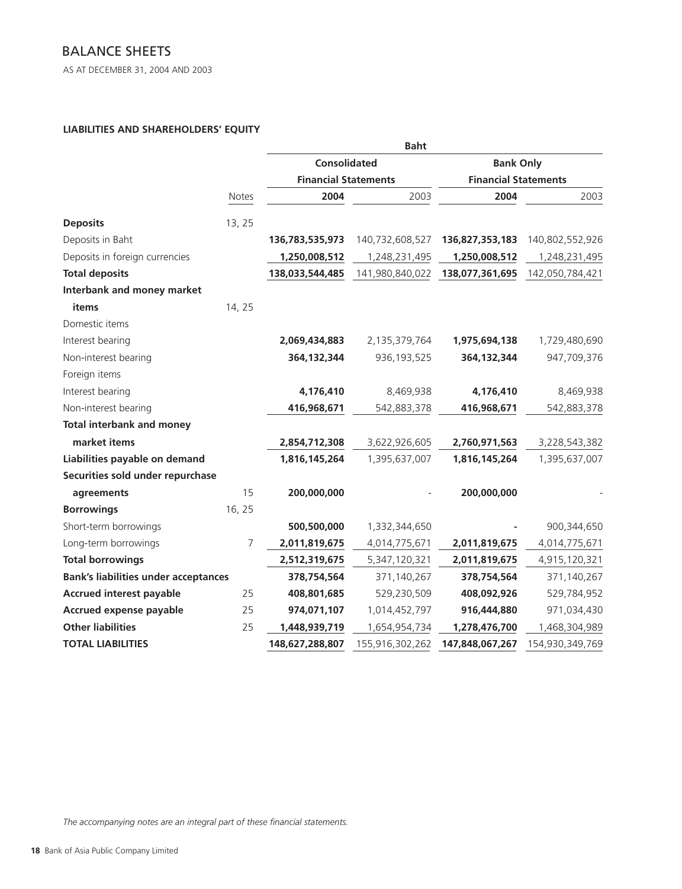# BALANCE SHEETS

AS AT DECEMBER 31, 2004 AND 2003

**LIABILITIES AND SHAREHOLDERS' EQUITY**

| | | Baht | | | |
|---|---|---|---|---|---|
| | | **Consolidated Financial Statements** | | **Bank Only Financial Statements** | |
| | Notes | **2004** | 2003 | **2004** | 2003 |
| **Deposits** | 13, 25 | | | | |
| Deposits in Baht | | **136,783,535,973** | 140,732,608,527 | **136,827,353,183** | 140,802,552,926 |
| Deposits in foreign currencies | | **1,250,008,512** | 1,248,231,495 | **1,250,008,512** | 1,248,231,495 |
| **Total deposits** | | **138,033,544,485** | 141,980,840,022 | **138,077,361,695** | 142,050,784,421 |
| **Interbank and money market items** | 14, 25 | | | | |
| Domestic items | | | | | |
| Interest bearing | | **2,069,434,883** | 2,135,379,764 | **1,975,694,138** | 1,729,480,690 |
| Non-interest bearing | | **364,132,344** | 936,193,525 | **364,132,344** | 947,709,376 |
| Foreign items | | | | | |
| Interest bearing | | **4,176,410** | 8,469,938 | **4,176,410** | 8,469,938 |
| Non-interest bearing | | **416,968,671** | 542,883,378 | **416,968,671** | 542,883,378 |
| **Total interbank and money market items** | | **2,854,712,308** | 3,622,926,605 | **2,760,971,563** | 3,228,543,382 |
| **Liabilities payable on demand** | | **1,816,145,264** | 1,395,637,007 | **1,816,145,264** | 1,395,637,007 |
| **Securities sold under repurchase agreements** | 15 | **200,000,000** | - | **200,000,000** | - |
| **Borrowings** | 16, 25 | | | | |
| Short-term borrowings | | **500,500,000** | 1,332,344,650 | **-** | 900,344,650 |
| Long-term borrowings | 7 | **2,011,819,675** | 4,014,775,671 | **2,011,819,675** | 4,014,775,671 |
| **Total borrowings** | | **2,512,319,675** | 5,347,120,321 | **2,011,819,675** | 4,915,120,321 |
| **Bank's liabilities under acceptances** | | **378,754,564** | 371,140,267 | **378,754,564** | 371,140,267 |
| **Accrued interest payable** | 25 | **408,801,685** | 529,230,509 | **408,092,926** | 529,784,952 |
| **Accrued expense payable** | 25 | **974,071,107** | 1,014,452,797 | **916,444,880** | 971,034,430 |
| **Other liabilities** | 25 | **1,448,939,719** | 1,654,954,734 | **1,278,476,700** | 1,468,304,989 |
| **TOTAL LIABILITIES** | | **148,627,288,807** | 155,916,302,262 | **147,848,067,267** | 154,930,349,769 |

*The accompanying notes are an integral part of these financial statements.*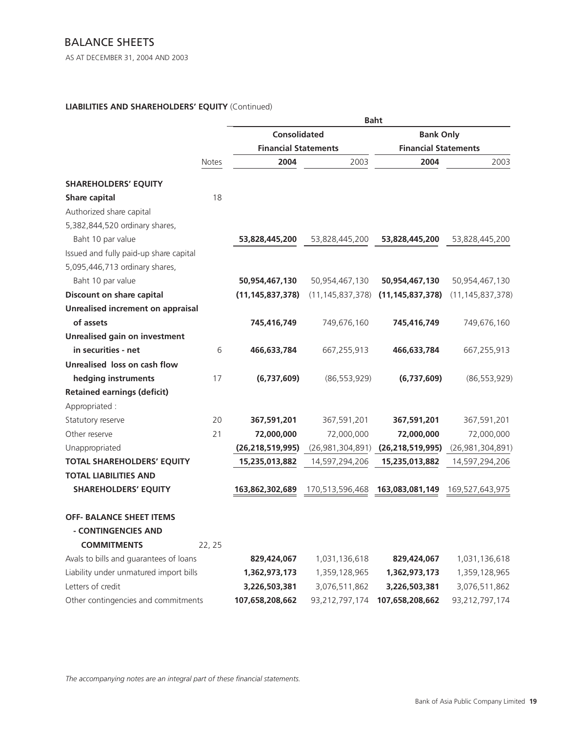# BALANCE SHEETS

AS AT DECEMBER 31, 2004 AND 2003

**LIABILITIES AND SHAREHOLDERS' EQUITY** (Continued)

| | | Baht | | | |
|---|---|---|---|---|---|
| | | Consolidated Financial Statements | | Bank Only Financial Statements | |
| | Notes | **2004** | 2003 | **2004** | 2003 |
| **SHAREHOLDERS' EQUITY** | | | | | |
| **Share capital** | 18 | | | | |
| Authorized share capital | | | | | |
| 5,382,844,520 ordinary shares, | | | | | |
| Baht 10 par value | | **53,828,445,200** | 53,828,445,200 | **53,828,445,200** | 53,828,445,200 |
| Issued and fully paid-up share capital | | | | | |
| 5,095,446,713 ordinary shares, | | | | | |
| Baht 10 par value | | **50,954,467,130** | 50,954,467,130 | **50,954,467,130** | 50,954,467,130 |
| **Discount on share capital** | | **(11,145,837,378)** | (11,145,837,378) | **(11,145,837,378)** | (11,145,837,378) |
| **Unrealised increment on appraisal of assets** | | **745,416,749** | 749,676,160 | **745,416,749** | 749,676,160 |
| **Unrealised gain on investment in securities - net** | 6 | **466,633,784** | 667,255,913 | **466,633,784** | 667,255,913 |
| **Unrealised loss on cash flow hedging instruments** | 17 | **(6,737,609)** | (86,553,929) | **(6,737,609)** | (86,553,929) |
| **Retained earnings (deficit)** | | | | | |
| Appropriated : | | | | | |
| Statutory reserve | 20 | **367,591,201** | 367,591,201 | **367,591,201** | 367,591,201 |
| Other reserve | 21 | **72,000,000** | 72,000,000 | **72,000,000** | 72,000,000 |
| Unappropriated | | **(26,218,519,995)** | (26,981,304,891) | **(26,218,519,995)** | (26,981,304,891) |
| **TOTAL SHAREHOLDERS' EQUITY** | | **15,235,013,882** | 14,597,294,206 | **15,235,013,882** | 14,597,294,206 |
| **TOTAL LIABILITIES AND SHAREHOLDERS' EQUITY** | | **163,862,302,689** | 170,513,596,468 | **163,083,081,149** | 169,527,643,975 |
| **OFF- BALANCE SHEET ITEMS - CONTINGENCIES AND COMMITMENTS** | 22, 25 | | | | |
| Avals to bills and guarantees of loans | | **829,424,067** | 1,031,136,618 | **829,424,067** | 1,031,136,618 |
| Liability under unmatured import bills | | **1,362,973,173** | 1,359,128,965 | **1,362,973,173** | 1,359,128,965 |
| Letters of credit | | **3,226,503,381** | 3,076,511,862 | **3,226,503,381** | 3,076,511,862 |
| Other contingencies and commitments | | **107,658,208,662** | 93,212,797,174 | **107,658,208,662** | 93,212,797,174 |

*The accompanying notes are an integral part of these financial statements.*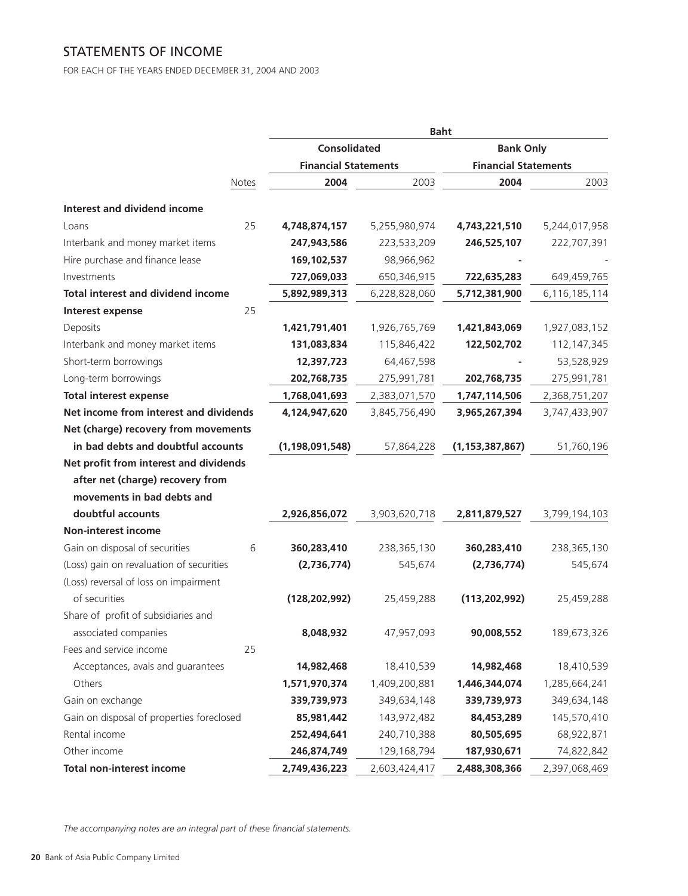# STATEMENTS OF INCOME

FOR EACH OF THE YEARS ENDED DECEMBER 31, 2004 AND 2003

| | | Baht | | | |
|---|---|---|---|---|---|
| | | Consolidated Financial Statements | | Bank Only Financial Statements | |
| | Notes | **2004** | 2003 | **2004** | 2003 |
| **Interest and dividend income** | | | | | |
| Loans | 25 | **4,748,874,157** | 5,255,980,974 | **4,743,221,510** | 5,244,017,958 |
| Interbank and money market items | | **247,943,586** | 223,533,209 | **246,525,107** | 222,707,391 |
| Hire purchase and finance lease | | **169,102,537** | 98,966,962 | **-** | - |
| Investments | | **727,069,033** | 650,346,915 | **722,635,283** | 649,459,765 |
| **Total interest and dividend income** | | **5,892,989,313** | 6,228,828,060 | **5,712,381,900** | 6,116,185,114 |
| **Interest expense** | 25 | | | | |
| Deposits | | **1,421,791,401** | 1,926,765,769 | **1,421,843,069** | 1,927,083,152 |
| Interbank and money market items | | **131,083,834** | 115,846,422 | **122,502,702** | 112,147,345 |
| Short-term borrowings | | **12,397,723** | 64,467,598 | **-** | 53,528,929 |
| Long-term borrowings | | **202,768,735** | 275,991,781 | **202,768,735** | 275,991,781 |
| **Total interest expense** | | **1,768,041,693** | 2,383,071,570 | **1,747,114,506** | 2,368,751,207 |
| **Net income from interest and dividends** | | **4,124,947,620** | 3,845,756,490 | **3,965,267,394** | 3,747,433,907 |
| **Net (charge) recovery from movements in bad debts and doubtful accounts** | | **(1,198,091,548)** | 57,864,228 | **(1,153,387,867)** | 51,760,196 |
| **Net profit from interest and dividends after net (charge) recovery from movements in bad debts and doubtful accounts** | | **2,926,856,072** | 3,903,620,718 | **2,811,879,527** | 3,799,194,103 |
| **Non-interest income** | | | | | |
| Gain on disposal of securities | 6 | **360,283,410** | 238,365,130 | **360,283,410** | 238,365,130 |
| (Loss) gain on revaluation of securities | | **(2,736,774)** | 545,674 | **(2,736,774)** | 545,674 |
| (Loss) reversal of loss on impairment of securities | | **(128,202,992)** | 25,459,288 | **(113,202,992)** | 25,459,288 |
| Share of profit of subsidiaries and associated companies | | **8,048,932** | 47,957,093 | **90,008,552** | 189,673,326 |
| Fees and service income | 25 | | | | |
| Acceptances, avals and guarantees | | **14,982,468** | 18,410,539 | **14,982,468** | 18,410,539 |
| Others | | **1,571,970,374** | 1,409,200,881 | **1,446,344,074** | 1,285,664,241 |
| Gain on exchange | | **339,739,973** | 349,634,148 | **339,739,973** | 349,634,148 |
| Gain on disposal of properties foreclosed | | **85,981,442** | 143,972,482 | **84,453,289** | 145,570,410 |
| Rental income | | **252,494,641** | 240,710,388 | **80,505,695** | 68,922,871 |
| Other income | | **246,874,749** | 129,168,794 | **187,930,671** | 74,822,842 |
| **Total non-interest income** | | **2,749,436,223** | 2,603,424,417 | **2,488,308,366** | 2,397,068,469 |

*The accompanying notes are an integral part of these financial statements.*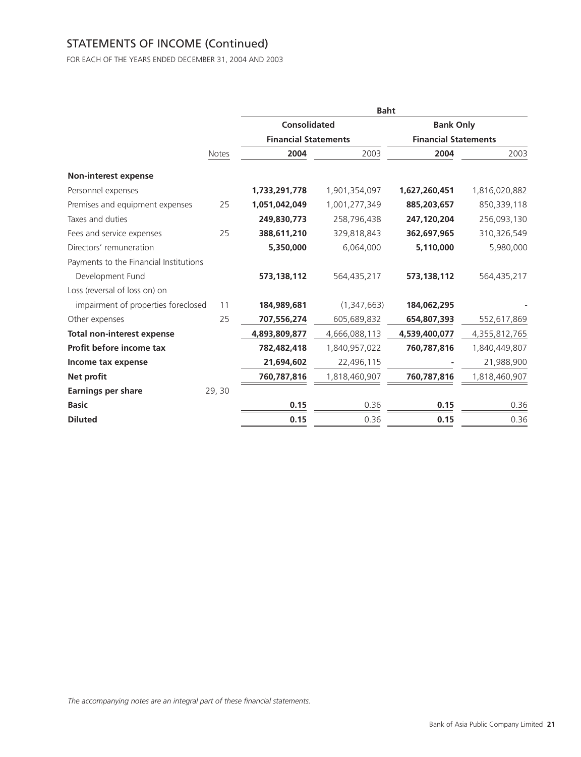# STATEMENTS OF INCOME (Continued)

FOR EACH OF THE YEARS ENDED DECEMBER 31, 2004 AND 2003

| | | Baht | | | |
|---|---|---|---|---|---|
| | | Consolidated Financial Statements | | Bank Only Financial Statements | |
| | Notes | 2004 | 2003 | 2004 | 2003 |
| **Non-interest expense** | | | | | |
| Personnel expenses | | **1,733,291,778** | 1,901,354,097 | **1,627,260,451** | 1,816,020,882 |
| Premises and equipment expenses | 25 | **1,051,042,049** | 1,001,277,349 | **885,203,657** | 850,339,118 |
| Taxes and duties | | **249,830,773** | 258,796,438 | **247,120,204** | 256,093,130 |
| Fees and service expenses | 25 | **388,611,210** | 329,818,843 | **362,697,965** | 310,326,549 |
| Directors' remuneration | | **5,350,000** | 6,064,000 | **5,110,000** | 5,980,000 |
| Payments to the Financial Institutions Development Fund | | **573,138,112** | 564,435,217 | **573,138,112** | 564,435,217 |
| Loss (reversal of loss on) on impairment of properties foreclosed | 11 | **184,989,681** | (1,347,663) | **184,062,295** | - |
| Other expenses | 25 | **707,556,274** | 605,689,832 | **654,807,393** | 552,617,869 |
| **Total non-interest expense** | | **4,893,809,877** | 4,666,088,113 | **4,539,400,077** | 4,355,812,765 |
| **Profit before income tax** | | **782,482,418** | 1,840,957,022 | **760,787,816** | 1,840,449,807 |
| **Income tax expense** | | **21,694,602** | 22,496,115 | **-** | 21,988,900 |
| **Net profit** | | **760,787,816** | 1,818,460,907 | **760,787,816** | 1,818,460,907 |
| **Earnings per share** | 29, 30 | | | | |
| **Basic** | | **0.15** | 0.36 | **0.15** | 0.36 |
| **Diluted** | | **0.15** | 0.36 | **0.15** | 0.36 |

*The accompanying notes are an integral part of these financial statements.*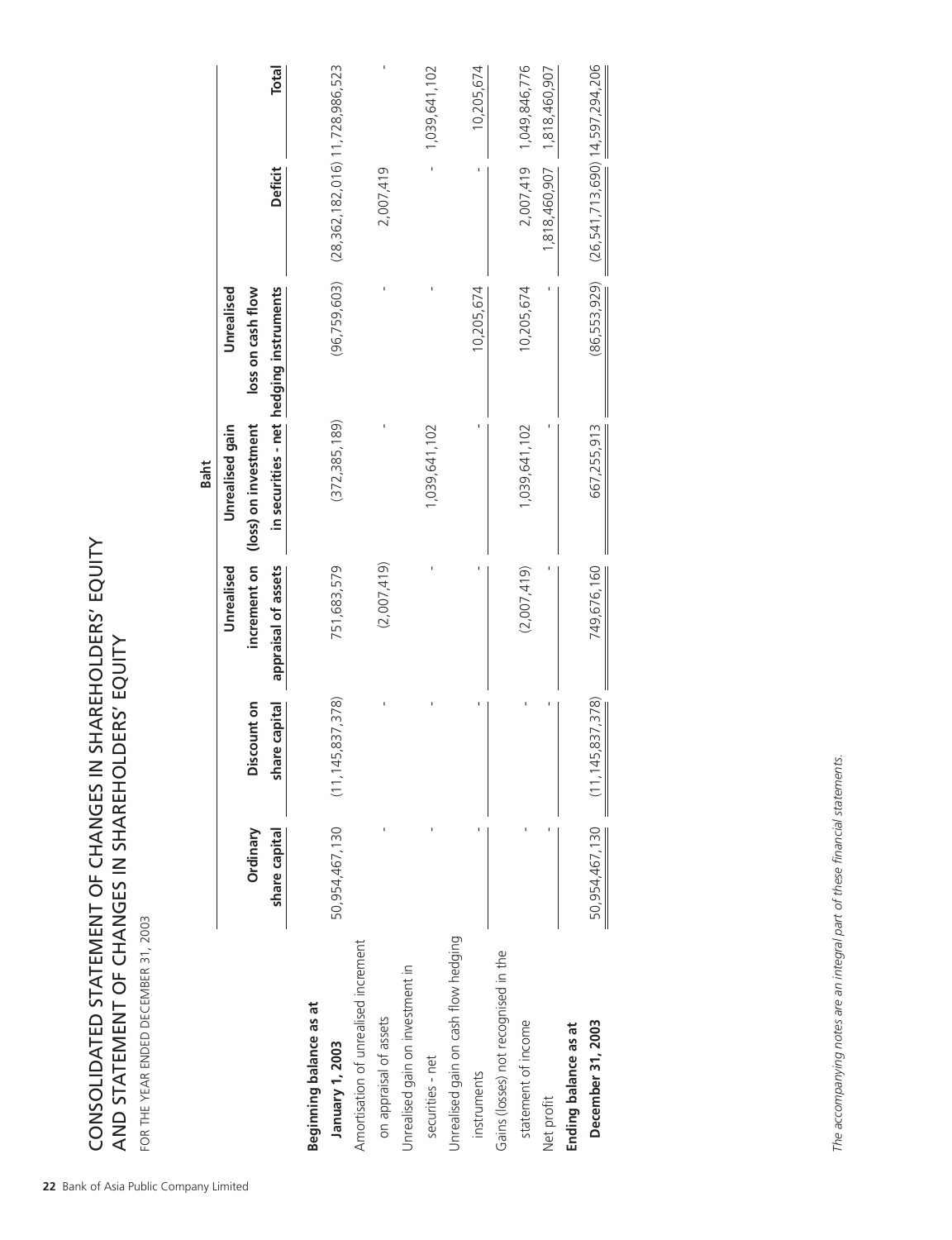# CONSOLIDATED STATEMENT OF CHANGES IN SHAREHOLDERS' EQUITY AND STATEMENT OF CHANGES IN SHAREHOLDERS' EQUITY

FOR THE YEAR ENDED DECEMBER 31, 2003

| | Baht | | | | | | |
|---|---|---|---|---|---|---|---|
| | Ordinary share capital | Discount on share capital | Unrealised increment on appraisal of assets | Unrealised gain (loss) on investment in securities - net | Unrealised loss on cash flow hedging instruments | Deficit | Total |
| **Beginning balance as at January 1, 2003** | 50,954,467,130 | (11,145,837,378) | 751,683,579 | (372,385,189) | (96,759,603) | (28,362,182,016) | 11,728,986,523 |
| Amortisation of unrealised increment on appraisal of assets | - | - | (2,007,419) | - | - | 2,007,419 | - |
| Unrealised gain on investment in securities - net | - | - | - | 1,039,641,102 | - | - | 1,039,641,102 |
| Unrealised gain on cash flow hedging instruments | - | - | - | - | 10,205,674 | - | 10,205,674 |
| Gains (losses) not recognised in the statement of income | - | - | (2,007,419) | 1,039,641,102 | 10,205,674 | 2,007,419 | 1,049,846,776 |
| Net profit | - | - | - | - | - | 1,818,460,907 | 1,818,460,907 |
| **Ending balance as at December 31, 2003** | 50,954,467,130 | (11,145,837,378) | 749,676,160 | 667,255,913 | (86,553,929) | (26,541,713,690) | 14,597,294,206 |

*The accompanying notes are an integral part of these financial statements.*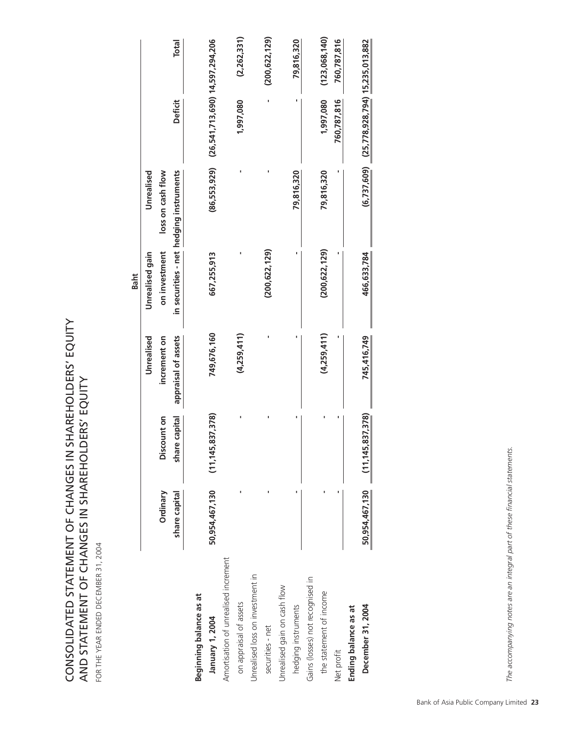# CONSOLIDATED STATEMENT OF CHANGES IN SHAREHOLDERS' EQUITY AND STATEMENT OF CHANGES IN SHAREHOLDERS' EQUITY

FOR THE YEAR ENDED DECEMBER 31, 2004

| | Baht | | | | | | |
|---|---|---|---|---|---|---|---|
| | Ordinary share capital | Discount on share capital | Unrealised increment on appraisal of assets | Unrealised gain on investment in securities - net | Unrealised loss on cash flow hedging instruments | Deficit | Total |
| **Beginning balance as at** | | | | | | | |
| **January 1, 2004** | 50,954,467,130 | (11,145,837,378) | 749,676,160 | 667,255,913 | (86,553,929) | (26,541,713,690) | 14,597,294,206 |
| Amortisation of unrealised increment on appraisal of assets | - | - | (4,259,411) | - | - | 1,997,080 | (2,262,331) |
| Unrealised loss on investment in securities - net | - | - | - | (200,622,129) | - | - | (200,622,129) |
| Unrealised gain on cash flow hedging instruments | - | - | - | - | 79,816,320 | - | 79,816,320 |
| Gains (losses) not recognised in the statement of income | - | - | (4,259,411) | (200,622,129) | 79,816,320 | 1,997,080 | (123,068,140) |
| Net profit | - | - | - | - | - | 760,787,816 | 760,787,816 |
| **Ending balance as at** | | | | | | | |
| **December 31, 2004** | 50,954,467,130 | (11,145,837,378) | 745,416,749 | 466,633,784 | (6,737,609) | (25,778,928,794) | 15,235,013,882 |

*The accompanying notes are an integral part of these financial statements.*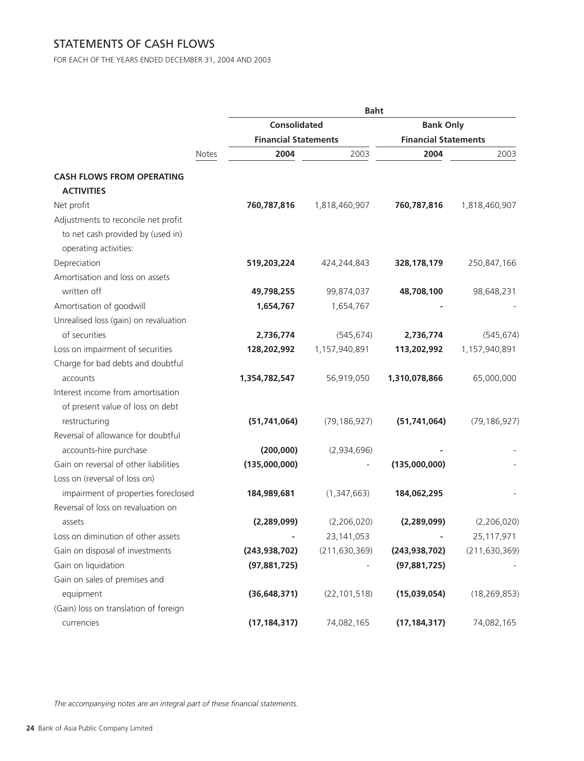## STATEMENTS OF CASH FLOWS

FOR EACH OF THE YEARS ENDED DECEMBER 31, 2004 AND 2003

| | | Baht | | | |
|---|---|---|---|---|---|
| | | **Consolidated Financial Statements** | | **Bank Only Financial Statements** | |
| | Notes | **2004** | 2003 | **2004** | 2003 |
| **CASH FLOWS FROM OPERATING ACTIVITIES** | | | | | |
| Net profit | | **760,787,816** | 1,818,460,907 | **760,787,816** | 1,818,460,907 |
| Adjustments to reconcile net profit to net cash provided by (used in) operating activities: | | | | | |
| Depreciation | | **519,203,224** | 424,244,843 | **328,178,179** | 250,847,166 |
| Amortisation and loss on assets written off | | **49,798,255** | 99,874,037 | **48,708,100** | 98,648,231 |
| Amortisation of goodwill | | **1,654,767** | 1,654,767 | **-** | - |
| Unrealised loss (gain) on revaluation of securities | | **2,736,774** | (545,674) | **2,736,774** | (545,674) |
| Loss on impairment of securities | | **128,202,992** | 1,157,940,891 | **113,202,992** | 1,157,940,891 |
| Charge for bad debts and doubtful accounts | | **1,354,782,547** | 56,919,050 | **1,310,078,866** | 65,000,000 |
| Interest income from amortisation of present value of loss on debt restructuring | | **(51,741,064)** | (79,186,927) | **(51,741,064)** | (79,186,927) |
| Reversal of allowance for doubtful accounts-hire purchase | | **(200,000)** | (2,934,696) | **-** | - |
| Gain on reversal of other liabilities | | **(135,000,000)** | - | **(135,000,000)** | - |
| Loss on (reversal of loss on) impairment of properties foreclosed | | **184,989,681** | (1,347,663) | **184,062,295** | - |
| Reversal of loss on revaluation on assets | | **(2,289,099)** | (2,206,020) | **(2,289,099)** | (2,206,020) |
| Loss on diminution of other assets | | **-** | 23,141,053 | **-** | 25,117,971 |
| Gain on disposal of investments | | **(243,938,702)** | (211,630,369) | **(243,938,702)** | (211,630,369) |
| Gain on liquidation | | **(97,881,725)** | - | **(97,881,725)** | - |
| Gain on sales of premises and equipment | | **(36,648,371)** | (22,101,518) | **(15,039,054)** | (18,269,853) |
| (Gain) loss on translation of foreign currencies | | **(17,184,317)** | 74,082,165 | **(17,184,317)** | 74,082,165 |

*The accompanying notes are an integral part of these financial statements.*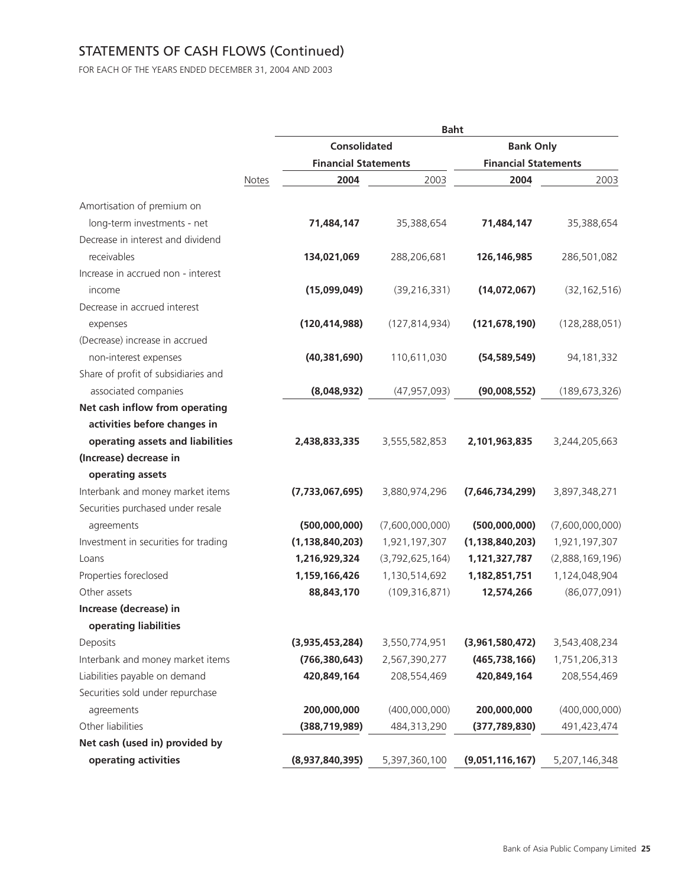# STATEMENTS OF CASH FLOWS (Continued)

FOR EACH OF THE YEARS ENDED DECEMBER 31, 2004 AND 2003

| | | Baht | | | |
|---|---|---|---|---|---|
| | | Consolidated Financial Statements | | Bank Only Financial Statements | |
| | Notes | **2004** | 2003 | **2004** | 2003 |
| Amortisation of premium on long-term investments - net | | **71,484,147** | 35,388,654 | **71,484,147** | 35,388,654 |
| Decrease in interest and dividend receivables | | **134,021,069** | 288,206,681 | **126,146,985** | 286,501,082 |
| Increase in accrued non - interest income | | **(15,099,049)** | (39,216,331) | **(14,072,067)** | (32,162,516) |
| Decrease in accrued interest expenses | | **(120,414,988)** | (127,814,934) | **(121,678,190)** | (128,288,051) |
| (Decrease) increase in accrued non-interest expenses | | **(40,381,690)** | 110,611,030 | **(54,589,549)** | 94,181,332 |
| Share of profit of subsidiaries and associated companies | | **(8,048,932)** | (47,957,093) | **(90,008,552)** | (189,673,326) |
| **Net cash inflow from operating activities before changes in operating assets and liabilities** | | **2,438,833,335** | 3,555,582,853 | **2,101,963,835** | 3,244,205,663 |
| **(Increase) decrease in operating assets** | | | | | |
| Interbank and money market items | | **(7,733,067,695)** | 3,880,974,296 | **(7,646,734,299)** | 3,897,348,271 |
| Securities purchased under resale agreements | | **(500,000,000)** | (7,600,000,000) | **(500,000,000)** | (7,600,000,000) |
| Investment in securities for trading | | **(1,138,840,203)** | 1,921,197,307 | **(1,138,840,203)** | 1,921,197,307 |
| Loans | | **1,216,929,324** | (3,792,625,164) | **1,121,327,787** | (2,888,169,196) |
| Properties foreclosed | | **1,159,166,426** | 1,130,514,692 | **1,182,851,751** | 1,124,048,904 |
| Other assets | | **88,843,170** | (109,316,871) | **12,574,266** | (86,077,091) |
| **Increase (decrease) in operating liabilities** | | | | | |
| Deposits | | **(3,935,453,284)** | 3,550,774,951 | **(3,961,580,472)** | 3,543,408,234 |
| Interbank and money market items | | **(766,380,643)** | 2,567,390,277 | **(465,738,166)** | 1,751,206,313 |
| Liabilities payable on demand | | **420,849,164** | 208,554,469 | **420,849,164** | 208,554,469 |
| Securities sold under repurchase agreements | | **200,000,000** | (400,000,000) | **200,000,000** | (400,000,000) |
| Other liabilities | | **(388,719,989)** | 484,313,290 | **(377,789,830)** | 491,423,474 |
| **Net cash (used in) provided by operating activities** | | **(8,937,840,395)** | 5,397,360,100 | **(9,051,116,167)** | 5,207,146,348 |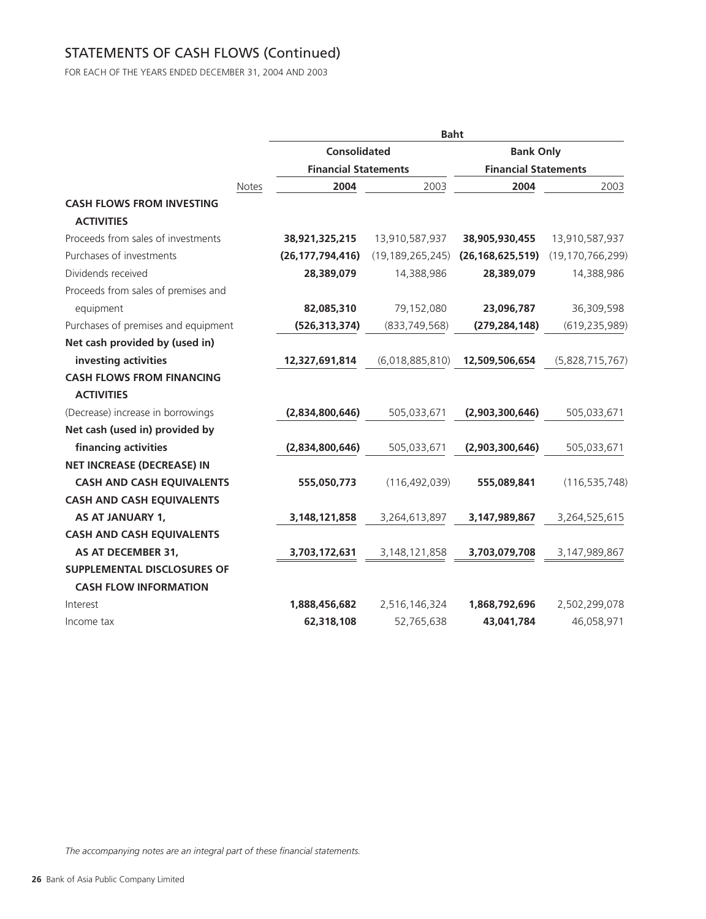# STATEMENTS OF CASH FLOWS (Continued)

FOR EACH OF THE YEARS ENDED DECEMBER 31, 2004 AND 2003

| | | Baht | | | |
|---|---|---|---|---|---|
| | | Consolidated Financial Statements | | Bank Only Financial Statements | |
| | Notes | **2004** | 2003 | **2004** | 2003 |
| **CASH FLOWS FROM INVESTING ACTIVITIES** | | | | | |
| Proceeds from sales of investments | | **38,921,325,215** | 13,910,587,937 | **38,905,930,455** | 13,910,587,937 |
| Purchases of investments | | **(26,177,794,416)** | (19,189,265,245) | **(26,168,625,519)** | (19,170,766,299) |
| Dividends received | | **28,389,079** | 14,388,986 | **28,389,079** | 14,388,986 |
| Proceeds from sales of premises and equipment | | **82,085,310** | 79,152,080 | **23,096,787** | 36,309,598 |
| Purchases of premises and equipment | | **(526,313,374)** | (833,749,568) | **(279,284,148)** | (619,235,989) |
| **Net cash provided by (used in) investing activities** | | **12,327,691,814** | (6,018,885,810) | **12,509,506,654** | (5,828,715,767) |
| **CASH FLOWS FROM FINANCING ACTIVITIES** | | | | | |
| (Decrease) increase in borrowings | | **(2,834,800,646)** | 505,033,671 | **(2,903,300,646)** | 505,033,671 |
| **Net cash (used in) provided by financing activities** | | **(2,834,800,646)** | 505,033,671 | **(2,903,300,646)** | 505,033,671 |
| **NET INCREASE (DECREASE) IN CASH AND CASH EQUIVALENTS** | | **555,050,773** | (116,492,039) | **555,089,841** | (116,535,748) |
| **CASH AND CASH EQUIVALENTS AS AT JANUARY 1,** | | **3,148,121,858** | 3,264,613,897 | **3,147,989,867** | 3,264,525,615 |
| **CASH AND CASH EQUIVALENTS AS AT DECEMBER 31,** | | **3,703,172,631** | 3,148,121,858 | **3,703,079,708** | 3,147,989,867 |
| **SUPPLEMENTAL DISCLOSURES OF CASH FLOW INFORMATION** | | | | | |
| Interest | | **1,888,456,682** | 2,516,146,324 | **1,868,792,696** | 2,502,299,078 |
| Income tax | | **62,318,108** | 52,765,638 | **43,041,784** | 46,058,971 |

*The accompanying notes are an integral part of these financial statements.*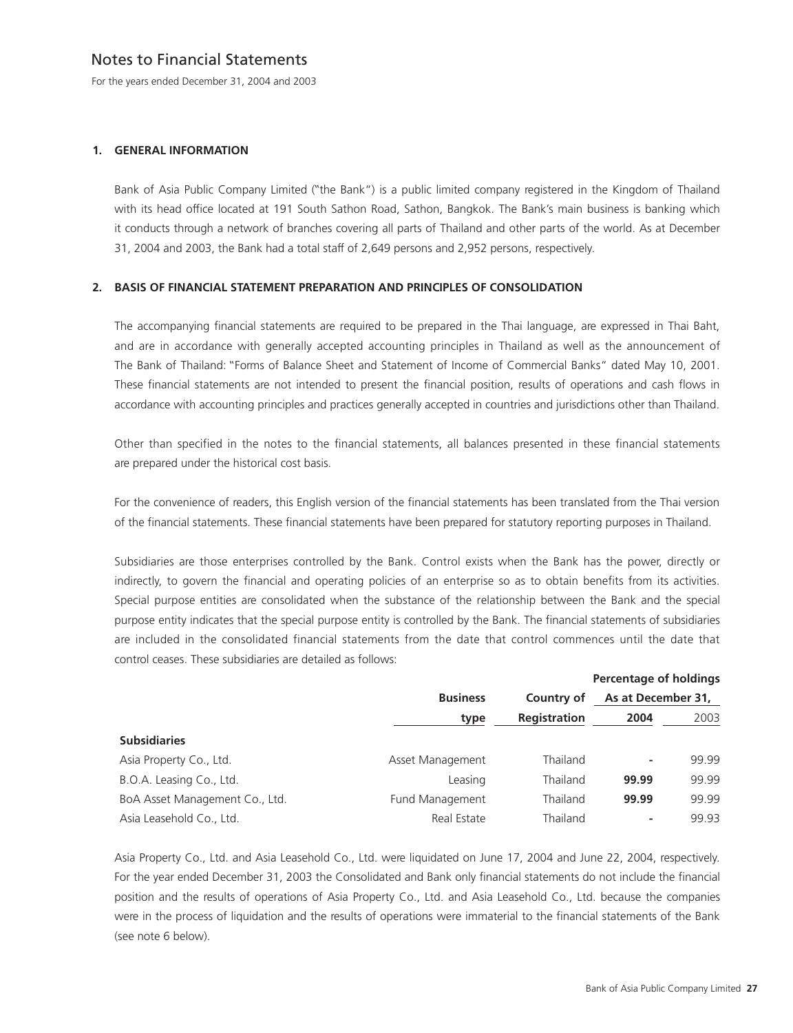# Notes to Financial Statements

For the years ended December 31, 2004 and 2003

## 1. GENERAL INFORMATION

Bank of Asia Public Company Limited ("the Bank") is a public limited company registered in the Kingdom of Thailand with its head office located at 191 South Sathon Road, Sathon, Bangkok. The Bank's main business is banking which it conducts through a network of branches covering all parts of Thailand and other parts of the world. As at December 31, 2004 and 2003, the Bank had a total staff of 2,649 persons and 2,952 persons, respectively.

## 2. BASIS OF FINANCIAL STATEMENT PREPARATION AND PRINCIPLES OF CONSOLIDATION

The accompanying financial statements are required to be prepared in the Thai language, are expressed in Thai Baht, and are in accordance with generally accepted accounting principles in Thailand as well as the announcement of The Bank of Thailand: "Forms of Balance Sheet and Statement of Income of Commercial Banks" dated May 10, 2001. These financial statements are not intended to present the financial position, results of operations and cash flows in accordance with accounting principles and practices generally accepted in countries and jurisdictions other than Thailand.

Other than specified in the notes to the financial statements, all balances presented in these financial statements are prepared under the historical cost basis.

For the convenience of readers, this English version of the financial statements has been translated from the Thai version of the financial statements. These financial statements have been prepared for statutory reporting purposes in Thailand.

Subsidiaries are those enterprises controlled by the Bank. Control exists when the Bank has the power, directly or indirectly, to govern the financial and operating policies of an enterprise so as to obtain benefits from its activities. Special purpose entities are consolidated when the substance of the relationship between the Bank and the special purpose entity indicates that the special purpose entity is controlled by the Bank. The financial statements of subsidiaries are included in the consolidated financial statements from the date that control commences until the date that control ceases. These subsidiaries are detailed as follows:

| | | | **Percentage of holdings** | |
|---|---|---|---|---|
| | **Business** | **Country of** | **As at December 31,** | |
| | **type** | **Registration** | **2004** | 2003 |
| **Subsidiaries** | | | | |
| Asia Property Co., Ltd. | Asset Management | Thailand | **-** | 99.99 |
| B.O.A. Leasing Co., Ltd. | Leasing | Thailand | **99.99** | 99.99 |
| BoA Asset Management Co., Ltd. | Fund Management | Thailand | **99.99** | 99.99 |
| Asia Leasehold Co., Ltd. | Real Estate | Thailand | **-** | 99.93 |

Asia Property Co., Ltd. and Asia Leasehold Co., Ltd. were liquidated on June 17, 2004 and June 22, 2004, respectively. For the year ended December 31, 2003 the Consolidated and Bank only financial statements do not include the financial position and the results of operations of Asia Property Co., Ltd. and Asia Leasehold Co., Ltd. because the companies were in the process of liquidation and the results of operations were immaterial to the financial statements of the Bank (see note 6 below).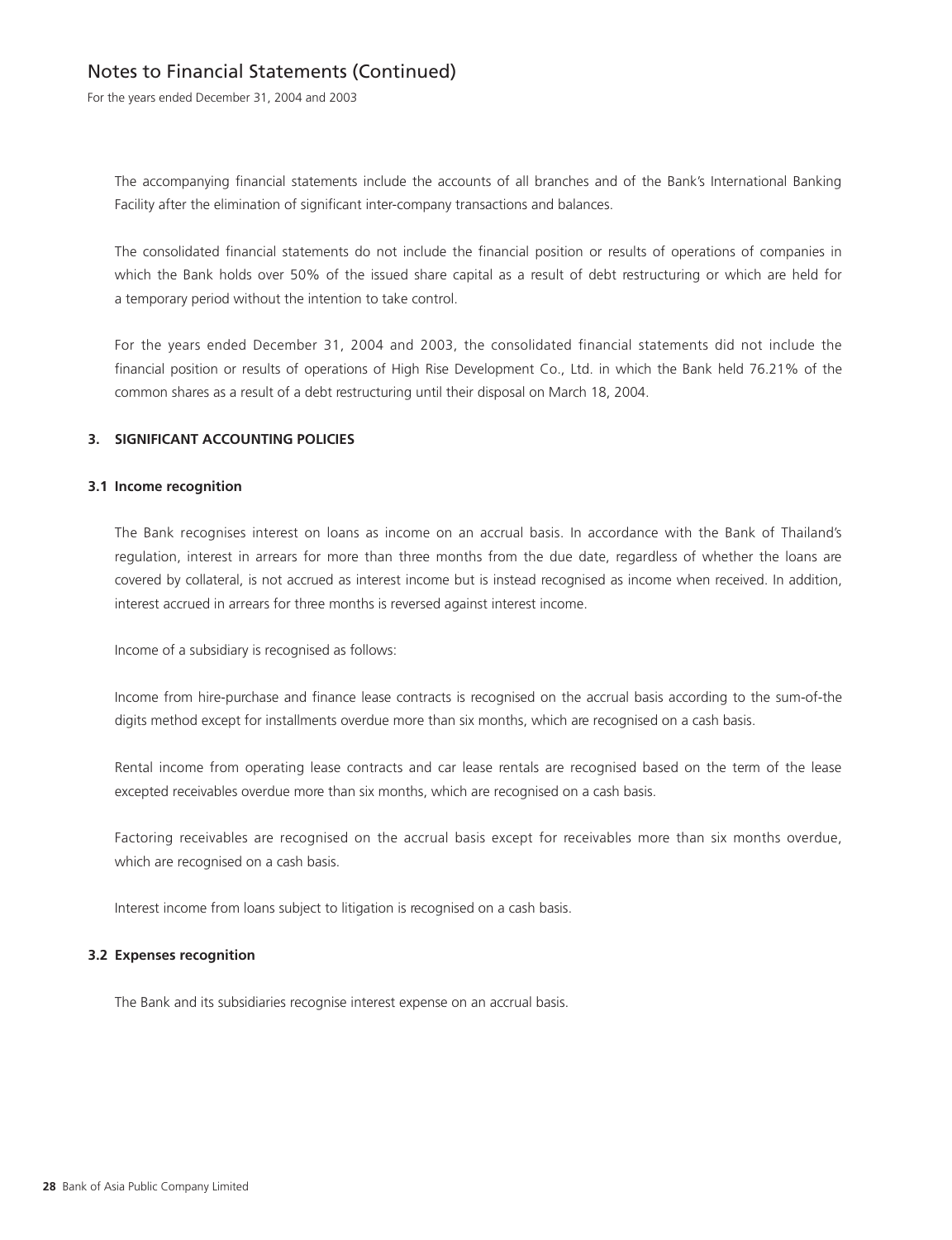The accompanying financial statements include the accounts of all branches and of the Bank's International Banking Facility after the elimination of significant inter-company transactions and balances.

The consolidated financial statements do not include the financial position or results of operations of companies in which the Bank holds over 50% of the issued share capital as a result of debt restructuring or which are held for a temporary period without the intention to take control.

For the years ended December 31, 2004 and 2003, the consolidated financial statements did not include the financial position or results of operations of High Rise Development Co., Ltd. in which the Bank held 76.21% of the common shares as a result of a debt restructuring until their disposal on March 18, 2004.

## 3. SIGNIFICANT ACCOUNTING POLICIES

### 3.1 Income recognition

The Bank recognises interest on loans as income on an accrual basis. In accordance with the Bank of Thailand's regulation, interest in arrears for more than three months from the due date, regardless of whether the loans are covered by collateral, is not accrued as interest income but is instead recognised as income when received. In addition, interest accrued in arrears for three months is reversed against interest income.

Income of a subsidiary is recognised as follows:

Income from hire-purchase and finance lease contracts is recognised on the accrual basis according to the sum-of-the digits method except for installments overdue more than six months, which are recognised on a cash basis.

Rental income from operating lease contracts and car lease rentals are recognised based on the term of the lease excepted receivables overdue more than six months, which are recognised on a cash basis.

Factoring receivables are recognised on the accrual basis except for receivables more than six months overdue, which are recognised on a cash basis.

Interest income from loans subject to litigation is recognised on a cash basis.

### 3.2 Expenses recognition

The Bank and its subsidiaries recognise interest expense on an accrual basis.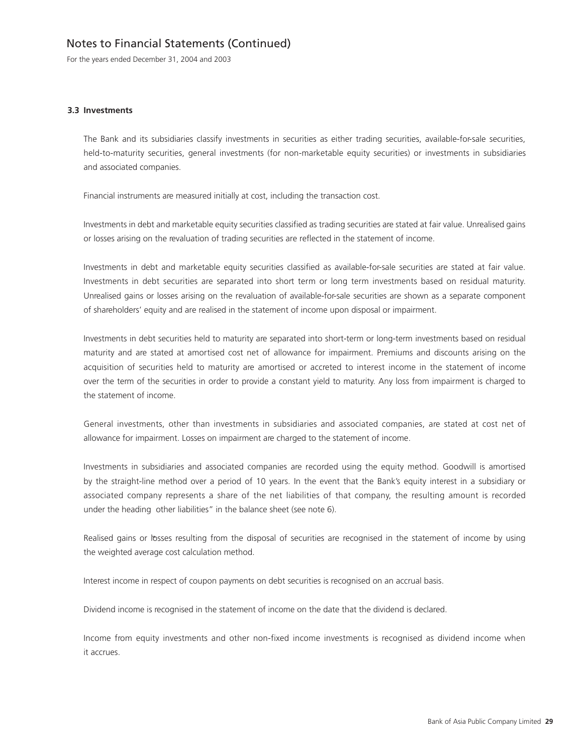### 3.3 Investments

The Bank and its subsidiaries classify investments in securities as either trading securities, available-for-sale securities, held-to-maturity securities, general investments (for non-marketable equity securities) or investments in subsidiaries and associated companies.

Financial instruments are measured initially at cost, including the transaction cost.

Investments in debt and marketable equity securities classified as trading securities are stated at fair value. Unrealised gains or losses arising on the revaluation of trading securities are reflected in the statement of income.

Investments in debt and marketable equity securities classified as available-for-sale securities are stated at fair value. Investments in debt securities are separated into short term or long term investments based on residual maturity. Unrealised gains or losses arising on the revaluation of available-for-sale securities are shown as a separate component of shareholders' equity and are realised in the statement of income upon disposal or impairment.

Investments in debt securities held to maturity are separated into short-term or long-term investments based on residual maturity and are stated at amortised cost net of allowance for impairment. Premiums and discounts arising on the acquisition of securities held to maturity are amortised or accreted to interest income in the statement of income over the term of the securities in order to provide a constant yield to maturity. Any loss from impairment is charged to the statement of income.

General investments, other than investments in subsidiaries and associated companies, are stated at cost net of allowance for impairment. Losses on impairment are charged to the statement of income.

Investments in subsidiaries and associated companies are recorded using the equity method. Goodwill is amortised by the straight-line method over a period of 10 years. In the event that the Bank's equity interest in a subsidiary or associated company represents a share of the net liabilities of that company, the resulting amount is recorded under the heading other liabilities" in the balance sheet (see note 6).

Realised gains or losses resulting from the disposal of securities are recognised in the statement of income by using the weighted average cost calculation method.

Interest income in respect of coupon payments on debt securities is recognised on an accrual basis.

Dividend income is recognised in the statement of income on the date that the dividend is declared.

Income from equity investments and other non-fixed income investments is recognised as dividend income when it accrues.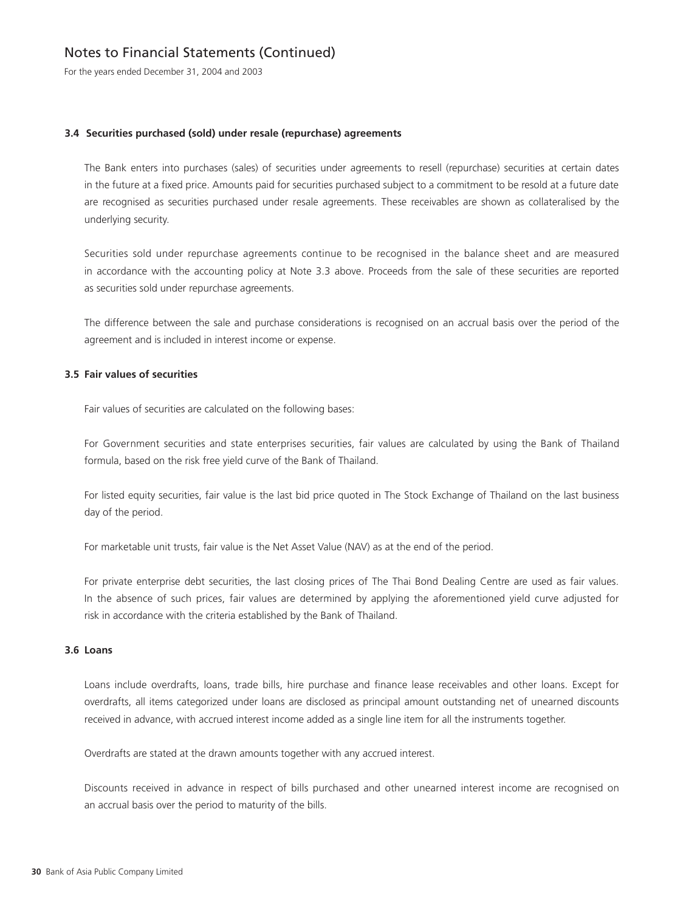# Notes to Financial Statements (Continued)

For the years ended December 31, 2004 and 2003

### 3.4 Securities purchased (sold) under resale (repurchase) agreements

The Bank enters into purchases (sales) of securities under agreements to resell (repurchase) securities at certain dates in the future at a fixed price. Amounts paid for securities purchased subject to a commitment to be resold at a future date are recognised as securities purchased under resale agreements. These receivables are shown as collateralised by the underlying security.

Securities sold under repurchase agreements continue to be recognised in the balance sheet and are measured in accordance with the accounting policy at Note 3.3 above. Proceeds from the sale of these securities are reported as securities sold under repurchase agreements.

The difference between the sale and purchase considerations is recognised on an accrual basis over the period of the agreement and is included in interest income or expense.

### 3.5 Fair values of securities

Fair values of securities are calculated on the following bases:

For Government securities and state enterprises securities, fair values are calculated by using the Bank of Thailand formula, based on the risk free yield curve of the Bank of Thailand.

For listed equity securities, fair value is the last bid price quoted in The Stock Exchange of Thailand on the last business day of the period.

For marketable unit trusts, fair value is the Net Asset Value (NAV) as at the end of the period.

For private enterprise debt securities, the last closing prices of The Thai Bond Dealing Centre are used as fair values. In the absence of such prices, fair values are determined by applying the aforementioned yield curve adjusted for risk in accordance with the criteria established by the Bank of Thailand.

### 3.6 Loans

Loans include overdrafts, loans, trade bills, hire purchase and finance lease receivables and other loans. Except for overdrafts, all items categorized under loans are disclosed as principal amount outstanding net of unearned discounts received in advance, with accrued interest income added as a single line item for all the instruments together.

Overdrafts are stated at the drawn amounts together with any accrued interest.

Discounts received in advance in respect of bills purchased and other unearned interest income are recognised on an accrual basis over the period to maturity of the bills.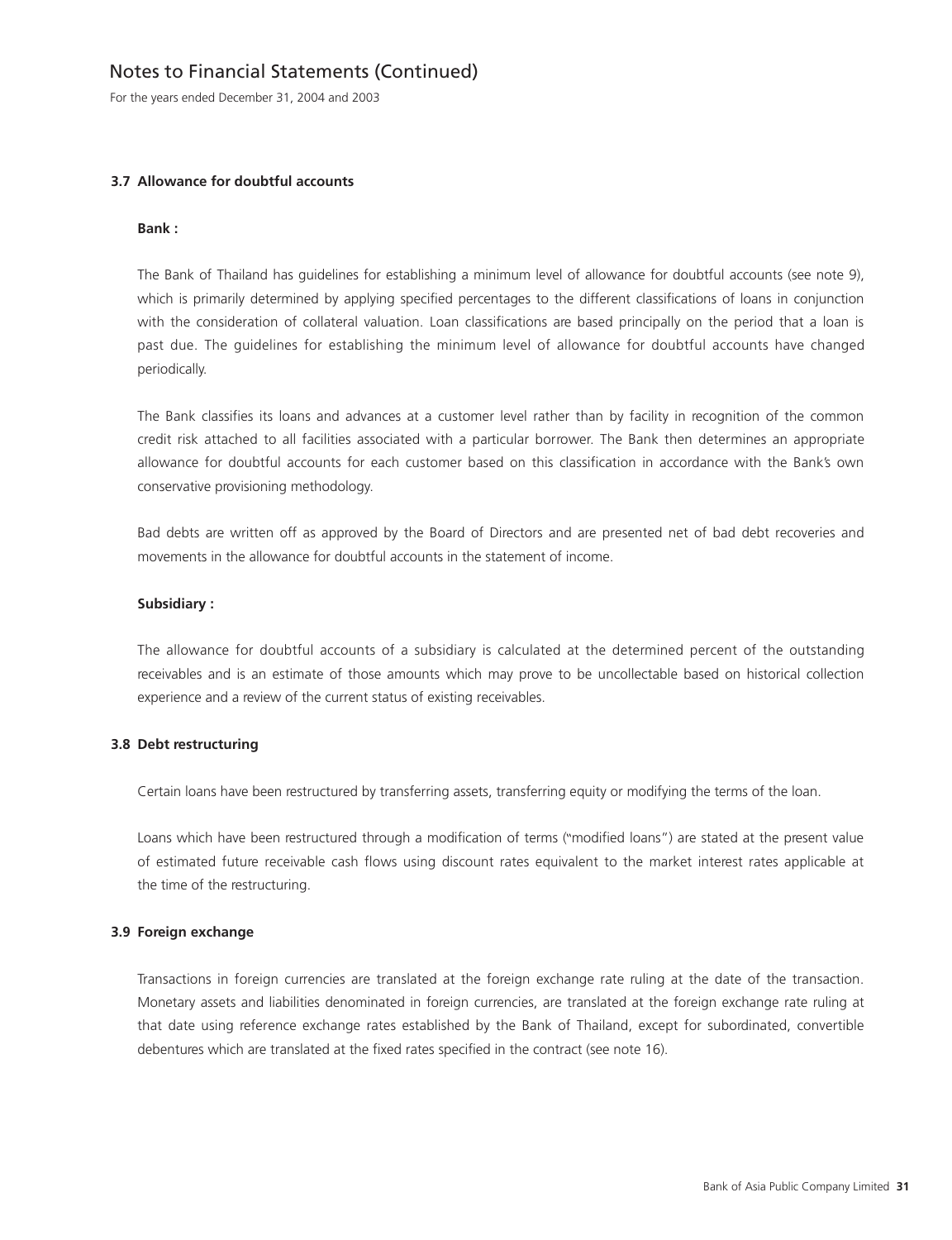### 3.7 Allowance for doubtful accounts

**Bank :**

The Bank of Thailand has guidelines for establishing a minimum level of allowance for doubtful accounts (see note 9), which is primarily determined by applying specified percentages to the different classifications of loans in conjunction with the consideration of collateral valuation. Loan classifications are based principally on the period that a loan is past due. The guidelines for establishing the minimum level of allowance for doubtful accounts have changed periodically.

The Bank classifies its loans and advances at a customer level rather than by facility in recognition of the common credit risk attached to all facilities associated with a particular borrower. The Bank then determines an appropriate allowance for doubtful accounts for each customer based on this classification in accordance with the Bank's own conservative provisioning methodology.

Bad debts are written off as approved by the Board of Directors and are presented net of bad debt recoveries and movements in the allowance for doubtful accounts in the statement of income.

**Subsidiary :**

The allowance for doubtful accounts of a subsidiary is calculated at the determined percent of the outstanding receivables and is an estimate of those amounts which may prove to be uncollectable based on historical collection experience and a review of the current status of existing receivables.

### 3.8 Debt restructuring

Certain loans have been restructured by transferring assets, transferring equity or modifying the terms of the loan.

Loans which have been restructured through a modification of terms ("modified loans") are stated at the present value of estimated future receivable cash flows using discount rates equivalent to the market interest rates applicable at the time of the restructuring.

### 3.9 Foreign exchange

Transactions in foreign currencies are translated at the foreign exchange rate ruling at the date of the transaction. Monetary assets and liabilities denominated in foreign currencies, are translated at the foreign exchange rate ruling at that date using reference exchange rates established by the Bank of Thailand, except for subordinated, convertible debentures which are translated at the fixed rates specified in the contract (see note 16).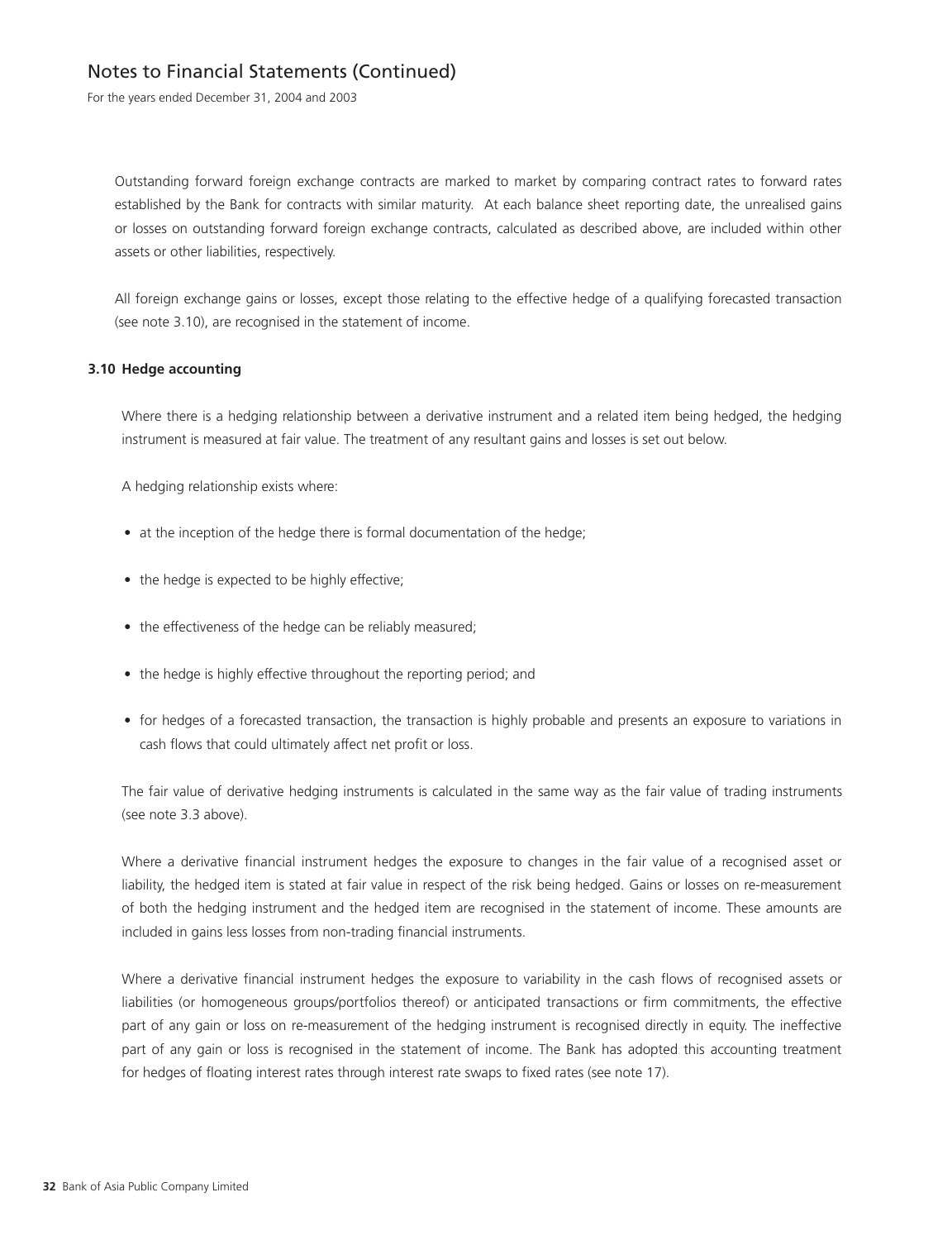Outstanding forward foreign exchange contracts are marked to market by comparing contract rates to forward rates established by the Bank for contracts with similar maturity. At each balance sheet reporting date, the unrealised gains or losses on outstanding forward foreign exchange contracts, calculated as described above, are included within other assets or other liabilities, respectively.

All foreign exchange gains or losses, except those relating to the effective hedge of a qualifying forecasted transaction (see note 3.10), are recognised in the statement of income.

### 3.10 Hedge accounting

Where there is a hedging relationship between a derivative instrument and a related item being hedged, the hedging instrument is measured at fair value. The treatment of any resultant gains and losses is set out below.

A hedging relationship exists where:

- at the inception of the hedge there is formal documentation of the hedge;
- the hedge is expected to be highly effective;
- the effectiveness of the hedge can be reliably measured;
- the hedge is highly effective throughout the reporting period; and
- for hedges of a forecasted transaction, the transaction is highly probable and presents an exposure to variations in cash flows that could ultimately affect net profit or loss.

The fair value of derivative hedging instruments is calculated in the same way as the fair value of trading instruments (see note 3.3 above).

Where a derivative financial instrument hedges the exposure to changes in the fair value of a recognised asset or liability, the hedged item is stated at fair value in respect of the risk being hedged. Gains or losses on re-measurement of both the hedging instrument and the hedged item are recognised in the statement of income. These amounts are included in gains less losses from non-trading financial instruments.

Where a derivative financial instrument hedges the exposure to variability in the cash flows of recognised assets or liabilities (or homogeneous groups/portfolios thereof) or anticipated transactions or firm commitments, the effective part of any gain or loss on re-measurement of the hedging instrument is recognised directly in equity. The ineffective part of any gain or loss is recognised in the statement of income. The Bank has adopted this accounting treatment for hedges of floating interest rates through interest rate swaps to fixed rates (see note 17).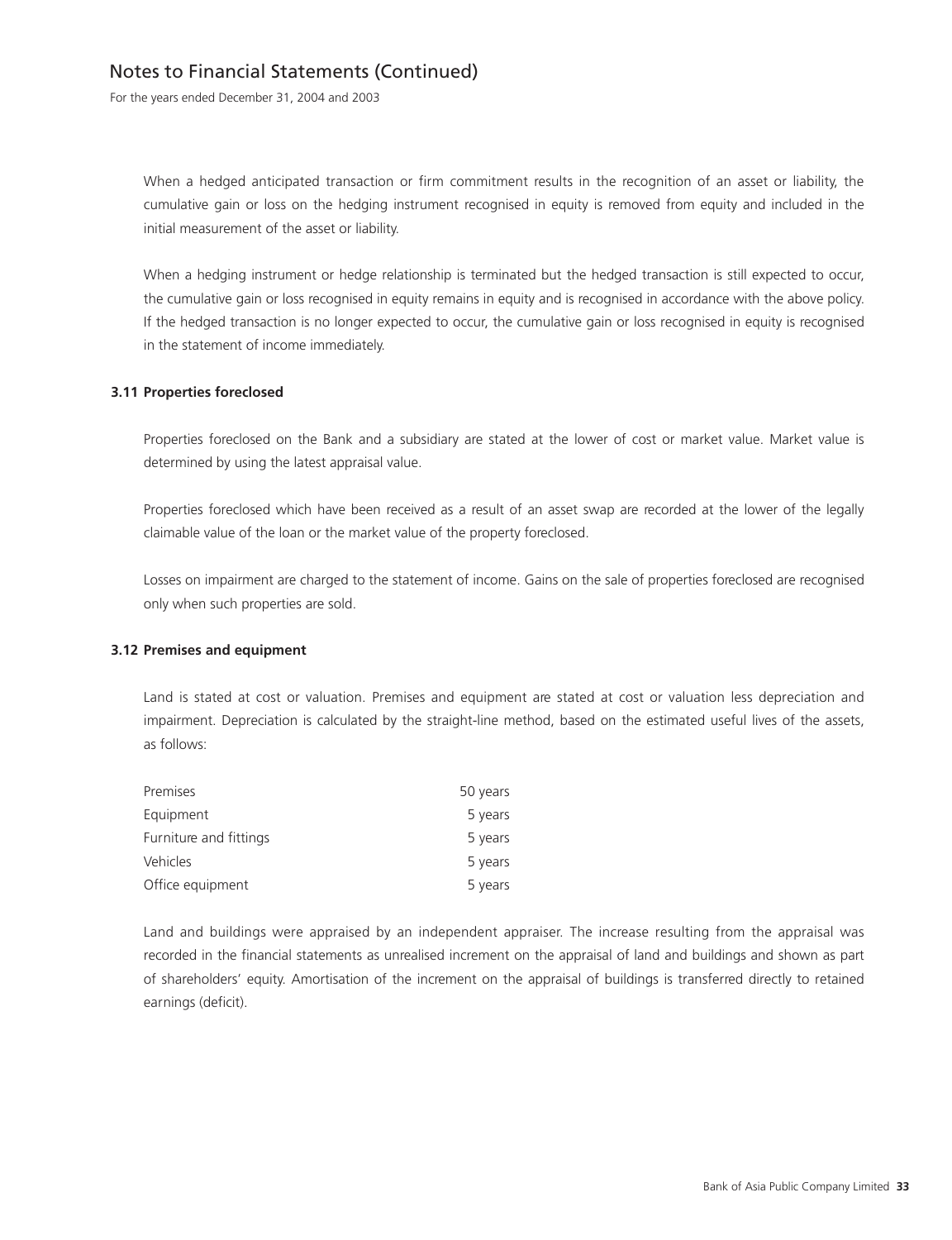When a hedged anticipated transaction or firm commitment results in the recognition of an asset or liability, the cumulative gain or loss on the hedging instrument recognised in equity is removed from equity and included in the initial measurement of the asset or liability.

When a hedging instrument or hedge relationship is terminated but the hedged transaction is still expected to occur, the cumulative gain or loss recognised in equity remains in equity and is recognised in accordance with the above policy. If the hedged transaction is no longer expected to occur, the cumulative gain or loss recognised in equity is recognised in the statement of income immediately.

### 3.11 Properties foreclosed

Properties foreclosed on the Bank and a subsidiary are stated at the lower of cost or market value. Market value is determined by using the latest appraisal value.

Properties foreclosed which have been received as a result of an asset swap are recorded at the lower of the legally claimable value of the loan or the market value of the property foreclosed.

Losses on impairment are charged to the statement of income. Gains on the sale of properties foreclosed are recognised only when such properties are sold.

### 3.12 Premises and equipment

Land is stated at cost or valuation. Premises and equipment are stated at cost or valuation less depreciation and impairment. Depreciation is calculated by the straight-line method, based on the estimated useful lives of the assets, as follows:

| | |
|---|---|
| Premises | 50 years |
| Equipment | 5 years |
| Furniture and fittings | 5 years |
| Vehicles | 5 years |
| Office equipment | 5 years |

Land and buildings were appraised by an independent appraiser. The increase resulting from the appraisal was recorded in the financial statements as unrealised increment on the appraisal of land and buildings and shown as part of shareholders' equity. Amortisation of the increment on the appraisal of buildings is transferred directly to retained earnings (deficit).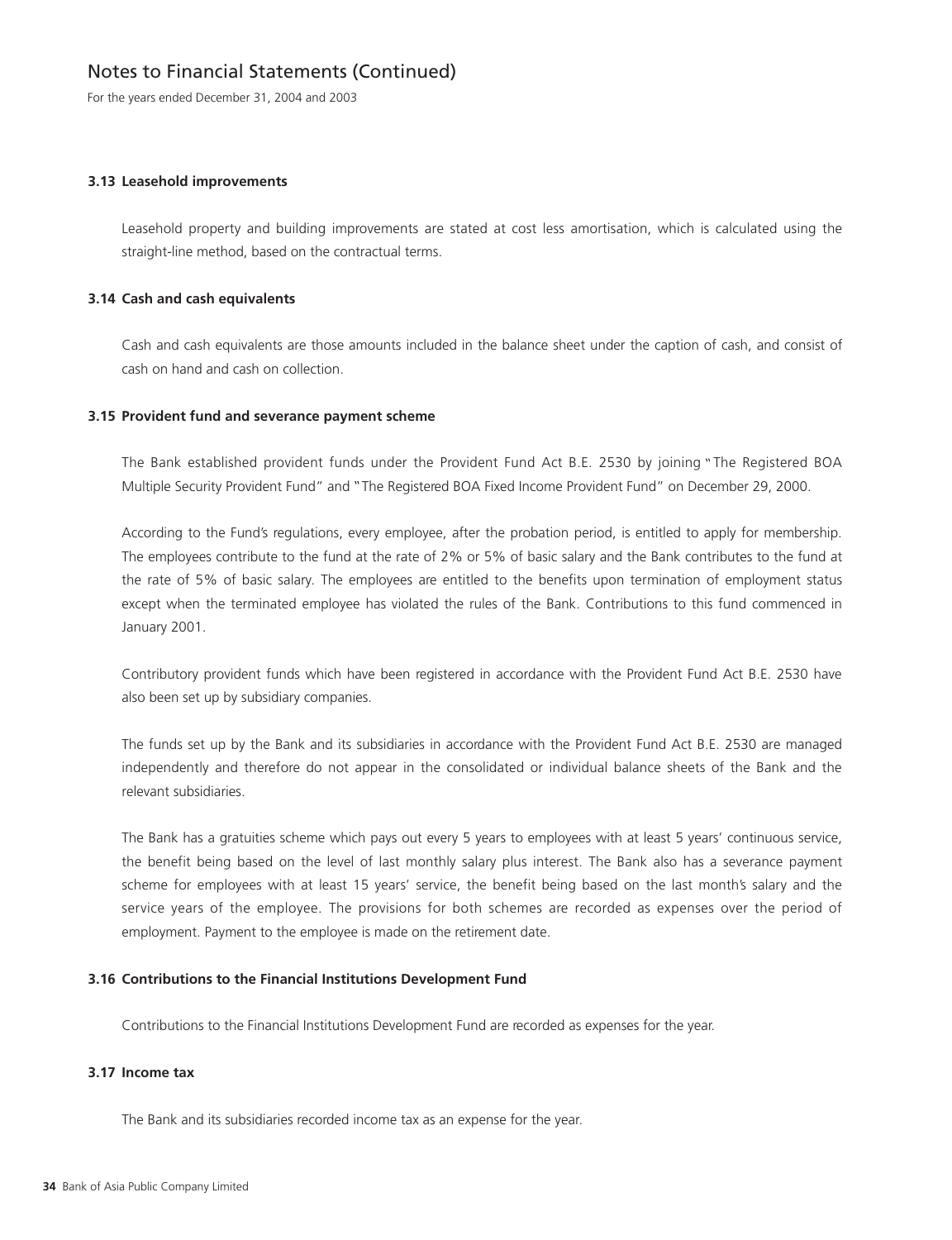### 3.13 Leasehold improvements

Leasehold property and building improvements are stated at cost less amortisation, which is calculated using the straight-line method, based on the contractual terms.

### 3.14 Cash and cash equivalents

Cash and cash equivalents are those amounts included in the balance sheet under the caption of cash, and consist of cash on hand and cash on collection.

### 3.15 Provident fund and severance payment scheme

The Bank established provident funds under the Provident Fund Act B.E. 2530 by joining "The Registered BOA Multiple Security Provident Fund" and "The Registered BOA Fixed Income Provident Fund" on December 29, 2000.

According to the Fund's regulations, every employee, after the probation period, is entitled to apply for membership. The employees contribute to the fund at the rate of 2% or 5% of basic salary and the Bank contributes to the fund at the rate of 5% of basic salary. The employees are entitled to the benefits upon termination of employment status except when the terminated employee has violated the rules of the Bank. Contributions to this fund commenced in January 2001.

Contributory provident funds which have been registered in accordance with the Provident Fund Act B.E. 2530 have also been set up by subsidiary companies.

The funds set up by the Bank and its subsidiaries in accordance with the Provident Fund Act B.E. 2530 are managed independently and therefore do not appear in the consolidated or individual balance sheets of the Bank and the relevant subsidiaries.

The Bank has a gratuities scheme which pays out every 5 years to employees with at least 5 years' continuous service, the benefit being based on the level of last monthly salary plus interest. The Bank also has a severance payment scheme for employees with at least 15 years' service, the benefit being based on the last month's salary and the service years of the employee. The provisions for both schemes are recorded as expenses over the period of employment. Payment to the employee is made on the retirement date.

### 3.16 Contributions to the Financial Institutions Development Fund

Contributions to the Financial Institutions Development Fund are recorded as expenses for the year.

### 3.17 Income tax

The Bank and its subsidiaries recorded income tax as an expense for the year.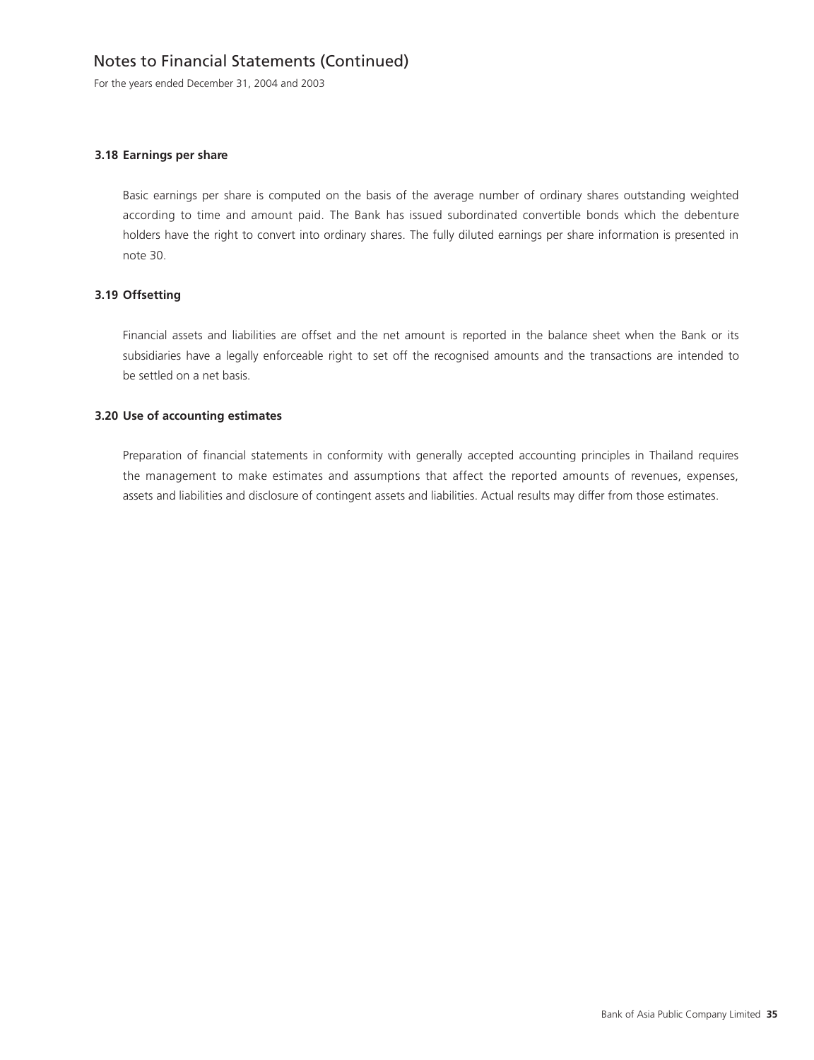### 3.18 Earnings per share

Basic earnings per share is computed on the basis of the average number of ordinary shares outstanding weighted according to time and amount paid. The Bank has issued subordinated convertible bonds which the debenture holders have the right to convert into ordinary shares. The fully diluted earnings per share information is presented in note 30.

### 3.19 Offsetting

Financial assets and liabilities are offset and the net amount is reported in the balance sheet when the Bank or its subsidiaries have a legally enforceable right to set off the recognised amounts and the transactions are intended to be settled on a net basis.

### 3.20 Use of accounting estimates

Preparation of financial statements in conformity with generally accepted accounting principles in Thailand requires the management to make estimates and assumptions that affect the reported amounts of revenues, expenses, assets and liabilities and disclosure of contingent assets and liabilities. Actual results may differ from those estimates.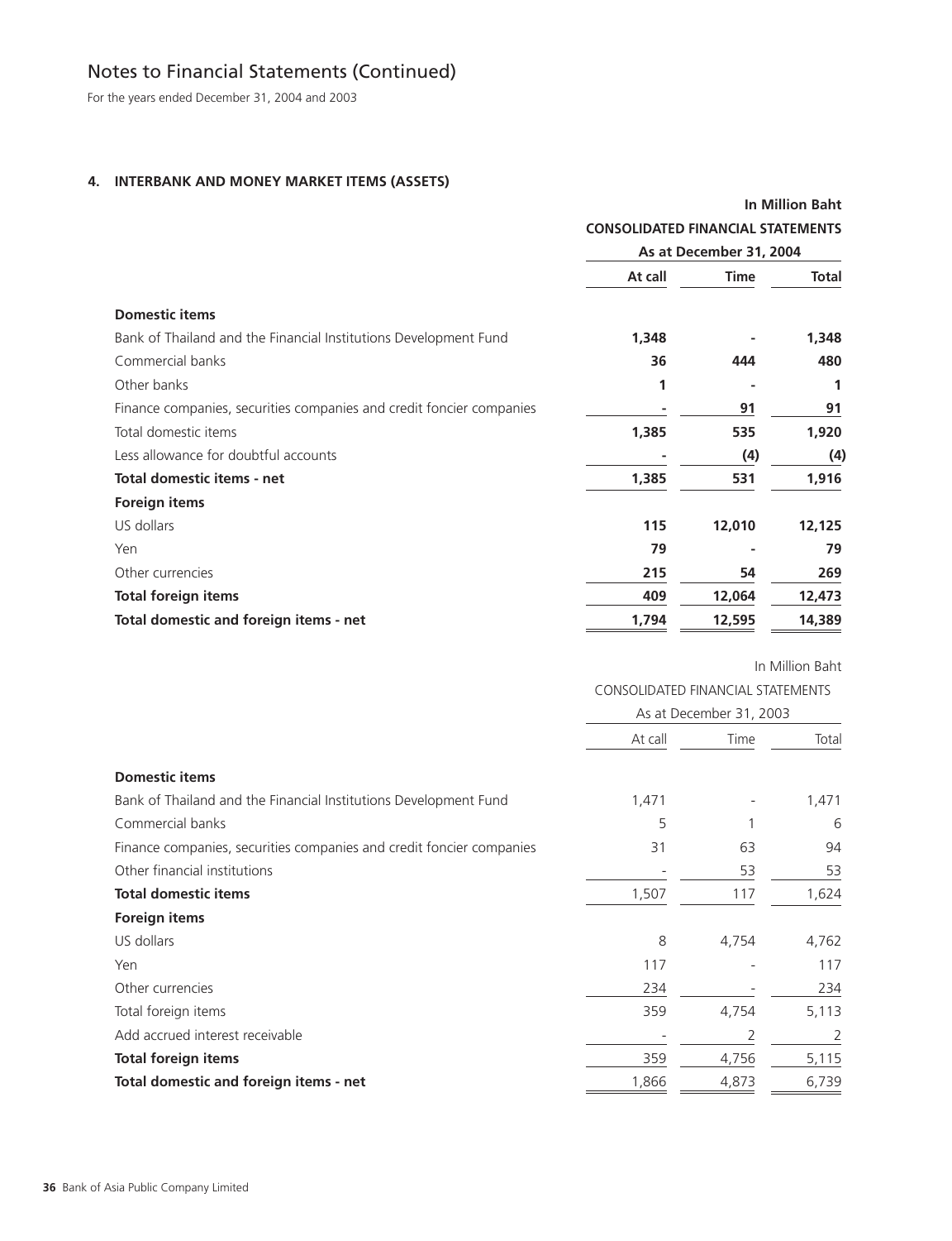# Notes to Financial Statements (Continued)

For the years ended December 31, 2004 and 2003

## 4. INTERBANK AND MONEY MARKET ITEMS (ASSETS)

**In Million Baht**

| | **CONSOLIDATED FINANCIAL STATEMENTS** | | |
|---|---|---|---|
| | **As at December 31, 2004** | | |
| | **At call** | **Time** | **Total** |
| **Domestic items** | | | |
| Bank of Thailand and the Financial Institutions Development Fund | **1,348** | **-** | **1,348** |
| Commercial banks | **36** | **444** | **480** |
| Other banks | **1** | **-** | **1** |
| Finance companies, securities companies and credit foncier companies | **-** | **91** | **91** |
| Total domestic items | **1,385** | **535** | **1,920** |
| Less allowance for doubtful accounts | **-** | **(4)** | **(4)** |
| **Total domestic items - net** | **1,385** | **531** | **1,916** |
| **Foreign items** | | | |
| US dollars | **115** | **12,010** | **12,125** |
| Yen | **79** | **-** | **79** |
| Other currencies | **215** | **54** | **269** |
| **Total foreign items** | **409** | **12,064** | **12,473** |
| **Total domestic and foreign items - net** | **1,794** | **12,595** | **14,389** |

In Million Baht

| | CONSOLIDATED FINANCIAL STATEMENTS | | |
|---|---|---|---|
| | As at December 31, 2003 | | |
| | At call | Time | Total |
| **Domestic items** | | | |
| Bank of Thailand and the Financial Institutions Development Fund | 1,471 | - | 1,471 |
| Commercial banks | 5 | 1 | 6 |
| Finance companies, securities companies and credit foncier companies | 31 | 63 | 94 |
| Other financial institutions | - | 53 | 53 |
| **Total domestic items** | 1,507 | 117 | 1,624 |
| **Foreign items** | | | |
| US dollars | 8 | 4,754 | 4,762 |
| Yen | 117 | - | 117 |
| Other currencies | 234 | - | 234 |
| Total foreign items | 359 | 4,754 | 5,113 |
| Add accrued interest receivable | - | 2 | 2 |
| **Total foreign items** | 359 | 4,756 | 5,115 |
| **Total domestic and foreign items - net** | 1,866 | 4,873 | 6,739 |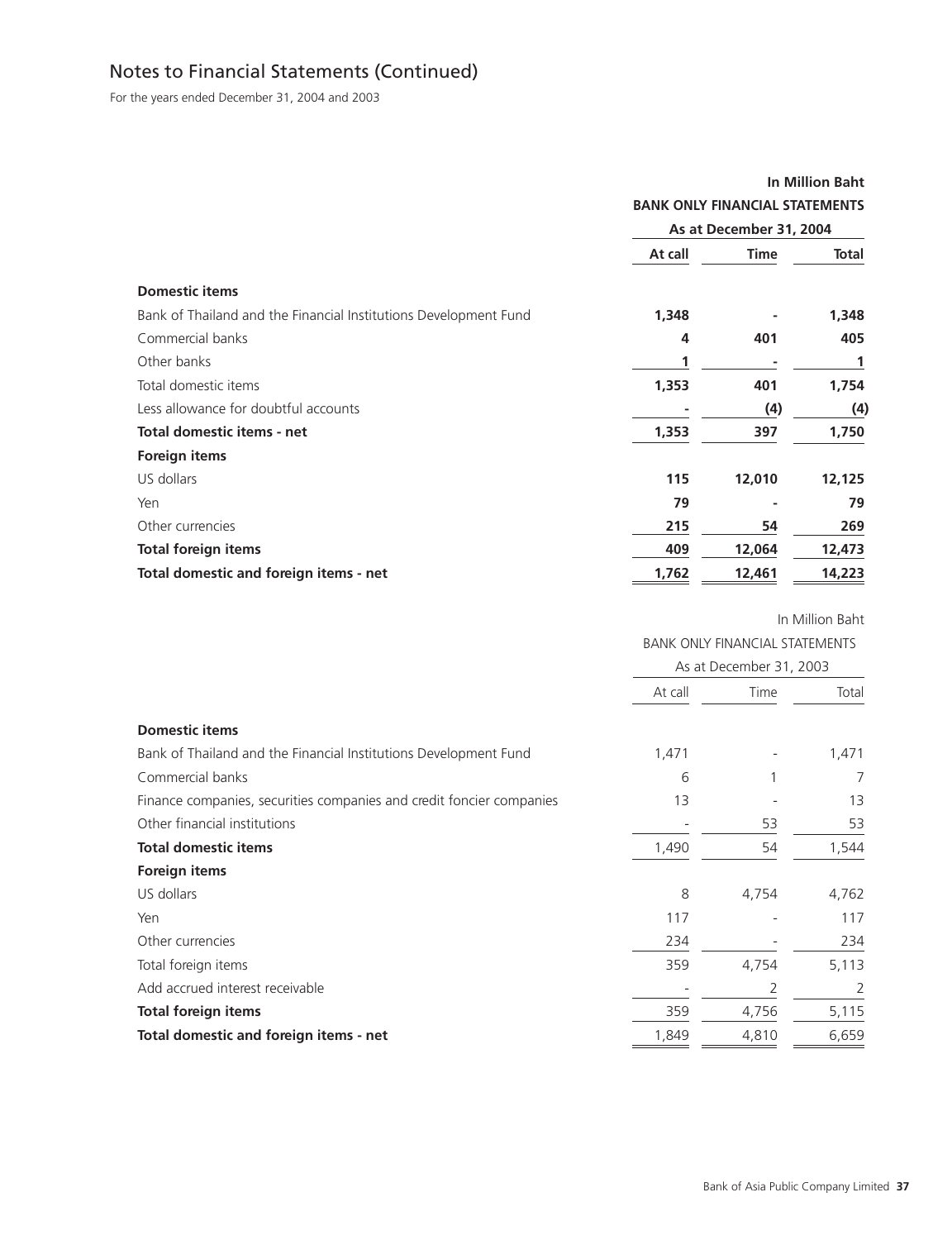## Notes to Financial Statements (Continued)

For the years ended December 31, 2004 and 2003

| | In Million Baht | | |
|---|---|---|---|
| | **BANK ONLY FINANCIAL STATEMENTS** | | |
| | **As at December 31, 2004** | | |
| | **At call** | **Time** | **Total** |
| **Domestic items** | | | |
| Bank of Thailand and the Financial Institutions Development Fund | **1,348** | **-** | **1,348** |
| Commercial banks | **4** | **401** | **405** |
| Other banks | **1** | **-** | **1** |
| Total domestic items | **1,353** | **401** | **1,754** |
| Less allowance for doubtful accounts | **-** | **(4)** | **(4)** |
| **Total domestic items - net** | **1,353** | **397** | **1,750** |
| **Foreign items** | | | |
| US dollars | **115** | **12,010** | **12,125** |
| Yen | **79** | **-** | **79** |
| Other currencies | **215** | **54** | **269** |
| **Total foreign items** | **409** | **12,064** | **12,473** |
| **Total domestic and foreign items - net** | **1,762** | **12,461** | **14,223** |

| | In Million Baht | | |
|---|---|---|---|
| | BANK ONLY FINANCIAL STATEMENTS | | |
| | As at December 31, 2003 | | |
| | At call | Time | Total |
| **Domestic items** | | | |
| Bank of Thailand and the Financial Institutions Development Fund | 1,471 | - | 1,471 |
| Commercial banks | 6 | 1 | 7 |
| Finance companies, securities companies and credit foncier companies | 13 | - | 13 |
| Other financial institutions | - | 53 | 53 |
| **Total domestic items** | 1,490 | 54 | 1,544 |
| **Foreign items** | | | |
| US dollars | 8 | 4,754 | 4,762 |
| Yen | 117 | - | 117 |
| Other currencies | 234 | - | 234 |
| Total foreign items | 359 | 4,754 | 5,113 |
| Add accrued interest receivable | - | 2 | 2 |
| **Total foreign items** | 359 | 4,756 | 5,115 |
| **Total domestic and foreign items - net** | 1,849 | 4,810 | 6,659 |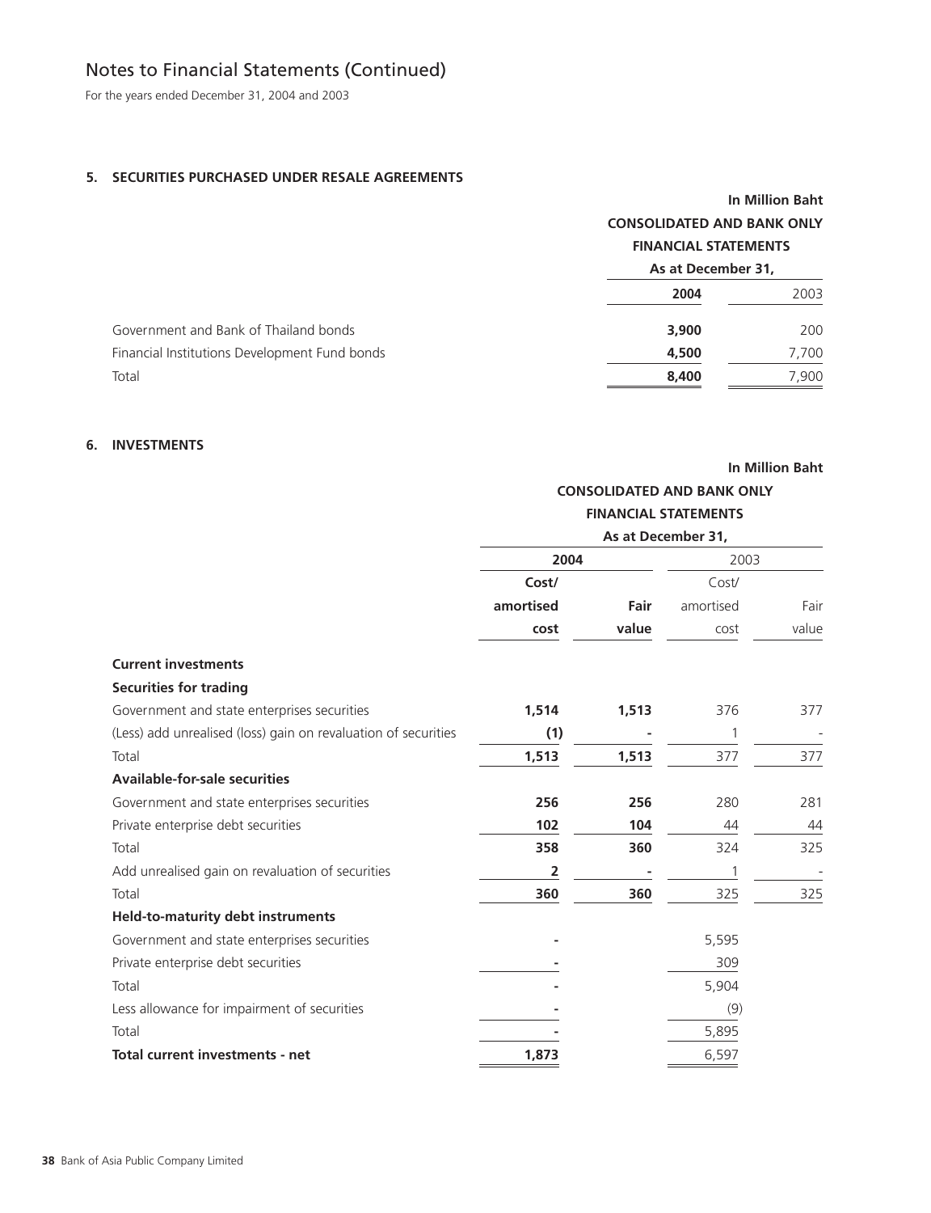# Notes to Financial Statements (Continued)

For the years ended December 31, 2004 and 2003

## 5. SECURITIES PURCHASED UNDER RESALE AGREEMENTS

| | In Million Baht | |
|---|---|---|
| | **CONSOLIDATED AND BANK ONLY FINANCIAL STATEMENTS** | |
| | **As at December 31,** | |
| | **2004** | 2003 |
| Government and Bank of Thailand bonds | **3,900** | 200 |
| Financial Institutions Development Fund bonds | **4,500** | 7,700 |
| Total | **8,400** | 7,900 |

## 6. INVESTMENTS

| | In Million Baht | | | |
|---|---|---|---|---|
| | **CONSOLIDATED AND BANK ONLY FINANCIAL STATEMENTS** | | | |
| | **As at December 31,** | | | |
| | **2004** | | 2003 | |
| | **Cost/ amortised cost** | **Fair value** | Cost/ amortised cost | Fair value |
| **Current investments** | | | | |
| **Securities for trading** | | | | |
| Government and state enterprises securities | **1,514** | **1,513** | 376 | 377 |
| (Less) add unrealised (loss) gain on revaluation of securities | **(1)** | **-** | 1 | - |
| Total | **1,513** | **1,513** | 377 | 377 |
| **Available-for-sale securities** | | | | |
| Government and state enterprises securities | **256** | **256** | 280 | 281 |
| Private enterprise debt securities | **102** | **104** | 44 | 44 |
| Total | **358** | **360** | 324 | 325 |
| Add unrealised gain on revaluation of securities | **2** | **-** | 1 | - |
| Total | **360** | **360** | 325 | 325 |
| **Held-to-maturity debt instruments** | | | | |
| Government and state enterprises securities | **-** | | 5,595 | |
| Private enterprise debt securities | **-** | | 309 | |
| Total | **-** | | 5,904 | |
| Less allowance for impairment of securities | **-** | | (9) | |
| Total | **-** | | 5,895 | |
| **Total current investments - net** | **1,873** | | 6,597 | |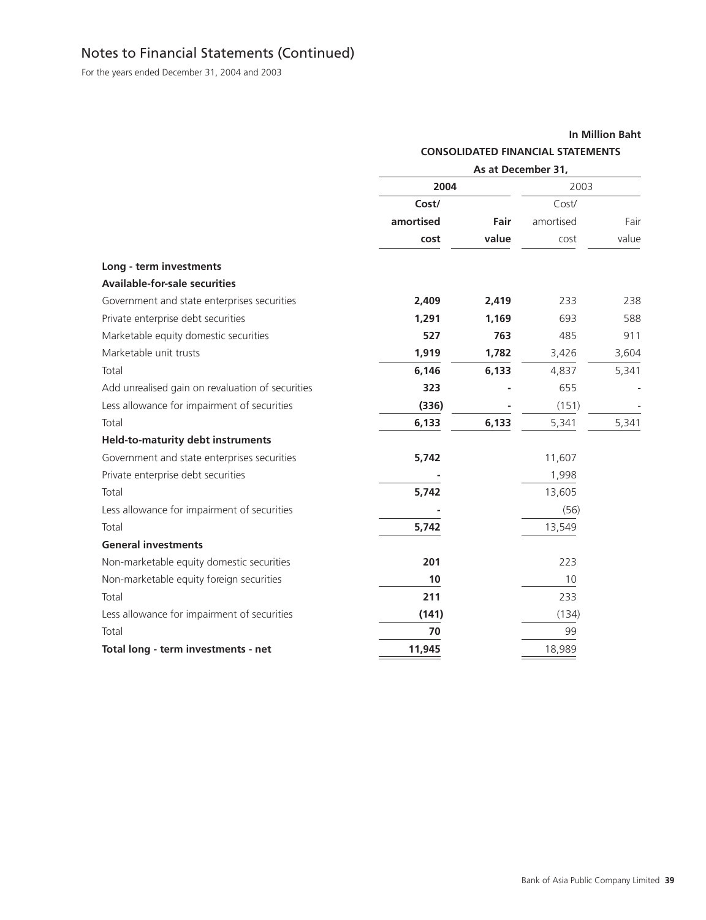# Notes to Financial Statements (Continued)

For the years ended December 31, 2004 and 2003

**In Million Baht**

| | **CONSOLIDATED FINANCIAL STATEMENTS** | | | |
|---|---|---|---|---|
| | **As at December 31,** | | | |
| | **2004** | | 2003 | |
| | **Cost/ amortised cost** | **Fair value** | Cost/ amortised cost | Fair value |
| **Long - term investments** | | | | |
| **Available-for-sale securities** | | | | |
| Government and state enterprises securities | **2,409** | **2,419** | 233 | 238 |
| Private enterprise debt securities | **1,291** | **1,169** | 693 | 588 |
| Marketable equity domestic securities | **527** | **763** | 485 | 911 |
| Marketable unit trusts | **1,919** | **1,782** | 3,426 | 3,604 |
| Total | **6,146** | **6,133** | 4,837 | 5,341 |
| Add unrealised gain on revaluation of securities | **323** | **-** | 655 | - |
| Less allowance for impairment of securities | **(336)** | **-** | (151) | - |
| Total | **6,133** | **6,133** | 5,341 | 5,341 |
| **Held-to-maturity debt instruments** | | | | |
| Government and state enterprises securities | **5,742** | | 11,607 | |
| Private enterprise debt securities | **-** | | 1,998 | |
| Total | **5,742** | | 13,605 | |
| Less allowance for impairment of securities | **-** | | (56) | |
| Total | **5,742** | | 13,549 | |
| **General investments** | | | | |
| Non-marketable equity domestic securities | **201** | | 223 | |
| Non-marketable equity foreign securities | **10** | | 10 | |
| Total | **211** | | 233 | |
| Less allowance for impairment of securities | **(141)** | | (134) | |
| Total | **70** | | 99 | |
| **Total long - term investments - net** | **11,945** | | 18,989 | |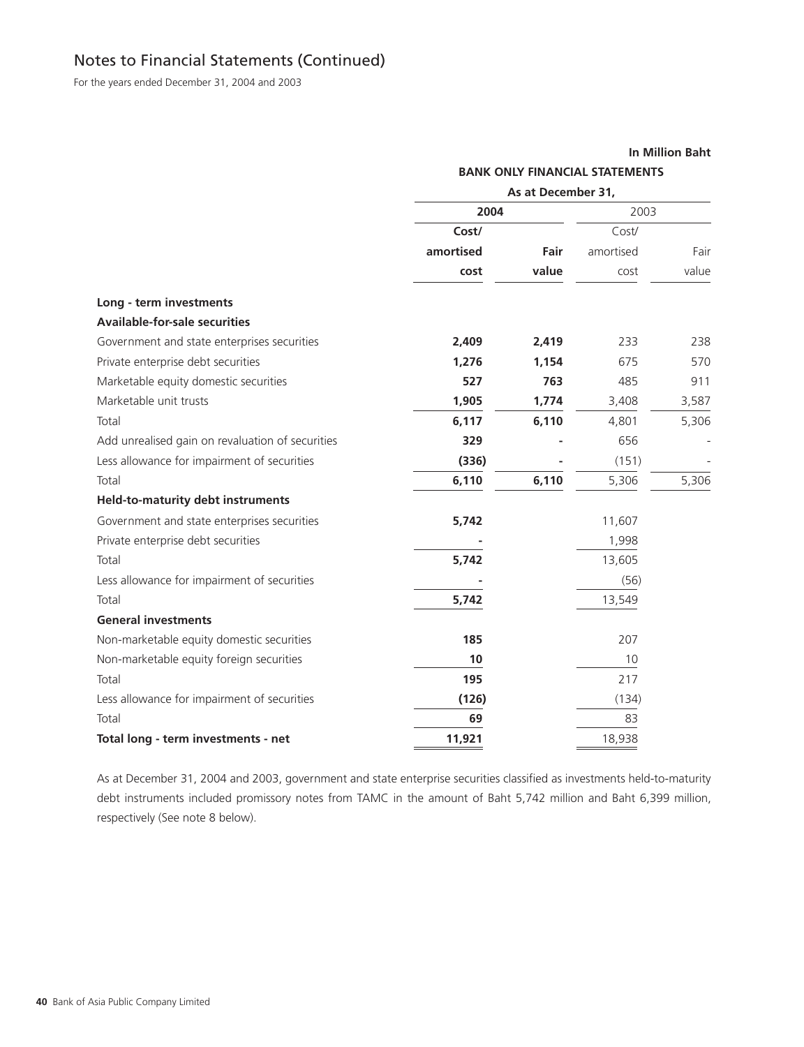# Notes to Financial Statements (Continued)

For the years ended December 31, 2004 and 2003

**In Million Baht**

| | **BANK ONLY FINANCIAL STATEMENTS** | | | |
|---|---|---|---|---|
| | **As at December 31,** | | | |
| | **2004** | | 2003 | |
| | **Cost/ amortised cost** | **Fair value** | Cost/ amortised cost | Fair value |
| **Long - term investments** | | | | |
| **Available-for-sale securities** | | | | |
| Government and state enterprises securities | **2,409** | **2,419** | 233 | 238 |
| Private enterprise debt securities | **1,276** | **1,154** | 675 | 570 |
| Marketable equity domestic securities | **527** | **763** | 485 | 911 |
| Marketable unit trusts | **1,905** | **1,774** | 3,408 | 3,587 |
| Total | **6,117** | **6,110** | 4,801 | 5,306 |
| Add unrealised gain on revaluation of securities | **329** | **-** | 656 | - |
| Less allowance for impairment of securities | **(336)** | **-** | (151) | - |
| Total | **6,110** | **6,110** | 5,306 | 5,306 |
| **Held-to-maturity debt instruments** | | | | |
| Government and state enterprises securities | **5,742** | | 11,607 | |
| Private enterprise debt securities | **-** | | 1,998 | |
| Total | **5,742** | | 13,605 | |
| Less allowance for impairment of securities | **-** | | (56) | |
| Total | **5,742** | | 13,549 | |
| **General investments** | | | | |
| Non-marketable equity domestic securities | **185** | | 207 | |
| Non-marketable equity foreign securities | **10** | | 10 | |
| Total | **195** | | 217 | |
| Less allowance for impairment of securities | **(126)** | | (134) | |
| Total | **69** | | 83 | |
| **Total long - term investments - net** | **11,921** | | 18,938 | |

As at December 31, 2004 and 2003, government and state enterprise securities classified as investments held-to-maturity debt instruments included promissory notes from TAMC in the amount of Baht 5,742 million and Baht 6,399 million, respectively (See note 8 below).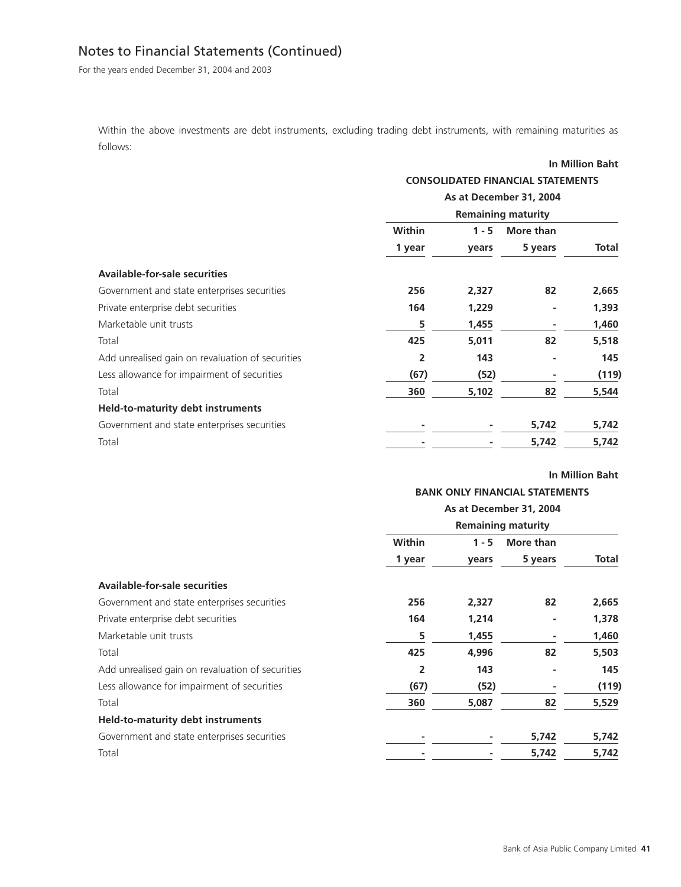Within the above investments are debt instruments, excluding trading debt instruments, with remaining maturities as follows:

In Million Baht

| | CONSOLIDATED FINANCIAL STATEMENTS | | | |
|---|---|---|---|---|
| | As at December 31, 2004 | | | |
| | Remaining maturity | | | |
| | Within 1 year | 1 - 5 years | More than 5 years | Total |
| **Available-for-sale securities** | | | | |
| Government and state enterprises securities | 256 | 2,327 | 82 | 2,665 |
| Private enterprise debt securities | 164 | 1,229 | - | 1,393 |
| Marketable unit trusts | 5 | 1,455 | - | 1,460 |
| Total | 425 | 5,011 | 82 | 5,518 |
| Add unrealised gain on revaluation of securities | 2 | 143 | - | 145 |
| Less allowance for impairment of securities | (67) | (52) | - | (119) |
| Total | 360 | 5,102 | 82 | 5,544 |
| **Held-to-maturity debt instruments** | | | | |
| Government and state enterprises securities | - | - | 5,742 | 5,742 |
| Total | - | - | 5,742 | 5,742 |

In Million Baht

| | BANK ONLY FINANCIAL STATEMENTS | | | |
|---|---|---|---|---|
| | As at December 31, 2004 | | | |
| | Remaining maturity | | | |
| | Within 1 year | 1 - 5 years | More than 5 years | Total |
| **Available-for-sale securities** | | | | |
| Government and state enterprises securities | 256 | 2,327 | 82 | 2,665 |
| Private enterprise debt securities | 164 | 1,214 | - | 1,378 |
| Marketable unit trusts | 5 | 1,455 | - | 1,460 |
| Total | 425 | 4,996 | 82 | 5,503 |
| Add unrealised gain on revaluation of securities | 2 | 143 | - | 145 |
| Less allowance for impairment of securities | (67) | (52) | - | (119) |
| Total | 360 | 5,087 | 82 | 5,529 |
| **Held-to-maturity debt instruments** | | | | |
| Government and state enterprises securities | - | - | 5,742 | 5,742 |
| Total | - | - | 5,742 | 5,742 |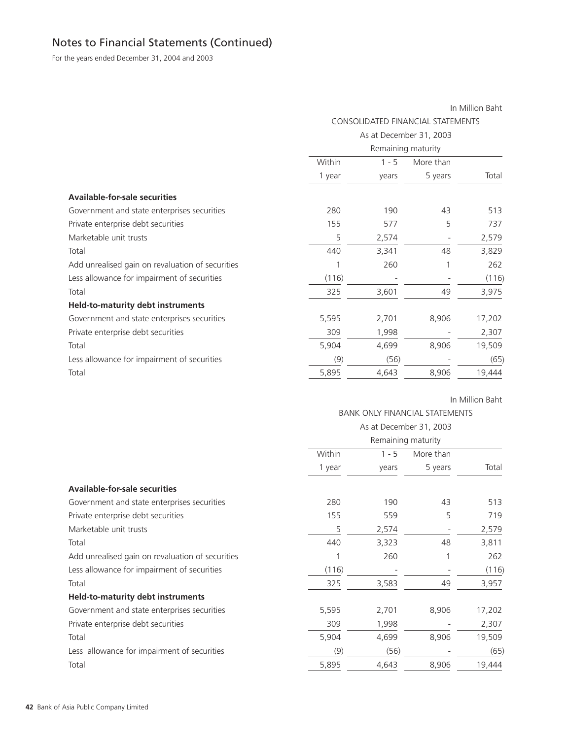# Notes to Financial Statements (Continued)

For the years ended December 31, 2004 and 2003

In Million Baht

| | CONSOLIDATED FINANCIAL STATEMENTS | | | |
|---|---|---|---|---|
| | As at December 31, 2003 | | | |
| | Remaining maturity | | | |
| | Within 1 year | 1 - 5 years | More than 5 years | Total |
| **Available-for-sale securities** | | | | |
| Government and state enterprises securities | 280 | 190 | 43 | 513 |
| Private enterprise debt securities | 155 | 577 | 5 | 737 |
| Marketable unit trusts | 5 | 2,574 | - | 2,579 |
| Total | 440 | 3,341 | 48 | 3,829 |
| Add unrealised gain on revaluation of securities | 1 | 260 | 1 | 262 |
| Less allowance for impairment of securities | (116) | - | - | (116) |
| Total | 325 | 3,601 | 49 | 3,975 |
| **Held-to-maturity debt instruments** | | | | |
| Government and state enterprises securities | 5,595 | 2,701 | 8,906 | 17,202 |
| Private enterprise debt securities | 309 | 1,998 | - | 2,307 |
| Total | 5,904 | 4,699 | 8,906 | 19,509 |
| Less allowance for impairment of securities | (9) | (56) | - | (65) |
| Total | 5,895 | 4,643 | 8,906 | 19,444 |

In Million Baht

| | BANK ONLY FINANCIAL STATEMENTS | | | |
|---|---|---|---|---|
| | As at December 31, 2003 | | | |
| | Remaining maturity | | | |
| | Within 1 year | 1 - 5 years | More than 5 years | Total |
| **Available-for-sale securities** | | | | |
| Government and state enterprises securities | 280 | 190 | 43 | 513 |
| Private enterprise debt securities | 155 | 559 | 5 | 719 |
| Marketable unit trusts | 5 | 2,574 | - | 2,579 |
| Total | 440 | 3,323 | 48 | 3,811 |
| Add unrealised gain on revaluation of securities | 1 | 260 | 1 | 262 |
| Less allowance for impairment of securities | (116) | - | - | (116) |
| Total | 325 | 3,583 | 49 | 3,957 |
| **Held-to-maturity debt instruments** | | | | |
| Government and state enterprises securities | 5,595 | 2,701 | 8,906 | 17,202 |
| Private enterprise debt securities | 309 | 1,998 | - | 2,307 |
| Total | 5,904 | 4,699 | 8,906 | 19,509 |
| Less allowance for impairment of securities | (9) | (56) | - | (65) |
| Total | 5,895 | 4,643 | 8,906 | 19,444 |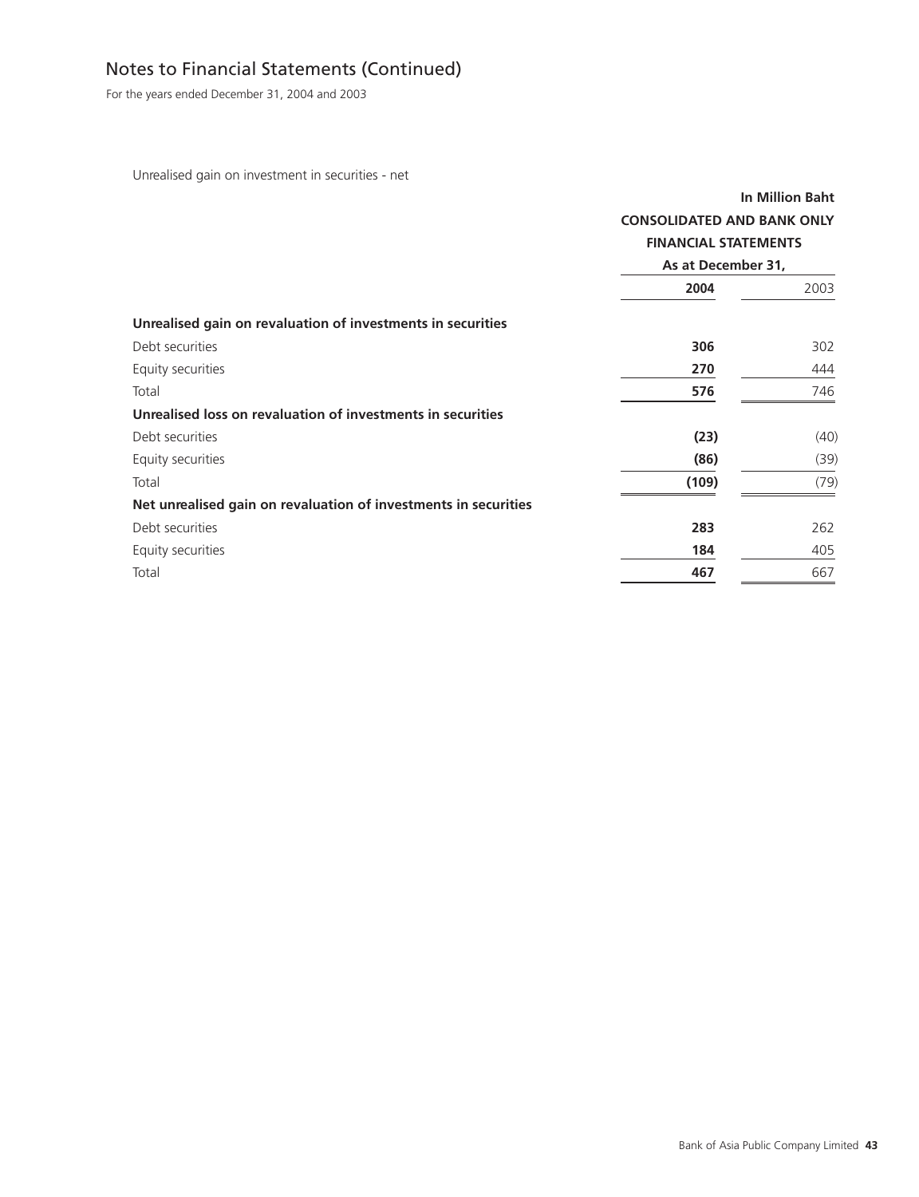# Notes to Financial Statements (Continued)

For the years ended December 31, 2004 and 2003

Unrealised gain on investment in securities - net

| | In Million Baht | |
|---|---|---|
| | CONSOLIDATED AND BANK ONLY FINANCIAL STATEMENTS | |
| | As at December 31, | |
| | **2004** | 2003 |
| **Unrealised gain on revaluation of investments in securities** | | |
| Debt securities | **306** | 302 |
| Equity securities | **270** | 444 |
| Total | **576** | 746 |
| **Unrealised loss on revaluation of investments in securities** | | |
| Debt securities | **(23)** | (40) |
| Equity securities | **(86)** | (39) |
| Total | **(109)** | (79) |
| **Net unrealised gain on revaluation of investments in securities** | | |
| Debt securities | **283** | 262 |
| Equity securities | **184** | 405 |
| Total | **467** | 667 |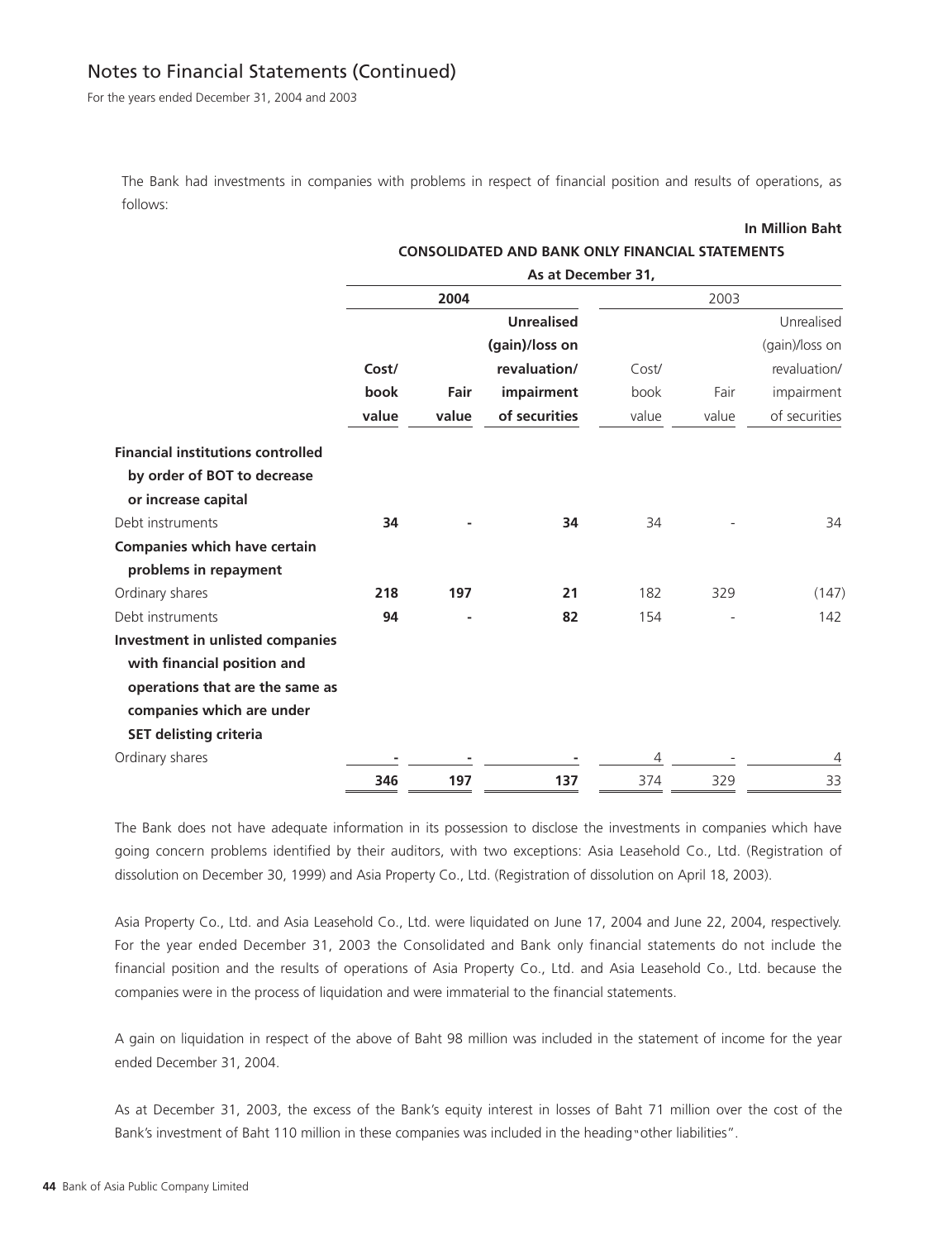The Bank had investments in companies with problems in respect of financial position and results of operations, as follows:

**In Million Baht**

| | **CONSOLIDATED AND BANK ONLY FINANCIAL STATEMENTS** | | | | | |
|---|---|---|---|---|---|---|
| | **As at December 31,** | | | | | |
| | **2004** | | | 2003 | | |
| | **Cost/ book value** | **Fair value** | **Unrealised (gain)/loss on revaluation/ impairment of securities** | Cost/ book value | Fair value | Unrealised (gain)/loss on revaluation/ impairment of securities |
| **Financial institutions controlled by order of BOT to decrease or increase capital** | | | | | | |
| Debt instruments | **34** | **-** | **34** | 34 | - | 34 |
| **Companies which have certain problems in repayment** | | | | | | |
| Ordinary shares | **218** | **197** | **21** | 182 | 329 | (147) |
| Debt instruments | **94** | **-** | **82** | 154 | - | 142 |
| **Investment in unlisted companies with financial position and operations that are the same as companies which are under SET delisting criteria** | | | | | | |
| Ordinary shares | **-** | **-** | **-** | 4 | - | 4 |
| | **346** | **197** | **137** | 374 | 329 | 33 |

The Bank does not have adequate information in its possession to disclose the investments in companies which have going concern problems identified by their auditors, with two exceptions: Asia Leasehold Co., Ltd. (Registration of dissolution on December 30, 1999) and Asia Property Co., Ltd. (Registration of dissolution on April 18, 2003).

Asia Property Co., Ltd. and Asia Leasehold Co., Ltd. were liquidated on June 17, 2004 and June 22, 2004, respectively. For the year ended December 31, 2003 the Consolidated and Bank only financial statements do not include the financial position and the results of operations of Asia Property Co., Ltd. and Asia Leasehold Co., Ltd. because the companies were in the process of liquidation and were immaterial to the financial statements.

A gain on liquidation in respect of the above of Baht 98 million was included in the statement of income for the year ended December 31, 2004.

As at December 31, 2003, the excess of the Bank's equity interest in losses of Baht 71 million over the cost of the Bank's investment of Baht 110 million in these companies was included in the heading "other liabilities".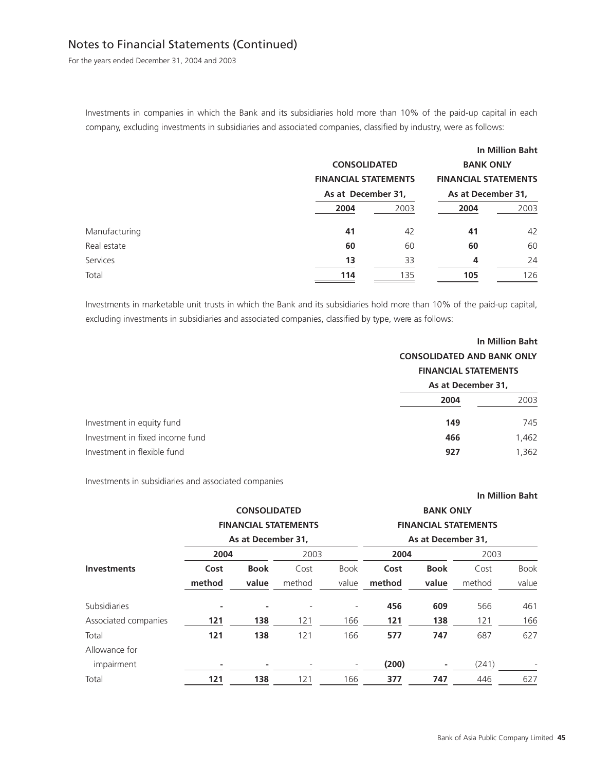## Notes to Financial Statements (Continued)

For the years ended December 31, 2004 and 2003

Investments in companies in which the Bank and its subsidiaries hold more than 10% of the paid-up capital in each company, excluding investments in subsidiaries and associated companies, classified by industry, were as follows:

**In Million Baht**

| | **CONSOLIDATED FINANCIAL STATEMENTS** | | **BANK ONLY FINANCIAL STATEMENTS** | |
|---|---|---|---|---|
| | **As at December 31,** | | **As at December 31,** | |
| | **2004** | 2003 | **2004** | 2003 |
| Manufacturing | **41** | 42 | **41** | 42 |
| Real estate | **60** | 60 | **60** | 60 |
| Services | **13** | 33 | **4** | 24 |
| Total | **114** | 135 | **105** | 126 |

Investments in marketable unit trusts in which the Bank and its subsidiaries hold more than 10% of the paid-up capital, excluding investments in subsidiaries and associated companies, classified by type, were as follows:

**In Million Baht**

| | **CONSOLIDATED AND BANK ONLY FINANCIAL STATEMENTS** | |
|---|---|---|
| | **As at December 31,** | |
| | **2004** | 2003 |
| Investment in equity fund | **149** | 745 |
| Investment in fixed income fund | **466** | 1,462 |
| Investment in flexible fund | **927** | 1,362 |

Investments in subsidiaries and associated companies

**In Million Baht**

| | **CONSOLIDATED FINANCIAL STATEMENTS** | | | | **BANK ONLY FINANCIAL STATEMENTS** | | | |
|---|---|---|---|---|---|---|---|---|
| | **As at December 31,** | | | | **As at December 31,** | | | |
| | **2004** | | 2003 | | **2004** | | 2003 | |
| **Investments** | **Cost method** | **Book value** | Cost method | Book value | **Cost method** | **Book value** | Cost method | Book value |
| Subsidiaries | **-** | **-** | - | - | **456** | **609** | 566 | 461 |
| Associated companies | **121** | **138** | 121 | 166 | **121** | **138** | 121 | 166 |
| Total | **121** | **138** | 121 | 166 | **577** | **747** | 687 | 627 |
| Allowance for impairment | **-** | **-** | - | - | **(200)** | **-** | (241) | - |
| Total | **121** | **138** | 121 | 166 | **377** | **747** | 446 | 627 |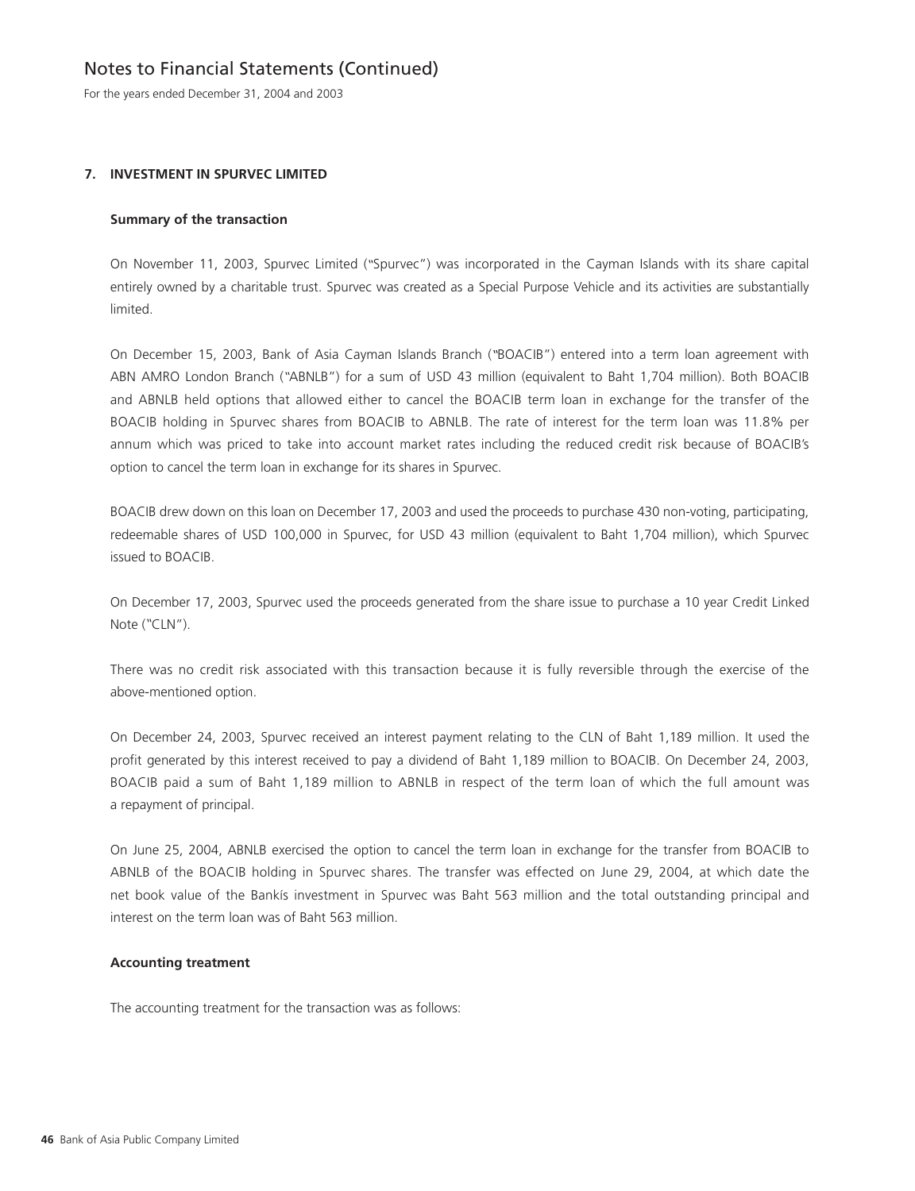## 7. INVESTMENT IN SPURVEC LIMITED

### Summary of the transaction

On November 11, 2003, Spurvec Limited ("Spurvec") was incorporated in the Cayman Islands with its share capital entirely owned by a charitable trust. Spurvec was created as a Special Purpose Vehicle and its activities are substantially limited.

On December 15, 2003, Bank of Asia Cayman Islands Branch ("BOACIB") entered into a term loan agreement with ABN AMRO London Branch ("ABNLB") for a sum of USD 43 million (equivalent to Baht 1,704 million). Both BOACIB and ABNLB held options that allowed either to cancel the BOACIB term loan in exchange for the transfer of the BOACIB holding in Spurvec shares from BOACIB to ABNLB. The rate of interest for the term loan was 11.8% per annum which was priced to take into account market rates including the reduced credit risk because of BOACIB's option to cancel the term loan in exchange for its shares in Spurvec.

BOACIB drew down on this loan on December 17, 2003 and used the proceeds to purchase 430 non-voting, participating, redeemable shares of USD 100,000 in Spurvec, for USD 43 million (equivalent to Baht 1,704 million), which Spurvec issued to BOACIB.

On December 17, 2003, Spurvec used the proceeds generated from the share issue to purchase a 10 year Credit Linked Note ("CLN").

There was no credit risk associated with this transaction because it is fully reversible through the exercise of the above-mentioned option.

On December 24, 2003, Spurvec received an interest payment relating to the CLN of Baht 1,189 million. It used the profit generated by this interest received to pay a dividend of Baht 1,189 million to BOACIB. On December 24, 2003, BOACIB paid a sum of Baht 1,189 million to ABNLB in respect of the term loan of which the full amount was a repayment of principal.

On June 25, 2004, ABNLB exercised the option to cancel the term loan in exchange for the transfer from BOACIB to ABNLB of the BOACIB holding in Spurvec shares. The transfer was effected on June 29, 2004, at which date the net book value of the Bankís investment in Spurvec was Baht 563 million and the total outstanding principal and interest on the term loan was of Baht 563 million.

### Accounting treatment

The accounting treatment for the transaction was as follows: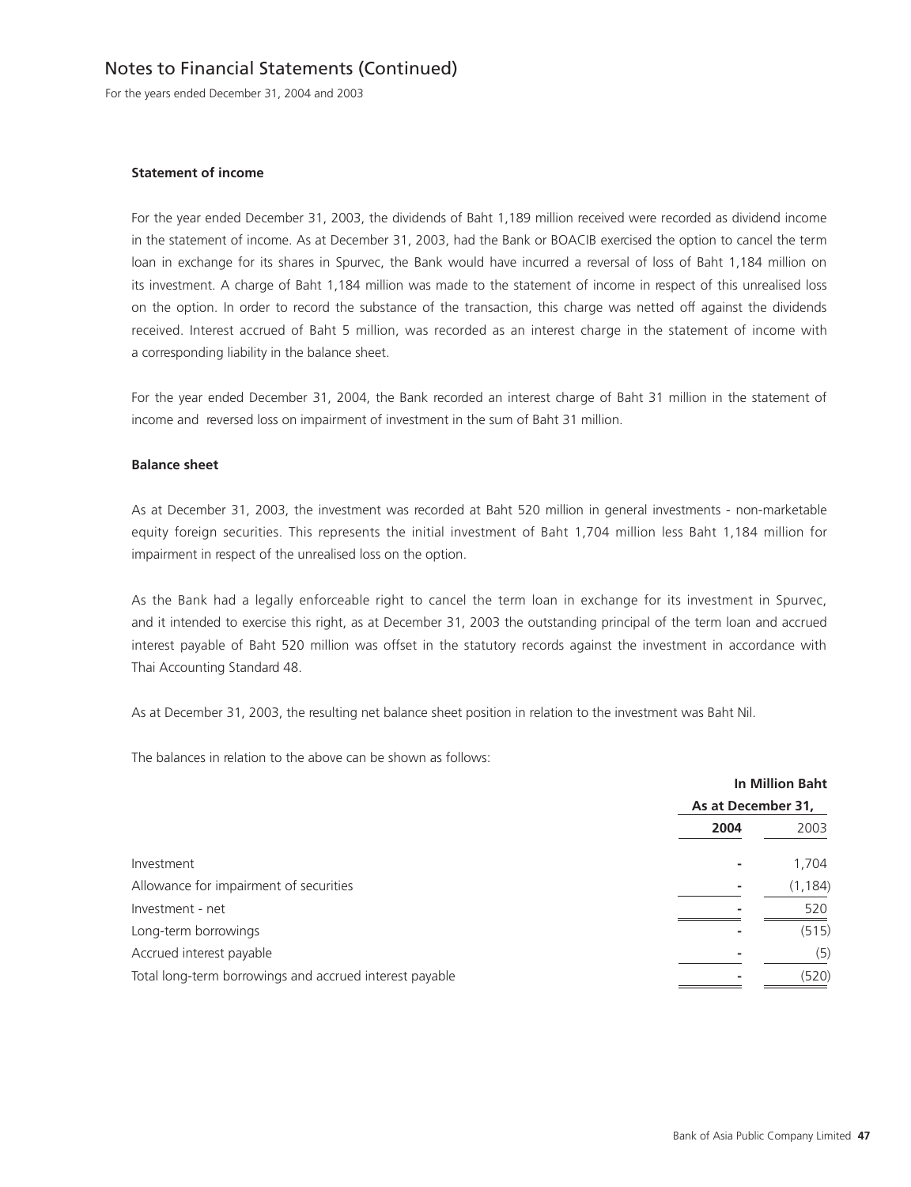# Notes to Financial Statements (Continued)

For the years ended December 31, 2004 and 2003

**Statement of income**

For the year ended December 31, 2003, the dividends of Baht 1,189 million received were recorded as dividend income in the statement of income. As at December 31, 2003, had the Bank or BOACIB exercised the option to cancel the term loan in exchange for its shares in Spurvec, the Bank would have incurred a reversal of loss of Baht 1,184 million on its investment. A charge of Baht 1,184 million was made to the statement of income in respect of this unrealised loss on the option. In order to record the substance of the transaction, this charge was netted off against the dividends received. Interest accrued of Baht 5 million, was recorded as an interest charge in the statement of income with a corresponding liability in the balance sheet.

For the year ended December 31, 2004, the Bank recorded an interest charge of Baht 31 million in the statement of income and reversed loss on impairment of investment in the sum of Baht 31 million.

**Balance sheet**

As at December 31, 2003, the investment was recorded at Baht 520 million in general investments - non-marketable equity foreign securities. This represents the initial investment of Baht 1,704 million less Baht 1,184 million for impairment in respect of the unrealised loss on the option.

As the Bank had a legally enforceable right to cancel the term loan in exchange for its investment in Spurvec, and it intended to exercise this right, as at December 31, 2003 the outstanding principal of the term loan and accrued interest payable of Baht 520 million was offset in the statutory records against the investment in accordance with Thai Accounting Standard 48.

As at December 31, 2003, the resulting net balance sheet position in relation to the investment was Baht Nil.

The balances in relation to the above can be shown as follows:

| | In Million Baht | |
|---|---|---|
| | As at December 31, | |
| | **2004** | 2003 |
| Investment | - | 1,704 |
| Allowance for impairment of securities | - | (1,184) |
| Investment - net | - | 520 |
| Long-term borrowings | - | (515) |
| Accrued interest payable | - | (5) |
| Total long-term borrowings and accrued interest payable | - | (520) |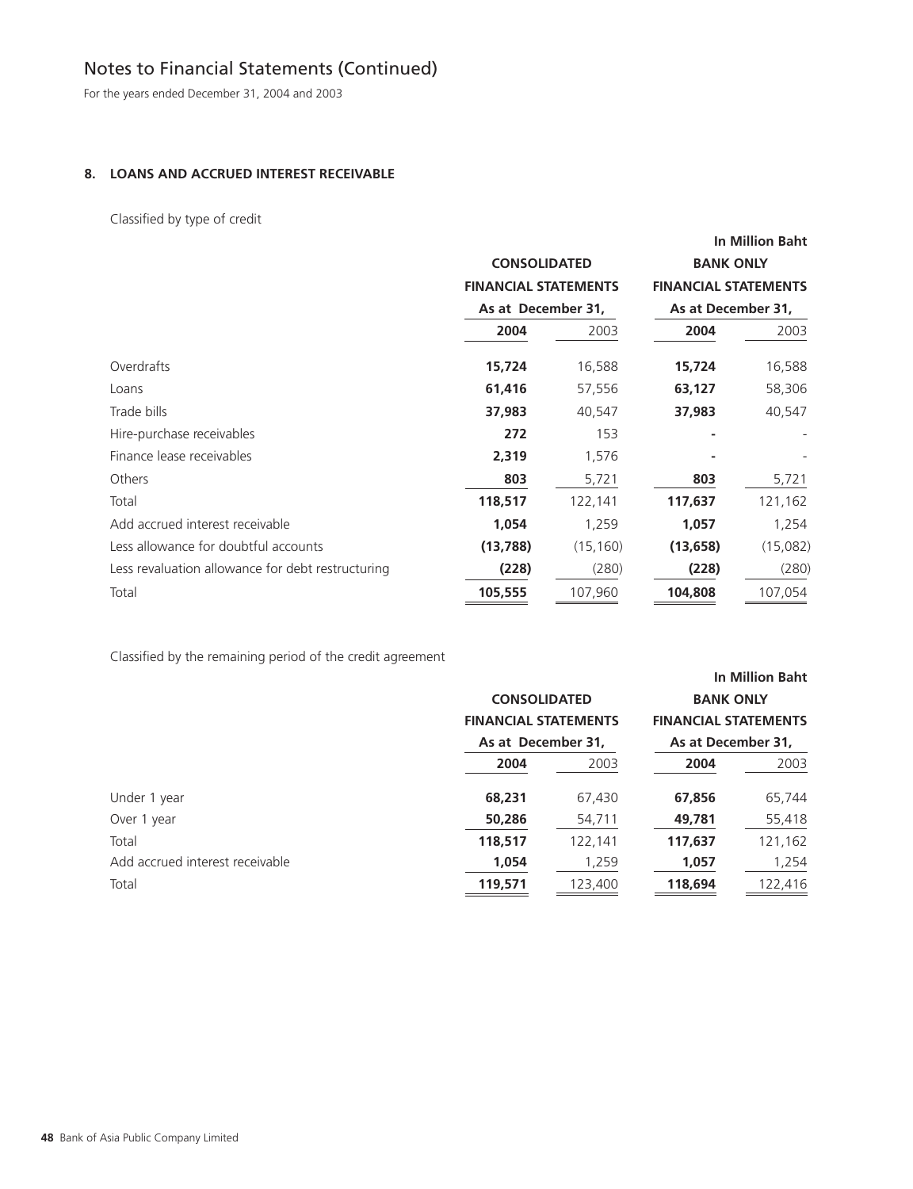# Notes to Financial Statements (Continued)

For the years ended December 31, 2004 and 2003

## 8. LOANS AND ACCRUED INTEREST RECEIVABLE

Classified by type of credit

| | CONSOLIDATED FINANCIAL STATEMENTS | | BANK ONLY FINANCIAL STATEMENTS | |
|---|---|---|---|---|
| | As at December 31, | | As at December 31, | |
| | **2004** | 2003 | **2004** | 2003 |
| | | | | In Million Baht |
| Overdrafts | **15,724** | 16,588 | **15,724** | 16,588 |
| Loans | **61,416** | 57,556 | **63,127** | 58,306 |
| Trade bills | **37,983** | 40,547 | **37,983** | 40,547 |
| Hire-purchase receivables | **272** | 153 | **-** | - |
| Finance lease receivables | **2,319** | 1,576 | **-** | - |
| Others | **803** | 5,721 | **803** | 5,721 |
| Total | **118,517** | 122,141 | **117,637** | 121,162 |
| Add accrued interest receivable | **1,054** | 1,259 | **1,057** | 1,254 |
| Less allowance for doubtful accounts | **(13,788)** | (15,160) | **(13,658)** | (15,082) |
| Less revaluation allowance for debt restructuring | **(228)** | (280) | **(228)** | (280) |
| Total | **105,555** | 107,960 | **104,808** | 107,054 |

Classified by the remaining period of the credit agreement

| | CONSOLIDATED FINANCIAL STATEMENTS | | BANK ONLY FINANCIAL STATEMENTS | |
|---|---|---|---|---|
| | As at December 31, | | As at December 31, | |
| | **2004** | 2003 | **2004** | 2003 |
| | | | | In Million Baht |
| Under 1 year | **68,231** | 67,430 | **67,856** | 65,744 |
| Over 1 year | **50,286** | 54,711 | **49,781** | 55,418 |
| Total | **118,517** | 122,141 | **117,637** | 121,162 |
| Add accrued interest receivable | **1,054** | 1,259 | **1,057** | 1,254 |
| Total | **119,571** | 123,400 | **118,694** | 122,416 |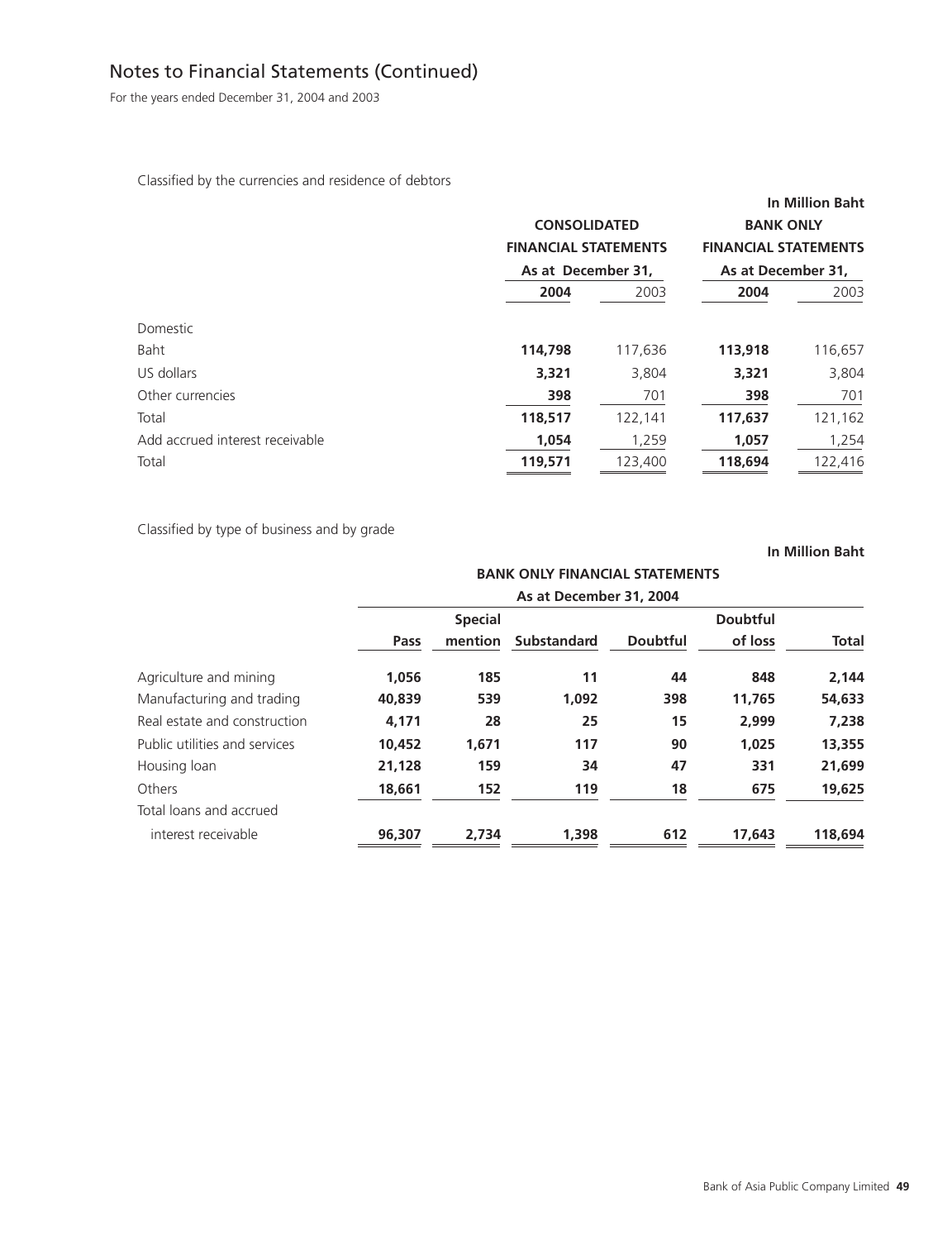## Notes to Financial Statements (Continued)

For the years ended December 31, 2004 and 2003

Classified by the currencies and residence of debtors

**In Million Baht**

| | **CONSOLIDATED FINANCIAL STATEMENTS** | | **BANK ONLY FINANCIAL STATEMENTS** | |
|---|---|---|---|---|
| | **As at December 31,** | | **As at December 31,** | |
| | **2004** | 2003 | **2004** | 2003 |
| Domestic | | | | |
| Baht | **114,798** | 117,636 | **113,918** | 116,657 |
| US dollars | **3,321** | 3,804 | **3,321** | 3,804 |
| Other currencies | **398** | 701 | **398** | 701 |
| Total | **118,517** | 122,141 | **117,637** | 121,162 |
| Add accrued interest receivable | **1,054** | 1,259 | **1,057** | 1,254 |
| Total | **119,571** | 123,400 | **118,694** | 122,416 |

Classified by type of business and by grade

**In Million Baht**

| | **BANK ONLY FINANCIAL STATEMENTS** | | | | | |
|---|---|---|---|---|---|---|
| | **As at December 31, 2004** | | | | | |
| | **Pass** | **Special mention** | **Substandard** | **Doubtful** | **Doubtful of loss** | **Total** |
| Agriculture and mining | **1,056** | **185** | **11** | **44** | **848** | **2,144** |
| Manufacturing and trading | **40,839** | **539** | **1,092** | **398** | **11,765** | **54,633** |
| Real estate and construction | **4,171** | **28** | **25** | **15** | **2,999** | **7,238** |
| Public utilities and services | **10,452** | **1,671** | **117** | **90** | **1,025** | **13,355** |
| Housing loan | **21,128** | **159** | **34** | **47** | **331** | **21,699** |
| Others | **18,661** | **152** | **119** | **18** | **675** | **19,625** |
| Total loans and accrued interest receivable | **96,307** | **2,734** | **1,398** | **612** | **17,643** | **118,694** |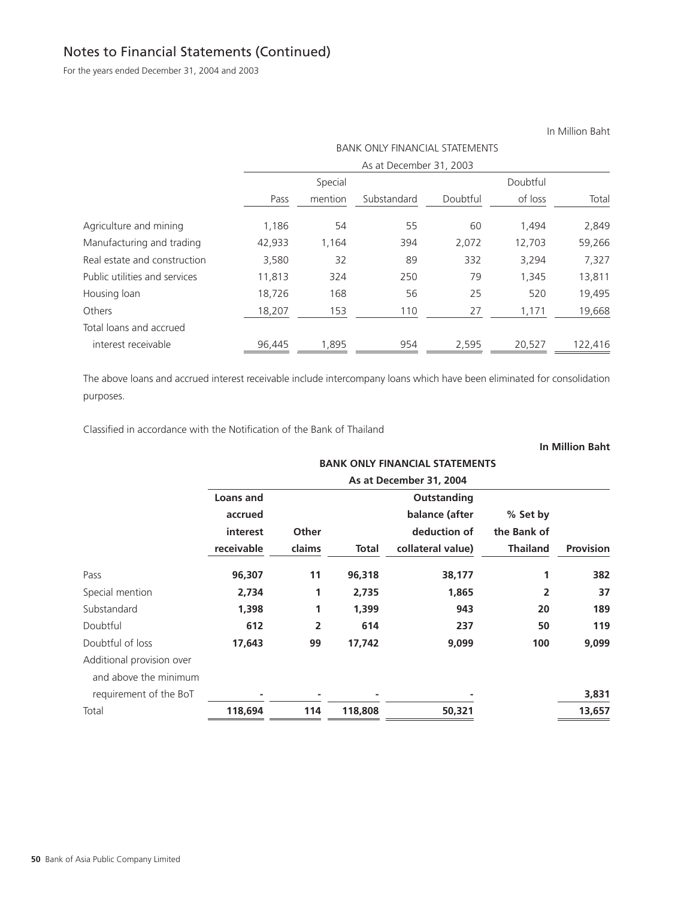# Notes to Financial Statements (Continued)

For the years ended December 31, 2004 and 2003

In Million Baht

| | BANK ONLY FINANCIAL STATEMENTS | | | | | |
|---|---|---|---|---|---|---|
| | As at December 31, 2003 | | | | | |
| | Pass | Special mention | Substandard | Doubtful | Doubtful of loss | Total |
| Agriculture and mining | 1,186 | 54 | 55 | 60 | 1,494 | 2,849 |
| Manufacturing and trading | 42,933 | 1,164 | 394 | 2,072 | 12,703 | 59,266 |
| Real estate and construction | 3,580 | 32 | 89 | 332 | 3,294 | 7,327 |
| Public utilities and services | 11,813 | 324 | 250 | 79 | 1,345 | 13,811 |
| Housing loan | 18,726 | 168 | 56 | 25 | 520 | 19,495 |
| Others | 18,207 | 153 | 110 | 27 | 1,171 | 19,668 |
| Total loans and accrued interest receivable | 96,445 | 1,895 | 954 | 2,595 | 20,527 | 122,416 |

The above loans and accrued interest receivable include intercompany loans which have been eliminated for consolidation purposes.

Classified in accordance with the Notification of the Bank of Thailand

**In Million Baht**

| | **BANK ONLY FINANCIAL STATEMENTS** | | | | | |
|---|---|---|---|---|---|---|
| | **As at December 31, 2004** | | | | | |
| | **Loans and accrued interest receivable** | **Other claims** | **Total** | **Outstanding balance (after deduction of collateral value)** | **% Set by the Bank of Thailand** | **Provision** |
| Pass | **96,307** | **11** | **96,318** | **38,177** | **1** | **382** |
| Special mention | **2,734** | **1** | **2,735** | **1,865** | **2** | **37** |
| Substandard | **1,398** | **1** | **1,399** | **943** | **20** | **189** |
| Doubtful | **612** | **2** | **614** | **237** | **50** | **119** |
| Doubtful of loss | **17,643** | **99** | **17,742** | **9,099** | **100** | **9,099** |
| Additional provision over and above the minimum requirement of the BoT | **-** | **-** | **-** | **-** | | **3,831** |
| Total | **118,694** | **114** | **118,808** | **50,321** | | **13,657** |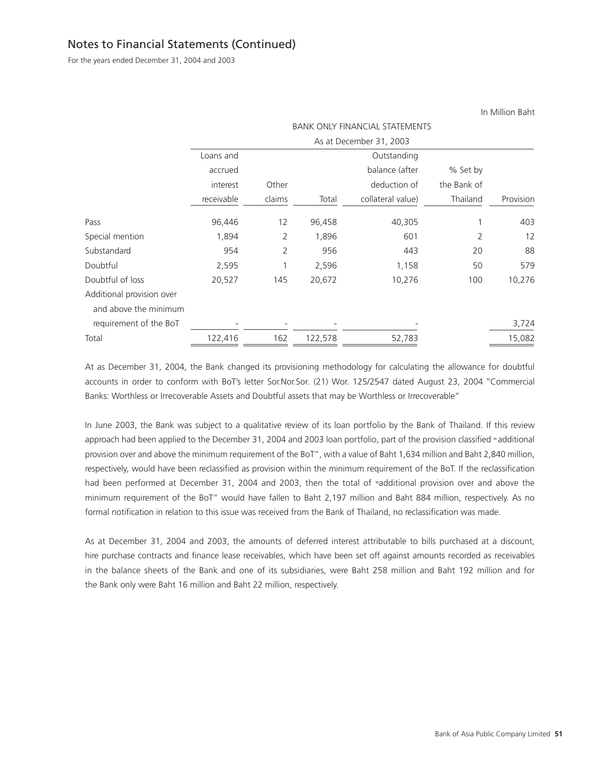## Notes to Financial Statements (Continued)

For the years ended December 31, 2004 and 2003

In Million Baht

| | BANK ONLY FINANCIAL STATEMENTS | | | | | |
|---|---|---|---|---|---|---|
| | As at December 31, 2003 | | | | | |
| | Loans and accrued interest receivable | Other claims | Total | Outstanding balance (after deduction of collateral value) | % Set by the Bank of Thailand | Provision |
| Pass | 96,446 | 12 | 96,458 | 40,305 | 1 | 403 |
| Special mention | 1,894 | 2 | 1,896 | 601 | 2 | 12 |
| Substandard | 954 | 2 | 956 | 443 | 20 | 88 |
| Doubtful | 2,595 | 1 | 2,596 | 1,158 | 50 | 579 |
| Doubtful of loss | 20,527 | 145 | 20,672 | 10,276 | 100 | 10,276 |
| Additional provision over and above the minimum requirement of the BoT | - | - | - | - | | 3,724 |
| Total | 122,416 | 162 | 122,578 | 52,783 | | 15,082 |

At as December 31, 2004, the Bank changed its provisioning methodology for calculating the allowance for doubtful accounts in order to conform with BoT's letter Sor.Nor.Sor. (21) Wor. 125/2547 dated August 23, 2004 "Commercial Banks: Worthless or Irrecoverable Assets and Doubtful assets that may be Worthless or Irrecoverable"

In June 2003, the Bank was subject to a qualitative review of its loan portfolio by the Bank of Thailand. If this review approach had been applied to the December 31, 2004 and 2003 loan portfolio, part of the provision classified "additional provision over and above the minimum requirement of the BoT", with a value of Baht 1,634 million and Baht 2,840 million, respectively, would have been reclassified as provision within the minimum requirement of the BoT. If the reclassification had been performed at December 31, 2004 and 2003, then the total of "additional provision over and above the minimum requirement of the BoT" would have fallen to Baht 2,197 million and Baht 884 million, respectively. As no formal notification in relation to this issue was received from the Bank of Thailand, no reclassification was made.

As at December 31, 2004 and 2003, the amounts of deferred interest attributable to bills purchased at a discount, hire purchase contracts and finance lease receivables, which have been set off against amounts recorded as receivables in the balance sheets of the Bank and one of its subsidiaries, were Baht 258 million and Baht 192 million and for the Bank only were Baht 16 million and Baht 22 million, respectively.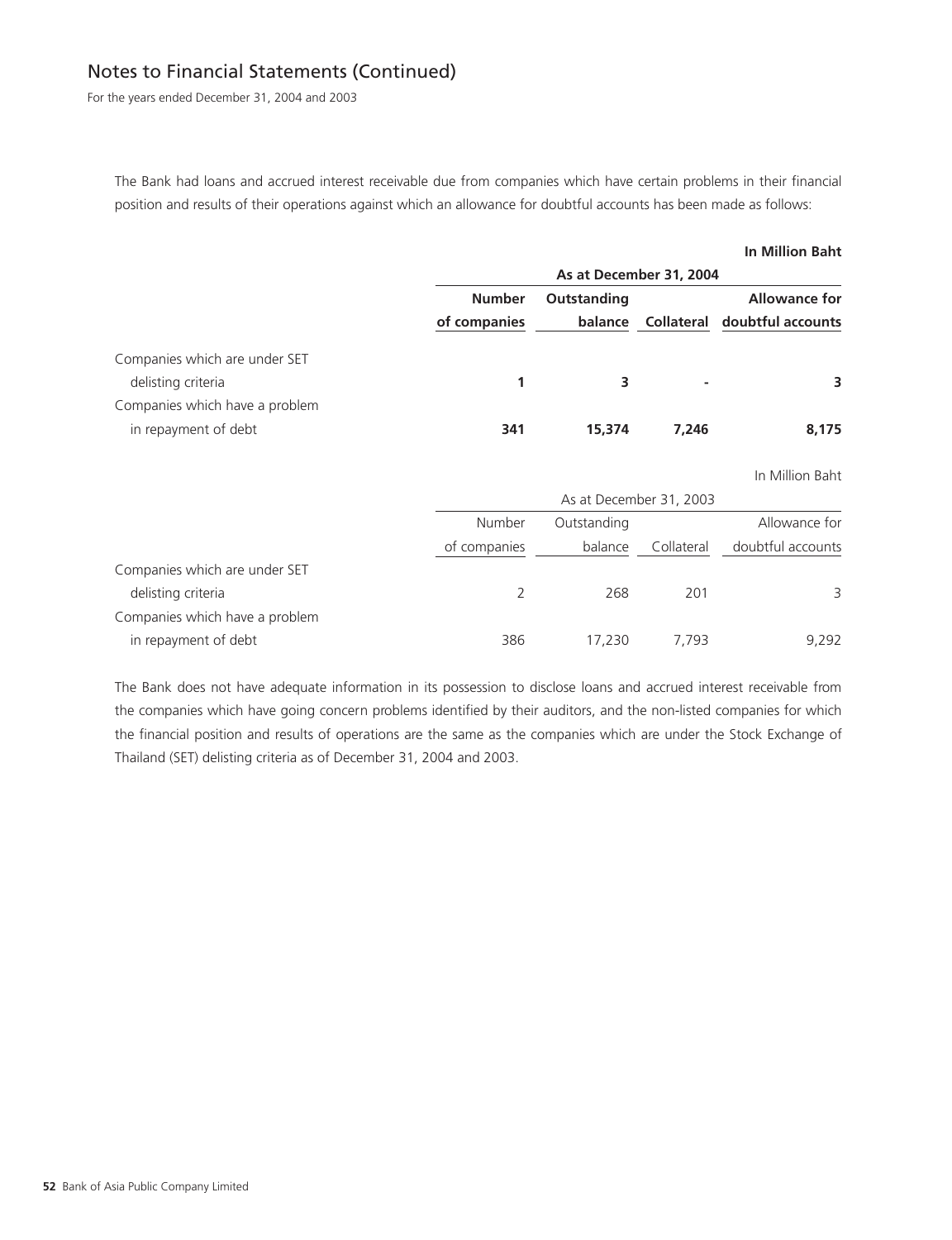## Notes to Financial Statements (Continued)

For the years ended December 31, 2004 and 2003

The Bank had loans and accrued interest receivable due from companies which have certain problems in their financial position and results of their operations against which an allowance for doubtful accounts has been made as follows:

**In Million Baht**

| | **As at December 31, 2004** | | | |
|---|---|---|---|---|
| | **Number of companies** | **Outstanding balance** | **Collateral** | **Allowance for doubtful accounts** |
| Companies which are under SET delisting criteria | **1** | **3** | **-** | **3** |
| Companies which have a problem in repayment of debt | **341** | **15,374** | **7,246** | **8,175** |

In Million Baht

| | As at December 31, 2003 | | | |
|---|---|---|---|---|
| | Number of companies | Outstanding balance | Collateral | Allowance for doubtful accounts |
| Companies which are under SET delisting criteria | 2 | 268 | 201 | 3 |
| Companies which have a problem in repayment of debt | 386 | 17,230 | 7,793 | 9,292 |

The Bank does not have adequate information in its possession to disclose loans and accrued interest receivable from the companies which have going concern problems identified by their auditors, and the non-listed companies for which the financial position and results of operations are the same as the companies which are under the Stock Exchange of Thailand (SET) delisting criteria as of December 31, 2004 and 2003.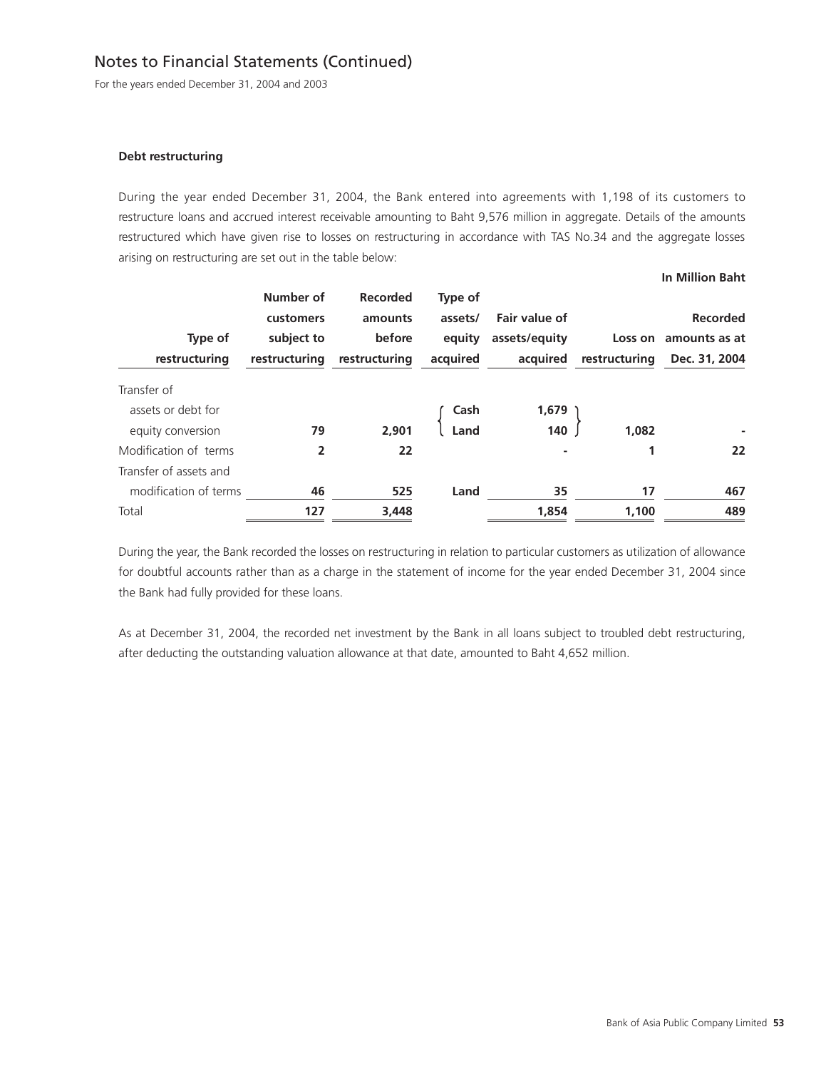# Notes to Financial Statements (Continued)

For the years ended December 31, 2004 and 2003

**Debt restructuring**

During the year ended December 31, 2004, the Bank entered into agreements with 1,198 of its customers to restructure loans and accrued interest receivable amounting to Baht 9,576 million in aggregate. Details of the amounts restructured which have given rise to losses on restructuring in accordance with TAS No.34 and the aggregate losses arising on restructuring are set out in the table below:

**In Million Baht**

| Type of restructuring | Number of customers subject to restructuring | Recorded amounts before restructuring | Type of assets/ equity acquired | Fair value of assets/equity acquired | Loss on restructuring | Recorded amounts as at Dec. 31, 2004 |
|---|---|---|---|---|---|---|
| Transfer of assets or debt for equity conversion | **79** | **2,901** | **Cash** | **1,679** | **1,082** | **-** |
| | | | **Land** | **140** | | |
| Modification of terms | **2** | **22** | | **-** | **1** | **22** |
| Transfer of assets and modification of terms | **46** | **525** | **Land** | **35** | **17** | **467** |
| Total | **127** | **3,448** | | **1,854** | **1,100** | **489** |

During the year, the Bank recorded the losses on restructuring in relation to particular customers as utilization of allowance for doubtful accounts rather than as a charge in the statement of income for the year ended December 31, 2004 since the Bank had fully provided for these loans.

As at December 31, 2004, the recorded net investment by the Bank in all loans subject to troubled debt restructuring, after deducting the outstanding valuation allowance at that date, amounted to Baht 4,652 million.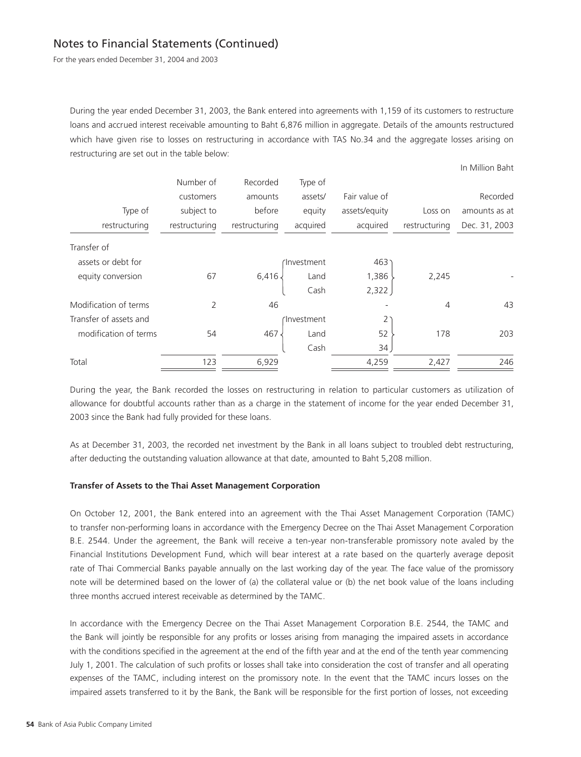# Notes to Financial Statements (Continued)

For the years ended December 31, 2004 and 2003

During the year ended December 31, 2003, the Bank entered into agreements with 1,159 of its customers to restructure loans and accrued interest receivable amounting to Baht 6,876 million in aggregate. Details of the amounts restructured which have given rise to losses on restructuring in accordance with TAS No.34 and the aggregate losses arising on restructuring are set out in the table below:

In Million Baht

| Type of restructuring | Number of customers subject to restructuring | Recorded amounts before restructuring | Type of assets/ equity acquired | Fair value of assets/equity acquired | Loss on restructuring | Recorded amounts as at Dec. 31, 2003 |
|---|---|---|---|---|---|---|
| Transfer of assets or debt for equity conversion | 67 | 6,416 | Investment | 463 | 2,245 | - |
| | | | Land | 1,386 | | |
| | | | Cash | 2,322 | | |
| Modification of terms | 2 | 46 | | - | 4 | 43 |
| Transfer of assets and modification of terms | 54 | 467 | Investment | 2 | 178 | 203 |
| | | | Land | 52 | | |
| | | | Cash | 34 | | |
| Total | 123 | 6,929 | | 4,259 | 2,427 | 246 |

During the year, the Bank recorded the losses on restructuring in relation to particular customers as utilization of allowance for doubtful accounts rather than as a charge in the statement of income for the year ended December 31, 2003 since the Bank had fully provided for these loans.

As at December 31, 2003, the recorded net investment by the Bank in all loans subject to troubled debt restructuring, after deducting the outstanding valuation allowance at that date, amounted to Baht 5,208 million.

**Transfer of Assets to the Thai Asset Management Corporation**

On October 12, 2001, the Bank entered into an agreement with the Thai Asset Management Corporation (TAMC) to transfer non-performing loans in accordance with the Emergency Decree on the Thai Asset Management Corporation B.E. 2544. Under the agreement, the Bank will receive a ten-year non-transferable promissory note avaled by the Financial Institutions Development Fund, which will bear interest at a rate based on the quarterly average deposit rate of Thai Commercial Banks payable annually on the last working day of the year. The face value of the promissory note will be determined based on the lower of (a) the collateral value or (b) the net book value of the loans including three months accrued interest receivable as determined by the TAMC.

In accordance with the Emergency Decree on the Thai Asset Management Corporation B.E. 2544, the TAMC and the Bank will jointly be responsible for any profits or losses arising from managing the impaired assets in accordance with the conditions specified in the agreement at the end of the fifth year and at the end of the tenth year commencing July 1, 2001. The calculation of such profits or losses shall take into consideration the cost of transfer and all operating expenses of the TAMC, including interest on the promissory note. In the event that the TAMC incurs losses on the impaired assets transferred to it by the Bank, the Bank will be responsible for the first portion of losses, not exceeding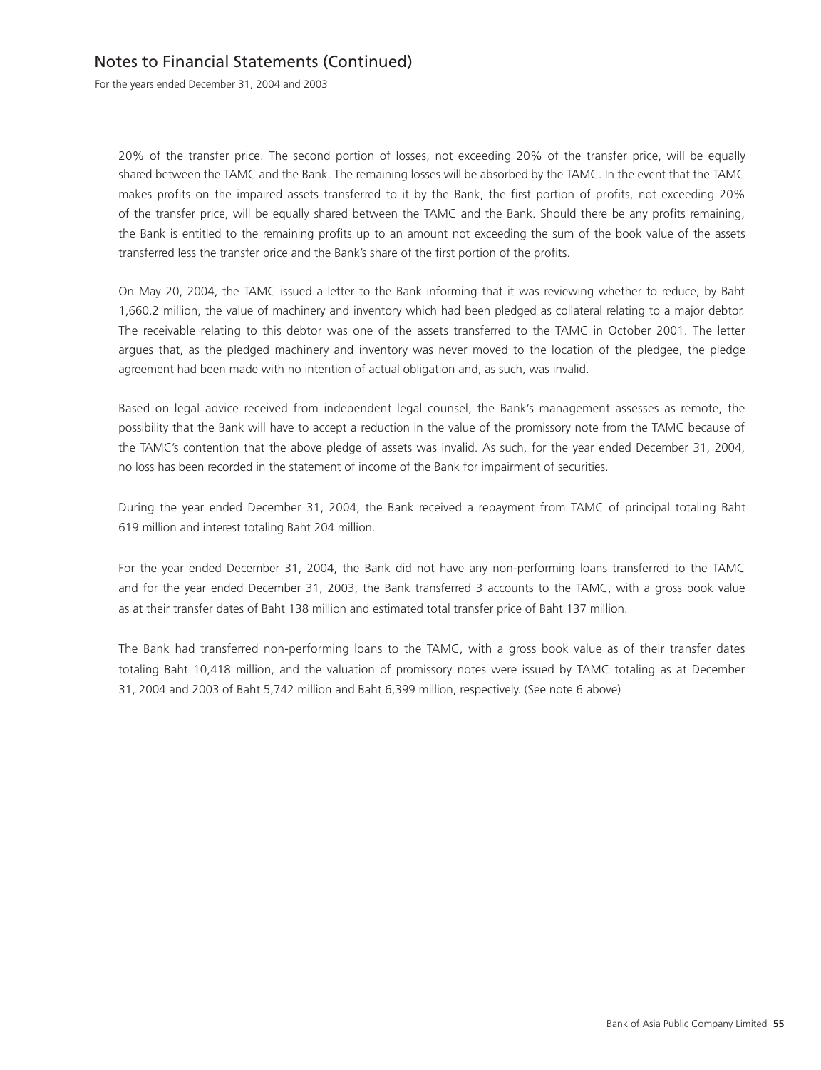20% of the transfer price. The second portion of losses, not exceeding 20% of the transfer price, will be equally shared between the TAMC and the Bank. The remaining losses will be absorbed by the TAMC. In the event that the TAMC makes profits on the impaired assets transferred to it by the Bank, the first portion of profits, not exceeding 20% of the transfer price, will be equally shared between the TAMC and the Bank. Should there be any profits remaining, the Bank is entitled to the remaining profits up to an amount not exceeding the sum of the book value of the assets transferred less the transfer price and the Bank's share of the first portion of the profits.

On May 20, 2004, the TAMC issued a letter to the Bank informing that it was reviewing whether to reduce, by Baht 1,660.2 million, the value of machinery and inventory which had been pledged as collateral relating to a major debtor. The receivable relating to this debtor was one of the assets transferred to the TAMC in October 2001. The letter argues that, as the pledged machinery and inventory was never moved to the location of the pledgee, the pledge agreement had been made with no intention of actual obligation and, as such, was invalid.

Based on legal advice received from independent legal counsel, the Bank's management assesses as remote, the possibility that the Bank will have to accept a reduction in the value of the promissory note from the TAMC because of the TAMC's contention that the above pledge of assets was invalid. As such, for the year ended December 31, 2004, no loss has been recorded in the statement of income of the Bank for impairment of securities.

During the year ended December 31, 2004, the Bank received a repayment from TAMC of principal totaling Baht 619 million and interest totaling Baht 204 million.

For the year ended December 31, 2004, the Bank did not have any non-performing loans transferred to the TAMC and for the year ended December 31, 2003, the Bank transferred 3 accounts to the TAMC, with a gross book value as at their transfer dates of Baht 138 million and estimated total transfer price of Baht 137 million.

The Bank had transferred non-performing loans to the TAMC, with a gross book value as of their transfer dates totaling Baht 10,418 million, and the valuation of promissory notes were issued by TAMC totaling as at December 31, 2004 and 2003 of Baht 5,742 million and Baht 6,399 million, respectively. (See note 6 above)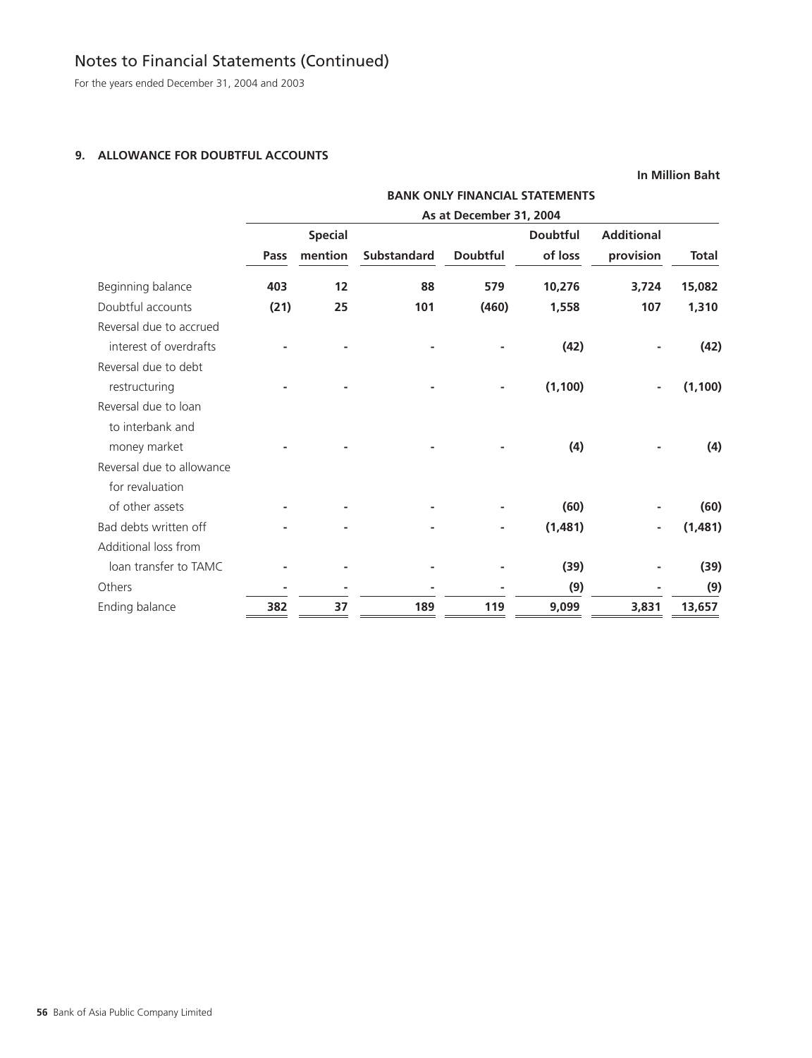# Notes to Financial Statements (Continued)

For the years ended December 31, 2004 and 2003

## 9. ALLOWANCE FOR DOUBTFUL ACCOUNTS

**In Million Baht**

| | BANK ONLY FINANCIAL STATEMENTS | | | | | | |
|---|---|---|---|---|---|---|---|
| | As at December 31, 2004 | | | | | | |
| | Pass | Special mention | Substandard | Doubtful | Doubtful of loss | Additional provision | Total |
| Beginning balance | 403 | 12 | 88 | 579 | 10,276 | 3,724 | 15,082 |
| Doubtful accounts | (21) | 25 | 101 | (460) | 1,558 | 107 | 1,310 |
| Reversal due to accrued interest of overdrafts | - | - | - | - | (42) | - | (42) |
| Reversal due to debt restructuring | - | - | - | - | (1,100) | - | (1,100) |
| Reversal due to loan to interbank and money market | - | - | - | - | (4) | - | (4) |
| Reversal due to allowance for revaluation of other assets | - | - | - | - | (60) | - | (60) |
| Bad debts written off | - | - | - | - | (1,481) | - | (1,481) |
| Additional loss from loan transfer to TAMC | - | - | - | - | (39) | - | (39) |
| Others | - | - | - | - | (9) | - | (9) |
| Ending balance | 382 | 37 | 189 | 119 | 9,099 | 3,831 | 13,657 |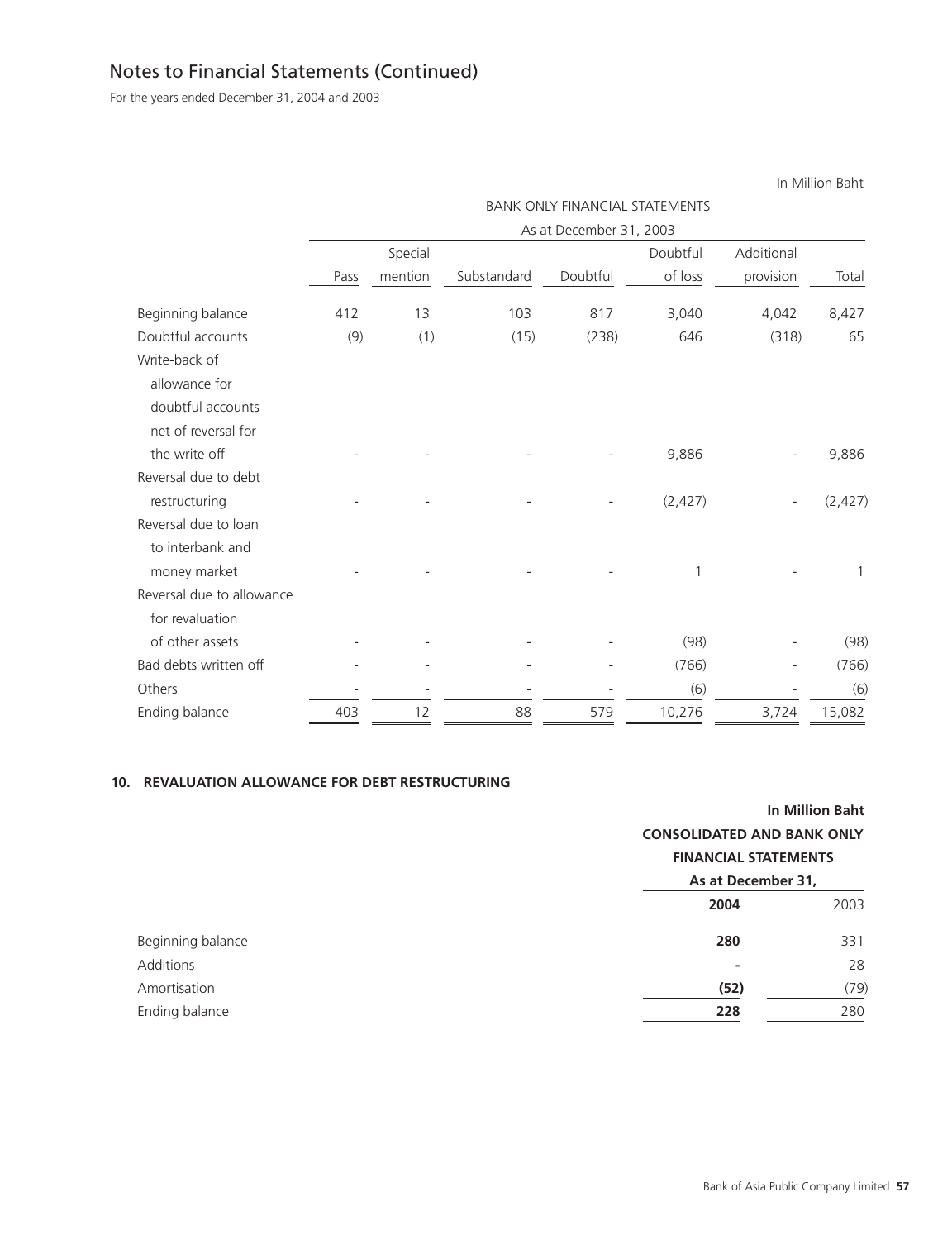## Notes to Financial Statements (Continued)

For the years ended December 31, 2004 and 2003

In Million Baht

| | BANK ONLY FINANCIAL STATEMENTS | | | | | | |
|---|---|---|---|---|---|---|---|
| | As at December 31, 2003 | | | | | | |
| | Pass | Special mention | Substandard | Doubtful | Doubtful of loss | Additional provision | Total |
| Beginning balance | 412 | 13 | 103 | 817 | 3,040 | 4,042 | 8,427 |
| Doubtful accounts | (9) | (1) | (15) | (238) | 646 | (318) | 65 |
| Write-back of allowance for doubtful accounts net of reversal for the write off | - | - | - | - | 9,886 | - | 9,886 |
| Reversal due to debt restructuring | - | - | - | - | (2,427) | - | (2,427) |
| Reversal due to loan to interbank and money market | - | - | - | - | 1 | - | 1 |
| Reversal due to allowance for revaluation of other assets | - | - | - | - | (98) | - | (98) |
| Bad debts written off | - | - | - | - | (766) | - | (766) |
| Others | - | - | - | - | (6) | - | (6) |
| Ending balance | 403 | 12 | 88 | 579 | 10,276 | 3,724 | 15,082 |

### 10. REVALUATION ALLOWANCE FOR DEBT RESTRUCTURING

**In Million Baht**

| | **CONSOLIDATED AND BANK ONLY FINANCIAL STATEMENTS** | |
|---|---|---|
| | **As at December 31,** | |
| | **2004** | 2003 |
| Beginning balance | **280** | 331 |
| Additions | **-** | 28 |
| Amortisation | **(52)** | (79) |
| Ending balance | **228** | 280 |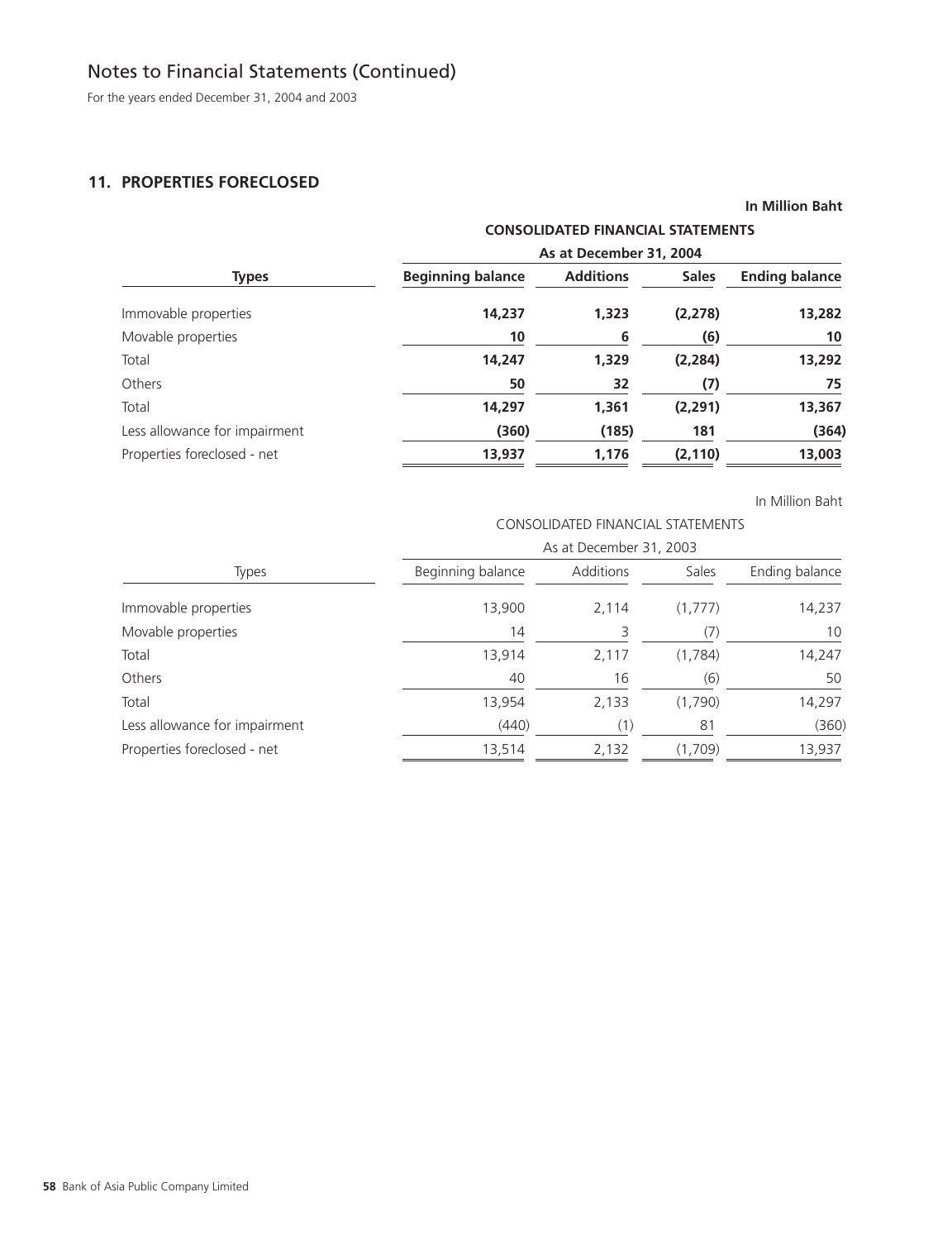# Notes to Financial Statements (Continued)

For the years ended December 31, 2004 and 2003

## 11. PROPERTIES FORECLOSED

**In Million Baht**

| | **CONSOLIDATED FINANCIAL STATEMENTS** | | | |
|---|---|---|---|---|
| | **As at December 31, 2004** | | | |
| **Types** | **Beginning balance** | **Additions** | **Sales** | **Ending balance** |
| Immovable properties | **14,237** | **1,323** | **(2,278)** | **13,282** |
| Movable properties | **10** | **6** | **(6)** | **10** |
| Total | **14,247** | **1,329** | **(2,284)** | **13,292** |
| Others | **50** | **32** | **(7)** | **75** |
| Total | **14,297** | **1,361** | **(2,291)** | **13,367** |
| Less allowance for impairment | **(360)** | **(185)** | **181** | **(364)** |
| Properties foreclosed - net | **13,937** | **1,176** | **(2,110)** | **13,003** |

In Million Baht

| | CONSOLIDATED FINANCIAL STATEMENTS | | | |
|---|---|---|---|---|
| | As at December 31, 2003 | | | |
| Types | Beginning balance | Additions | Sales | Ending balance |
| Immovable properties | 13,900 | 2,114 | (1,777) | 14,237 |
| Movable properties | 14 | 3 | (7) | 10 |
| Total | 13,914 | 2,117 | (1,784) | 14,247 |
| Others | 40 | 16 | (6) | 50 |
| Total | 13,954 | 2,133 | (1,790) | 14,297 |
| Less allowance for impairment | (440) | (1) | 81 | (360) |
| Properties foreclosed - net | 13,514 | 2,132 | (1,709) | 13,937 |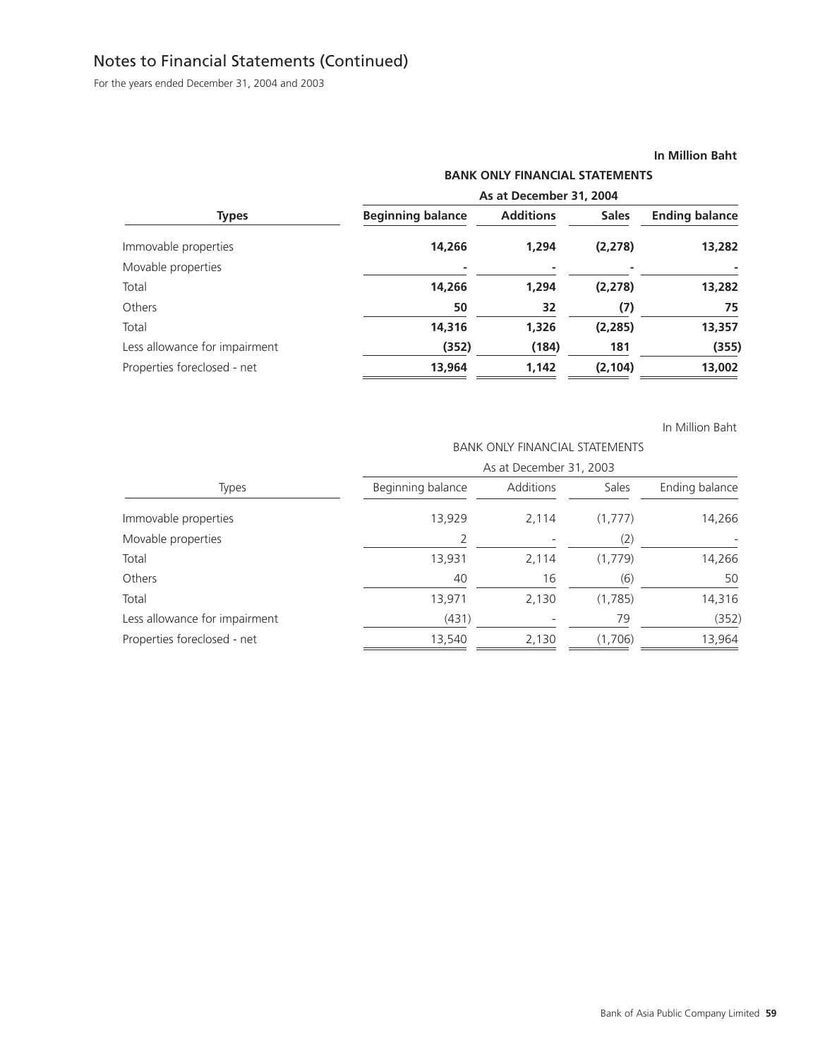# Notes to Financial Statements (Continued)

For the years ended December 31, 2004 and 2003

**In Million Baht**

| Types | BANK ONLY FINANCIAL STATEMENTS | | | |
|---|---|---|---|---|
| | As at December 31, 2004 | | | |
| | **Beginning balance** | **Additions** | **Sales** | **Ending balance** |
| Immovable properties | **14,266** | **1,294** | **(2,278)** | **13,282** |
| Movable properties | **-** | **-** | **-** | **-** |
| Total | **14,266** | **1,294** | **(2,278)** | **13,282** |
| Others | **50** | **32** | **(7)** | **75** |
| Total | **14,316** | **1,326** | **(2,285)** | **13,357** |
| Less allowance for impairment | **(352)** | **(184)** | **181** | **(355)** |
| Properties foreclosed - net | **13,964** | **1,142** | **(2,104)** | **13,002** |

In Million Baht

| Types | BANK ONLY FINANCIAL STATEMENTS | | | |
|---|---|---|---|---|
| | As at December 31, 2003 | | | |
| | Beginning balance | Additions | Sales | Ending balance |
| Immovable properties | 13,929 | 2,114 | (1,777) | 14,266 |
| Movable properties | 2 | - | (2) | - |
| Total | 13,931 | 2,114 | (1,779) | 14,266 |
| Others | 40 | 16 | (6) | 50 |
| Total | 13,971 | 2,130 | (1,785) | 14,316 |
| Less allowance for impairment | (431) | - | 79 | (352) |
| Properties foreclosed - net | 13,540 | 2,130 | (1,706) | 13,964 |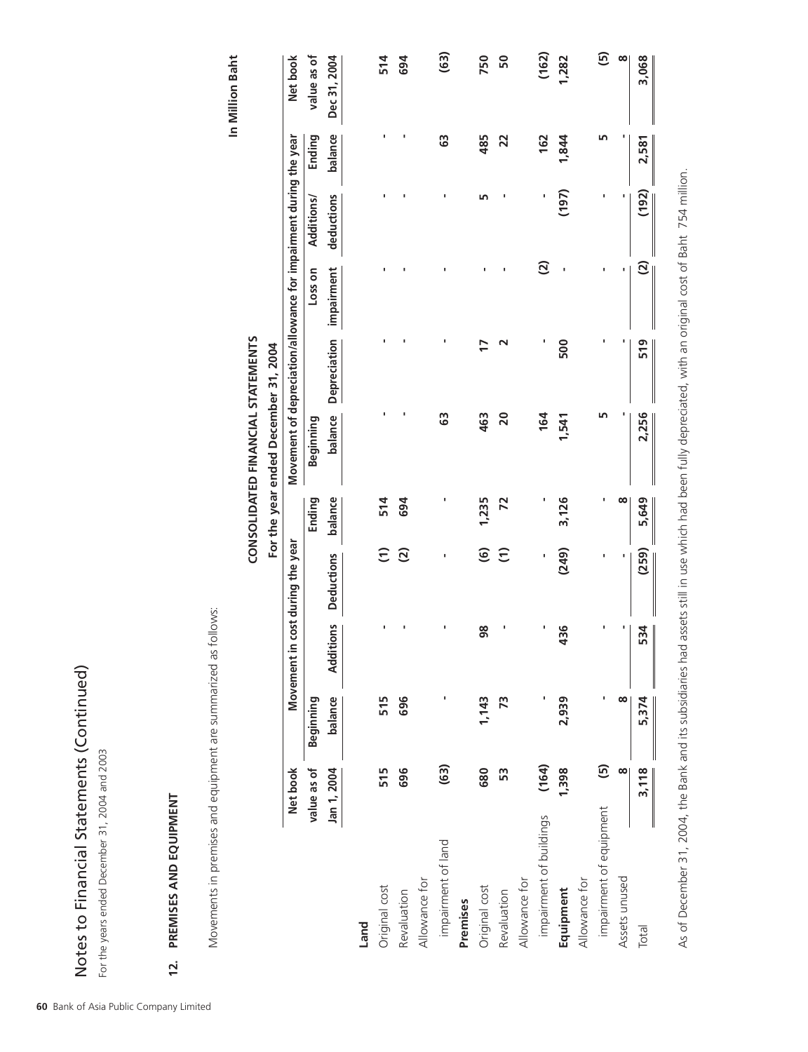# Notes to Financial Statements (Continued)

For the years ended December 31, 2004 and 2003

## 12. PREMISES AND EQUIPMENT

Movements in premises and equipment are summarized as follows:

**CONSOLIDATED FINANCIAL STATEMENTS**

**For the year ended December 31, 2004**

**In Million Baht**

| | Net book value as of Jan 1, 2004 | Movement in cost during the year | | | | Movement of depreciation/allowance for impairment during the year | | | | | Net book value as of Dec 31, 2004 |
|---|---|---|---|---|---|---|---|---|---|---|---|
| | | Beginning balance | Additions | Deductions | Ending balance | Beginning balance | Depreciation | Loss on impairment | Additions/ deductions | Ending balance | |
| **Land** | | | | | | | | | | | |
| Original cost | 515 | 515 | - | (1) | 514 | - | - | - | - | - | 514 |
| Revaluation | 696 | 696 | - | (2) | 694 | - | - | - | - | - | 694 |
| Allowance for impairment of land | (63) | - | - | - | - | 63 | - | - | - | 63 | (63) |
| **Premises** | | | | | | | | | | | |
| Original cost | 680 | 1,143 | 98 | (6) | 1,235 | 463 | 17 | - | 5 | 485 | 750 |
| Revaluation | 53 | 73 | - | (1) | 72 | 20 | 2 | - | - | 22 | 50 |
| Allowance for impairment of buildings | (164) | - | - | - | - | 164 | - | (2) | - | 162 | (162) |
| **Equipment** | 1,398 | 2,939 | 436 | (249) | 3,126 | 1,541 | 500 | - | (197) | 1,844 | 1,282 |
| Allowance for impairment of equipment | (5) | - | - | - | - | 5 | - | - | - | 5 | (5) |
| Assets unused | 8 | 8 | - | - | 8 | - | - | - | - | - | 8 |
| Total | 3,118 | 5,374 | 534 | (259) | 5,649 | 2,256 | 519 | (2) | (192) | 2,581 | 3,068 |

As of December 31, 2004, the Bank and its subsidiaries had assets still in use which had been fully depreciated, with an original cost of Baht 754 million.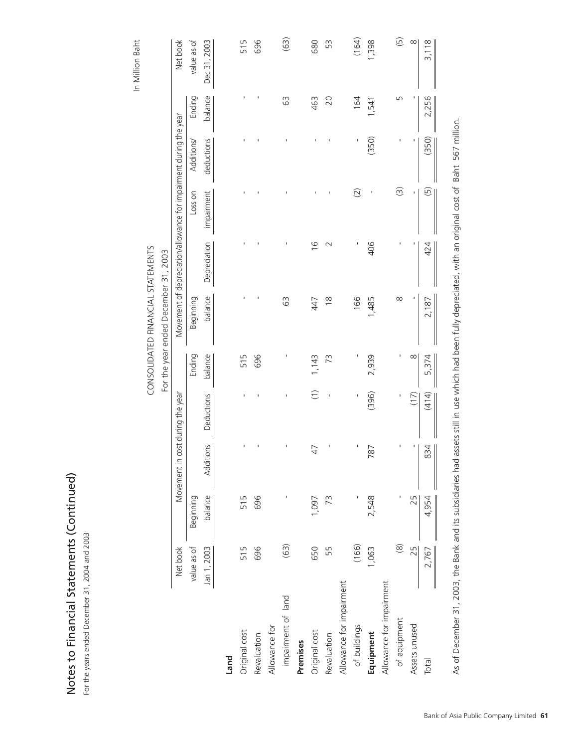# Notes to Financial Statements (Continued)

For the years ended December 31, 2004 and 2003

In Million Baht

CONSOLIDATED FINANCIAL STATEMENTS

For the year ended December 31, 2003

| | Net book value as of Jan 1, 2003 | Movement in cost during the year | | | | Movement of depreciation/allowance for impairment during the year | | | | | Net book value as of Dec 31, 2003 |
|---|---|---|---|---|---|---|---|---|---|---|---|
| | | Beginning balance | Additions | Deductions | Ending balance | Beginning balance | Depreciation | Loss on impairment | Additions/ deductions | Ending balance | |
| **Land** | | | | | | | | | | | |
| Original cost | 515 | 515 | - | - | 515 | - | - | - | - | - | 515 |
| Revaluation | 696 | 696 | - | - | 696 | - | - | - | - | - | 696 |
| Allowance for impairment of land | (63) | - | - | - | - | 63 | - | - | - | 63 | (63) |
| **Premises** | | | | | | | | | | | |
| Original cost | 650 | 1,097 | 47 | (1) | 1,143 | 447 | 16 | - | - | 463 | 680 |
| Revaluation | 55 | 73 | - | - | 73 | 18 | 2 | - | - | 20 | 53 |
| Allowance for impairment of buildings | (166) | - | - | - | - | 166 | - | (2) | - | 164 | (164) |
| **Equipment** | 1,063 | 2,548 | 787 | (396) | 2,939 | 1,485 | 406 | - | (350) | 1,541 | 1,398 |
| Allowance for impairment of equipment | (8) | - | - | - | - | 8 | - | (3) | - | 5 | (5) |
| Assets unused | 25 | 25 | - | (17) | 8 | - | - | - | - | - | 8 |
| Total | 2,767 | 4,954 | 834 | (414) | 5,374 | 2,187 | 424 | (5) | (350) | 2,256 | 3,118 |

As of December 31, 2003, the Bank and its subsidiaries had assets still in use which had been fully depreciated, with an original cost of Baht 567 million.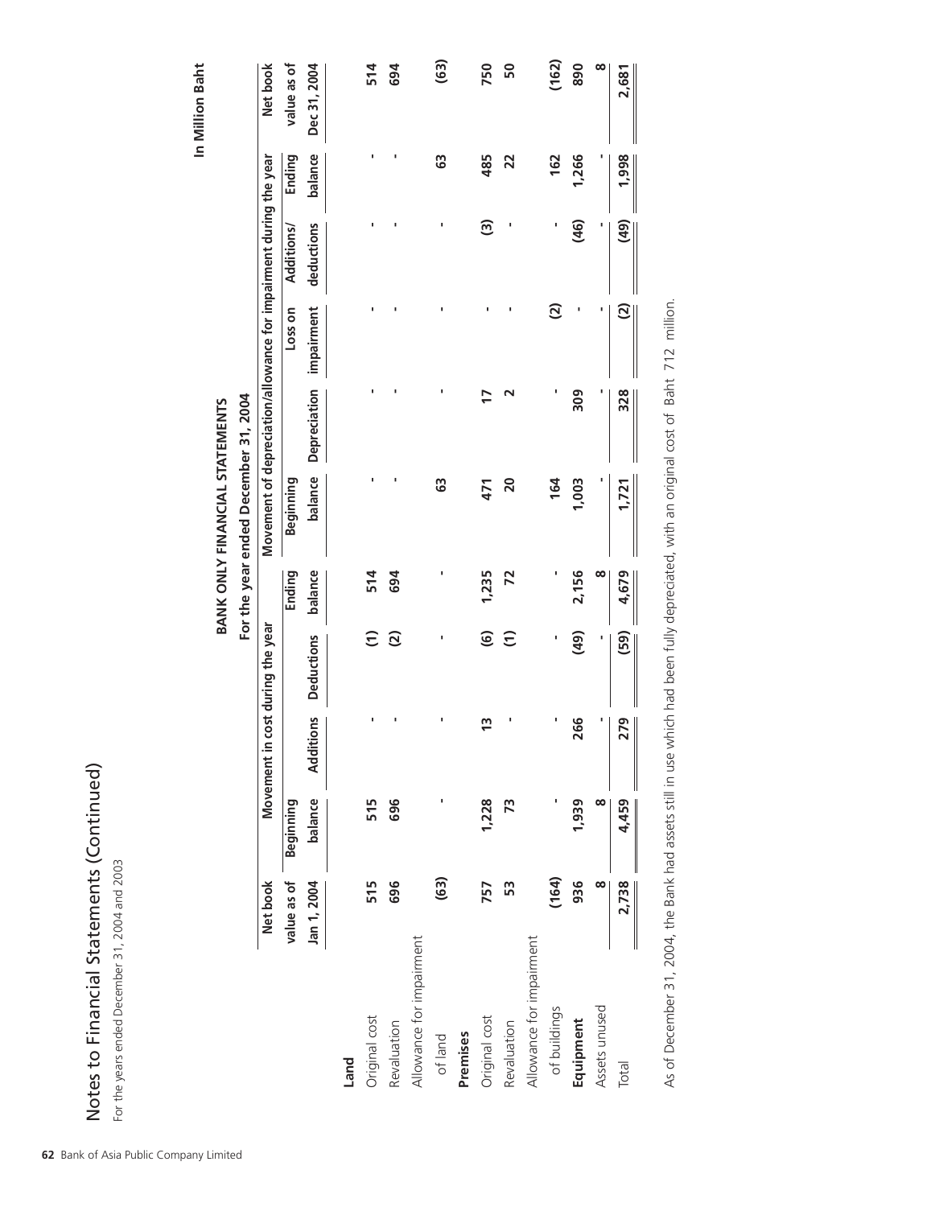# Notes to Financial Statements (Continued)

For the years ended December 31, 2004 and 2003

**BANK ONLY FINANCIAL STATEMENTS**

**For the year ended December 31, 2004**

In Million Baht

| | Net book value as of Jan 1, 2004 | Movement in cost during the year | | | | Movement of depreciation/allowance for impairment during the year | | | | | Net book value as of Dec 31, 2004 |
|---|---|---|---|---|---|---|---|---|---|---|---|
| | | Beginning balance | Additions | Deductions | Ending balance | Beginning balance | Depreciation | Loss on impairment | Additions/ deductions | Ending balance | |
| **Land** | | | | | | | | | | | |
| Original cost | 515 | 515 | - | (1) | 514 | - | - | - | - | - | 514 |
| Revaluation | 696 | 696 | - | (2) | 694 | - | - | - | - | - | 694 |
| Allowance for impairment of land | (63) | - | - | - | - | 63 | - | - | - | 63 | (63) |
| **Premises** | | | | | | | | | | | |
| Original cost | 757 | 1,228 | 13 | (6) | 1,235 | 471 | 17 | - | (3) | 485 | 750 |
| Revaluation | 53 | 73 | - | (1) | 72 | 20 | 2 | - | - | 22 | 50 |
| Allowance for impairment of buildings | (164) | - | - | - | - | 164 | - | (2) | - | 162 | (162) |
| **Equipment** | 936 | 1,939 | 266 | (49) | 2,156 | 1,003 | 309 | - | (46) | 1,266 | 890 |
| Assets unused | 8 | 8 | - | - | 8 | - | - | - | - | - | 8 |
| Total | 2,738 | 4,459 | 279 | (59) | 4,679 | 1,721 | 328 | (2) | (49) | 1,998 | 2,681 |

As of December 31, 2004, the Bank had assets still in use which had been fully depreciated, with an original cost of Baht 712 million.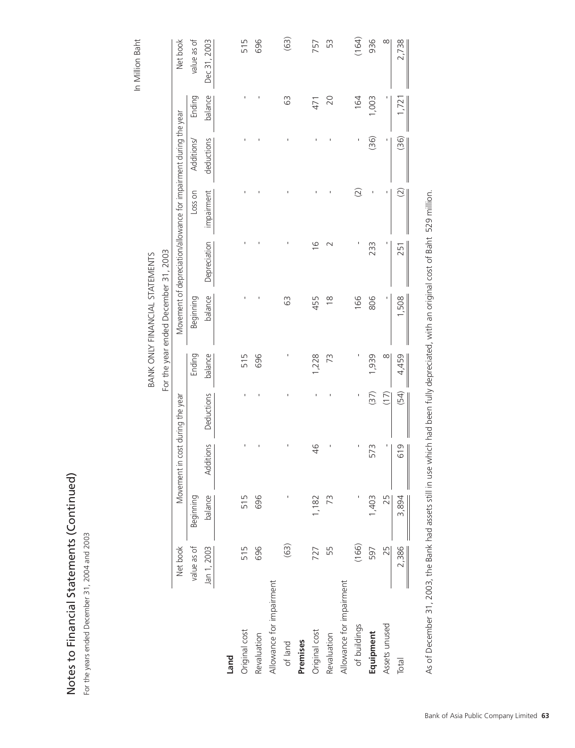# Notes to Financial Statements (Continued)

For the years ended December 31, 2004 and 2003

In Million Baht

BANK ONLY FINANCIAL STATEMENTS

For the year ended December 31, 2003

| | Net book value as of Jan 1, 2003 | Movement in cost during the year | | | | Movement of depreciation/allowance for impairment during the year | | | | | Net book value as of Dec 31, 2003 |
|---|---|---|---|---|---|---|---|---|---|---|---|
| | | Beginning balance | Additions | Deductions | Ending balance | Beginning balance | Depreciation | Loss on impairment | Additions/ deductions | Ending balance | |
| **Land** | | | | | | | | | | | |
| Original cost | 515 | 515 | - | - | 515 | - | - | - | - | - | 515 |
| Revaluation | 696 | 696 | - | - | 696 | - | - | - | - | - | 696 |
| Allowance for impairment of land | (63) | - | - | - | - | 63 | - | - | - | 63 | (63) |
| **Premises** | | | | | | | | | | | |
| Original cost | 727 | 1,182 | 46 | - | 1,228 | 455 | 16 | - | - | 471 | 757 |
| Revaluation | 55 | 73 | - | - | 73 | 18 | 2 | - | - | 20 | 53 |
| Allowance for impairment of buildings | (166) | - | - | - | - | 166 | - | (2) | - | 164 | (164) |
| **Equipment** | 597 | 1,403 | 573 | (37) | 1,939 | 806 | 233 | - | (36) | 1,003 | 936 |
| Assets unused | 25 | 25 | - | (17) | 8 | - | - | - | - | - | 8 |
| Total | 2,386 | 3,894 | 619 | (54) | 4,459 | 1,508 | 251 | (2) | (36) | 1,721 | 2,738 |

As of December 31, 2003, the Bank had assets still in use which had been fully depreciated, with an original cost of Baht 529 million.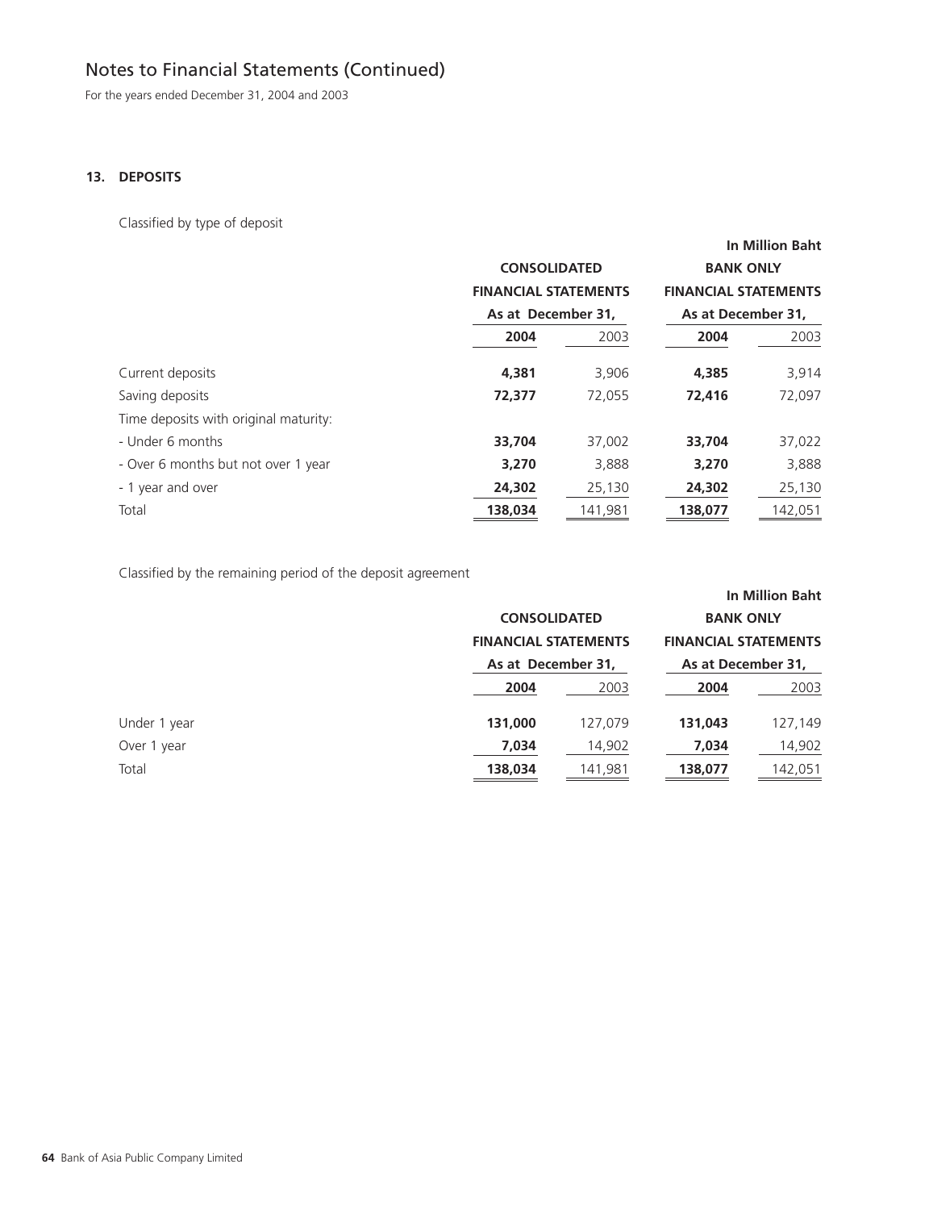# Notes to Financial Statements (Continued)

For the years ended December 31, 2004 and 2003

## 13. DEPOSITS

Classified by type of deposit

| | | | | In Million Baht |
|---|---|---|---|---|
| | CONSOLIDATED FINANCIAL STATEMENTS | | BANK ONLY FINANCIAL STATEMENTS | |
| | As at December 31, | | As at December 31, | |
| | **2004** | 2003 | **2004** | 2003 |
| Current deposits | **4,381** | 3,906 | **4,385** | 3,914 |
| Saving deposits | **72,377** | 72,055 | **72,416** | 72,097 |
| Time deposits with original maturity: | | | | |
| - Under 6 months | **33,704** | 37,002 | **33,704** | 37,022 |
| - Over 6 months but not over 1 year | **3,270** | 3,888 | **3,270** | 3,888 |
| - 1 year and over | **24,302** | 25,130 | **24,302** | 25,130 |
| Total | **138,034** | 141,981 | **138,077** | 142,051 |

Classified by the remaining period of the deposit agreement

| | | | | In Million Baht |
|---|---|---|---|---|
| | CONSOLIDATED FINANCIAL STATEMENTS | | BANK ONLY FINANCIAL STATEMENTS | |
| | As at December 31, | | As at December 31, | |
| | **2004** | 2003 | **2004** | 2003 |
| Under 1 year | **131,000** | 127,079 | **131,043** | 127,149 |
| Over 1 year | **7,034** | 14,902 | **7,034** | 14,902 |
| Total | **138,034** | 141,981 | **138,077** | 142,051 |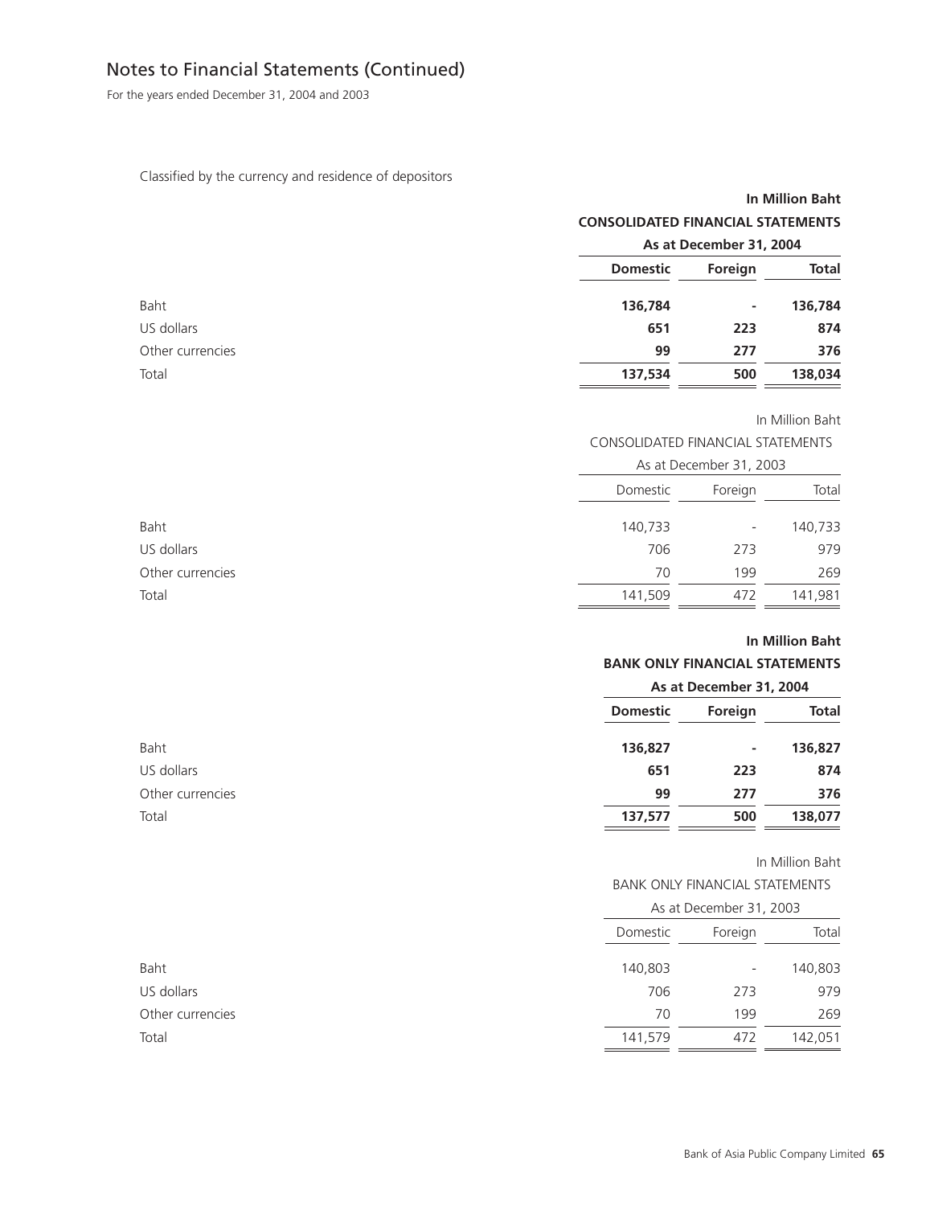## Notes to Financial Statements (Continued)

For the years ended December 31, 2004 and 2003

Classified by the currency and residence of depositors

**In Million Baht**

| | **CONSOLIDATED FINANCIAL STATEMENTS** | | |
|---|---|---|---|
| | **As at December 31, 2004** | | |
| | **Domestic** | **Foreign** | **Total** |
| Baht | **136,784** | **-** | **136,784** |
| US dollars | **651** | **223** | **874** |
| Other currencies | **99** | **277** | **376** |
| Total | **137,534** | **500** | **138,034** |

In Million Baht

| | CONSOLIDATED FINANCIAL STATEMENTS | | |
|---|---|---|---|
| | As at December 31, 2003 | | |
| | Domestic | Foreign | Total |
| Baht | 140,733 | - | 140,733 |
| US dollars | 706 | 273 | 979 |
| Other currencies | 70 | 199 | 269 |
| Total | 141,509 | 472 | 141,981 |

**In Million Baht**

| | **BANK ONLY FINANCIAL STATEMENTS** | | |
|---|---|---|---|
| | **As at December 31, 2004** | | |
| | **Domestic** | **Foreign** | **Total** |
| Baht | **136,827** | **-** | **136,827** |
| US dollars | **651** | **223** | **874** |
| Other currencies | **99** | **277** | **376** |
| Total | **137,577** | **500** | **138,077** |

In Million Baht

| | BANK ONLY FINANCIAL STATEMENTS | | |
|---|---|---|---|
| | As at December 31, 2003 | | |
| | Domestic | Foreign | Total |
| Baht | 140,803 | - | 140,803 |
| US dollars | 706 | 273 | 979 |
| Other currencies | 70 | 199 | 269 |
| Total | 141,579 | 472 | 142,051 |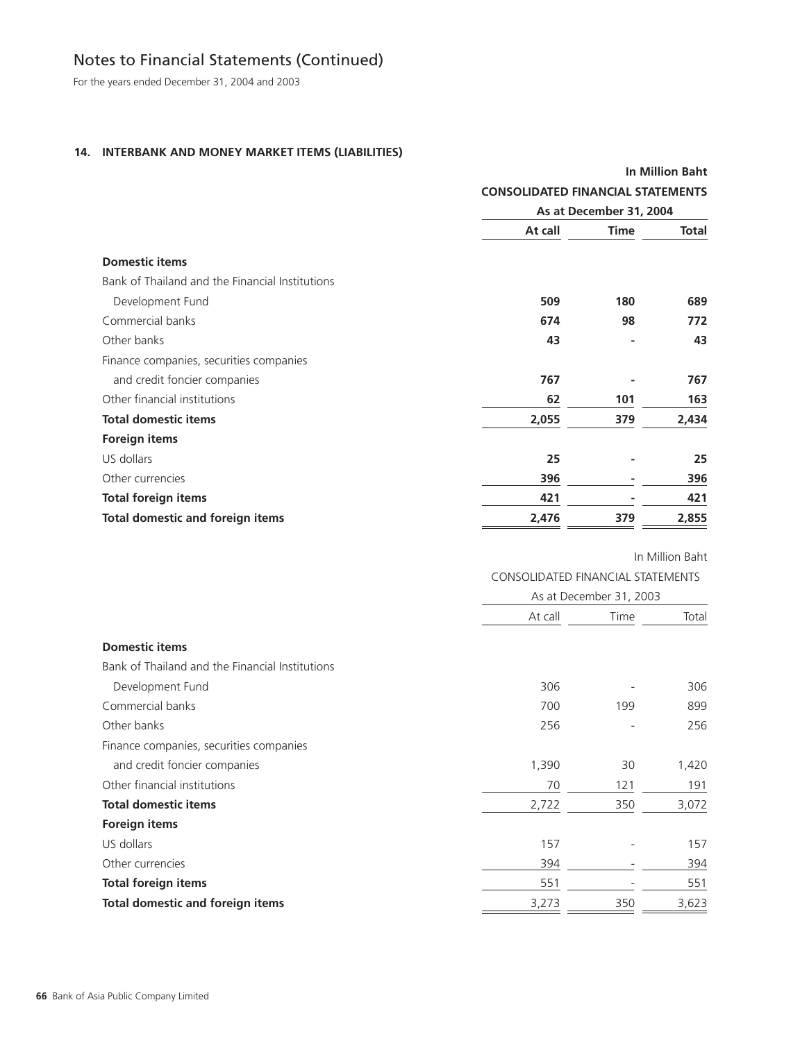# Notes to Financial Statements (Continued)

For the years ended December 31, 2004 and 2003

## 14. INTERBANK AND MONEY MARKET ITEMS (LIABILITIES)

| | **In Million Baht** | | |
|---|---|---|---|
| | **CONSOLIDATED FINANCIAL STATEMENTS** | | |
| | **As at December 31, 2004** | | |
| | **At call** | **Time** | **Total** |
| **Domestic items** | | | |
| Bank of Thailand and the Financial Institutions Development Fund | **509** | **180** | **689** |
| Commercial banks | **674** | **98** | **772** |
| Other banks | **43** | **-** | **43** |
| Finance companies, securities companies and credit foncier companies | **767** | **-** | **767** |
| Other financial institutions | **62** | **101** | **163** |
| **Total domestic items** | **2,055** | **379** | **2,434** |
| **Foreign items** | | | |
| US dollars | **25** | **-** | **25** |
| Other currencies | **396** | **-** | **396** |
| **Total foreign items** | **421** | **-** | **421** |
| **Total domestic and foreign items** | **2,476** | **379** | **2,855** |

| | In Million Baht | | |
|---|---|---|---|
| | CONSOLIDATED FINANCIAL STATEMENTS | | |
| | As at December 31, 2003 | | |
| | At call | Time | Total |
| **Domestic items** | | | |
| Bank of Thailand and the Financial Institutions Development Fund | 306 | - | 306 |
| Commercial banks | 700 | 199 | 899 |
| Other banks | 256 | - | 256 |
| Finance companies, securities companies and credit foncier companies | 1,390 | 30 | 1,420 |
| Other financial institutions | 70 | 121 | 191 |
| **Total domestic items** | 2,722 | 350 | 3,072 |
| **Foreign items** | | | |
| US dollars | 157 | - | 157 |
| Other currencies | 394 | - | 394 |
| **Total foreign items** | 551 | - | 551 |
| **Total domestic and foreign items** | 3,273 | 350 | 3,623 |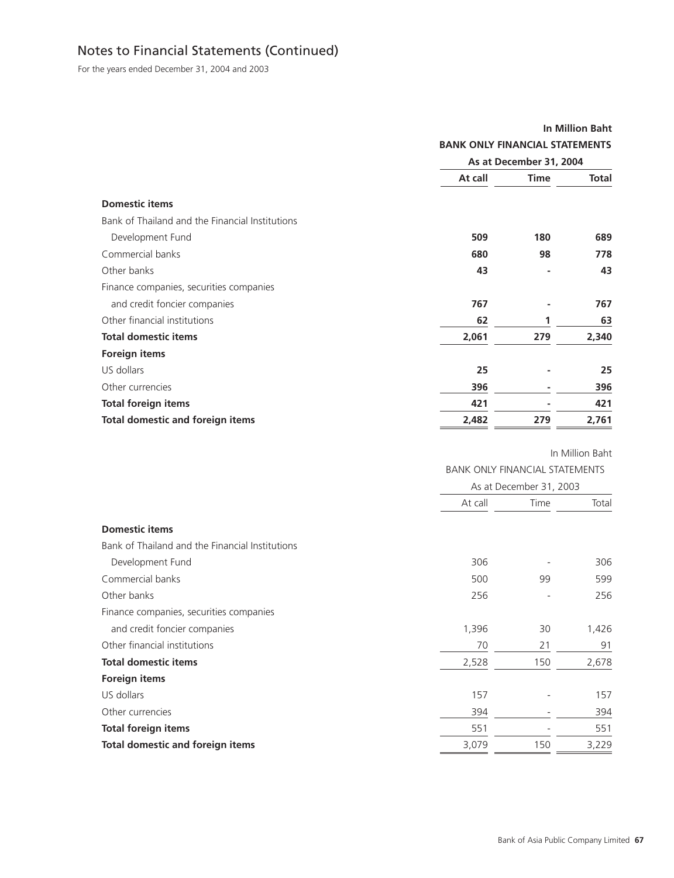## Notes to Financial Statements (Continued)

For the years ended December 31, 2004 and 2003

In Million Baht

| | BANK ONLY FINANCIAL STATEMENTS | | |
|---|---|---|---|
| | As at December 31, 2004 | | |
| | At call | Time | Total |
| **Domestic items** | | | |
| Bank of Thailand and the Financial Institutions | | | |
| Development Fund | **509** | **180** | **689** |
| Commercial banks | **680** | **98** | **778** |
| Other banks | **43** | **-** | **43** |
| Finance companies, securities companies | | | |
| and credit foncier companies | **767** | **-** | **767** |
| Other financial institutions | **62** | **1** | **63** |
| **Total domestic items** | **2,061** | **279** | **2,340** |
| **Foreign items** | | | |
| US dollars | **25** | **-** | **25** |
| Other currencies | **396** | **-** | **396** |
| **Total foreign items** | **421** | **-** | **421** |
| **Total domestic and foreign items** | **2,482** | **279** | **2,761** |

In Million Baht

| | BANK ONLY FINANCIAL STATEMENTS | | |
|---|---|---|---|
| | As at December 31, 2003 | | |
| | At call | Time | Total |
| **Domestic items** | | | |
| Bank of Thailand and the Financial Institutions | | | |
| Development Fund | 306 | - | 306 |
| Commercial banks | 500 | 99 | 599 |
| Other banks | 256 | - | 256 |
| Finance companies, securities companies | | | |
| and credit foncier companies | 1,396 | 30 | 1,426 |
| Other financial institutions | 70 | 21 | 91 |
| **Total domestic items** | 2,528 | 150 | 2,678 |
| **Foreign items** | | | |
| US dollars | 157 | - | 157 |
| Other currencies | 394 | - | 394 |
| **Total foreign items** | 551 | - | 551 |
| **Total domestic and foreign items** | 3,079 | 150 | 3,229 |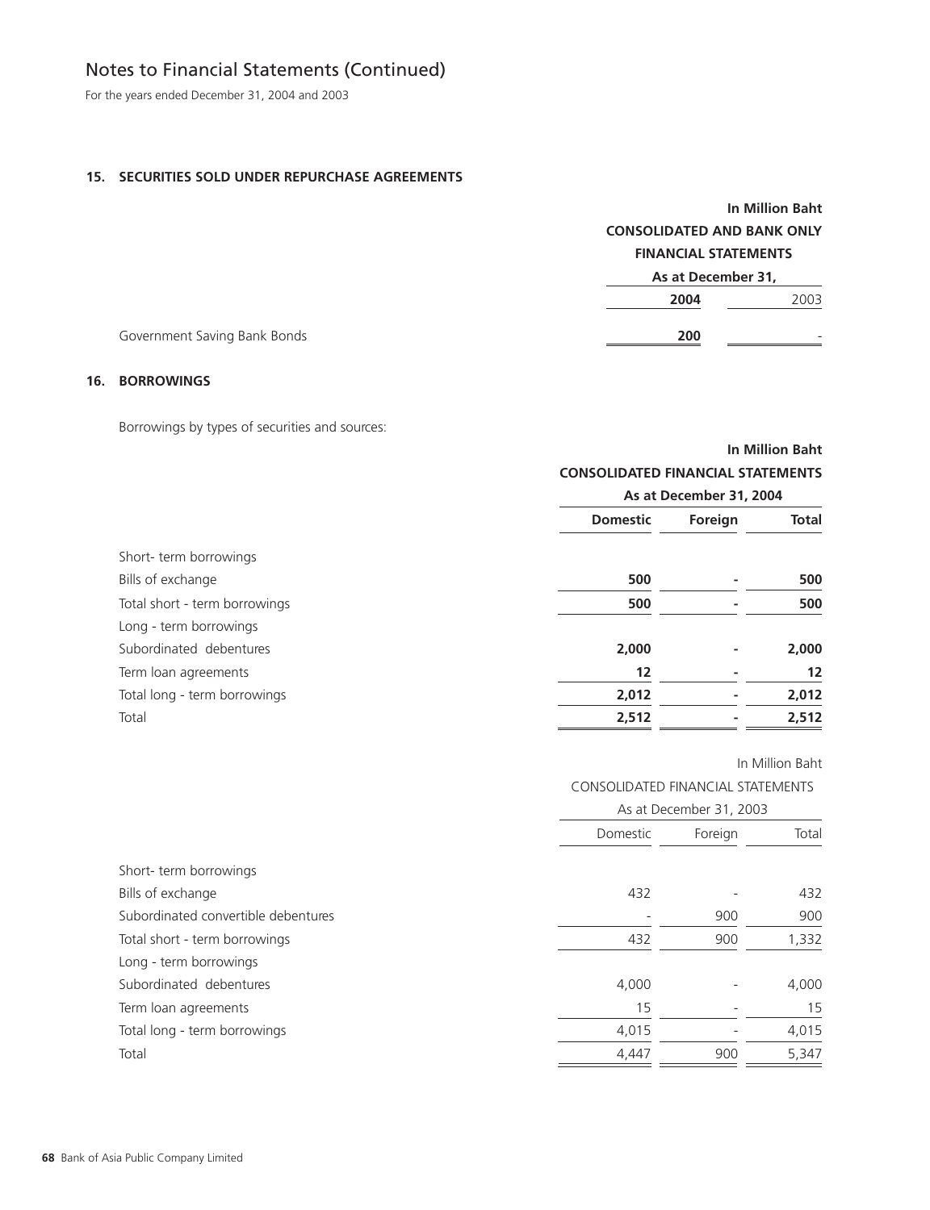# Notes to Financial Statements (Continued)

For the years ended December 31, 2004 and 2003

### 15. SECURITIES SOLD UNDER REPURCHASE AGREEMENTS

| | In Million Baht | |
|---|---|---|
| | CONSOLIDATED AND BANK ONLY FINANCIAL STATEMENTS | |
| | As at December 31, | |
| | **2004** | 2003 |
| Government Saving Bank Bonds | **200** | - |

### 16. BORROWINGS

Borrowings by types of securities and sources:

| | In Million Baht | | |
|---|---|---|---|
| | CONSOLIDATED FINANCIAL STATEMENTS | | |
| | As at December 31, 2004 | | |
| | **Domestic** | **Foreign** | **Total** |
| Short- term borrowings | | | |
| Bills of exchange | **500** | **-** | **500** |
| Total short - term borrowings | **500** | **-** | **500** |
| Long - term borrowings | | | |
| Subordinated debentures | **2,000** | **-** | **2,000** |
| Term loan agreements | **12** | **-** | **12** |
| Total long - term borrowings | **2,012** | **-** | **2,012** |
| Total | **2,512** | **-** | **2,512** |

| | In Million Baht | | |
|---|---|---|---|
| | CONSOLIDATED FINANCIAL STATEMENTS | | |
| | As at December 31, 2003 | | |
| | Domestic | Foreign | Total |
| Short- term borrowings | | | |
| Bills of exchange | 432 | - | 432 |
| Subordinated convertible debentures | - | 900 | 900 |
| Total short - term borrowings | 432 | 900 | 1,332 |
| Long - term borrowings | | | |
| Subordinated debentures | 4,000 | - | 4,000 |
| Term loan agreements | 15 | - | 15 |
| Total long - term borrowings | 4,015 | - | 4,015 |
| Total | 4,447 | 900 | 5,347 |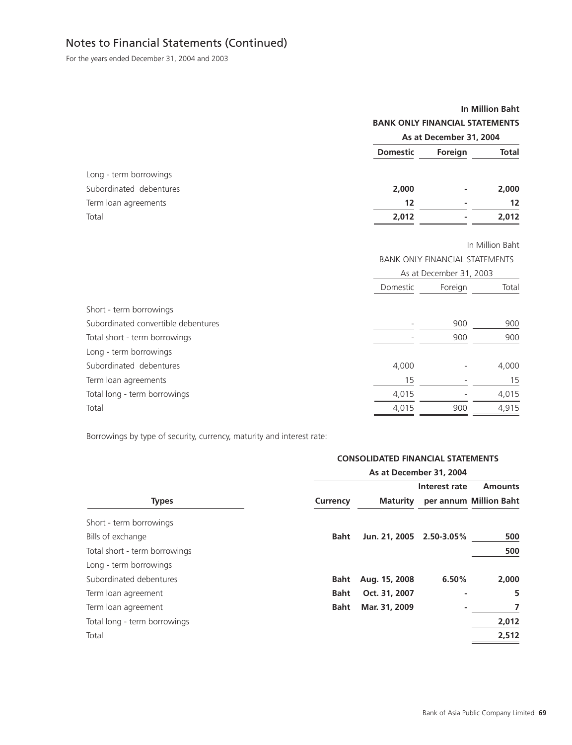## Notes to Financial Statements (Continued)

For the years ended December 31, 2004 and 2003

| | **In Million Baht** | | |
|---|---|---|---|
| | **BANK ONLY FINANCIAL STATEMENTS** | | |
| | **As at December 31, 2004** | | |
| | **Domestic** | **Foreign** | **Total** |
| Long - term borrowings | | | |
| Subordinated debentures | **2,000** | **-** | **2,000** |
| Term loan agreements | **12** | **-** | **12** |
| Total | **2,012** | **-** | **2,012** |

| | In Million Baht | | |
|---|---|---|---|
| | BANK ONLY FINANCIAL STATEMENTS | | |
| | As at December 31, 2003 | | |
| | Domestic | Foreign | Total |
| Short - term borrowings | | | |
| Subordinated convertible debentures | - | 900 | 900 |
| Total short - term borrowings | - | 900 | 900 |
| Long - term borrowings | | | |
| Subordinated debentures | 4,000 | - | 4,000 |
| Term loan agreements | 15 | - | 15 |
| Total long - term borrowings | 4,015 | - | 4,015 |
| Total | 4,015 | 900 | 4,915 |

Borrowings by type of security, currency, maturity and interest rate:

| | **CONSOLIDATED FINANCIAL STATEMENTS** | | | |
|---|---|---|---|---|
| | **As at December 31, 2004** | | | |
| **Types** | **Currency** | **Maturity** | **Interest rate per annum** | **Amounts Million Baht** |
| Short - term borrowings | | | | |
| Bills of exchange | **Baht** | **Jun. 21, 2005** | **2.50-3.05%** | **500** |
| Total short - term borrowings | | | | **500** |
| Long - term borrowings | | | | |
| Subordinated debentures | **Baht** | **Aug. 15, 2008** | **6.50%** | **2,000** |
| Term loan agreement | **Baht** | **Oct. 31, 2007** | **-** | **5** |
| Term loan agreement | **Baht** | **Mar. 31, 2009** | **-** | **7** |
| Total long - term borrowings | | | | **2,012** |
| Total | | | | **2,512** |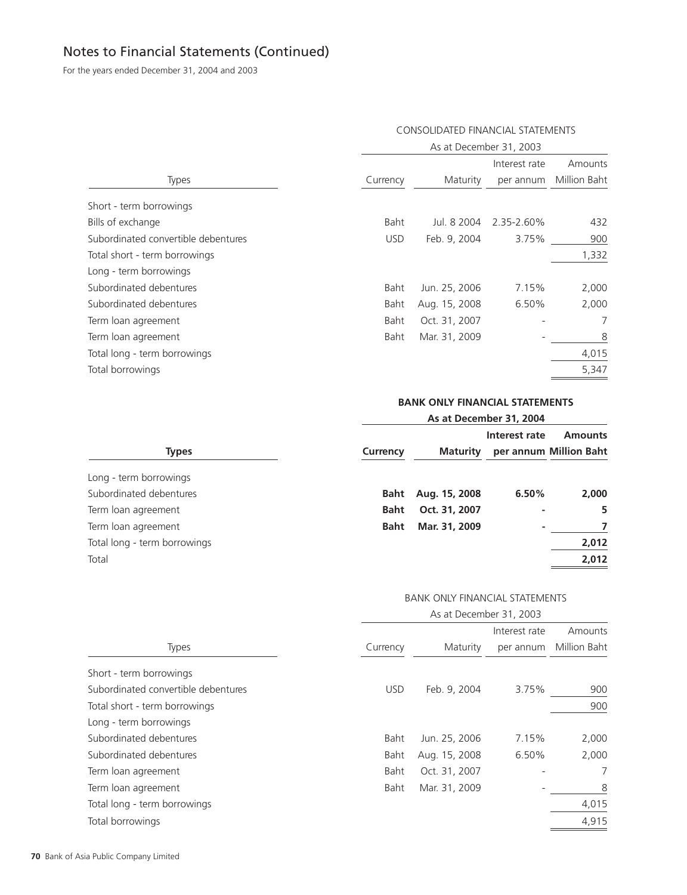# Notes to Financial Statements (Continued)

For the years ended December 31, 2004 and 2003

| | CONSOLIDATED FINANCIAL STATEMENTS | | | |
|---|---|---|---|---|
| | As at December 31, 2003 | | | |
| Types | Currency | Maturity | Interest rate per annum | Amounts Million Baht |
| Short - term borrowings | | | | |
| Bills of exchange | Baht | Jul. 8 2004 | 2.35-2.60% | 432 |
| Subordinated convertible debentures | USD | Feb. 9, 2004 | 3.75% | 900 |
| Total short - term borrowings | | | | 1,332 |
| Long - term borrowings | | | | |
| Subordinated debentures | Baht | Jun. 25, 2006 | 7.15% | 2,000 |
| Subordinated debentures | Baht | Aug. 15, 2008 | 6.50% | 2,000 |
| Term loan agreement | Baht | Oct. 31, 2007 | - | 7 |
| Term loan agreement | Baht | Mar. 31, 2009 | - | 8 |
| Total long - term borrowings | | | | 4,015 |
| Total borrowings | | | | 5,347 |

| | **BANK ONLY FINANCIAL STATEMENTS** | | | |
|---|---|---|---|---|
| | **As at December 31, 2004** | | | |
| **Types** | **Currency** | **Maturity** | **Interest rate per annum** | **Amounts Million Baht** |
| Long - term borrowings | | | | |
| Subordinated debentures | **Baht** | **Aug. 15, 2008** | **6.50%** | **2,000** |
| Term loan agreement | **Baht** | **Oct. 31, 2007** | **-** | **5** |
| Term loan agreement | **Baht** | **Mar. 31, 2009** | **-** | **7** |
| Total long - term borrowings | | | | **2,012** |
| Total | | | | **2,012** |

| | BANK ONLY FINANCIAL STATEMENTS | | | |
|---|---|---|---|---|
| | As at December 31, 2003 | | | |
| Types | Currency | Maturity | Interest rate per annum | Amounts Million Baht |
| Short - term borrowings | | | | |
| Subordinated convertible debentures | USD | Feb. 9, 2004 | 3.75% | 900 |
| Total short - term borrowings | | | | 900 |
| Long - term borrowings | | | | |
| Subordinated debentures | Baht | Jun. 25, 2006 | 7.15% | 2,000 |
| Subordinated debentures | Baht | Aug. 15, 2008 | 6.50% | 2,000 |
| Term loan agreement | Baht | Oct. 31, 2007 | - | 7 |
| Term loan agreement | Baht | Mar. 31, 2009 | - | 8 |
| Total long - term borrowings | | | | 4,015 |
| Total borrowings | | | | 4,915 |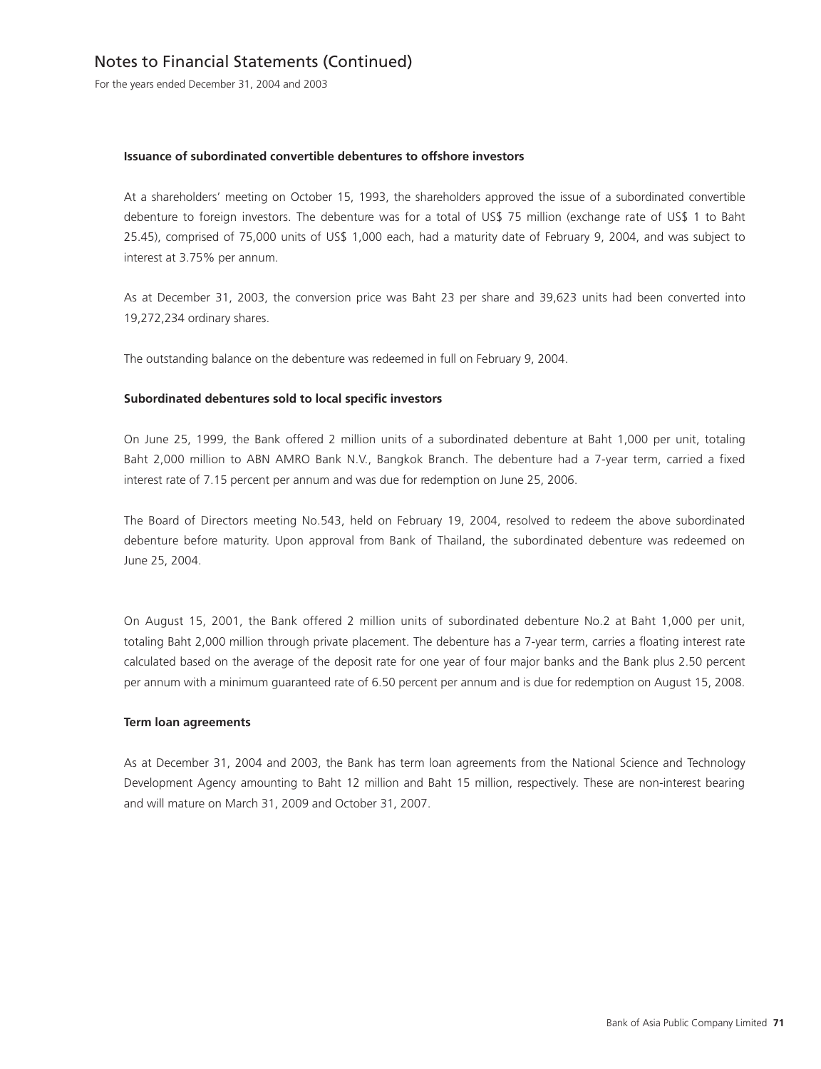**Issuance of subordinated convertible debentures to offshore investors**

At a shareholders' meeting on October 15, 1993, the shareholders approved the issue of a subordinated convertible debenture to foreign investors. The debenture was for a total of US$ 75 million (exchange rate of US$ 1 to Baht 25.45), comprised of 75,000 units of US$ 1,000 each, had a maturity date of February 9, 2004, and was subject to interest at 3.75% per annum.

As at December 31, 2003, the conversion price was Baht 23 per share and 39,623 units had been converted into 19,272,234 ordinary shares.

The outstanding balance on the debenture was redeemed in full on February 9, 2004.

**Subordinated debentures sold to local specific investors**

On June 25, 1999, the Bank offered 2 million units of a subordinated debenture at Baht 1,000 per unit, totaling Baht 2,000 million to ABN AMRO Bank N.V., Bangkok Branch. The debenture had a 7-year term, carried a fixed interest rate of 7.15 percent per annum and was due for redemption on June 25, 2006.

The Board of Directors meeting No.543, held on February 19, 2004, resolved to redeem the above subordinated debenture before maturity. Upon approval from Bank of Thailand, the subordinated debenture was redeemed on June 25, 2004.

On August 15, 2001, the Bank offered 2 million units of subordinated debenture No.2 at Baht 1,000 per unit, totaling Baht 2,000 million through private placement. The debenture has a 7-year term, carries a floating interest rate calculated based on the average of the deposit rate for one year of four major banks and the Bank plus 2.50 percent per annum with a minimum guaranteed rate of 6.50 percent per annum and is due for redemption on August 15, 2008.

**Term loan agreements**

As at December 31, 2004 and 2003, the Bank has term loan agreements from the National Science and Technology Development Agency amounting to Baht 12 million and Baht 15 million, respectively. These are non-interest bearing and will mature on March 31, 2009 and October 31, 2007.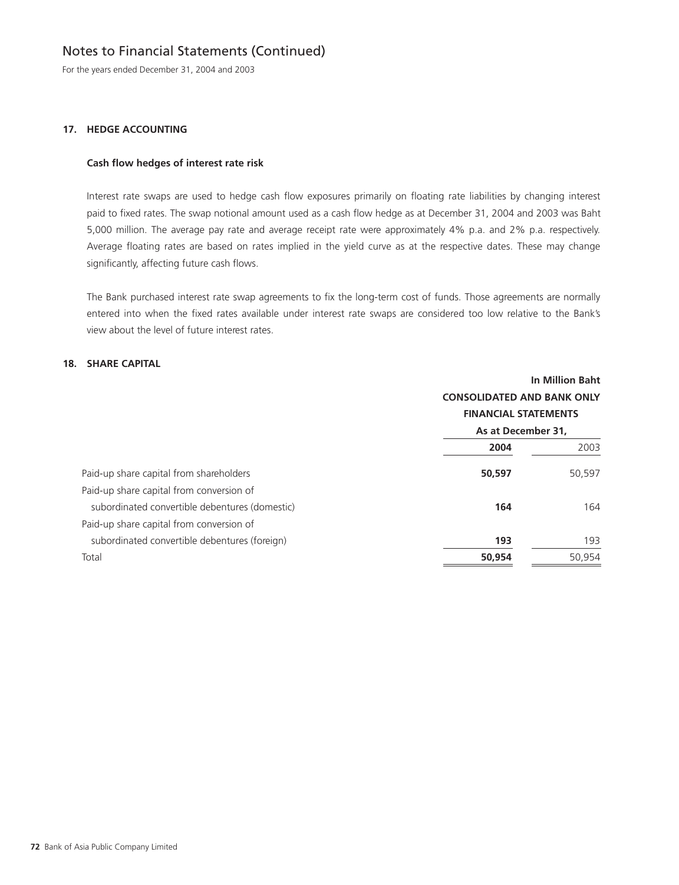# Notes to Financial Statements (Continued)

For the years ended December 31, 2004 and 2003

## 17. HEDGE ACCOUNTING

### Cash flow hedges of interest rate risk

Interest rate swaps are used to hedge cash flow exposures primarily on floating rate liabilities by changing interest paid to fixed rates. The swap notional amount used as a cash flow hedge as at December 31, 2004 and 2003 was Baht 5,000 million. The average pay rate and average receipt rate were approximately 4% p.a. and 2% p.a. respectively. Average floating rates are based on rates implied in the yield curve as at the respective dates. These may change significantly, affecting future cash flows.

The Bank purchased interest rate swap agreements to fix the long-term cost of funds. Those agreements are normally entered into when the fixed rates available under interest rate swaps are considered too low relative to the Bank's view about the level of future interest rates.

## 18. SHARE CAPITAL

| | In Million Baht | |
|---|---|---|
| | CONSOLIDATED AND BANK ONLY FINANCIAL STATEMENTS | |
| | As at December 31, | |
| | **2004** | 2003 |
| Paid-up share capital from shareholders | **50,597** | 50,597 |
| Paid-up share capital from conversion of subordinated convertible debentures (domestic) | **164** | 164 |
| Paid-up share capital from conversion of subordinated convertible debentures (foreign) | **193** | 193 |
| Total | **50,954** | 50,954 |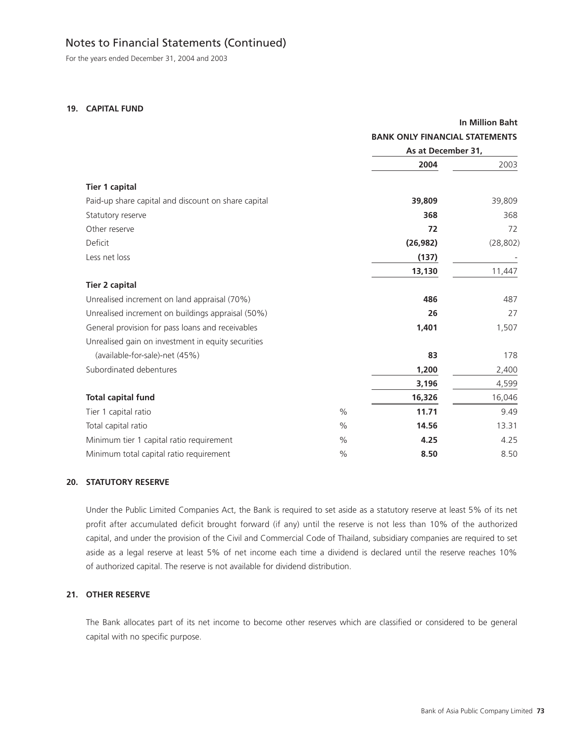# Notes to Financial Statements (Continued)

For the years ended December 31, 2004 and 2003

## 19. CAPITAL FUND

| | | In Million Baht | |
|---|---|---|---|
| | | BANK ONLY FINANCIAL STATEMENTS | |
| | | As at December 31, | |
| | | **2004** | 2003 |
| **Tier 1 capital** | | | |
| Paid-up share capital and discount on share capital | | **39,809** | 39,809 |
| Statutory reserve | | **368** | 368 |
| Other reserve | | **72** | 72 |
| Deficit | | **(26,982)** | (28,802) |
| Less net loss | | **(137)** | - |
| | | **13,130** | 11,447 |
| **Tier 2 capital** | | | |
| Unrealised increment on land appraisal (70%) | | **486** | 487 |
| Unrealised increment on buildings appraisal (50%) | | **26** | 27 |
| General provision for pass loans and receivables | | **1,401** | 1,507 |
| Unrealised gain on investment in equity securities (available-for-sale)-net (45%) | | **83** | 178 |
| Subordinated debentures | | **1,200** | 2,400 |
| | | **3,196** | 4,599 |
| **Total capital fund** | | **16,326** | 16,046 |
| Tier 1 capital ratio | % | **11.71** | 9.49 |
| Total capital ratio | % | **14.56** | 13.31 |
| Minimum tier 1 capital ratio requirement | % | **4.25** | 4.25 |
| Minimum total capital ratio requirement | % | **8.50** | 8.50 |

## 20. STATUTORY RESERVE

Under the Public Limited Companies Act, the Bank is required to set aside as a statutory reserve at least 5% of its net profit after accumulated deficit brought forward (if any) until the reserve is not less than 10% of the authorized capital, and under the provision of the Civil and Commercial Code of Thailand, subsidiary companies are required to set aside as a legal reserve at least 5% of net income each time a dividend is declared until the reserve reaches 10% of authorized capital. The reserve is not available for dividend distribution.

## 21. OTHER RESERVE

The Bank allocates part of its net income to become other reserves which are classified or considered to be general capital with no specific purpose.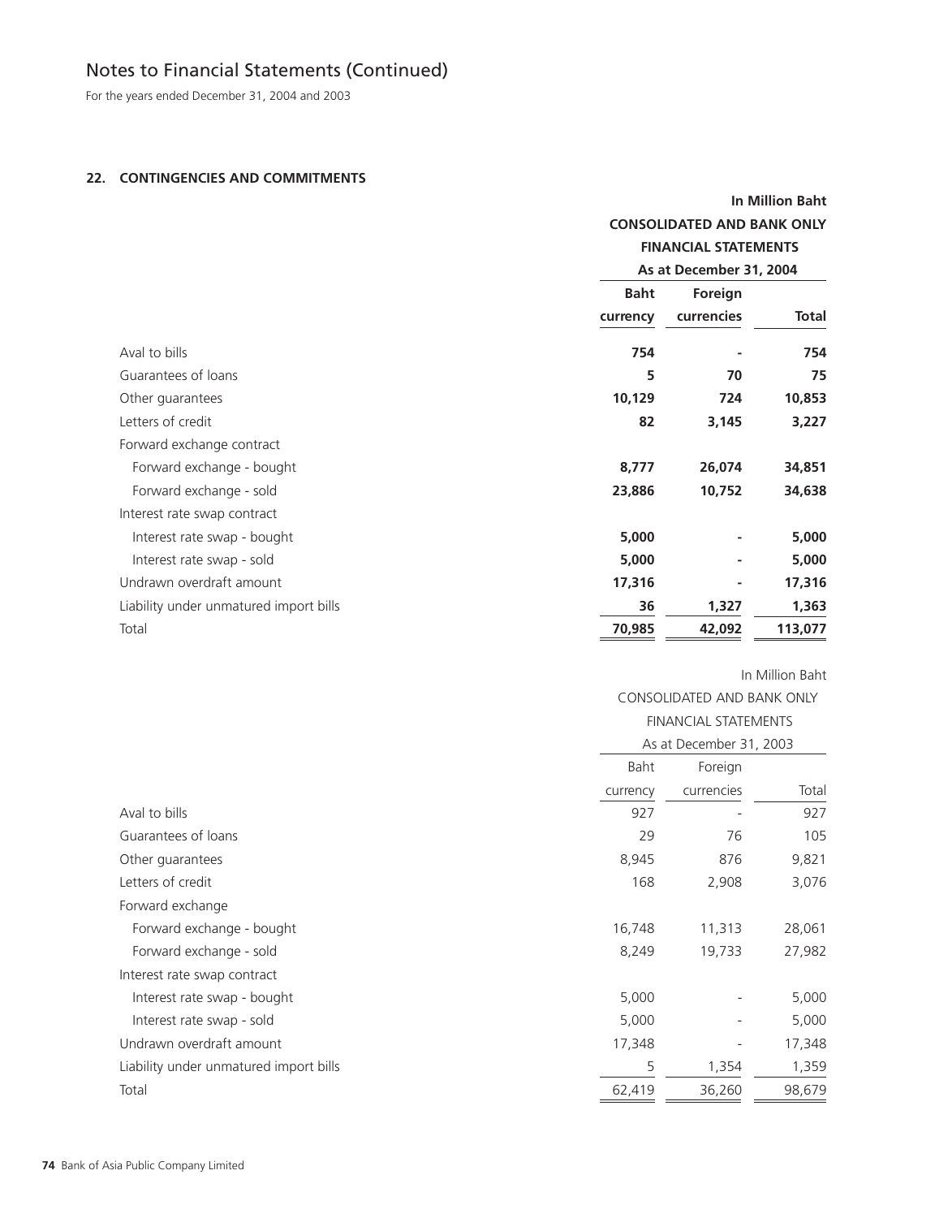# Notes to Financial Statements (Continued)

For the years ended December 31, 2004 and 2003

## 22. CONTINGENCIES AND COMMITMENTS

| | In Million Baht | | |
|---|---|---|---|
| | **CONSOLIDATED AND BANK ONLY FINANCIAL STATEMENTS** | | |
| | **As at December 31, 2004** | | |
| | **Baht currency** | **Foreign currencies** | **Total** |
| Aval to bills | **754** | **-** | **754** |
| Guarantees of loans | **5** | **70** | **75** |
| Other guarantees | **10,129** | **724** | **10,853** |
| Letters of credit | **82** | **3,145** | **3,227** |
| Forward exchange contract | | | |
| Forward exchange - bought | **8,777** | **26,074** | **34,851** |
| Forward exchange - sold | **23,886** | **10,752** | **34,638** |
| Interest rate swap contract | | | |
| Interest rate swap - bought | **5,000** | **-** | **5,000** |
| Interest rate swap - sold | **5,000** | **-** | **5,000** |
| Undrawn overdraft amount | **17,316** | **-** | **17,316** |
| Liability under unmatured import bills | **36** | **1,327** | **1,363** |
| Total | **70,985** | **42,092** | **113,077** |

| | In Million Baht | | |
|---|---|---|---|
| | CONSOLIDATED AND BANK ONLY FINANCIAL STATEMENTS | | |
| | As at December 31, 2003 | | |
| | Baht currency | Foreign currencies | Total |
| Aval to bills | 927 | - | 927 |
| Guarantees of loans | 29 | 76 | 105 |
| Other guarantees | 8,945 | 876 | 9,821 |
| Letters of credit | 168 | 2,908 | 3,076 |
| Forward exchange | | | |
| Forward exchange - bought | 16,748 | 11,313 | 28,061 |
| Forward exchange - sold | 8,249 | 19,733 | 27,982 |
| Interest rate swap contract | | | |
| Interest rate swap - bought | 5,000 | - | 5,000 |
| Interest rate swap - sold | 5,000 | - | 5,000 |
| Undrawn overdraft amount | 17,348 | - | 17,348 |
| Liability under unmatured import bills | 5 | 1,354 | 1,359 |
| Total | 62,419 | 36,260 | 98,679 |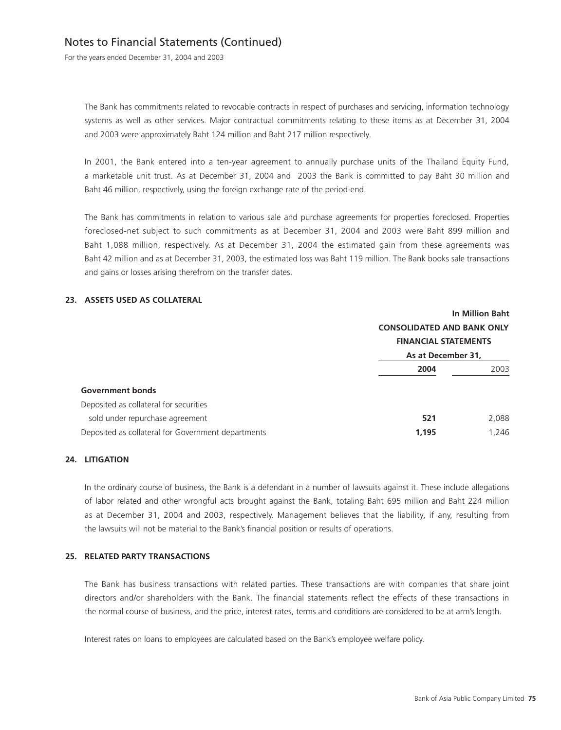The Bank has commitments related to revocable contracts in respect of purchases and servicing, information technology systems as well as other services. Major contractual commitments relating to these items as at December 31, 2004 and 2003 were approximately Baht 124 million and Baht 217 million respectively.

In 2001, the Bank entered into a ten-year agreement to annually purchase units of the Thailand Equity Fund, a marketable unit trust. As at December 31, 2004 and 2003 the Bank is committed to pay Baht 30 million and Baht 46 million, respectively, using the foreign exchange rate of the period-end.

The Bank has commitments in relation to various sale and purchase agreements for properties foreclosed. Properties foreclosed-net subject to such commitments as at December 31, 2004 and 2003 were Baht 899 million and Baht 1,088 million, respectively. As at December 31, 2004 the estimated gain from these agreements was Baht 42 million and as at December 31, 2003, the estimated loss was Baht 119 million. The Bank books sale transactions and gains or losses arising therefrom on the transfer dates.

## 23. ASSETS USED AS COLLATERAL

| | In Million Baht | |
|---|---|---|
| | CONSOLIDATED AND BANK ONLY FINANCIAL STATEMENTS | |
| | As at December 31, | |
| | **2004** | 2003 |
| **Government bonds** | | |
| Deposited as collateral for securities sold under repurchase agreement | **521** | 2,088 |
| Deposited as collateral for Government departments | **1,195** | 1,246 |

## 24. LITIGATION

In the ordinary course of business, the Bank is a defendant in a number of lawsuits against it. These include allegations of labor related and other wrongful acts brought against the Bank, totaling Baht 695 million and Baht 224 million as at December 31, 2004 and 2003, respectively. Management believes that the liability, if any, resulting from the lawsuits will not be material to the Bank's financial position or results of operations.

## 25. RELATED PARTY TRANSACTIONS

The Bank has business transactions with related parties. These transactions are with companies that share joint directors and/or shareholders with the Bank. The financial statements reflect the effects of these transactions in the normal course of business, and the price, interest rates, terms and conditions are considered to be at arm's length.

Interest rates on loans to employees are calculated based on the Bank's employee welfare policy.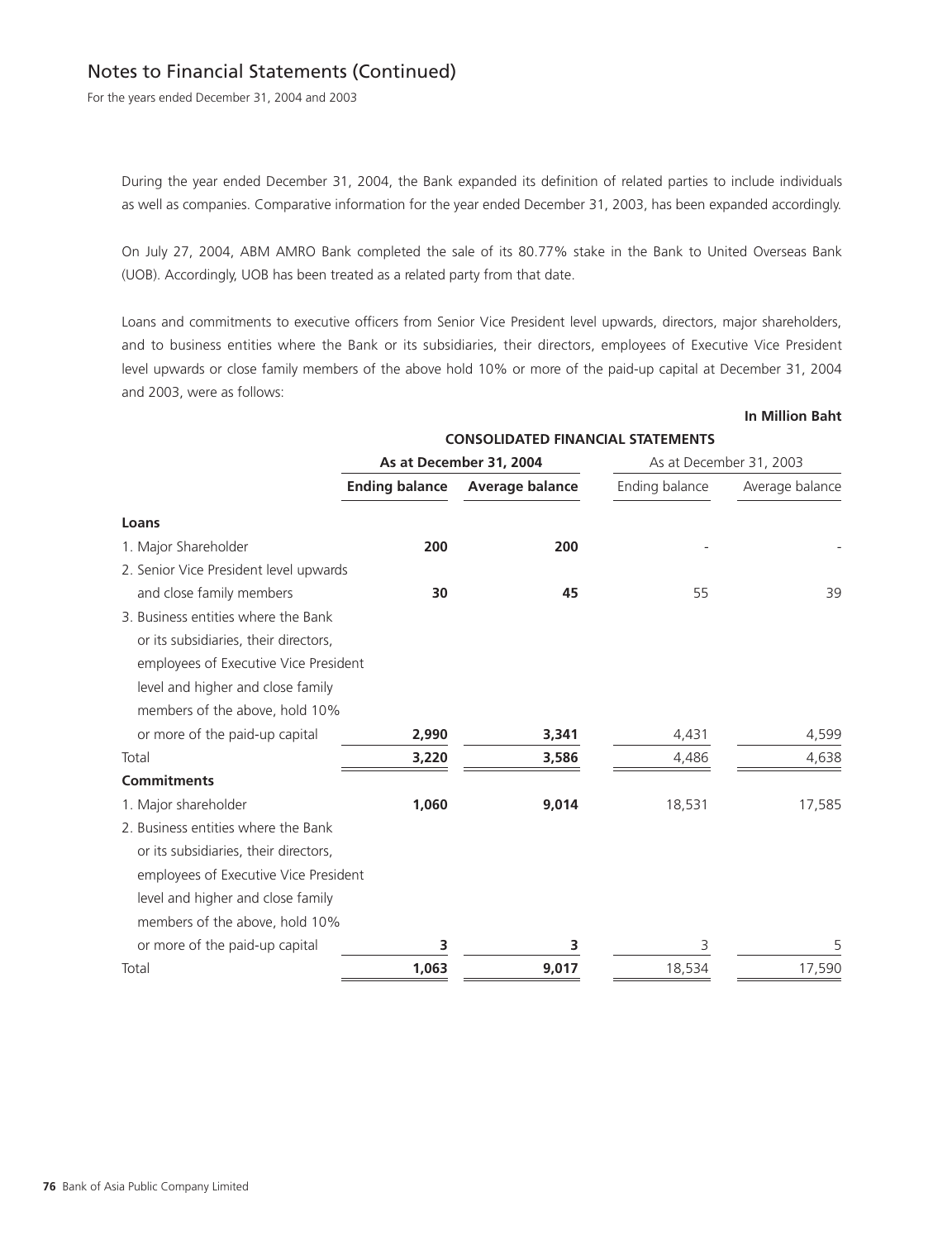## Notes to Financial Statements (Continued)

For the years ended December 31, 2004 and 2003

During the year ended December 31, 2004, the Bank expanded its definition of related parties to include individuals as well as companies. Comparative information for the year ended December 31, 2003, has been expanded accordingly.

On July 27, 2004, ABM AMRO Bank completed the sale of its 80.77% stake in the Bank to United Overseas Bank (UOB). Accordingly, UOB has been treated as a related party from that date.

Loans and commitments to executive officers from Senior Vice President level upwards, directors, major shareholders, and to business entities where the Bank or its subsidiaries, their directors, employees of Executive Vice President level upwards or close family members of the above hold 10% or more of the paid-up capital at December 31, 2004 and 2003, were as follows:

**In Million Baht**

| | **CONSOLIDATED FINANCIAL STATEMENTS** | | | |
|---|---|---|---|---|
| | **As at December 31, 2004** | | As at December 31, 2003 | |
| | **Ending balance** | **Average balance** | Ending balance | Average balance |
| **Loans** | | | | |
| 1. Major Shareholder | **200** | **200** | - | - |
| 2. Senior Vice President level upwards and close family members | **30** | **45** | 55 | 39 |
| 3. Business entities where the Bank or its subsidiaries, their directors, employees of Executive Vice President level and higher and close family members of the above, hold 10% or more of the paid-up capital | **2,990** | **3,341** | 4,431 | 4,599 |
| Total | **3,220** | **3,586** | 4,486 | 4,638 |
| **Commitments** | | | | |
| 1. Major shareholder | **1,060** | **9,014** | 18,531 | 17,585 |
| 2. Business entities where the Bank or its subsidiaries, their directors, employees of Executive Vice President level and higher and close family members of the above, hold 10% or more of the paid-up capital | **3** | **3** | 3 | 5 |
| Total | **1,063** | **9,017** | 18,534 | 17,590 |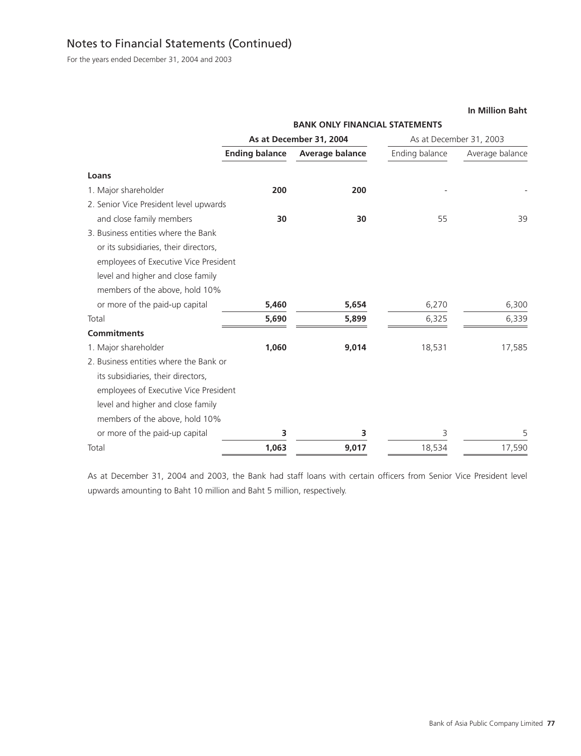# Notes to Financial Statements (Continued)

For the years ended December 31, 2004 and 2003

**In Million Baht**

| | **BANK ONLY FINANCIAL STATEMENTS** | | | |
|---|---|---|---|---|
| | **As at December 31, 2004** | | As at December 31, 2003 | |
| | **Ending balance** | **Average balance** | Ending balance | Average balance |
| **Loans** | | | | |
| 1. Major shareholder | **200** | **200** | - | - |
| 2. Senior Vice President level upwards and close family members | **30** | **30** | 55 | 39 |
| 3. Business entities where the Bank or its subsidiaries, their directors, employees of Executive Vice President level and higher and close family members of the above, hold 10% or more of the paid-up capital | **5,460** | **5,654** | 6,270 | 6,300 |
| Total | **5,690** | **5,899** | 6,325 | 6,339 |
| **Commitments** | | | | |
| 1. Major shareholder | **1,060** | **9,014** | 18,531 | 17,585 |
| 2. Business entities where the Bank or its subsidiaries, their directors, employees of Executive Vice President level and higher and close family members of the above, hold 10% or more of the paid-up capital | **3** | **3** | 3 | 5 |
| Total | **1,063** | **9,017** | 18,534 | 17,590 |

As at December 31, 2004 and 2003, the Bank had staff loans with certain officers from Senior Vice President level upwards amounting to Baht 10 million and Baht 5 million, respectively.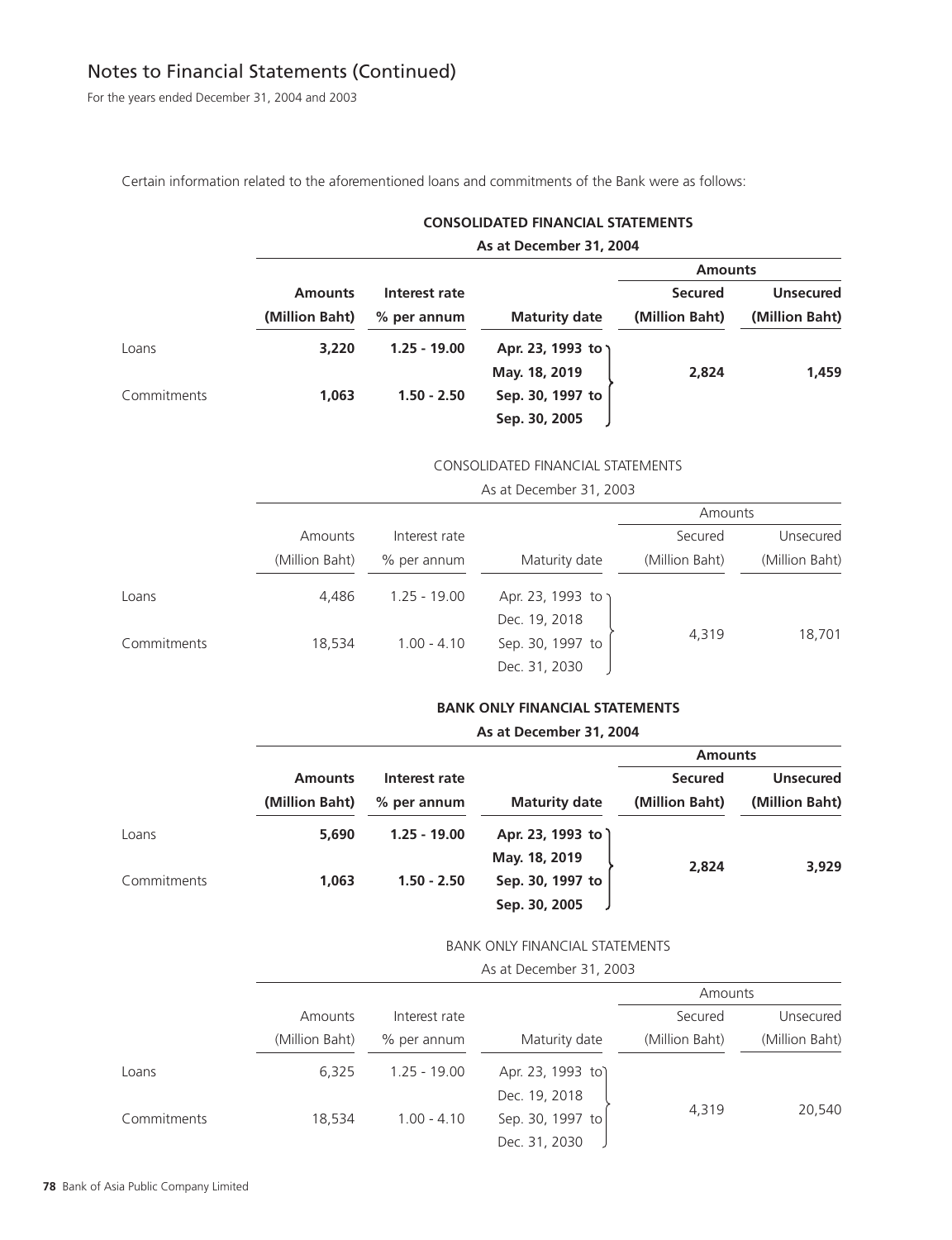# Notes to Financial Statements (Continued)

For the years ended December 31, 2004 and 2003

Certain information related to the aforementioned loans and commitments of the Bank were as follows:

**CONSOLIDATED FINANCIAL STATEMENTS**

**As at December 31, 2004**

| | Amounts (Million Baht) | Interest rate % per annum | Maturity date | Amounts Secured (Million Baht) | Amounts Unsecured (Million Baht) |
|---|---|---|---|---|---|
| Loans | **3,220** | **1.25 - 19.00** | **Apr. 23, 1993 to May. 18, 2019** | **2,824** | **1,459** |
| Commitments | **1,063** | **1.50 - 2.50** | **Sep. 30, 1997 to Sep. 30, 2005** | | |

CONSOLIDATED FINANCIAL STATEMENTS

As at December 31, 2003

| | Amounts (Million Baht) | Interest rate % per annum | Maturity date | Amounts Secured (Million Baht) | Amounts Unsecured (Million Baht) |
|---|---|---|---|---|---|
| Loans | 4,486 | 1.25 - 19.00 | Apr. 23, 1993 to Dec. 19, 2018 | 4,319 | 18,701 |
| Commitments | 18,534 | 1.00 - 4.10 | Sep. 30, 1997 to Dec. 31, 2030 | | |

**BANK ONLY FINANCIAL STATEMENTS**

**As at December 31, 2004**

| | Amounts (Million Baht) | Interest rate % per annum | Maturity date | Amounts Secured (Million Baht) | Amounts Unsecured (Million Baht) |
|---|---|---|---|---|---|
| Loans | **5,690** | **1.25 - 19.00** | **Apr. 23, 1993 to May. 18, 2019** | **2,824** | **3,929** |
| Commitments | **1,063** | **1.50 - 2.50** | **Sep. 30, 1997 to Sep. 30, 2005** | | |

BANK ONLY FINANCIAL STATEMENTS

As at December 31, 2003

| | Amounts (Million Baht) | Interest rate % per annum | Maturity date | Amounts Secured (Million Baht) | Amounts Unsecured (Million Baht) |
|---|---|---|---|---|---|
| Loans | 6,325 | 1.25 - 19.00 | Apr. 23, 1993 to Dec. 19, 2018 | 4,319 | 20,540 |
| Commitments | 18,534 | 1.00 - 4.10 | Sep. 30, 1997 to Dec. 31, 2030 | | |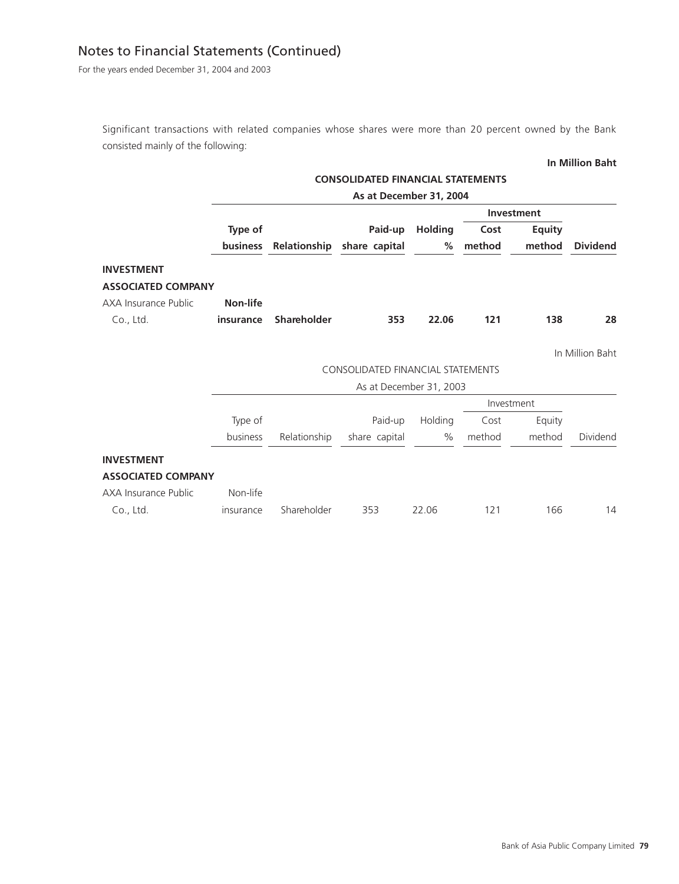## Notes to Financial Statements (Continued)

For the years ended December 31, 2004 and 2003

Significant transactions with related companies whose shares were more than 20 percent owned by the Bank consisted mainly of the following:

**In Million Baht**

**CONSOLIDATED FINANCIAL STATEMENTS**

**As at December 31, 2004**

| | | | | | **Investment** | | |
|---|---|---|---|---|---|---|---|
| | **Type of business** | **Relationship** | **Paid-up share capital** | **Holding %** | **Cost method** | **Equity method** | **Dividend** |
| **INVESTMENT** | | | | | | | |
| **ASSOCIATED COMPANY** | | | | | | | |
| AXA Insurance Public Co., Ltd. | **Non-life insurance** | **Shareholder** | **353** | **22.06** | **121** | **138** | **28** |

In Million Baht

CONSOLIDATED FINANCIAL STATEMENTS

As at December 31, 2003

| | | | | | Investment | | |
|---|---|---|---|---|---|---|---|
| | Type of business | Relationship | Paid-up share capital | Holding % | Cost method | Equity method | Dividend |
| **INVESTMENT** | | | | | | | |
| **ASSOCIATED COMPANY** | | | | | | | |
| AXA Insurance Public Co., Ltd. | Non-life insurance | Shareholder | 353 | 22.06 | 121 | 166 | 14 |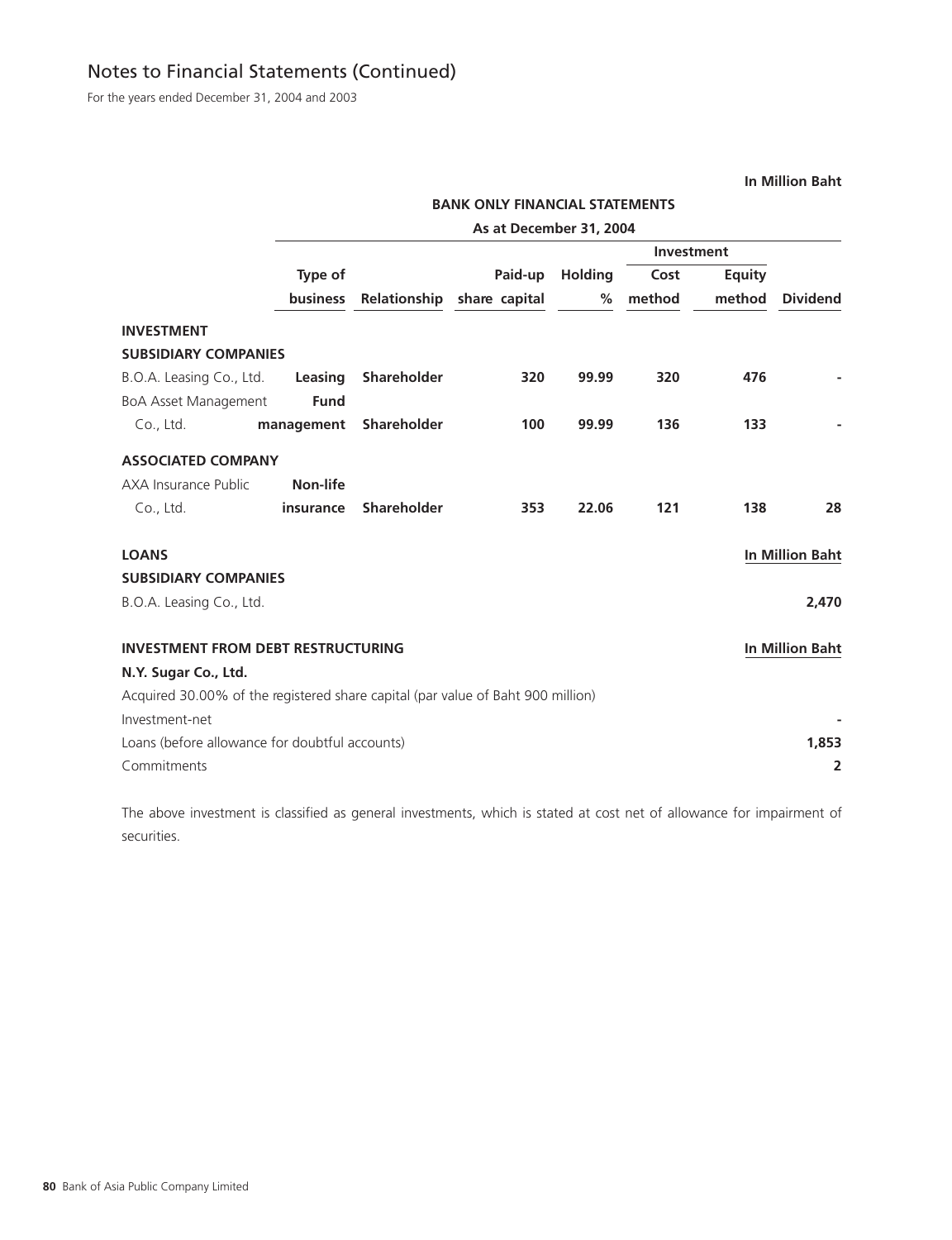## Notes to Financial Statements (Continued)

For the years ended December 31, 2004 and 2003

**In Million Baht**

**BANK ONLY FINANCIAL STATEMENTS**

**As at December 31, 2004**

| | Type of business | Relationship | Paid-up share capital | Holding % | Investment | | Dividend |
|---|---|---|---|---|---|---|---|
| | | | | | Cost method | Equity method | |
| **INVESTMENT** | | | | | | | |
| **SUBSIDIARY COMPANIES** | | | | | | | |
| B.O.A. Leasing Co., Ltd. | Leasing | Shareholder | 320 | 99.99 | 320 | 476 | - |
| BoA Asset Management Co., Ltd. | Fund management | Shareholder | 100 | 99.99 | 136 | 133 | - |
| **ASSOCIATED COMPANY** | | | | | | | |
| AXA Insurance Public Co., Ltd. | Non-life insurance | Shareholder | 353 | 22.06 | 121 | 138 | 28 |

| **LOANS** | **In Million Baht** |
|---|---|
| **SUBSIDIARY COMPANIES** | |
| B.O.A. Leasing Co., Ltd. | 2,470 |

| **INVESTMENT FROM DEBT RESTRUCTURING** | **In Million Baht** |
|---|---|
| **N.Y. Sugar Co., Ltd.** | |
| Acquired 30.00% of the registered share capital (par value of Baht 900 million) | |
| Investment-net | - |
| Loans (before allowance for doubtful accounts) | 1,853 |
| Commitments | 2 |

The above investment is classified as general investments, which is stated at cost net of allowance for impairment of securities.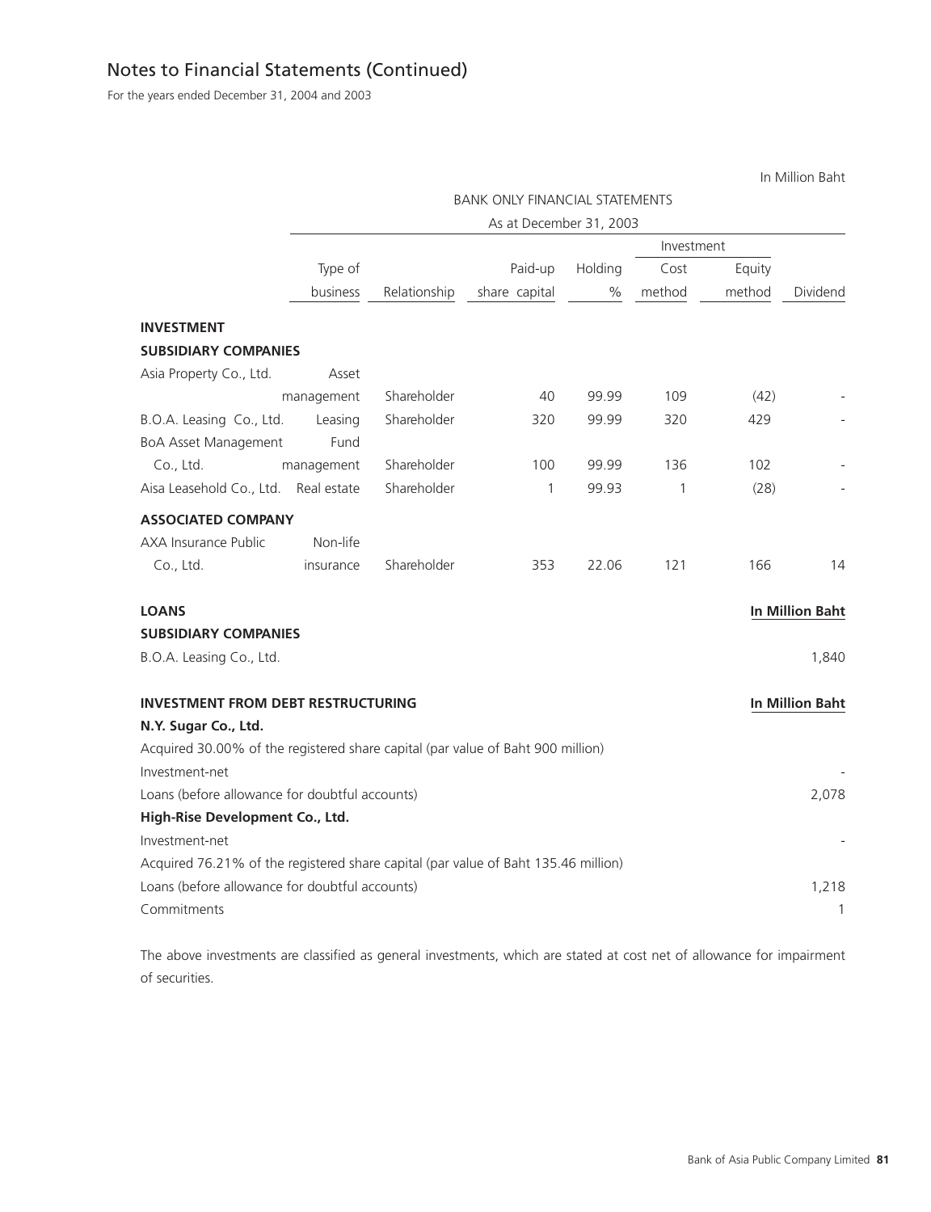# Notes to Financial Statements (Continued)

For the years ended December 31, 2004 and 2003

In Million Baht

| | BANK ONLY FINANCIAL STATEMENTS | | | | | | |
|---|---|---|---|---|---|---|---|
| | As at December 31, 2003 | | | | | | |
| | | | | | Investment | | |
| | Type of business | Relationship | Paid-up share capital | Holding % | Cost method | Equity method | Dividend |
| **INVESTMENT** | | | | | | | |
| **SUBSIDIARY COMPANIES** | | | | | | | |
| Asia Property Co., Ltd. | Asset management | Shareholder | 40 | 99.99 | 109 | (42) | - |
| B.O.A. Leasing Co., Ltd. | Leasing | Shareholder | 320 | 99.99 | 320 | 429 | - |
| BoA Asset Management Co., Ltd. | Fund management | Shareholder | 100 | 99.99 | 136 | 102 | - |
| Aisa Leasehold Co., Ltd. | Real estate | Shareholder | 1 | 99.93 | 1 | (28) | - |
| **ASSOCIATED COMPANY** | | | | | | | |
| AXA Insurance Public Co., Ltd. | Non-life insurance | Shareholder | 353 | 22.06 | 121 | 166 | 14 |

| **LOANS** | **In Million Baht** |
|---|---|
| **SUBSIDIARY COMPANIES** | |
| B.O.A. Leasing Co., Ltd. | 1,840 |

| **INVESTMENT FROM DEBT RESTRUCTURING** | **In Million Baht** |
|---|---|
| **N.Y. Sugar Co., Ltd.** | |
| Acquired 30.00% of the registered share capital (par value of Baht 900 million) | |
| Investment-net | - |
| Loans (before allowance for doubtful accounts) | 2,078 |
| **High-Rise Development Co., Ltd.** | |
| Investment-net | - |
| Acquired 76.21% of the registered share capital (par value of Baht 135.46 million) | |
| Loans (before allowance for doubtful accounts) | 1,218 |
| Commitments | 1 |

The above investments are classified as general investments, which are stated at cost net of allowance for impairment of securities.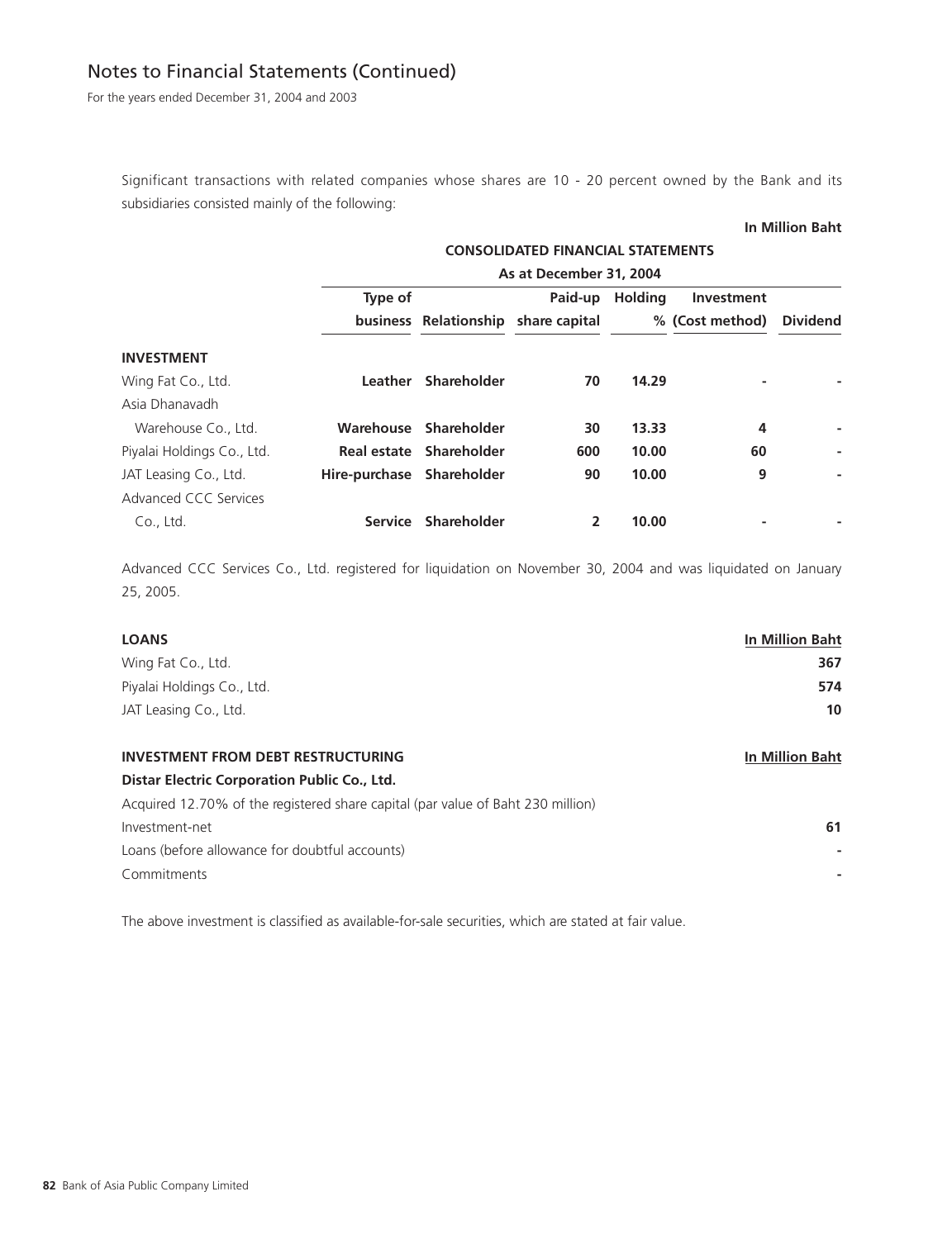## Notes to Financial Statements (Continued)

For the years ended December 31, 2004 and 2003

Significant transactions with related companies whose shares are 10 - 20 percent owned by the Bank and its subsidiaries consisted mainly of the following:

**In Million Baht**

| | CONSOLIDATED FINANCIAL STATEMENTS | | | | | |
|---|---|---|---|---|---|---|
| | As at December 31, 2004 | | | | | |
| | Type of business | Relationship | Paid-up share capital | Holding % | Investment (Cost method) | Dividend |
| **INVESTMENT** | | | | | | |
| Wing Fat Co., Ltd. | **Leather** | **Shareholder** | **70** | **14.29** | **-** | **-** |
| Asia Dhanavadh Warehouse Co., Ltd. | **Warehouse** | **Shareholder** | **30** | **13.33** | **4** | **-** |
| Piyalai Holdings Co., Ltd. | **Real estate** | **Shareholder** | **600** | **10.00** | **60** | **-** |
| JAT Leasing Co., Ltd. | **Hire-purchase** | **Shareholder** | **90** | **10.00** | **9** | **-** |
| Advanced CCC Services Co., Ltd. | **Service** | **Shareholder** | **2** | **10.00** | **-** | **-** |

Advanced CCC Services Co., Ltd. registered for liquidation on November 30, 2004 and was liquidated on January 25, 2005.

| **LOANS** | **In Million Baht** |
|---|---|
| Wing Fat Co., Ltd. | **367** |
| Piyalai Holdings Co., Ltd. | **574** |
| JAT Leasing Co., Ltd. | **10** |

| **INVESTMENT FROM DEBT RESTRUCTURING** | **In Million Baht** |
|---|---|
| **Distar Electric Corporation Public Co., Ltd.** | |
| Acquired 12.70% of the registered share capital (par value of Baht 230 million) | |
| Investment-net | **61** |
| Loans (before allowance for doubtful accounts) | **-** |
| Commitments | **-** |

The above investment is classified as available-for-sale securities, which are stated at fair value.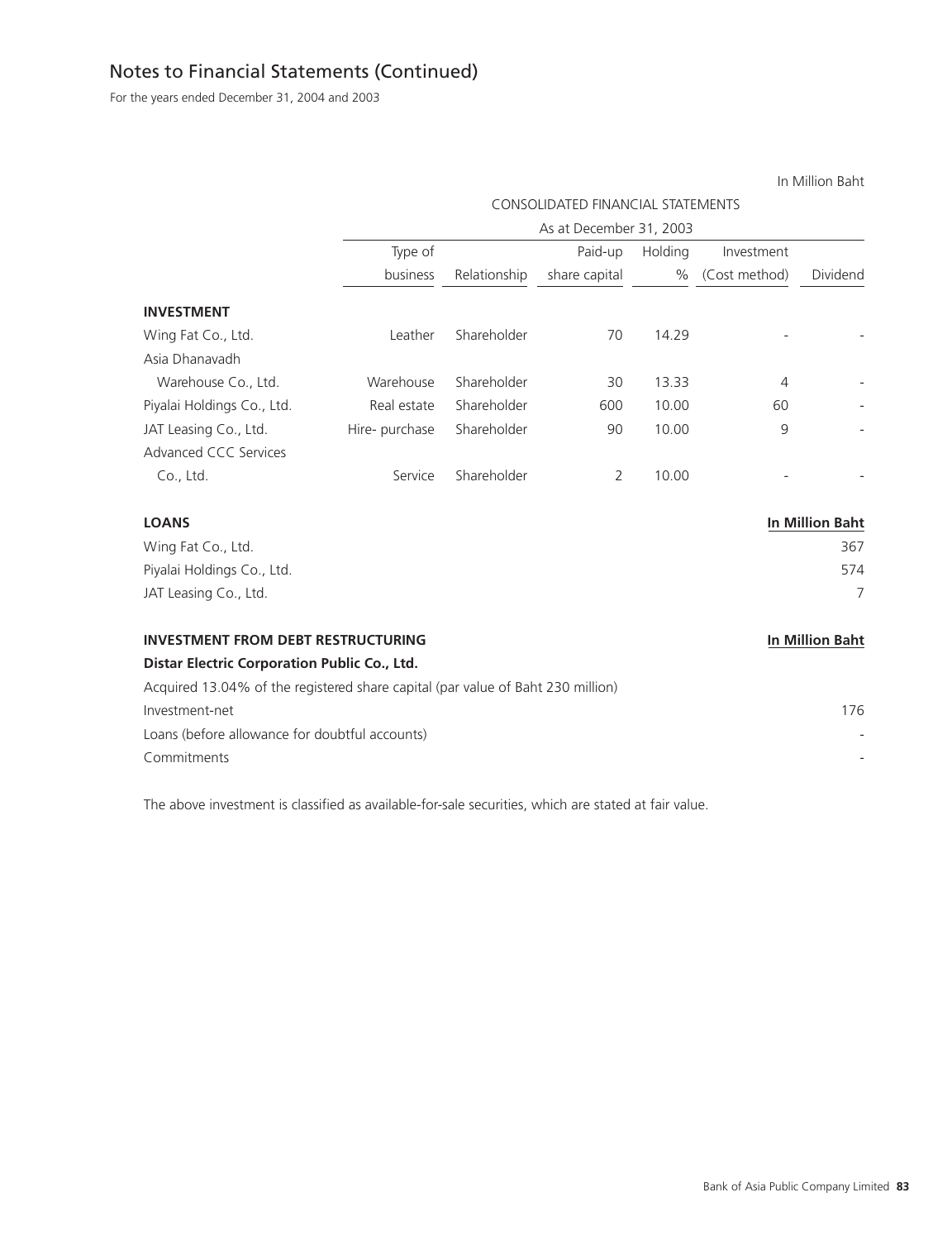## Notes to Financial Statements (Continued)

For the years ended December 31, 2004 and 2003

In Million Baht

| | CONSOLIDATED FINANCIAL STATEMENTS | | | | | |
|---|---|---|---|---|---|---|
| | As at December 31, 2003 | | | | | |
| | Type of business | Relationship | Paid-up share capital | Holding % | Investment (Cost method) | Dividend |
| **INVESTMENT** | | | | | | |
| Wing Fat Co., Ltd. | Leather | Shareholder | 70 | 14.29 | - | - |
| Asia Dhanavadh Warehouse Co., Ltd. | Warehouse | Shareholder | 30 | 13.33 | 4 | - |
| Piyalai Holdings Co., Ltd. | Real estate | Shareholder | 600 | 10.00 | 60 | - |
| JAT Leasing Co., Ltd. | Hire- purchase | Shareholder | 90 | 10.00 | 9 | - |
| Advanced CCC Services Co., Ltd. | Service | Shareholder | 2 | 10.00 | - | - |

| **LOANS** | **In Million Baht** |
|---|---|
| Wing Fat Co., Ltd. | 367 |
| Piyalai Holdings Co., Ltd. | 574 |
| JAT Leasing Co., Ltd. | 7 |

| **INVESTMENT FROM DEBT RESTRUCTURING** | **In Million Baht** |
|---|---|
| **Distar Electric Corporation Public Co., Ltd.** | |
| Acquired 13.04% of the registered share capital (par value of Baht 230 million) | |
| Investment-net | 176 |
| Loans (before allowance for doubtful accounts) | - |
| Commitments | - |

The above investment is classified as available-for-sale securities, which are stated at fair value.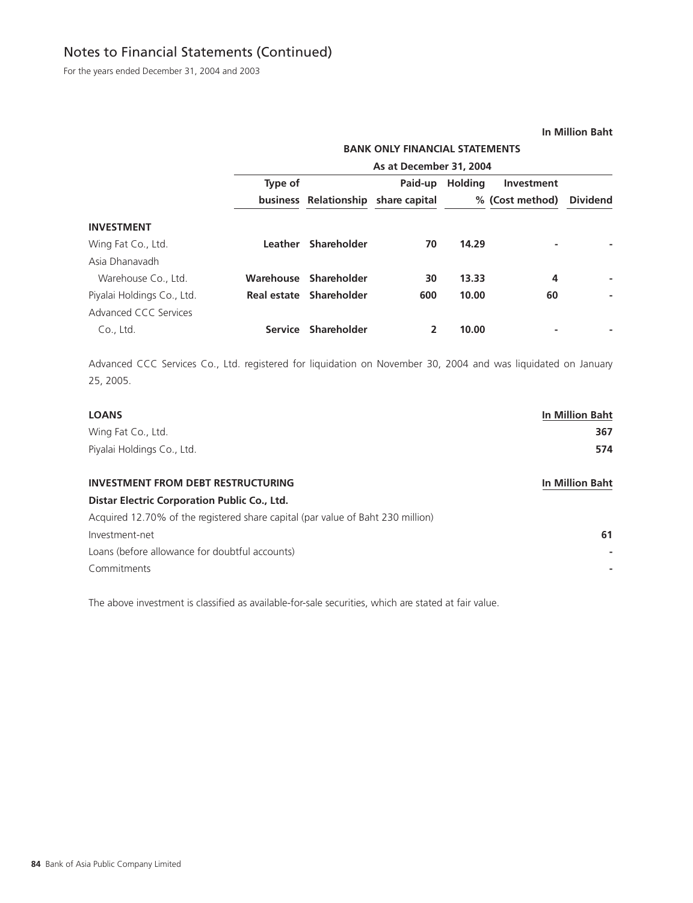# Notes to Financial Statements (Continued)

For the years ended December 31, 2004 and 2003

In Million Baht

| | BANK ONLY FINANCIAL STATEMENTS | | | | | |
|---|---|---|---|---|---|---|
| | As at December 31, 2004 | | | | | |
| | Type of business | Relationship | Paid-up share capital | Holding % | Investment (Cost method) | Dividend |
| **INVESTMENT** | | | | | | |
| Wing Fat Co., Ltd. | **Leather** | **Shareholder** | **70** | **14.29** | **-** | **-** |
| Asia Dhanavadh Warehouse Co., Ltd. | **Warehouse** | **Shareholder** | **30** | **13.33** | **4** | **-** |
| Piyalai Holdings Co., Ltd. | **Real estate** | **Shareholder** | **600** | **10.00** | **60** | **-** |
| Advanced CCC Services Co., Ltd. | **Service** | **Shareholder** | **2** | **10.00** | **-** | **-** |

Advanced CCC Services Co., Ltd. registered for liquidation on November 30, 2004 and was liquidated on January 25, 2005.

| **LOANS** | In Million Baht |
|---|---|
| Wing Fat Co., Ltd. | **367** |
| Piyalai Holdings Co., Ltd. | **574** |

| **INVESTMENT FROM DEBT RESTRUCTURING** | In Million Baht |
|---|---|
| **Distar Electric Corporation Public Co., Ltd.** | |
| Acquired 12.70% of the registered share capital (par value of Baht 230 million) | |
| Investment-net | **61** |
| Loans (before allowance for doubtful accounts) | **-** |
| Commitments | **-** |

The above investment is classified as available-for-sale securities, which are stated at fair value.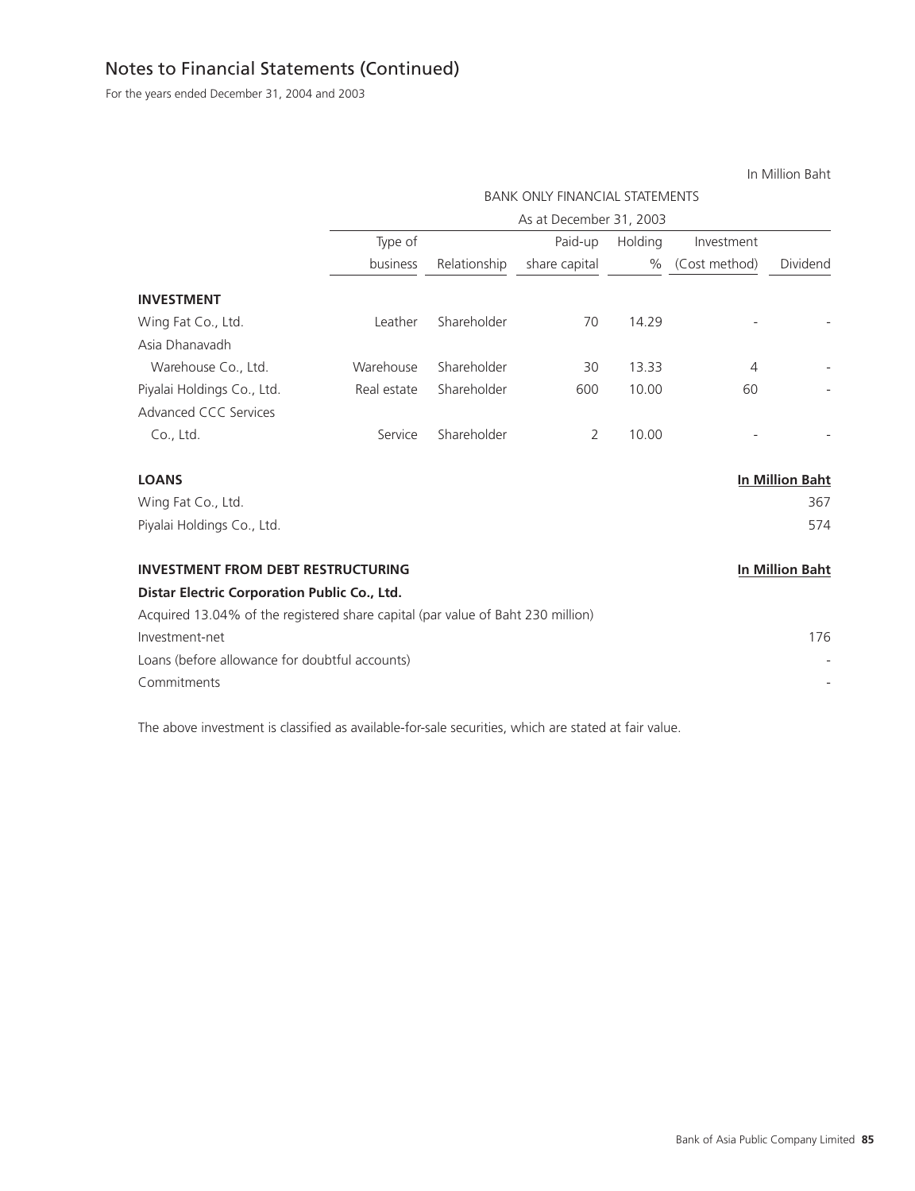## Notes to Financial Statements (Continued)

For the years ended December 31, 2004 and 2003

In Million Baht

| | BANK ONLY FINANCIAL STATEMENTS | | | | | |
|---|---|---|---|---|---|---|
| | As at December 31, 2003 | | | | | |
| | Type of business | Relationship | Paid-up share capital | Holding % | Investment (Cost method) | Dividend |
| **INVESTMENT** | | | | | | |
| Wing Fat Co., Ltd. | Leather | Shareholder | 70 | 14.29 | - | - |
| Asia Dhanavadh Warehouse Co., Ltd. | Warehouse | Shareholder | 30 | 13.33 | 4 | - |
| Piyalai Holdings Co., Ltd. | Real estate | Shareholder | 600 | 10.00 | 60 | - |
| Advanced CCC Services Co., Ltd. | Service | Shareholder | 2 | 10.00 | - | - |

| **LOANS** | **In Million Baht** |
|---|---|
| Wing Fat Co., Ltd. | 367 |
| Piyalai Holdings Co., Ltd. | 574 |

| **INVESTMENT FROM DEBT RESTRUCTURING** | **In Million Baht** |
|---|---|
| **Distar Electric Corporation Public Co., Ltd.** | |
| Acquired 13.04% of the registered share capital (par value of Baht 230 million) | |
| Investment-net | 176 |
| Loans (before allowance for doubtful accounts) | - |
| Commitments | - |

The above investment is classified as available-for-sale securities, which are stated at fair value.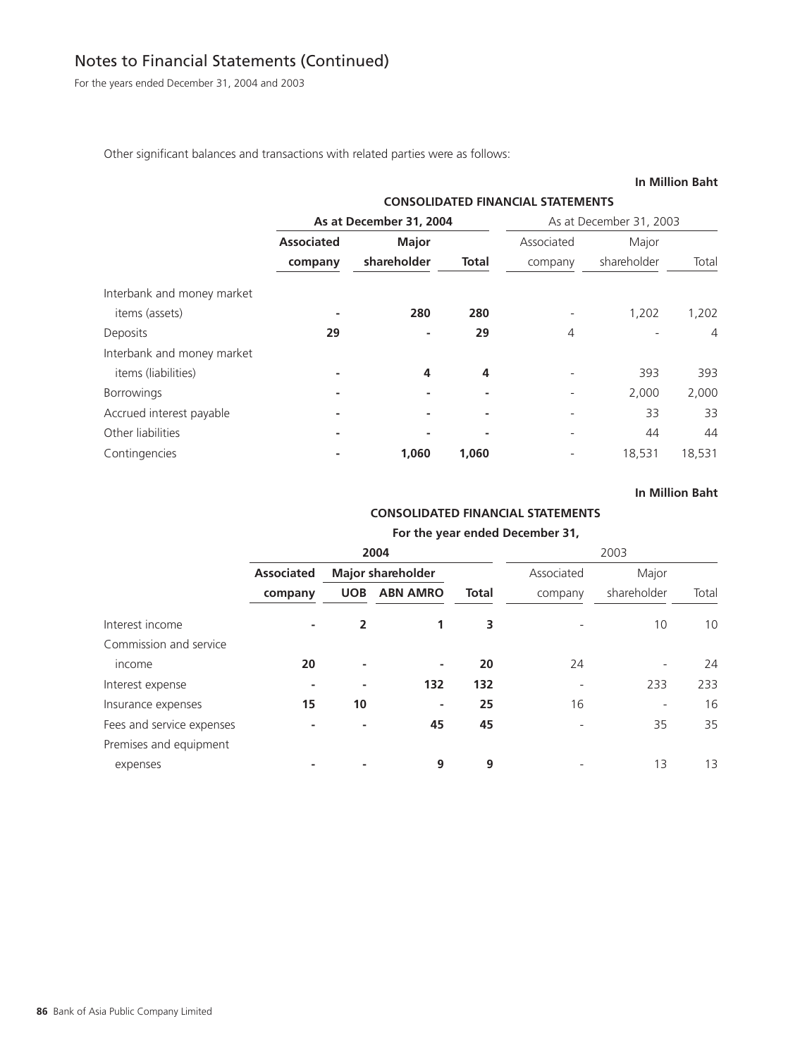## Notes to Financial Statements (Continued)

For the years ended December 31, 2004 and 2003

Other significant balances and transactions with related parties were as follows:

**In Million Baht**

| | **CONSOLIDATED FINANCIAL STATEMENTS** | | | | | |
|---|---|---|---|---|---|---|
| | **As at December 31, 2004** | | | As at December 31, 2003 | | |
| | **Associated company** | **Major shareholder** | **Total** | Associated company | Major shareholder | Total |
| Interbank and money market items (assets) | **-** | **280** | **280** | - | 1,202 | 1,202 |
| Deposits | **29** | **-** | **29** | 4 | - | 4 |
| Interbank and money market items (liabilities) | **-** | **4** | **4** | - | 393 | 393 |
| Borrowings | **-** | **-** | **-** | - | 2,000 | 2,000 |
| Accrued interest payable | **-** | **-** | **-** | - | 33 | 33 |
| Other liabilities | **-** | **-** | **-** | - | 44 | 44 |
| Contingencies | **-** | **1,060** | **1,060** | - | 18,531 | 18,531 |

**In Million Baht**

| | **CONSOLIDATED FINANCIAL STATEMENTS** | | | | | | |
|---|---|---|---|---|---|---|---|
| | **For the year ended December 31,** | | | | | | |
| | **2004** | | | | 2003 | | |
| | **Associated** | **Major shareholder** | | | Associated | Major | |
| | **company** | **UOB** | **ABN AMRO** | **Total** | company | shareholder | Total |
| Interest income | **-** | **2** | **1** | **3** | - | 10 | 10 |
| Commission and service income | **20** | **-** | **-** | **20** | 24 | - | 24 |
| Interest expense | **-** | **-** | **132** | **132** | - | 233 | 233 |
| Insurance expenses | **15** | **10** | **-** | **25** | 16 | - | 16 |
| Fees and service expenses | **-** | **-** | **45** | **45** | - | 35 | 35 |
| Premises and equipment expenses | **-** | **-** | **9** | **9** | - | 13 | 13 |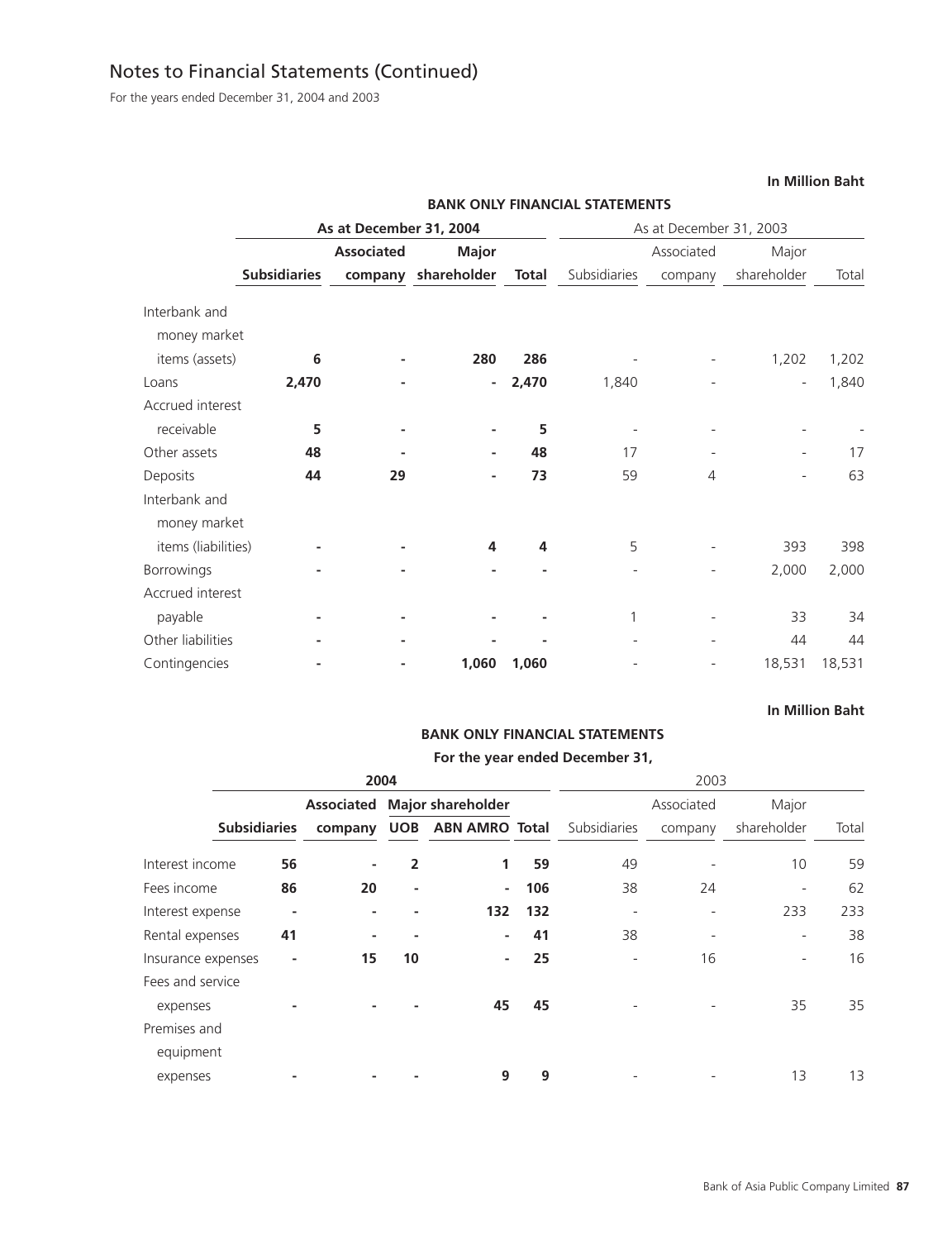# Notes to Financial Statements (Continued)

For the years ended December 31, 2004 and 2003

**In Million Baht**

| | **BANK ONLY FINANCIAL STATEMENTS** | | | | | | | |
|---|---|---|---|---|---|---|---|---|
| | **As at December 31, 2004** | | | | As at December 31, 2003 | | | |
| | **Subsidiaries** | **Associated company** | **Major shareholder** | **Total** | Subsidiaries | Associated company | Major shareholder | Total |
| Interbank and money market items (assets) | **6** | **-** | **280** | **286** | - | - | 1,202 | 1,202 |
| Loans | **2,470** | **-** | **-** | **2,470** | 1,840 | - | - | 1,840 |
| Accrued interest receivable | **5** | **-** | **-** | **5** | - | - | - | - |
| Other assets | **48** | **-** | **-** | **48** | 17 | - | - | 17 |
| Deposits | **44** | **29** | **-** | **73** | 59 | 4 | - | 63 |
| Interbank and money market items (liabilities) | **-** | **-** | **4** | **4** | 5 | - | 393 | 398 |
| Borrowings | **-** | **-** | **-** | **-** | - | - | 2,000 | 2,000 |
| Accrued interest payable | **-** | **-** | **-** | **-** | 1 | - | 33 | 34 |
| Other liabilities | **-** | **-** | **-** | **-** | - | - | 44 | 44 |
| Contingencies | **-** | **-** | **1,060** | **1,060** | - | - | 18,531 | 18,531 |

**In Million Baht**

| | **BANK ONLY FINANCIAL STATEMENTS** | | | | | | | | |
|---|---|---|---|---|---|---|---|---|---|
| | **For the year ended December 31,** | | | | | | | | |
| | **2004** | | | | | 2003 | | | |
| | | **Associated** | **Major shareholder** | | | | Associated | Major | |
| | **Subsidiaries** | **company** | **UOB** | **ABN AMRO** | **Total** | Subsidiaries | company | shareholder | Total |
| Interest income | **56** | **-** | **2** | **1** | **59** | 49 | - | 10 | 59 |
| Fees income | **86** | **20** | **-** | **-** | **106** | 38 | 24 | - | 62 |
| Interest expense | **-** | **-** | **-** | **132** | **132** | - | - | 233 | 233 |
| Rental expenses | **41** | **-** | **-** | **-** | **41** | 38 | - | - | 38 |
| Insurance expenses | **-** | **15** | **10** | **-** | **25** | - | 16 | - | 16 |
| Fees and service expenses | **-** | **-** | **-** | **45** | **45** | - | - | 35 | 35 |
| Premises and equipment expenses | **-** | **-** | **-** | **9** | **9** | - | - | 13 | 13 |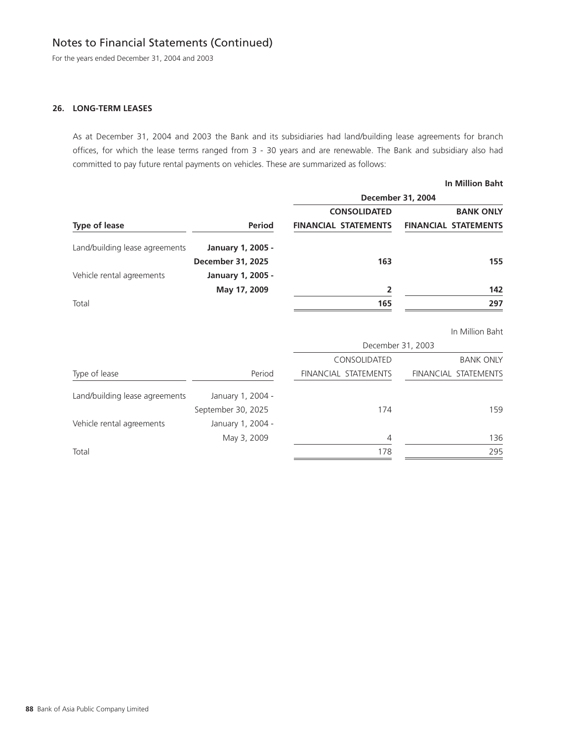## Notes to Financial Statements (Continued)

For the years ended December 31, 2004 and 2003

### 26. LONG-TERM LEASES

As at December 31, 2004 and 2003 the Bank and its subsidiaries had land/building lease agreements for branch offices, for which the lease terms ranged from 3 - 30 years and are renewable. The Bank and subsidiary also had committed to pay future rental payments on vehicles. These are summarized as follows:

**In Million Baht**

| | | **December 31, 2004** | |
|---|---|---|---|
| | | **CONSOLIDATED** | **BANK ONLY** |
| **Type of lease** | **Period** | **FINANCIAL STATEMENTS** | **FINANCIAL STATEMENTS** |
| Land/building lease agreements | **January 1, 2005 - December 31, 2025** | **163** | **155** |
| Vehicle rental agreements | **January 1, 2005 - May 17, 2009** | **2** | **142** |
| Total | | **165** | **297** |

In Million Baht

| | | December 31, 2003 | |
|---|---|---|---|
| | | CONSOLIDATED | BANK ONLY |
| Type of lease | Period | FINANCIAL STATEMENTS | FINANCIAL STATEMENTS |
| Land/building lease agreements | January 1, 2004 - September 30, 2025 | 174 | 159 |
| Vehicle rental agreements | January 1, 2004 - May 3, 2009 | 4 | 136 |
| Total | | 178 | 295 |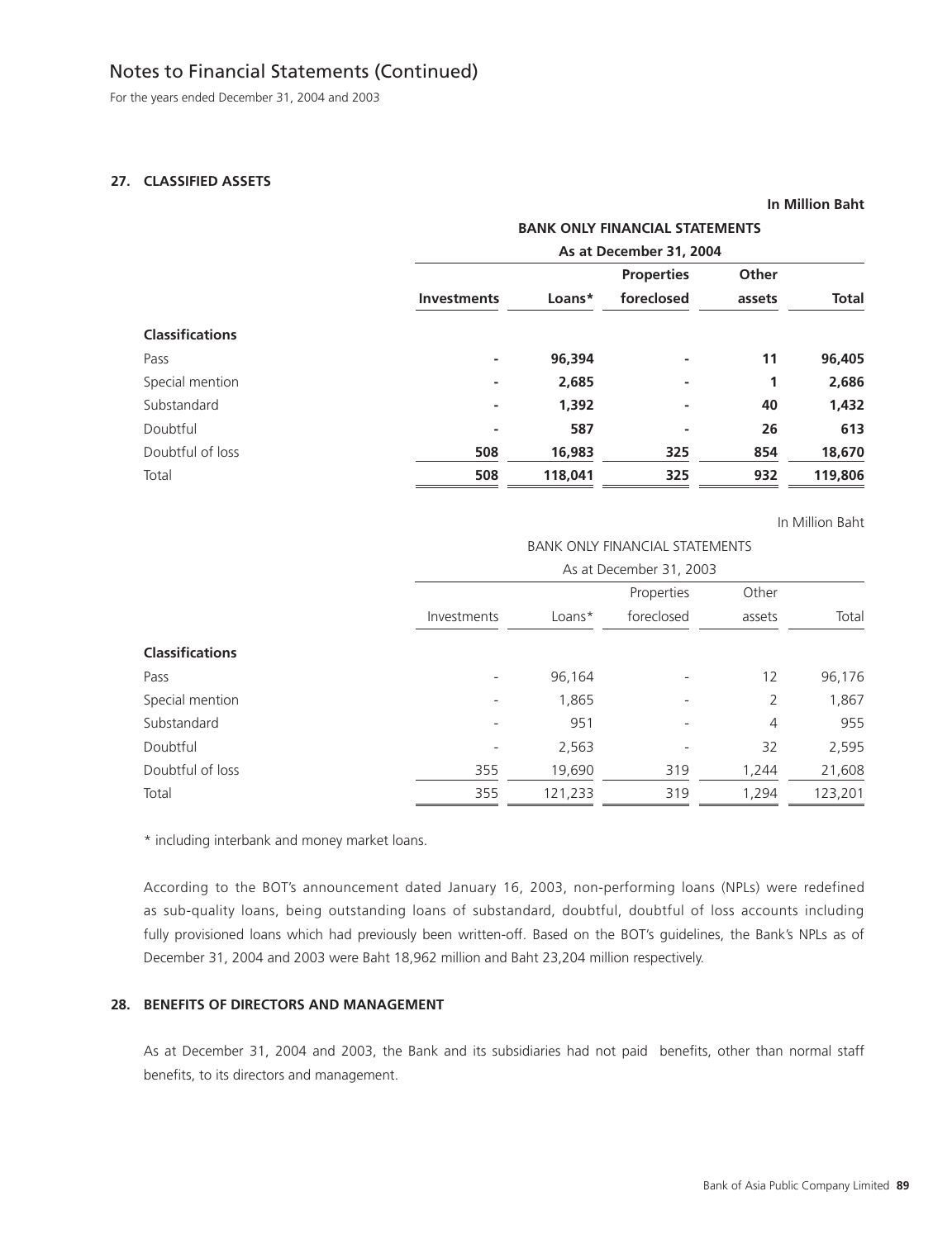# Notes to Financial Statements (Continued)

For the years ended December 31, 2004 and 2003

## 27. CLASSIFIED ASSETS

**In Million Baht**

| | **BANK ONLY FINANCIAL STATEMENTS** | | | | |
|---|---|---|---|---|---|
| | **As at December 31, 2004** | | | | |
| | **Investments** | **Loans*** | **Properties foreclosed** | **Other assets** | **Total** |
| **Classifications** | | | | | |
| Pass | **-** | **96,394** | **-** | **11** | **96,405** |
| Special mention | **-** | **2,685** | **-** | **1** | **2,686** |
| Substandard | **-** | **1,392** | **-** | **40** | **1,432** |
| Doubtful | **-** | **587** | **-** | **26** | **613** |
| Doubtful of loss | **508** | **16,983** | **325** | **854** | **18,670** |
| Total | **508** | **118,041** | **325** | **932** | **119,806** |

In Million Baht

| | BANK ONLY FINANCIAL STATEMENTS | | | | |
|---|---|---|---|---|---|
| | As at December 31, 2003 | | | | |
| | Investments | Loans* | Properties foreclosed | Other assets | Total |
| **Classifications** | | | | | |
| Pass | - | 96,164 | - | 12 | 96,176 |
| Special mention | - | 1,865 | - | 2 | 1,867 |
| Substandard | - | 951 | - | 4 | 955 |
| Doubtful | - | 2,563 | - | 32 | 2,595 |
| Doubtful of loss | 355 | 19,690 | 319 | 1,244 | 21,608 |
| Total | 355 | 121,233 | 319 | 1,294 | 123,201 |

* including interbank and money market loans.

According to the BOT's announcement dated January 16, 2003, non-performing loans (NPLs) were redefined as sub-quality loans, being outstanding loans of substandard, doubtful, doubtful of loss accounts including fully provisioned loans which had previously been written-off. Based on the BOT's guidelines, the Bank's NPLs as of December 31, 2004 and 2003 were Baht 18,962 million and Baht 23,204 million respectively.

## 28. BENEFITS OF DIRECTORS AND MANAGEMENT

As at December 31, 2004 and 2003, the Bank and its subsidiaries had not paid benefits, other than normal staff benefits, to its directors and management.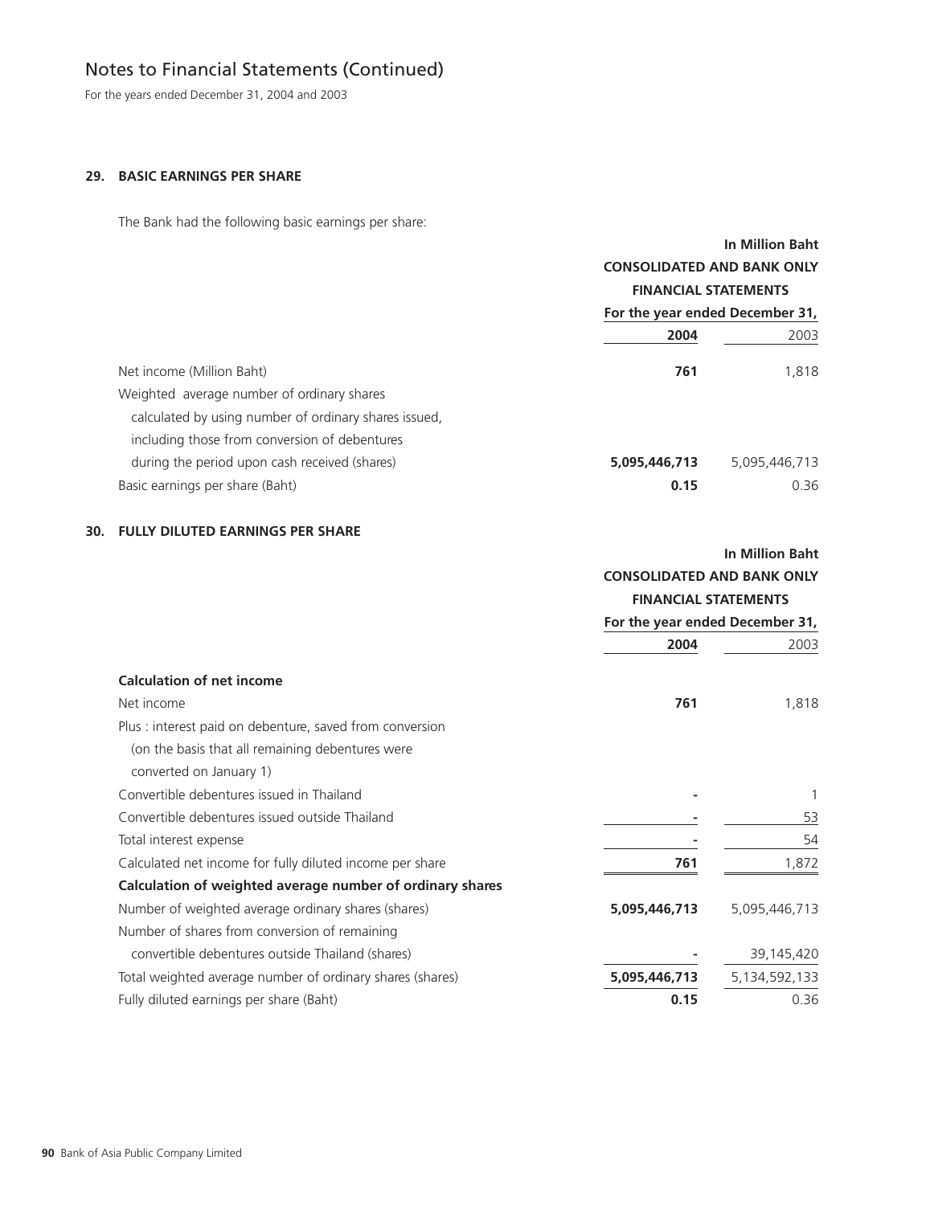# Notes to Financial Statements (Continued)

For the years ended December 31, 2004 and 2003

## 29. BASIC EARNINGS PER SHARE

The Bank had the following basic earnings per share:

| | In Million Baht | |
|---|---|---|
| | **CONSOLIDATED AND BANK ONLY FINANCIAL STATEMENTS** | |
| | **For the year ended December 31,** | |
| | **2004** | 2003 |
| Net income (Million Baht) | **761** | 1,818 |
| Weighted average number of ordinary shares calculated by using number of ordinary shares issued, including those from conversion of debentures during the period upon cash received (shares) | **5,095,446,713** | 5,095,446,713 |
| Basic earnings per share (Baht) | **0.15** | 0.36 |

## 30. FULLY DILUTED EARNINGS PER SHARE

| | In Million Baht | |
|---|---|---|
| | **CONSOLIDATED AND BANK ONLY FINANCIAL STATEMENTS** | |
| | **For the year ended December 31,** | |
| | **2004** | 2003 |
| **Calculation of net income** | | |
| Net income | **761** | 1,818 |
| Plus : interest paid on debenture, saved from conversion (on the basis that all remaining debentures were converted on January 1) | | |
| Convertible debentures issued in Thailand | **-** | 1 |
| Convertible debentures issued outside Thailand | **-** | 53 |
| Total interest expense | **-** | 54 |
| Calculated net income for fully diluted income per share | **761** | 1,872 |
| **Calculation of weighted average number of ordinary shares** | | |
| Number of weighted average ordinary shares (shares) | **5,095,446,713** | 5,095,446,713 |
| Number of shares from conversion of remaining convertible debentures outside Thailand (shares) | **-** | 39,145,420 |
| Total weighted average number of ordinary shares (shares) | **5,095,446,713** | 5,134,592,133 |
| Fully diluted earnings per share (Baht) | **0.15** | 0.36 |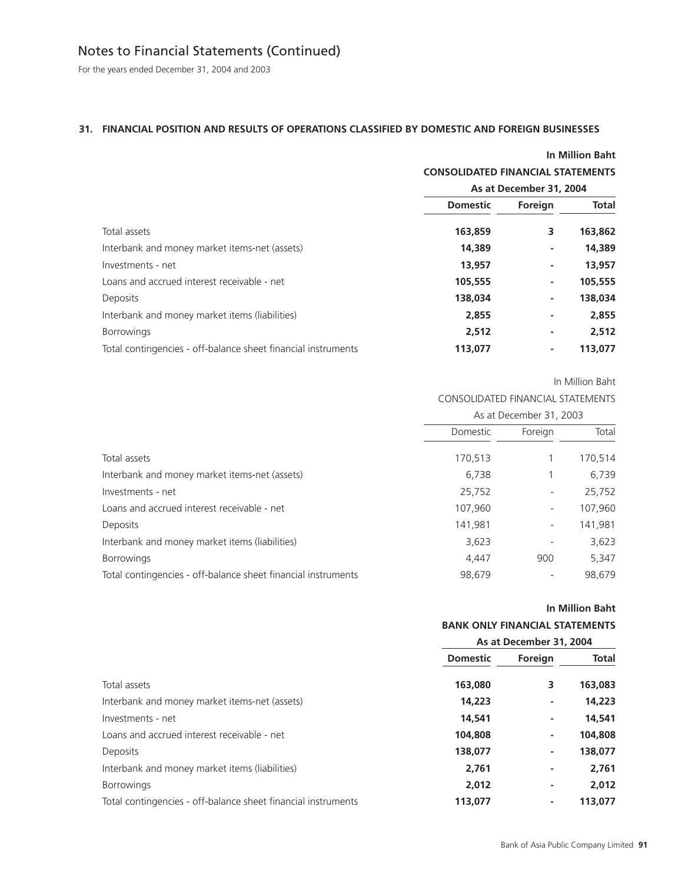# Notes to Financial Statements (Continued)

For the years ended December 31, 2004 and 2003

## 31. FINANCIAL POSITION AND RESULTS OF OPERATIONS CLASSIFIED BY DOMESTIC AND FOREIGN BUSINESSES

**In Million Baht**

| | **CONSOLIDATED FINANCIAL STATEMENTS** | | |
|---|---|---|---|
| | **As at December 31, 2004** | | |
| | **Domestic** | **Foreign** | **Total** |
| Total assets | **163,859** | **3** | **163,862** |
| Interbank and money market items-net (assets) | **14,389** | **-** | **14,389** |
| Investments - net | **13,957** | **-** | **13,957** |
| Loans and accrued interest receivable - net | **105,555** | **-** | **105,555** |
| Deposits | **138,034** | **-** | **138,034** |
| Interbank and money market items (liabilities) | **2,855** | **-** | **2,855** |
| Borrowings | **2,512** | **-** | **2,512** |
| Total contingencies - off-balance sheet financial instruments | **113,077** | **-** | **113,077** |

In Million Baht

| | CONSOLIDATED FINANCIAL STATEMENTS | | |
|---|---|---|---|
| | As at December 31, 2003 | | |
| | Domestic | Foreign | Total |
| Total assets | 170,513 | 1 | 170,514 |
| Interbank and money market items-net (assets) | 6,738 | 1 | 6,739 |
| Investments - net | 25,752 | - | 25,752 |
| Loans and accrued interest receivable - net | 107,960 | - | 107,960 |
| Deposits | 141,981 | - | 141,981 |
| Interbank and money market items (liabilities) | 3,623 | - | 3,623 |
| Borrowings | 4,447 | 900 | 5,347 |
| Total contingencies - off-balance sheet financial instruments | 98,679 | - | 98,679 |

**In Million Baht**

| | **BANK ONLY FINANCIAL STATEMENTS** | | |
|---|---|---|---|
| | **As at December 31, 2004** | | |
| | **Domestic** | **Foreign** | **Total** |
| Total assets | **163,080** | **3** | **163,083** |
| Interbank and money market items-net (assets) | **14,223** | **-** | **14,223** |
| Investments - net | **14,541** | **-** | **14,541** |
| Loans and accrued interest receivable - net | **104,808** | **-** | **104,808** |
| Deposits | **138,077** | **-** | **138,077** |
| Interbank and money market items (liabilities) | **2,761** | **-** | **2,761** |
| Borrowings | **2,012** | **-** | **2,012** |
| Total contingencies - off-balance sheet financial instruments | **113,077** | **-** | **113,077** |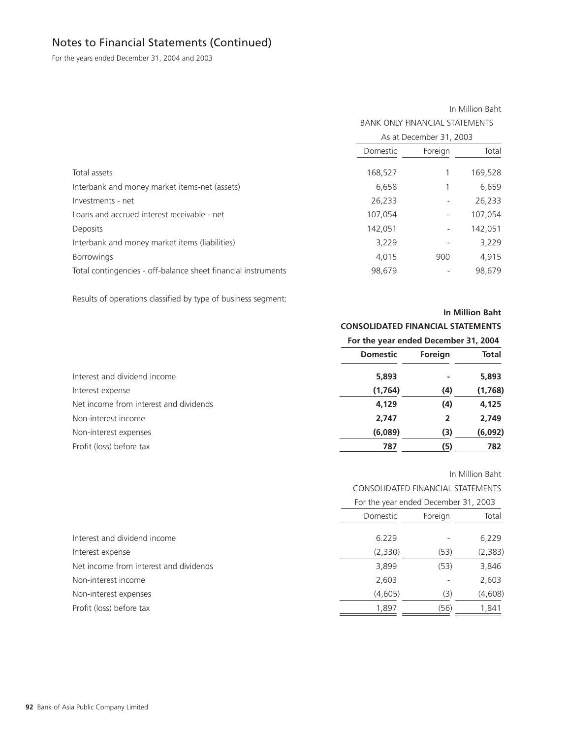## Notes to Financial Statements (Continued)

For the years ended December 31, 2004 and 2003

| | In Million Baht | | |
|---|---|---|---|
| | BANK ONLY FINANCIAL STATEMENTS | | |
| | As at December 31, 2003 | | |
| | Domestic | Foreign | Total |
| Total assets | 168,527 | 1 | 169,528 |
| Interbank and money market items-net (assets) | 6,658 | 1 | 6,659 |
| Investments - net | 26,233 | - | 26,233 |
| Loans and accrued interest receivable - net | 107,054 | - | 107,054 |
| Deposits | 142,051 | - | 142,051 |
| Interbank and money market items (liabilities) | 3,229 | - | 3,229 |
| Borrowings | 4,015 | 900 | 4,915 |
| Total contingencies - off-balance sheet financial instruments | 98,679 | - | 98,679 |

Results of operations classified by type of business segment:

| | **In Million Baht** | | |
|---|---|---|---|
| | **CONSOLIDATED FINANCIAL STATEMENTS** | | |
| | **For the year ended December 31, 2004** | | |
| | **Domestic** | **Foreign** | **Total** |
| Interest and dividend income | **5,893** | **-** | **5,893** |
| Interest expense | **(1,764)** | **(4)** | **(1,768)** |
| Net income from interest and dividends | **4,129** | **(4)** | **4,125** |
| Non-interest income | **2,747** | **2** | **2,749** |
| Non-interest expenses | **(6,089)** | **(3)** | **(6,092)** |
| Profit (loss) before tax | **787** | **(5)** | **782** |

| | In Million Baht | | |
|---|---|---|---|
| | CONSOLIDATED FINANCIAL STATEMENTS | | |
| | For the year ended December 31, 2003 | | |
| | Domestic | Foreign | Total |
| Interest and dividend income | 6.229 | - | 6,229 |
| Interest expense | (2,330) | (53) | (2,383) |
| Net income from interest and dividends | 3,899 | (53) | 3,846 |
| Non-interest income | 2,603 | - | 2,603 |
| Non-interest expenses | (4,605) | (3) | (4,608) |
| Profit (loss) before tax | 1,897 | (56) | 1,841 |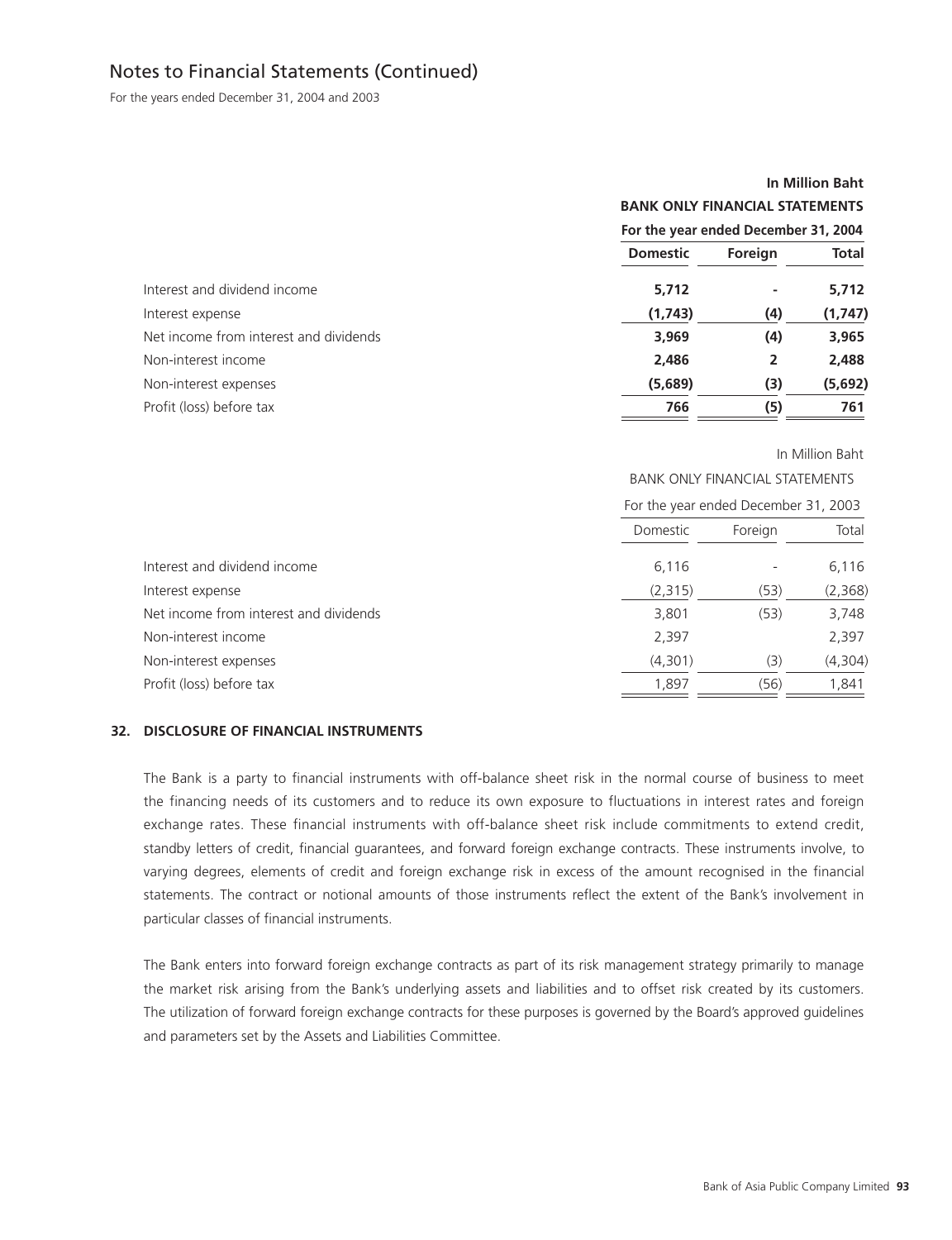# Notes to Financial Statements (Continued)

For the years ended December 31, 2004 and 2003

| | **In Million Baht** | | |
|---|---|---|---|
| | **BANK ONLY FINANCIAL STATEMENTS** | | |
| | **For the year ended December 31, 2004** | | |
| | **Domestic** | **Foreign** | **Total** |
| Interest and dividend income | **5,712** | **-** | **5,712** |
| Interest expense | **(1,743)** | **(4)** | **(1,747)** |
| Net income from interest and dividends | **3,969** | **(4)** | **3,965** |
| Non-interest income | **2,486** | **2** | **2,488** |
| Non-interest expenses | **(5,689)** | **(3)** | **(5,692)** |
| Profit (loss) before tax | **766** | **(5)** | **761** |

| | In Million Baht | | |
|---|---|---|---|
| | BANK ONLY FINANCIAL STATEMENTS | | |
| | For the year ended December 31, 2003 | | |
| | Domestic | Foreign | Total |
| Interest and dividend income | 6,116 | - | 6,116 |
| Interest expense | (2,315) | (53) | (2,368) |
| Net income from interest and dividends | 3,801 | (53) | 3,748 |
| Non-interest income | 2,397 | | 2,397 |
| Non-interest expenses | (4,301) | (3) | (4,304) |
| Profit (loss) before tax | 1,897 | (56) | 1,841 |

## 32. DISCLOSURE OF FINANCIAL INSTRUMENTS

The Bank is a party to financial instruments with off-balance sheet risk in the normal course of business to meet the financing needs of its customers and to reduce its own exposure to fluctuations in interest rates and foreign exchange rates. These financial instruments with off-balance sheet risk include commitments to extend credit, standby letters of credit, financial guarantees, and forward foreign exchange contracts. These instruments involve, to varying degrees, elements of credit and foreign exchange risk in excess of the amount recognised in the financial statements. The contract or notional amounts of those instruments reflect the extent of the Bank's involvement in particular classes of financial instruments.

The Bank enters into forward foreign exchange contracts as part of its risk management strategy primarily to manage the market risk arising from the Bank's underlying assets and liabilities and to offset risk created by its customers. The utilization of forward foreign exchange contracts for these purposes is governed by the Board's approved guidelines and parameters set by the Assets and Liabilities Committee.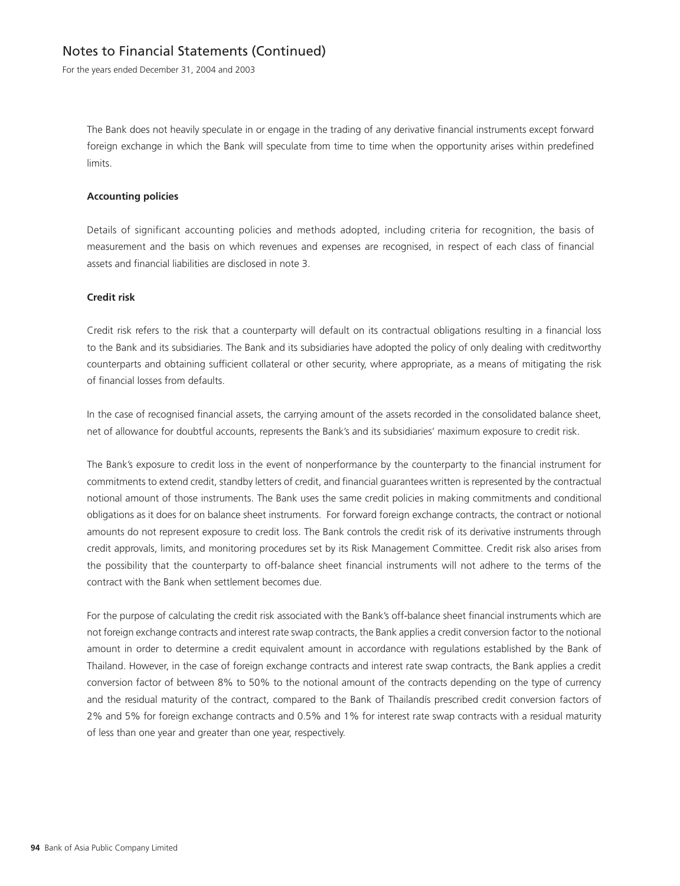The Bank does not heavily speculate in or engage in the trading of any derivative financial instruments except forward foreign exchange in which the Bank will speculate from time to time when the opportunity arises within predefined limits.

**Accounting policies**

Details of significant accounting policies and methods adopted, including criteria for recognition, the basis of measurement and the basis on which revenues and expenses are recognised, in respect of each class of financial assets and financial liabilities are disclosed in note 3.

**Credit risk**

Credit risk refers to the risk that a counterparty will default on its contractual obligations resulting in a financial loss to the Bank and its subsidiaries. The Bank and its subsidiaries have adopted the policy of only dealing with creditworthy counterparts and obtaining sufficient collateral or other security, where appropriate, as a means of mitigating the risk of financial losses from defaults.

In the case of recognised financial assets, the carrying amount of the assets recorded in the consolidated balance sheet, net of allowance for doubtful accounts, represents the Bank's and its subsidiaries' maximum exposure to credit risk.

The Bank's exposure to credit loss in the event of nonperformance by the counterparty to the financial instrument for commitments to extend credit, standby letters of credit, and financial guarantees written is represented by the contractual notional amount of those instruments. The Bank uses the same credit policies in making commitments and conditional obligations as it does for on balance sheet instruments. For forward foreign exchange contracts, the contract or notional amounts do not represent exposure to credit loss. The Bank controls the credit risk of its derivative instruments through credit approvals, limits, and monitoring procedures set by its Risk Management Committee. Credit risk also arises from the possibility that the counterparty to off-balance sheet financial instruments will not adhere to the terms of the contract with the Bank when settlement becomes due.

For the purpose of calculating the credit risk associated with the Bank's off-balance sheet financial instruments which are not foreign exchange contracts and interest rate swap contracts, the Bank applies a credit conversion factor to the notional amount in order to determine a credit equivalent amount in accordance with regulations established by the Bank of Thailand. However, in the case of foreign exchange contracts and interest rate swap contracts, the Bank applies a credit conversion factor of between 8% to 50% to the notional amount of the contracts depending on the type of currency and the residual maturity of the contract, compared to the Bank of Thailandís prescribed credit conversion factors of 2% and 5% for foreign exchange contracts and 0.5% and 1% for interest rate swap contracts with a residual maturity of less than one year and greater than one year, respectively.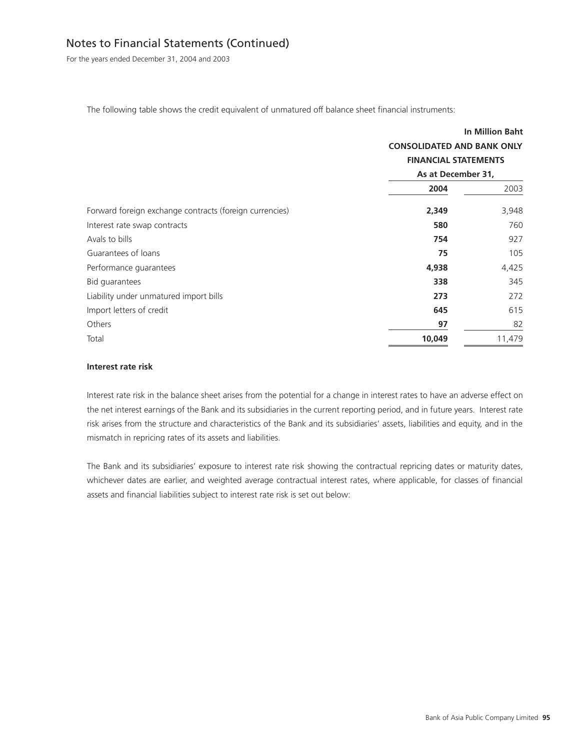The following table shows the credit equivalent of unmatured off balance sheet financial instruments:

| | In Million Baht | |
|---|---|---|
| | CONSOLIDATED AND BANK ONLY FINANCIAL STATEMENTS | |
| | As at December 31, | |
| | **2004** | 2003 |
| Forward foreign exchange contracts (foreign currencies) | **2,349** | 3,948 |
| Interest rate swap contracts | **580** | 760 |
| Avals to bills | **754** | 927 |
| Guarantees of loans | **75** | 105 |
| Performance guarantees | **4,938** | 4,425 |
| Bid guarantees | **338** | 345 |
| Liability under unmatured import bills | **273** | 272 |
| Import letters of credit | **645** | 615 |
| Others | **97** | 82 |
| Total | **10,049** | 11,479 |

**Interest rate risk**

Interest rate risk in the balance sheet arises from the potential for a change in interest rates to have an adverse effect on the net interest earnings of the Bank and its subsidiaries in the current reporting period, and in future years. Interest rate risk arises from the structure and characteristics of the Bank and its subsidiaries' assets, liabilities and equity, and in the mismatch in repricing rates of its assets and liabilities.

The Bank and its subsidiaries' exposure to interest rate risk showing the contractual repricing dates or maturity dates, whichever dates are earlier, and weighted average contractual interest rates, where applicable, for classes of financial assets and financial liabilities subject to interest rate risk is set out below: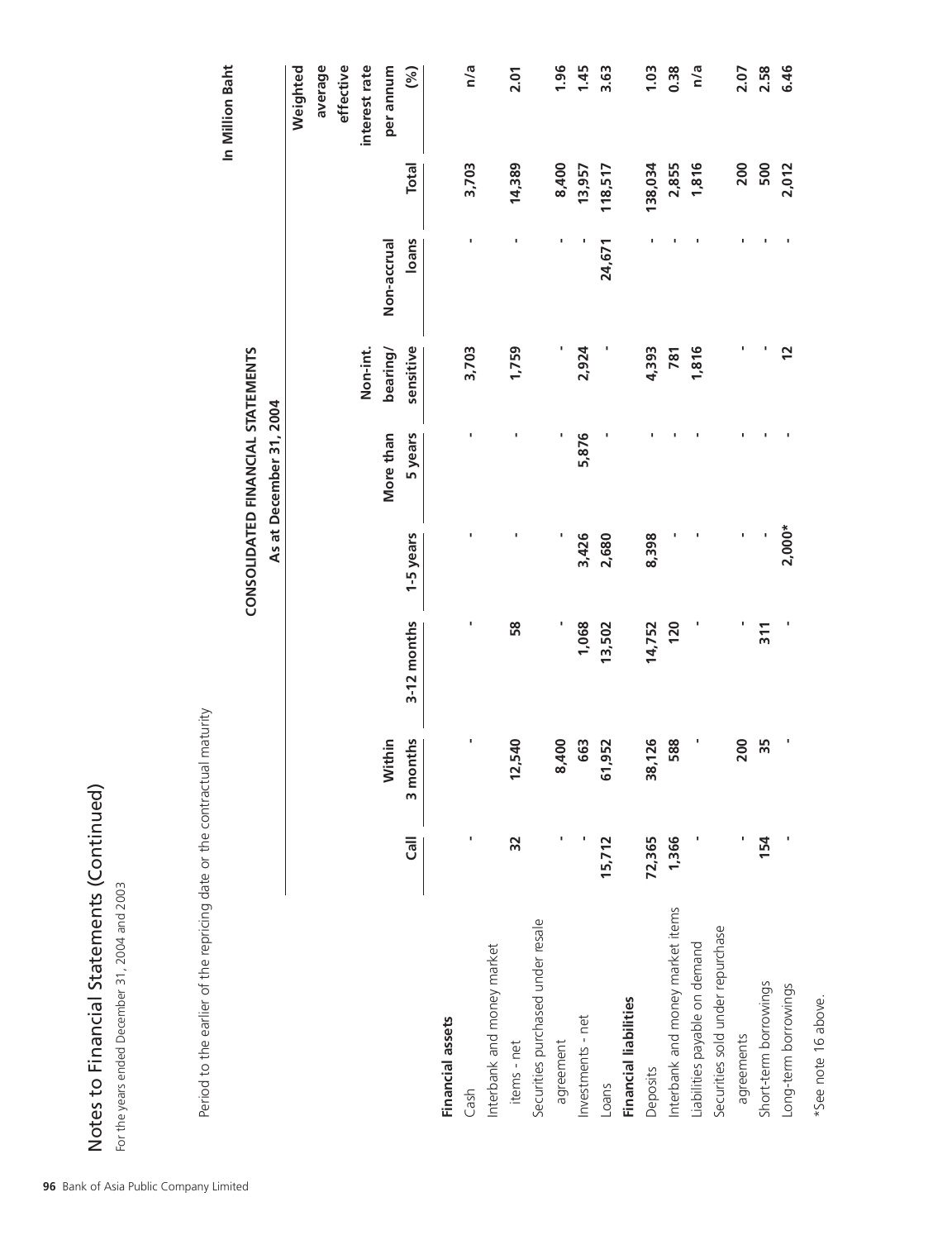# Notes to Financial Statements (Continued)

For the years ended December 31, 2004 and 2003

Period to the earlier of the repricing date or the contractual maturity

**CONSOLIDATED FINANCIAL STATEMENTS**
**As at December 31, 2004**

In Million Baht

| | Call | Within 3 months | 3-12 months | 1-5 years | More than 5 years | Non-int. bearing/ sensitive | Non-accrual loans | Total | Weighted average effective interest rate per annum (%) |
|---|---|---|---|---|---|---|---|---|---|
| **Financial assets** | | | | | | | | | |
| Cash | - | - | - | - | - | 3,703 | - | 3,703 | n/a |
| Interbank and money market items - net | 32 | 12,540 | 58 | - | - | 1,759 | - | 14,389 | 2.01 |
| Securities purchased under resale agreement | - | 8,400 | - | - | - | - | - | 8,400 | 1.96 |
| Investments - net | - | 663 | 1,068 | 3,426 | 5,876 | 2,924 | - | 13,957 | 1.45 |
| Loans | 15,712 | 61,952 | 13,502 | 2,680 | - | - | 24,671 | 118,517 | 3.63 |
| **Financial liabilities** | | | | | | | | | |
| Deposits | 72,365 | 38,126 | 14,752 | 8,398 | - | 4,393 | - | 138,034 | 1.03 |
| Interbank and money market items | 1,366 | 588 | 120 | - | - | 781 | - | 2,855 | 0.38 |
| Liabilities payable on demand | - | - | - | - | - | 1,816 | - | 1,816 | n/a |
| Securities sold under repurchase agreements | - | 200 | - | - | - | - | - | 200 | 2.07 |
| Short-term borrowings | 154 | 35 | 311 | - | - | - | - | 500 | 2.58 |
| Long-term borrowings | - | - | - | 2,000* | - | 12 | - | 2,012 | 6.46 |

*See note 16 above.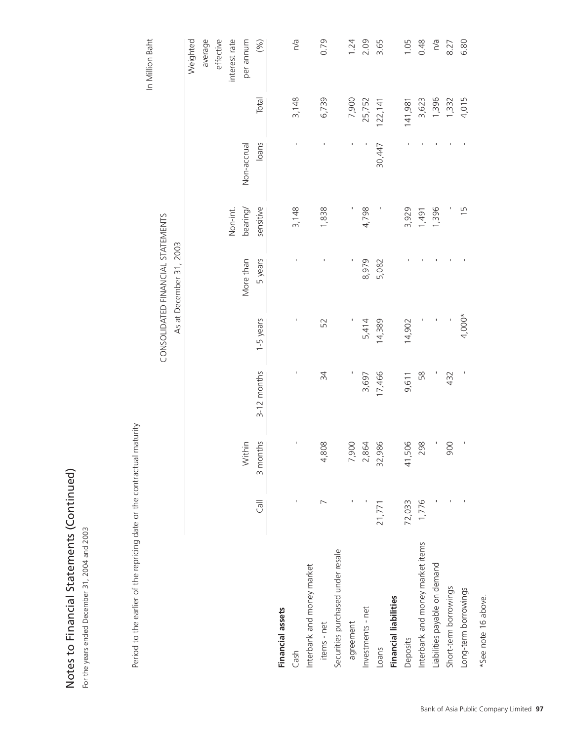# Notes to Financial Statements (Continued)

For the years ended December 31, 2004 and 2003

Period to the earlier of the repricing date or the contractual maturity

In Million Baht

| | CONSOLIDATED FINANCIAL STATEMENTS | | | | | | | | |
|---|---|---|---|---|---|---|---|---|---|
| | As at December 31, 2003 | | | | | | | | |
| | Call | Within 3 months | 3-12 months | 1-5 years | More than 5 years | Non-int. bearing/ sensitive | Non-accrual loans | Total | Weighted average effective interest rate per annum (%) |
| **Financial assets** | | | | | | | | | |
| Cash | - | - | - | - | - | 3,148 | - | 3,148 | n/a |
| Interbank and money market items - net | 7 | 4,808 | 34 | 52 | - | 1,838 | - | 6,739 | 0.79 |
| Securities purchased under resale agreement | - | 7,900 | - | - | - | - | - | 7,900 | 1.24 |
| Investments - net | - | 2,864 | 3,697 | 5,414 | 8,979 | 4,798 | - | 25,752 | 2.09 |
| Loans | 21,771 | 32,986 | 17,466 | 14,389 | 5,082 | - | 30,447 | 122,141 | 3.65 |
| **Financial liabilities** | | | | | | | | | |
| Deposits | 72,033 | 41,506 | 9,611 | 14,902 | - | 3,929 | - | 141,981 | 1.05 |
| Interbank and money market items | 1,776 | 298 | 58 | - | - | 1,491 | - | 3,623 | 0.48 |
| Liabilities payable on demand | - | - | - | - | - | 1,396 | - | 1,396 | n/a |
| Short-term borrowings | - | 900 | 432 | - | - | - | - | 1,332 | 8.27 |
| Long-term borrowings | - | - | - | 4,000* | - | 15 | - | 4,015 | 6.80 |

*See note 16 above.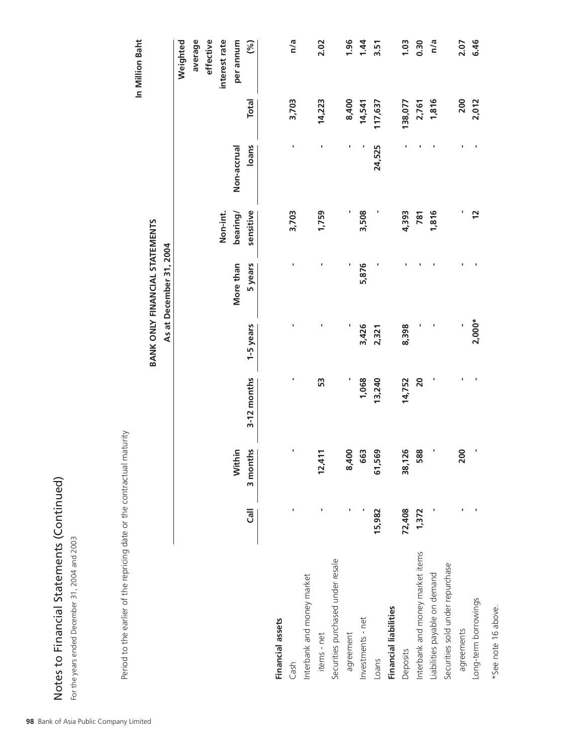# Notes to Financial Statements (Continued)

For the years ended December 31, 2004 and 2003

Period to the earlier of the repricing date or the contractual maturity

**BANK ONLY FINANCIAL STATEMENTS**
**As at December 31, 2004**

**In Million Baht**

| | Call | Within 3 months | 3-12 months | 1-5 years | More than 5 years | Non-int. bearing/ sensitive | Non-accrual loans | Total | Weighted average effective interest rate per annum (%) |
|---|---|---|---|---|---|---|---|---|---|
| **Financial assets** | | | | | | | | | |
| Cash | - | - | - | - | - | 3,703 | - | 3,703 | n/a |
| Interbank and money market items - net | - | 12,411 | 53 | - | - | 1,759 | - | 14,223 | 2.02 |
| Securities purchased under resale agreement | - | 8,400 | - | - | - | - | - | 8,400 | 1.96 |
| Investments - net | - | 663 | 1,068 | 3,426 | 5,876 | 3,508 | - | 14,541 | 1.44 |
| Loans | 15,982 | 61,569 | 13,240 | 2,321 | - | - | 24,525 | 117,637 | 3.51 |
| **Financial liabilities** | | | | | | | | | |
| Deposits | 72,408 | 38,126 | 14,752 | 8,398 | - | 4,393 | - | 138,077 | 1.03 |
| Interbank and money market items | 1,372 | 588 | 20 | - | - | 781 | - | 2,761 | 0.30 |
| Liabilities payable on demand | - | - | - | - | - | 1,816 | - | 1,816 | n/a |
| Securities sold under repurchase agreements | - | 200 | - | - | - | - | - | 200 | 2.07 |
| Long-term borrowings | - | - | - | 2,000* | - | 12 | - | 2,012 | 6.46 |

*See note 16 above.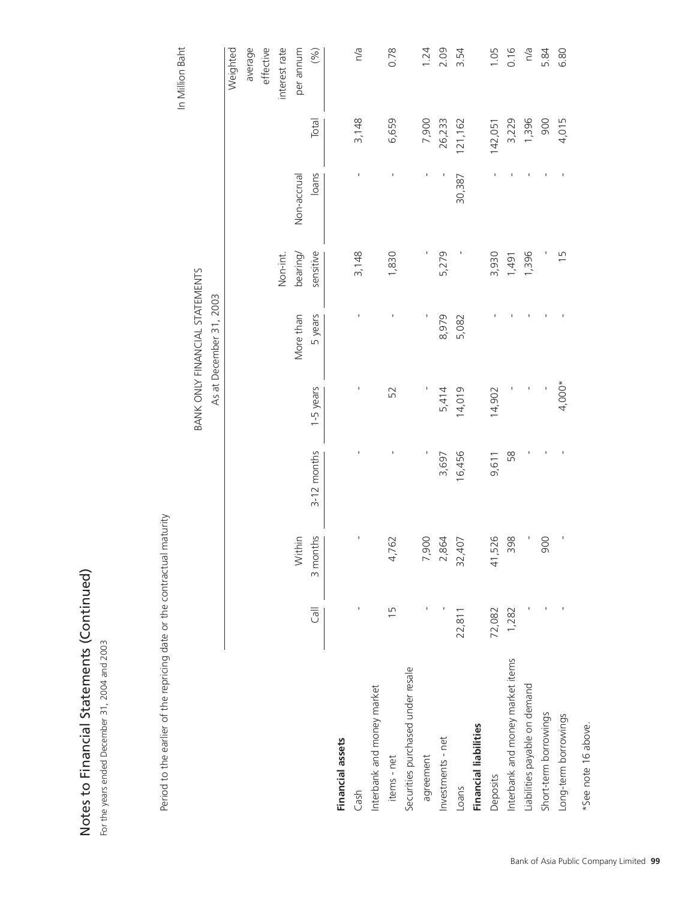# Notes to Financial Statements (Continued)

For the years ended December 31, 2004 and 2003

Period to the earlier of the repricing date or the contractual maturity

In Million Baht

BANK ONLY FINANCIAL STATEMENTS

As at December 31, 2003

| | Call | Within 3 months | 3-12 months | 1-5 years | More than 5 years | Non-int. bearing/ sensitive | Non-accrual loans | Total | Weighted average effective interest rate per annum (%) |
|---|---|---|---|---|---|---|---|---|---|
| **Financial assets** | | | | | | | | | |
| Cash | - | - | - | - | - | 3,148 | - | 3,148 | n/a |
| Interbank and money market items - net | 15 | 4,762 | - | 52 | - | 1,830 | - | 6,659 | 0.78 |
| Securities purchased under resale agreement | - | 7,900 | - | - | - | - | - | 7,900 | 1.24 |
| Investments - net | - | 2,864 | 3,697 | 5,414 | 8,979 | 5,279 | - | 26,233 | 2.09 |
| Loans | 22,811 | 32,407 | 16,456 | 14,019 | 5,082 | - | 30,387 | 121,162 | 3.54 |
| **Financial liabilities** | | | | | | | | | |
| Deposits | 72,082 | 41,526 | 9,611 | 14,902 | - | 3,930 | - | 142,051 | 1.05 |
| Interbank and money market items | 1,282 | 398 | 58 | - | - | 1,491 | - | 3,229 | 0.16 |
| Liabilities payable on demand | - | - | - | - | - | 1,396 | - | 1,396 | n/a |
| Short-term borrowings | - | 900 | - | - | - | - | - | 900 | 5.84 |
| Long-term borrowings | - | - | - | 4,000* | - | 15 | - | 4,015 | 6.80 |

*See note 16 above.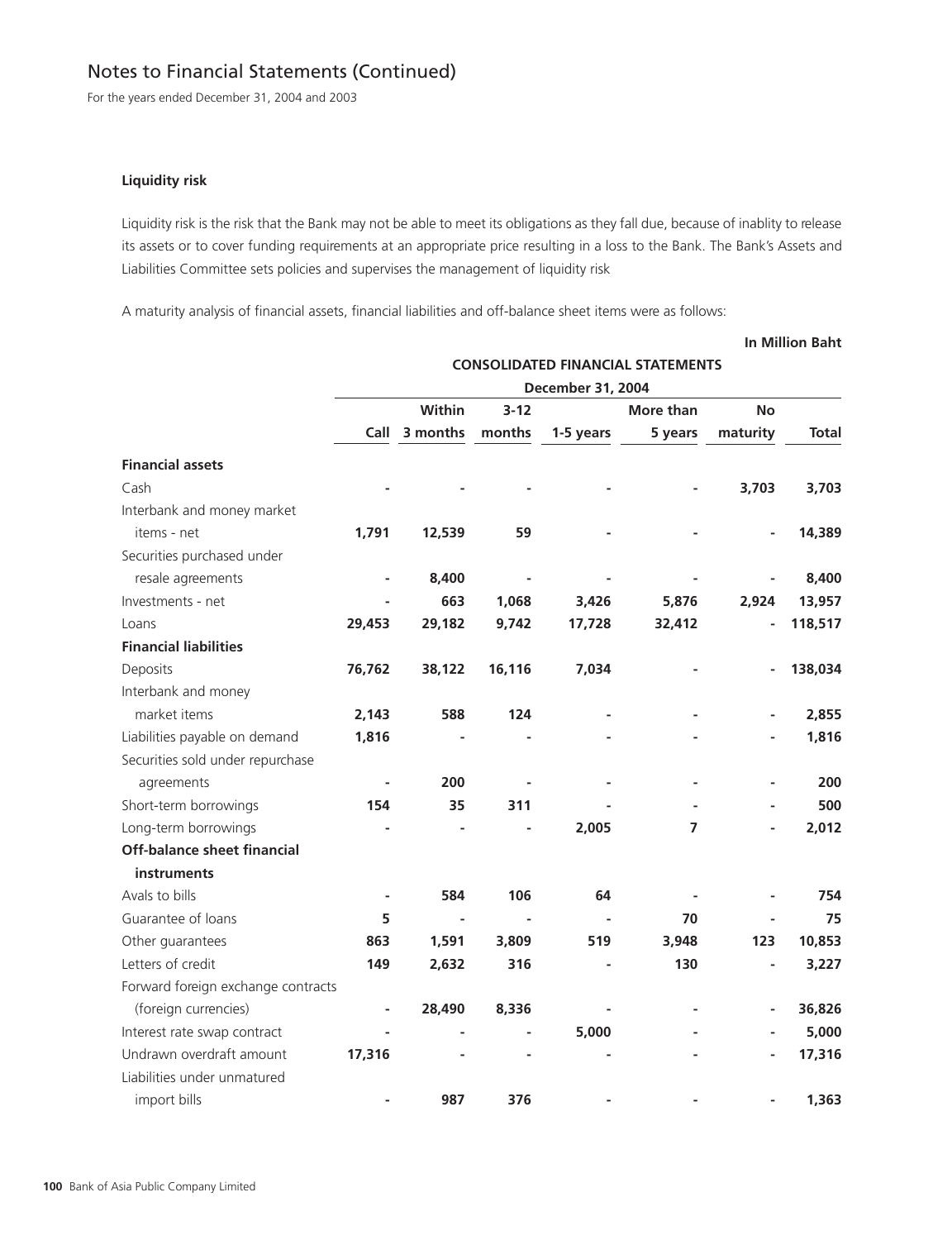# Notes to Financial Statements (Continued)

For the years ended December 31, 2004 and 2003

**Liquidity risk**

Liquidity risk is the risk that the Bank may not be able to meet its obligations as they fall due, because of inablity to release its assets or to cover funding requirements at an appropriate price resulting in a loss to the Bank. The Bank's Assets and Liabilities Committee sets policies and supervises the management of liquidity risk

A maturity analysis of financial assets, financial liabilities and off-balance sheet items were as follows:

**In Million Baht**

| | CONSOLIDATED FINANCIAL STATEMENTS | | | | | | |
|---|---|---|---|---|---|---|---|
| | December 31, 2004 | | | | | | |
| | Call | Within 3 months | 3-12 months | 1-5 years | More than 5 years | No maturity | Total |
| **Financial assets** | | | | | | | |
| Cash | - | - | - | - | - | 3,703 | 3,703 |
| Interbank and money market items - net | 1,791 | 12,539 | 59 | - | - | - | 14,389 |
| Securities purchased under resale agreements | - | 8,400 | - | - | - | - | 8,400 |
| Investments - net | - | 663 | 1,068 | 3,426 | 5,876 | 2,924 | 13,957 |
| Loans | 29,453 | 29,182 | 9,742 | 17,728 | 32,412 | - | 118,517 |
| **Financial liabilities** | | | | | | | |
| Deposits | 76,762 | 38,122 | 16,116 | 7,034 | - | - | 138,034 |
| Interbank and money market items | 2,143 | 588 | 124 | - | - | - | 2,855 |
| Liabilities payable on demand | 1,816 | - | - | - | - | - | 1,816 |
| Securities sold under repurchase agreements | - | 200 | - | - | - | - | 200 |
| Short-term borrowings | 154 | 35 | 311 | - | - | - | 500 |
| Long-term borrowings | - | - | - | 2,005 | 7 | - | 2,012 |
| **Off-balance sheet financial instruments** | | | | | | | |
| Avals to bills | - | 584 | 106 | 64 | - | - | 754 |
| Guarantee of loans | 5 | - | - | - | 70 | - | 75 |
| Other guarantees | 863 | 1,591 | 3,809 | 519 | 3,948 | 123 | 10,853 |
| Letters of credit | 149 | 2,632 | 316 | - | 130 | - | 3,227 |
| Forward foreign exchange contracts (foreign currencies) | - | 28,490 | 8,336 | - | - | - | 36,826 |
| Interest rate swap contract | - | - | - | 5,000 | - | - | 5,000 |
| Undrawn overdraft amount | 17,316 | - | - | - | - | - | 17,316 |
| Liabilities under unmatured import bills | - | 987 | 376 | - | - | - | 1,363 |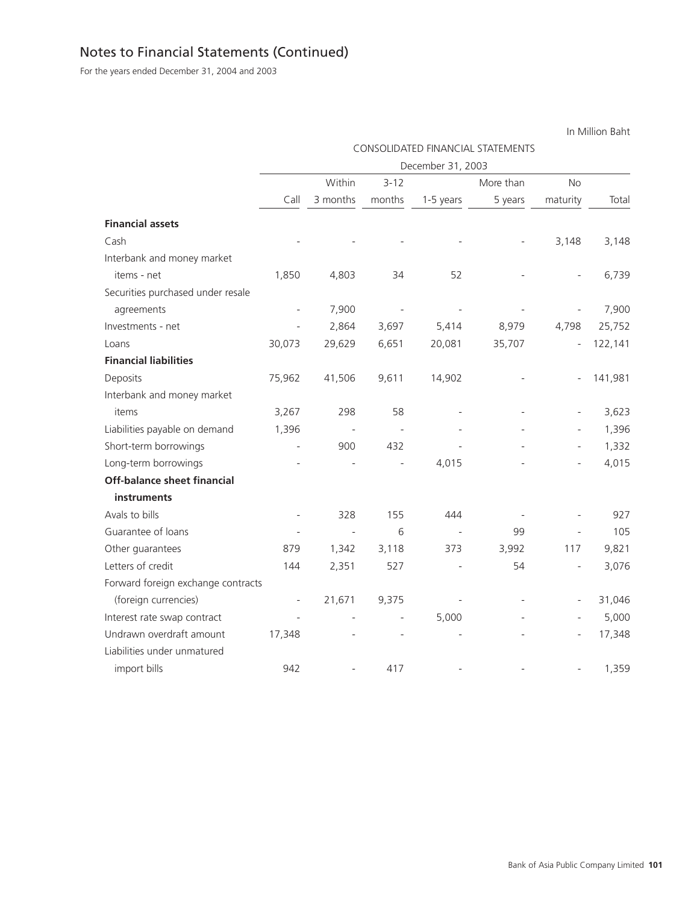# Notes to Financial Statements (Continued)

For the years ended December 31, 2004 and 2003

In Million Baht

| | CONSOLIDATED FINANCIAL STATEMENTS | | | | | | |
|---|---|---|---|---|---|---|---|
| | December 31, 2003 | | | | | | |
| | Call | Within 3 months | 3-12 months | 1-5 years | More than 5 years | No maturity | Total |
| **Financial assets** | | | | | | | |
| Cash | - | - | - | - | - | 3,148 | 3,148 |
| Interbank and money market items - net | 1,850 | 4,803 | 34 | 52 | - | - | 6,739 |
| Securities purchased under resale agreements | - | 7,900 | - | - | - | - | 7,900 |
| Investments - net | - | 2,864 | 3,697 | 5,414 | 8,979 | 4,798 | 25,752 |
| Loans | 30,073 | 29,629 | 6,651 | 20,081 | 35,707 | - | 122,141 |
| **Financial liabilities** | | | | | | | |
| Deposits | 75,962 | 41,506 | 9,611 | 14,902 | - | - | 141,981 |
| Interbank and money market items | 3,267 | 298 | 58 | - | - | - | 3,623 |
| Liabilities payable on demand | 1,396 | - | - | - | - | - | 1,396 |
| Short-term borrowings | - | 900 | 432 | - | - | - | 1,332 |
| Long-term borrowings | - | - | - | 4,015 | - | - | 4,015 |
| **Off-balance sheet financial instruments** | | | | | | | |
| Avals to bills | - | 328 | 155 | 444 | - | - | 927 |
| Guarantee of loans | - | - | 6 | - | 99 | - | 105 |
| Other guarantees | 879 | 1,342 | 3,118 | 373 | 3,992 | 117 | 9,821 |
| Letters of credit | 144 | 2,351 | 527 | - | 54 | - | 3,076 |
| Forward foreign exchange contracts (foreign currencies) | - | 21,671 | 9,375 | - | - | - | 31,046 |
| Interest rate swap contract | - | - | - | 5,000 | - | - | 5,000 |
| Undrawn overdraft amount | 17,348 | - | - | - | - | - | 17,348 |
| Liabilities under unmatured import bills | 942 | - | 417 | - | - | - | 1,359 |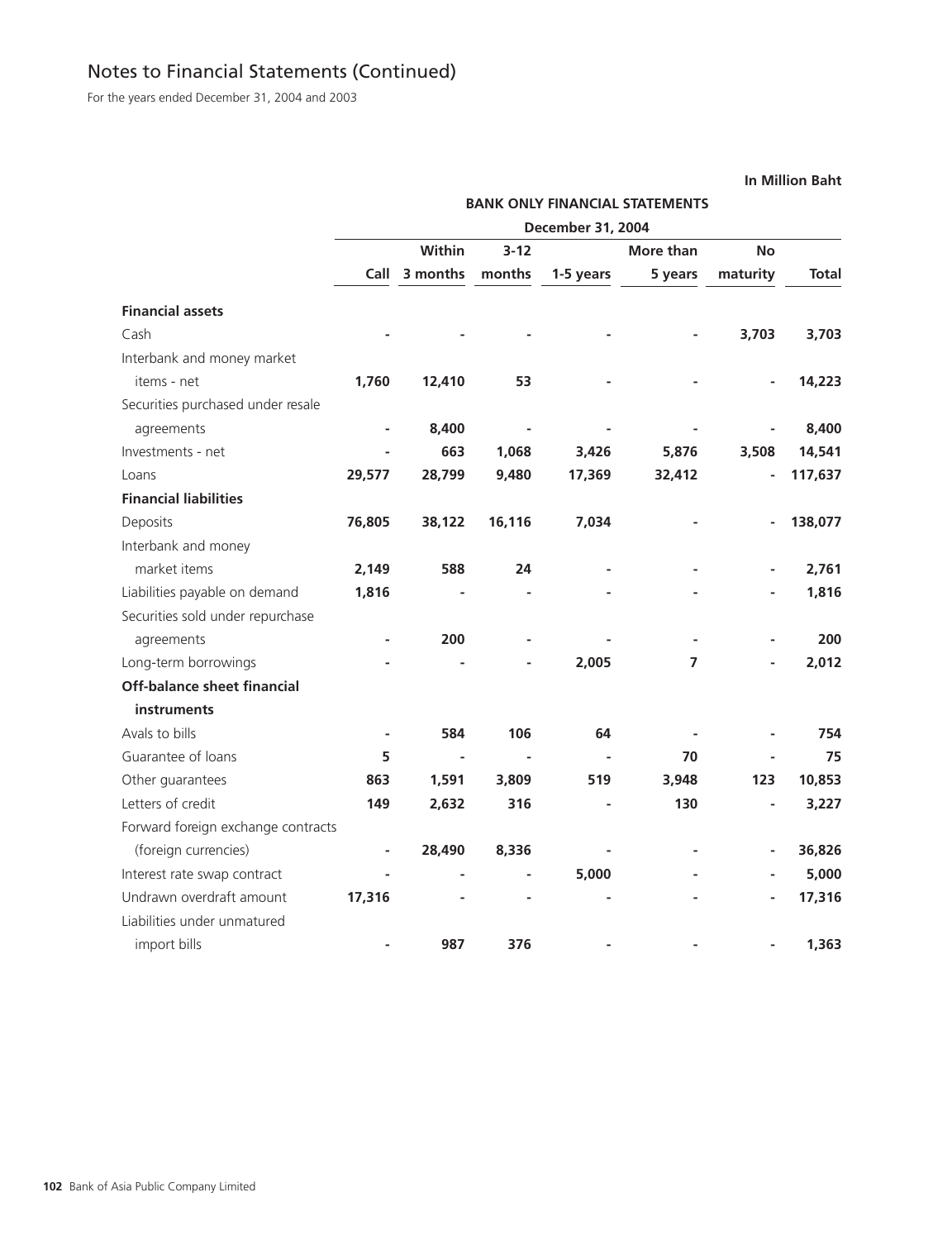# Notes to Financial Statements (Continued)

For the years ended December 31, 2004 and 2003

In Million Baht

| | BANK ONLY FINANCIAL STATEMENTS | | | | | | |
|---|---|---|---|---|---|---|---|
| | December 31, 2004 | | | | | | |
| | Call | Within 3 months | 3-12 months | 1-5 years | More than 5 years | No maturity | Total |
| **Financial assets** | | | | | | | |
| Cash | - | - | - | - | - | 3,703 | 3,703 |
| Interbank and money market items - net | 1,760 | 12,410 | 53 | - | - | - | 14,223 |
| Securities purchased under resale agreements | - | 8,400 | - | - | - | - | 8,400 |
| Investments - net | - | 663 | 1,068 | 3,426 | 5,876 | 3,508 | 14,541 |
| Loans | 29,577 | 28,799 | 9,480 | 17,369 | 32,412 | - | 117,637 |
| **Financial liabilities** | | | | | | | |
| Deposits | 76,805 | 38,122 | 16,116 | 7,034 | - | - | 138,077 |
| Interbank and money market items | 2,149 | 588 | 24 | - | - | - | 2,761 |
| Liabilities payable on demand | 1,816 | - | - | - | - | - | 1,816 |
| Securities sold under repurchase agreements | - | 200 | - | - | - | - | 200 |
| Long-term borrowings | - | - | - | 2,005 | 7 | - | 2,012 |
| **Off-balance sheet financial instruments** | | | | | | | |
| Avals to bills | - | 584 | 106 | 64 | - | - | 754 |
| Guarantee of loans | 5 | - | - | - | 70 | - | 75 |
| Other guarantees | 863 | 1,591 | 3,809 | 519 | 3,948 | 123 | 10,853 |
| Letters of credit | 149 | 2,632 | 316 | - | 130 | - | 3,227 |
| Forward foreign exchange contracts (foreign currencies) | - | 28,490 | 8,336 | - | - | - | 36,826 |
| Interest rate swap contract | - | - | - | 5,000 | - | - | 5,000 |
| Undrawn overdraft amount | 17,316 | - | - | - | - | - | 17,316 |
| Liabilities under unmatured import bills | - | 987 | 376 | - | - | - | 1,363 |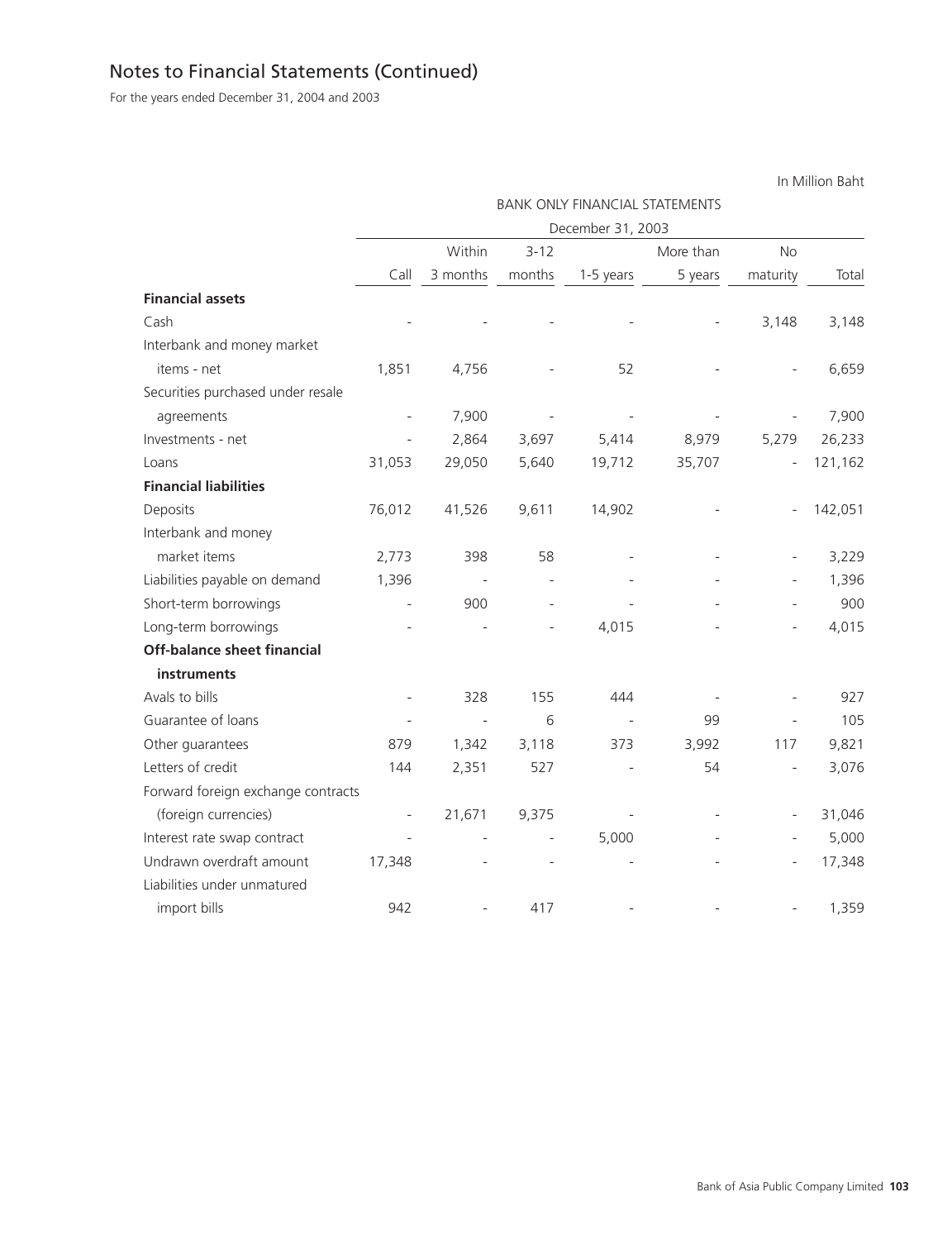# Notes to Financial Statements (Continued)

For the years ended December 31, 2004 and 2003

In Million Baht

| | BANK ONLY FINANCIAL STATEMENTS | | | | | | |
|---|---|---|---|---|---|---|---|
| | December 31, 2003 | | | | | | |
| | Call | Within 3 months | 3-12 months | 1-5 years | More than 5 years | No maturity | Total |
| **Financial assets** | | | | | | | |
| Cash | - | - | - | - | - | 3,148 | 3,148 |
| Interbank and money market items - net | 1,851 | 4,756 | - | 52 | - | - | 6,659 |
| Securities purchased under resale agreements | - | 7,900 | - | - | - | - | 7,900 |
| Investments - net | - | 2,864 | 3,697 | 5,414 | 8,979 | 5,279 | 26,233 |
| Loans | 31,053 | 29,050 | 5,640 | 19,712 | 35,707 | - | 121,162 |
| **Financial liabilities** | | | | | | | |
| Deposits | 76,012 | 41,526 | 9,611 | 14,902 | - | - | 142,051 |
| Interbank and money market items | 2,773 | 398 | 58 | - | - | - | 3,229 |
| Liabilities payable on demand | 1,396 | - | - | - | - | - | 1,396 |
| Short-term borrowings | - | 900 | - | - | - | - | 900 |
| Long-term borrowings | - | - | - | 4,015 | - | - | 4,015 |
| **Off-balance sheet financial instruments** | | | | | | | |
| Avals to bills | - | 328 | 155 | 444 | - | - | 927 |
| Guarantee of loans | - | - | 6 | - | 99 | - | 105 |
| Other guarantees | 879 | 1,342 | 3,118 | 373 | 3,992 | 117 | 9,821 |
| Letters of credit | 144 | 2,351 | 527 | - | 54 | - | 3,076 |
| Forward foreign exchange contracts (foreign currencies) | - | 21,671 | 9,375 | - | - | - | 31,046 |
| Interest rate swap contract | - | - | - | 5,000 | - | - | 5,000 |
| Undrawn overdraft amount | 17,348 | - | - | - | - | - | 17,348 |
| Liabilities under unmatured import bills | 942 | - | 417 | - | - | - | 1,359 |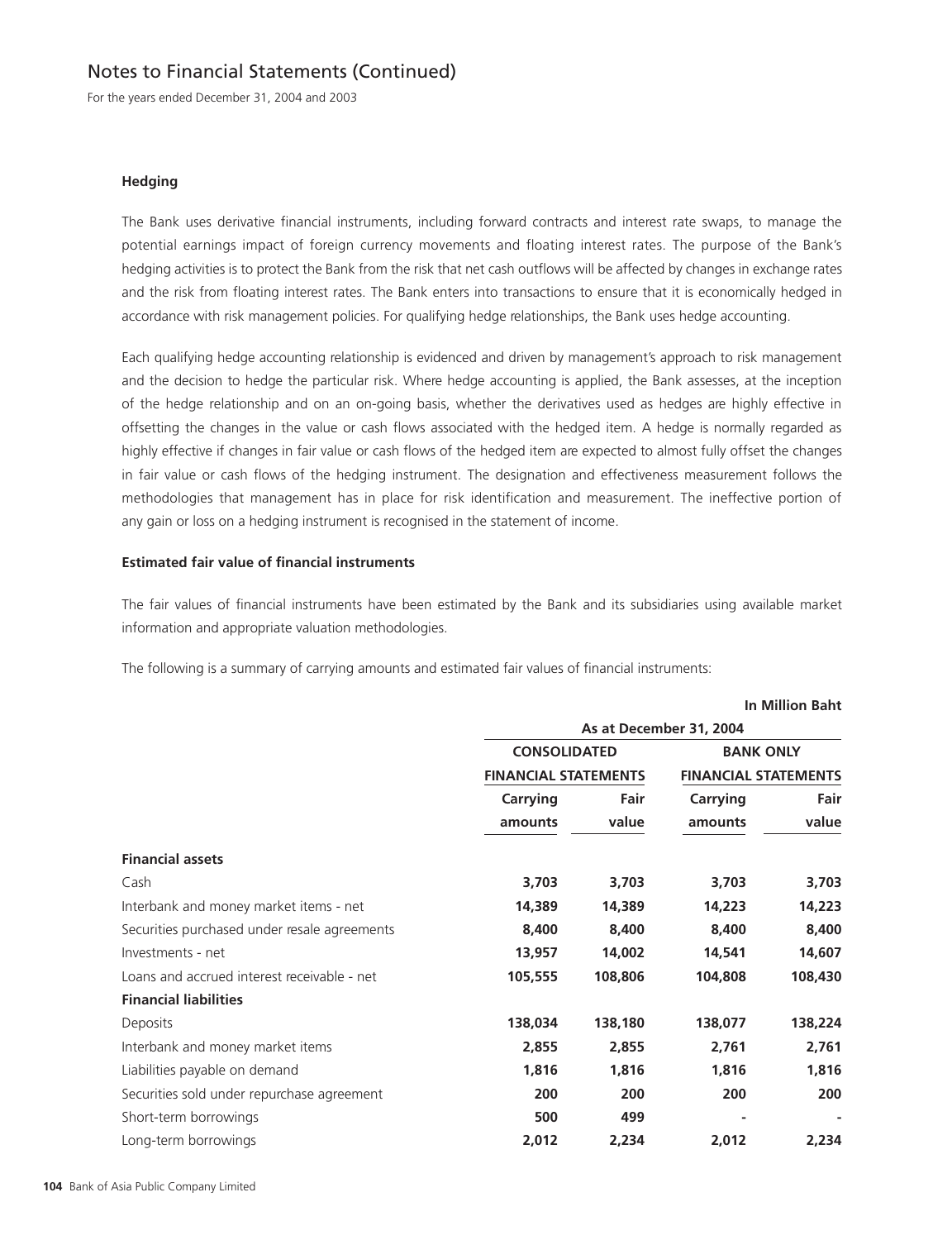# Notes to Financial Statements (Continued)

For the years ended December 31, 2004 and 2003

### Hedging

The Bank uses derivative financial instruments, including forward contracts and interest rate swaps, to manage the potential earnings impact of foreign currency movements and floating interest rates. The purpose of the Bank's hedging activities is to protect the Bank from the risk that net cash outflows will be affected by changes in exchange rates and the risk from floating interest rates. The Bank enters into transactions to ensure that it is economically hedged in accordance with risk management policies. For qualifying hedge relationships, the Bank uses hedge accounting.

Each qualifying hedge accounting relationship is evidenced and driven by management's approach to risk management and the decision to hedge the particular risk. Where hedge accounting is applied, the Bank assesses, at the inception of the hedge relationship and on an on-going basis, whether the derivatives used as hedges are highly effective in offsetting the changes in the value or cash flows associated with the hedged item. A hedge is normally regarded as highly effective if changes in fair value or cash flows of the hedged item are expected to almost fully offset the changes in fair value or cash flows of the hedging instrument. The designation and effectiveness measurement follows the methodologies that management has in place for risk identification and measurement. The ineffective portion of any gain or loss on a hedging instrument is recognised in the statement of income.

### Estimated fair value of financial instruments

The fair values of financial instruments have been estimated by the Bank and its subsidiaries using available market information and appropriate valuation methodologies.

The following is a summary of carrying amounts and estimated fair values of financial instruments:

**In Million Baht**

| | As at December 31, 2004 | | | |
|---|---|---|---|---|
| | CONSOLIDATED FINANCIAL STATEMENTS | | BANK ONLY FINANCIAL STATEMENTS | |
| | Carrying amounts | Fair value | Carrying amounts | Fair value |
| **Financial assets** | | | | |
| Cash | **3,703** | **3,703** | **3,703** | **3,703** |
| Interbank and money market items - net | **14,389** | **14,389** | **14,223** | **14,223** |
| Securities purchased under resale agreements | **8,400** | **8,400** | **8,400** | **8,400** |
| Investments - net | **13,957** | **14,002** | **14,541** | **14,607** |
| Loans and accrued interest receivable - net | **105,555** | **108,806** | **104,808** | **108,430** |
| **Financial liabilities** | | | | |
| Deposits | **138,034** | **138,180** | **138,077** | **138,224** |
| Interbank and money market items | **2,855** | **2,855** | **2,761** | **2,761** |
| Liabilities payable on demand | **1,816** | **1,816** | **1,816** | **1,816** |
| Securities sold under repurchase agreement | **200** | **200** | **200** | **200** |
| Short-term borrowings | **500** | **499** | **-** | **-** |
| Long-term borrowings | **2,012** | **2,234** | **2,012** | **2,234** |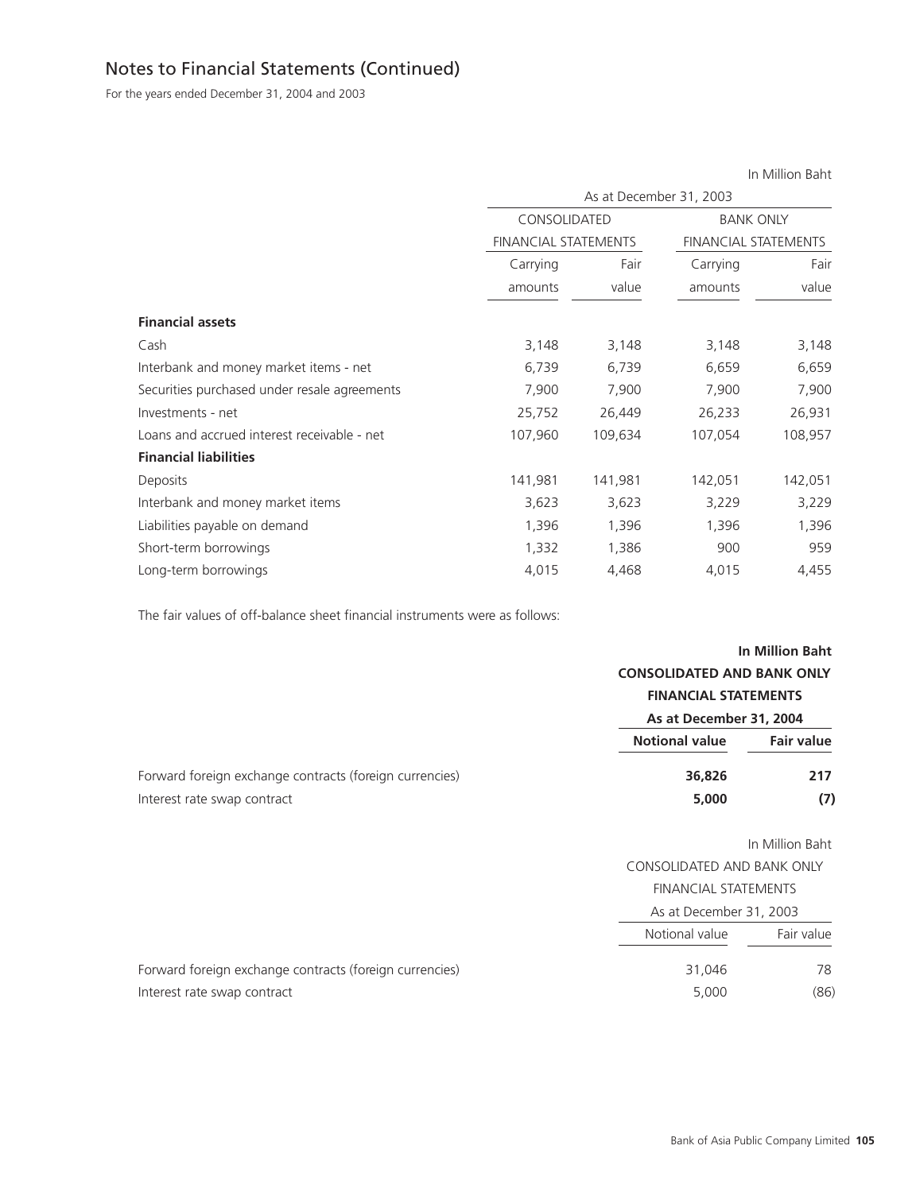## Notes to Financial Statements (Continued)

For the years ended December 31, 2004 and 2003

In Million Baht

| | As at December 31, 2003 | | | |
|---|---|---|---|---|
| | CONSOLIDATED FINANCIAL STATEMENTS | | BANK ONLY FINANCIAL STATEMENTS | |
| | Carrying amounts | Fair value | Carrying amounts | Fair value |
| **Financial assets** | | | | |
| Cash | 3,148 | 3,148 | 3,148 | 3,148 |
| Interbank and money market items - net | 6,739 | 6,739 | 6,659 | 6,659 |
| Securities purchased under resale agreements | 7,900 | 7,900 | 7,900 | 7,900 |
| Investments - net | 25,752 | 26,449 | 26,233 | 26,931 |
| Loans and accrued interest receivable - net | 107,960 | 109,634 | 107,054 | 108,957 |
| **Financial liabilities** | | | | |
| Deposits | 141,981 | 141,981 | 142,051 | 142,051 |
| Interbank and money market items | 3,623 | 3,623 | 3,229 | 3,229 |
| Liabilities payable on demand | 1,396 | 1,396 | 1,396 | 1,396 |
| Short-term borrowings | 1,332 | 1,386 | 900 | 959 |
| Long-term borrowings | 4,015 | 4,468 | 4,015 | 4,455 |

The fair values of off-balance sheet financial instruments were as follows:

**In Million Baht**

| | **CONSOLIDATED AND BANK ONLY FINANCIAL STATEMENTS** | |
|---|---|---|
| | **As at December 31, 2004** | |
| | **Notional value** | **Fair value** |
| Forward foreign exchange contracts (foreign currencies) | **36,826** | **217** |
| Interest rate swap contract | **5,000** | **(7)** |

In Million Baht

| | CONSOLIDATED AND BANK ONLY FINANCIAL STATEMENTS | |
|---|---|---|
| | As at December 31, 2003 | |
| | Notional value | Fair value |
| Forward foreign exchange contracts (foreign currencies) | 31,046 | 78 |
| Interest rate swap contract | 5,000 | (86) |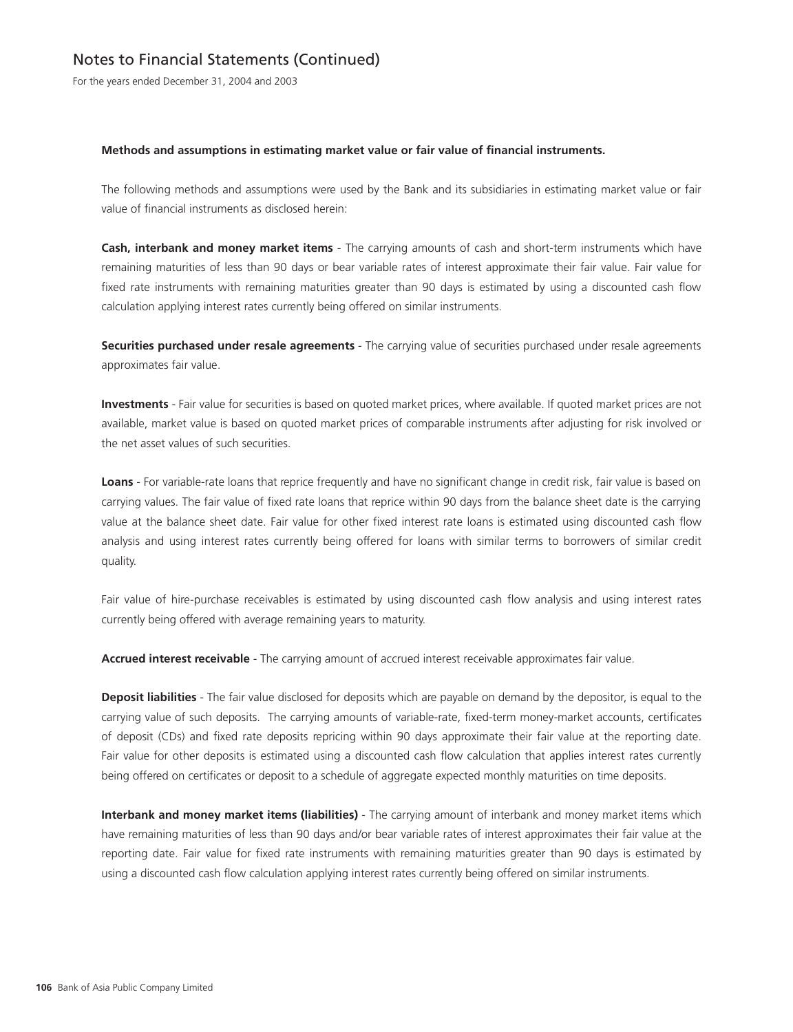**Methods and assumptions in estimating market value or fair value of financial instruments.**

The following methods and assumptions were used by the Bank and its subsidiaries in estimating market value or fair value of financial instruments as disclosed herein:

**Cash, interbank and money market items** - The carrying amounts of cash and short-term instruments which have remaining maturities of less than 90 days or bear variable rates of interest approximate their fair value. Fair value for fixed rate instruments with remaining maturities greater than 90 days is estimated by using a discounted cash flow calculation applying interest rates currently being offered on similar instruments.

**Securities purchased under resale agreements** - The carrying value of securities purchased under resale agreements approximates fair value.

**Investments** - Fair value for securities is based on quoted market prices, where available. If quoted market prices are not available, market value is based on quoted market prices of comparable instruments after adjusting for risk involved or the net asset values of such securities.

**Loans** - For variable-rate loans that reprice frequently and have no significant change in credit risk, fair value is based on carrying values. The fair value of fixed rate loans that reprice within 90 days from the balance sheet date is the carrying value at the balance sheet date. Fair value for other fixed interest rate loans is estimated using discounted cash flow analysis and using interest rates currently being offered for loans with similar terms to borrowers of similar credit quality.

Fair value of hire-purchase receivables is estimated by using discounted cash flow analysis and using interest rates currently being offered with average remaining years to maturity.

**Accrued interest receivable** - The carrying amount of accrued interest receivable approximates fair value.

**Deposit liabilities** - The fair value disclosed for deposits which are payable on demand by the depositor, is equal to the carrying value of such deposits. The carrying amounts of variable-rate, fixed-term money-market accounts, certificates of deposit (CDs) and fixed rate deposits repricing within 90 days approximate their fair value at the reporting date. Fair value for other deposits is estimated using a discounted cash flow calculation that applies interest rates currently being offered on certificates or deposit to a schedule of aggregate expected monthly maturities on time deposits.

**Interbank and money market items (liabilities)** - The carrying amount of interbank and money market items which have remaining maturities of less than 90 days and/or bear variable rates of interest approximates their fair value at the reporting date. Fair value for fixed rate instruments with remaining maturities greater than 90 days is estimated by using a discounted cash flow calculation applying interest rates currently being offered on similar instruments.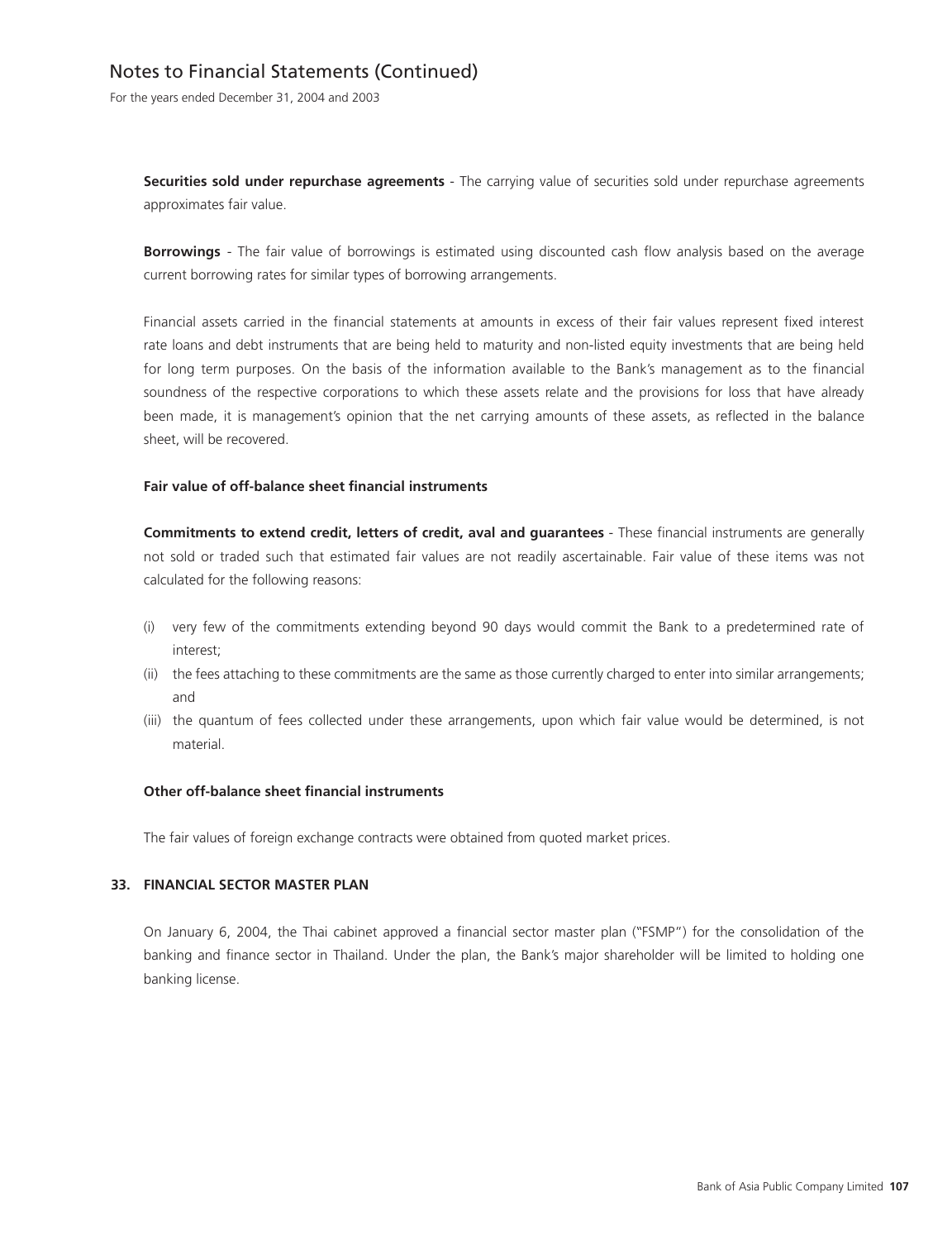**Securities sold under repurchase agreements** - The carrying value of securities sold under repurchase agreements approximates fair value.

**Borrowings** - The fair value of borrowings is estimated using discounted cash flow analysis based on the average current borrowing rates for similar types of borrowing arrangements.

Financial assets carried in the financial statements at amounts in excess of their fair values represent fixed interest rate loans and debt instruments that are being held to maturity and non-listed equity investments that are being held for long term purposes. On the basis of the information available to the Bank's management as to the financial soundness of the respective corporations to which these assets relate and the provisions for loss that have already been made, it is management's opinion that the net carrying amounts of these assets, as reflected in the balance sheet, will be recovered.

**Fair value of off-balance sheet financial instruments**

**Commitments to extend credit, letters of credit, aval and guarantees** - These financial instruments are generally not sold or traded such that estimated fair values are not readily ascertainable. Fair value of these items was not calculated for the following reasons:

(i) very few of the commitments extending beyond 90 days would commit the Bank to a predetermined rate of interest;

(ii) the fees attaching to these commitments are the same as those currently charged to enter into similar arrangements; and

(iii) the quantum of fees collected under these arrangements, upon which fair value would be determined, is not material.

**Other off-balance sheet financial instruments**

The fair values of foreign exchange contracts were obtained from quoted market prices.

## 33. FINANCIAL SECTOR MASTER PLAN

On January 6, 2004, the Thai cabinet approved a financial sector master plan ("FSMP") for the consolidation of the banking and finance sector in Thailand. Under the plan, the Bank's major shareholder will be limited to holding one banking license.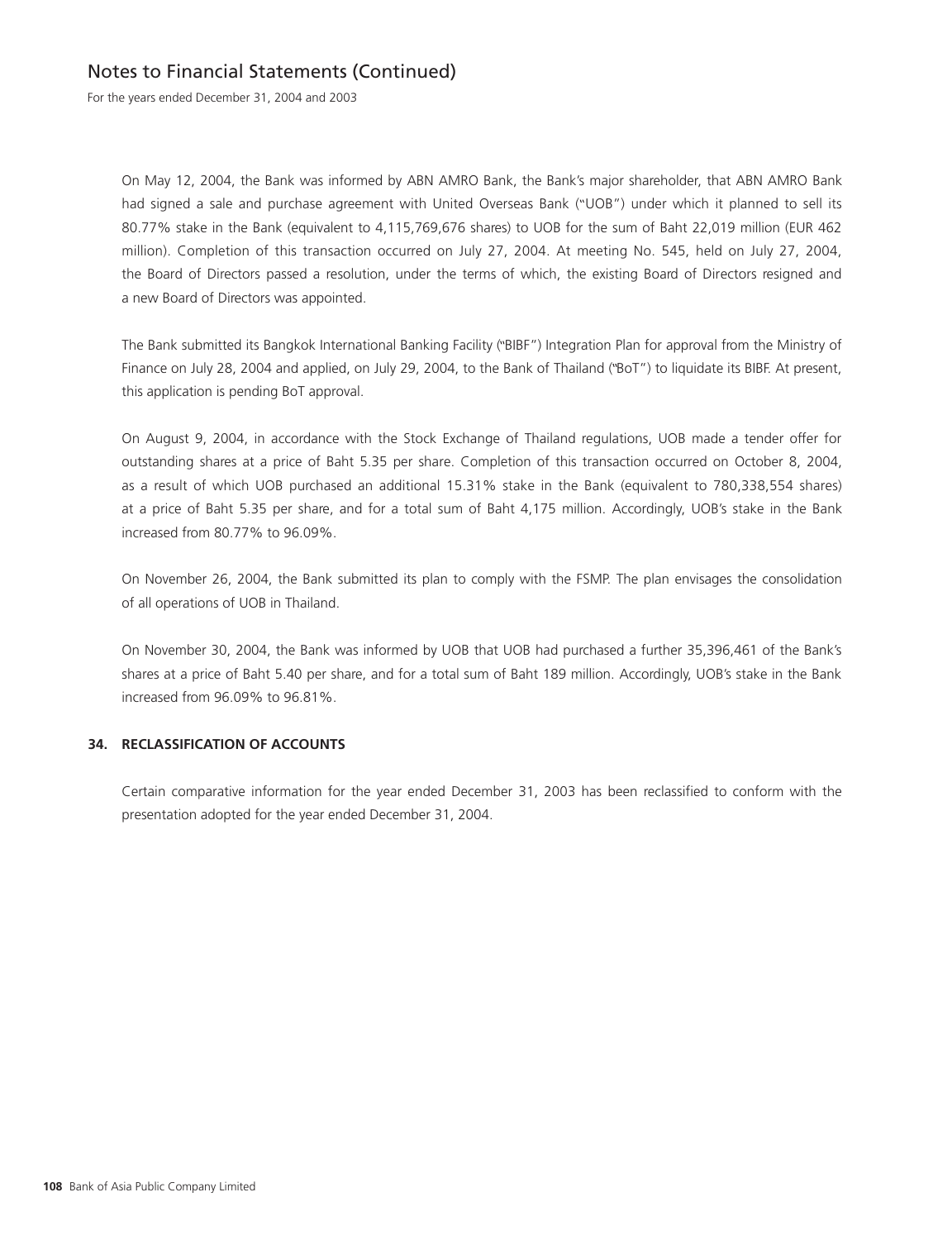On May 12, 2004, the Bank was informed by ABN AMRO Bank, the Bank's major shareholder, that ABN AMRO Bank had signed a sale and purchase agreement with United Overseas Bank ("UOB") under which it planned to sell its 80.77% stake in the Bank (equivalent to 4,115,769,676 shares) to UOB for the sum of Baht 22,019 million (EUR 462 million). Completion of this transaction occurred on July 27, 2004. At meeting No. 545, held on July 27, 2004, the Board of Directors passed a resolution, under the terms of which, the existing Board of Directors resigned and a new Board of Directors was appointed.

The Bank submitted its Bangkok International Banking Facility ("BIBF") Integration Plan for approval from the Ministry of Finance on July 28, 2004 and applied, on July 29, 2004, to the Bank of Thailand ("BoT") to liquidate its BIBF. At present, this application is pending BoT approval.

On August 9, 2004, in accordance with the Stock Exchange of Thailand regulations, UOB made a tender offer for outstanding shares at a price of Baht 5.35 per share. Completion of this transaction occurred on October 8, 2004, as a result of which UOB purchased an additional 15.31% stake in the Bank (equivalent to 780,338,554 shares) at a price of Baht 5.35 per share, and for a total sum of Baht 4,175 million. Accordingly, UOB's stake in the Bank increased from 80.77% to 96.09%.

On November 26, 2004, the Bank submitted its plan to comply with the FSMP. The plan envisages the consolidation of all operations of UOB in Thailand.

On November 30, 2004, the Bank was informed by UOB that UOB had purchased a further 35,396,461 of the Bank's shares at a price of Baht 5.40 per share, and for a total sum of Baht 189 million. Accordingly, UOB's stake in the Bank increased from 96.09% to 96.81%.

## 34. RECLASSIFICATION OF ACCOUNTS

Certain comparative information for the year ended December 31, 2003 has been reclassified to conform with the presentation adopted for the year ended December 31, 2004.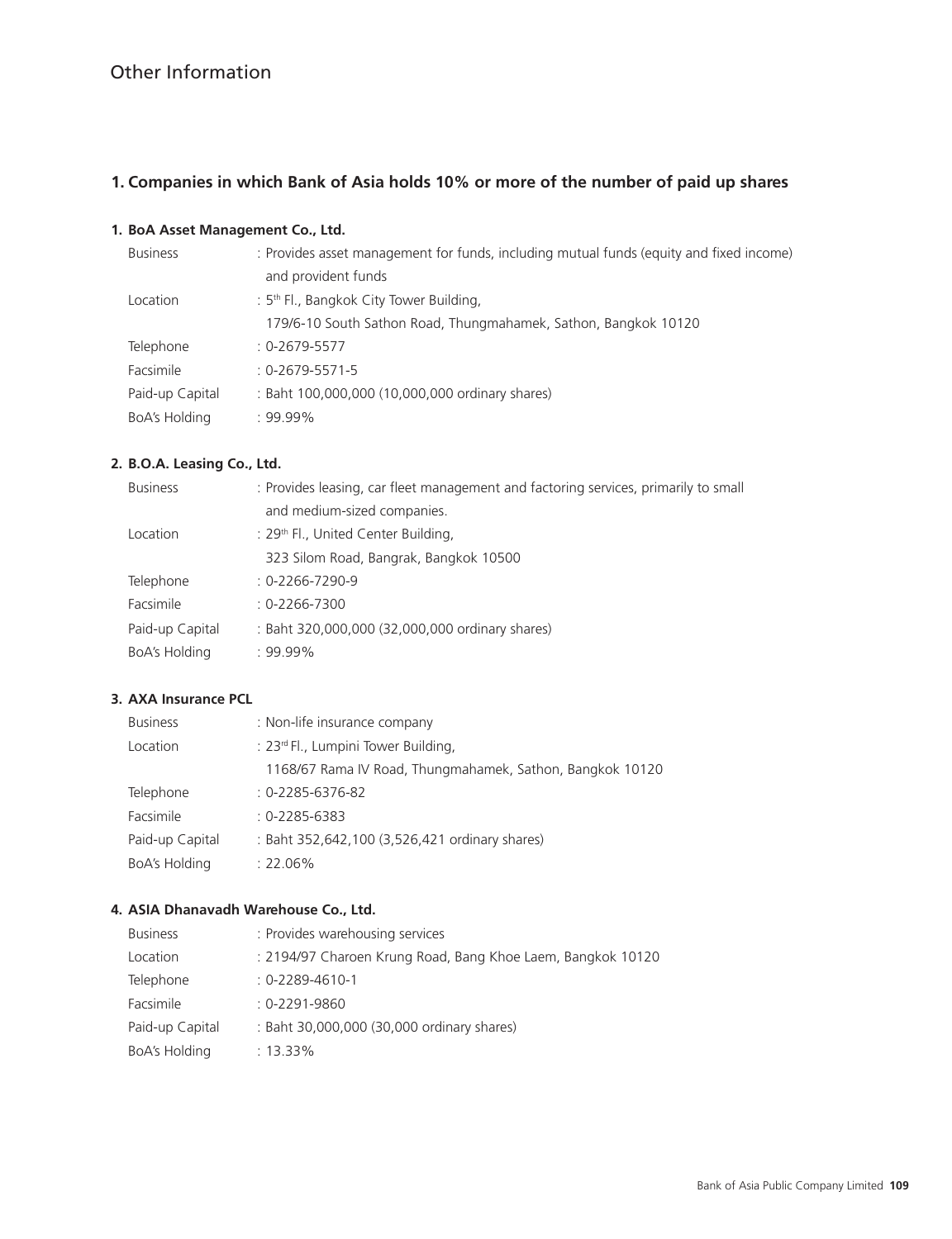# Other Information

## 1. Companies in which Bank of Asia holds 10% or more of the number of paid up shares

### 1. BoA Asset Management Co., Ltd.

| | |
|---|---|
| Business | : Provides asset management for funds, including mutual funds (equity and fixed income) and provident funds |
| Location | : 5th Fl., Bangkok City Tower Building, 179/6-10 South Sathon Road, Thungmahamek, Sathon, Bangkok 10120 |
| Telephone | : 0-2679-5577 |
| Facsimile | : 0-2679-5571-5 |
| Paid-up Capital | : Baht 100,000,000 (10,000,000 ordinary shares) |
| BoA's Holding | : 99.99% |

### 2. B.O.A. Leasing Co., Ltd.

| | |
|---|---|
| Business | : Provides leasing, car fleet management and factoring services, primarily to small and medium-sized companies. |
| Location | : 29th Fl., United Center Building, 323 Silom Road, Bangrak, Bangkok 10500 |
| Telephone | : 0-2266-7290-9 |
| Facsimile | : 0-2266-7300 |
| Paid-up Capital | : Baht 320,000,000 (32,000,000 ordinary shares) |
| BoA's Holding | : 99.99% |

### 3. AXA Insurance PCL

| | |
|---|---|
| Business | : Non-life insurance company |
| Location | : 23rd Fl., Lumpini Tower Building, 1168/67 Rama IV Road, Thungmahamek, Sathon, Bangkok 10120 |
| Telephone | : 0-2285-6376-82 |
| Facsimile | : 0-2285-6383 |
| Paid-up Capital | : Baht 352,642,100 (3,526,421 ordinary shares) |
| BoA's Holding | : 22.06% |

### 4. ASIA Dhanavadh Warehouse Co., Ltd.

| | |
|---|---|
| Business | : Provides warehousing services |
| Location | : 2194/97 Charoen Krung Road, Bang Khoe Laem, Bangkok 10120 |
| Telephone | : 0-2289-4610-1 |
| Facsimile | : 0-2291-9860 |
| Paid-up Capital | : Baht 30,000,000 (30,000 ordinary shares) |
| BoA's Holding | : 13.33% |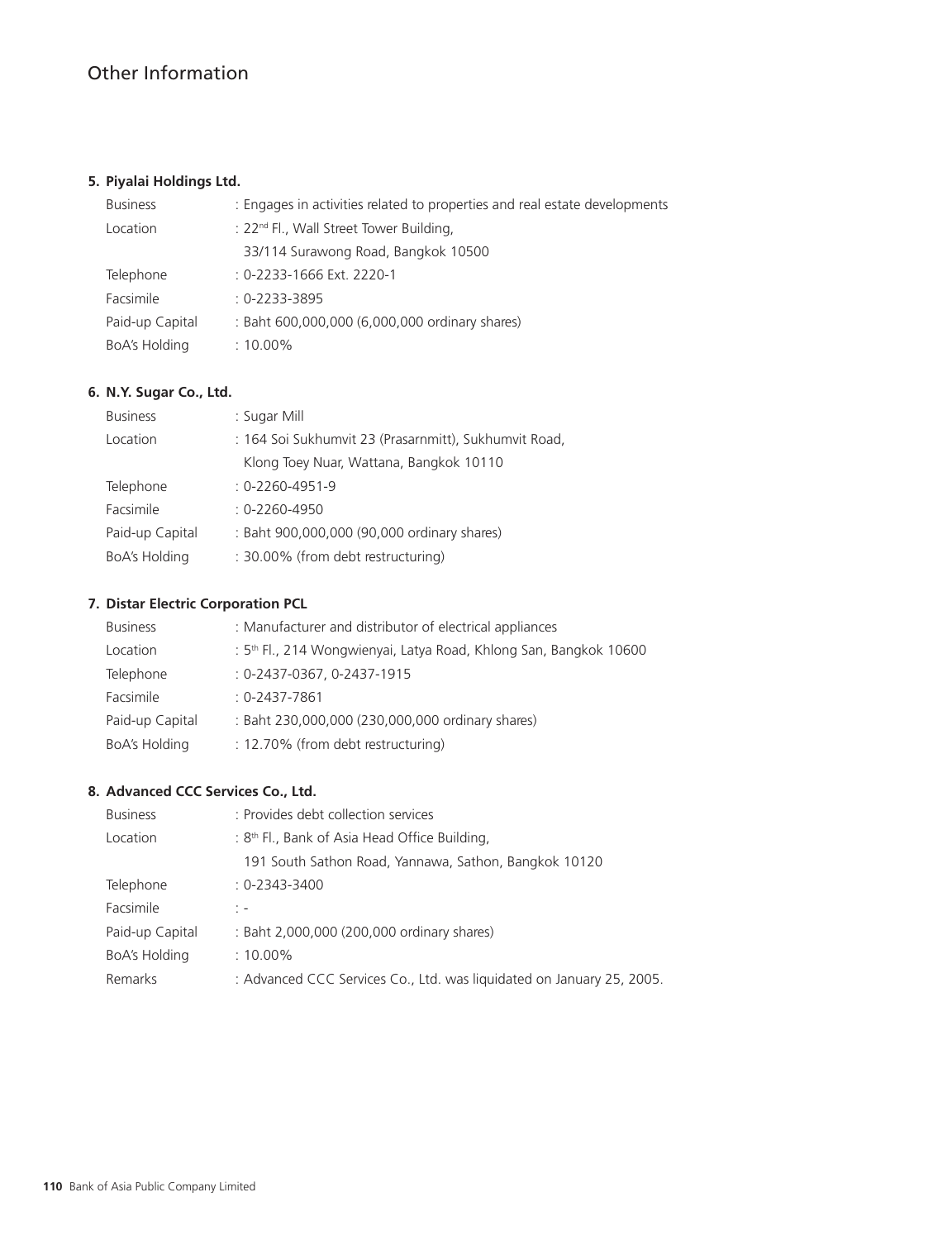# Other Information

**5. Piyalai Holdings Ltd.**

| | |
|---|---|
| Business | : Engages in activities related to properties and real estate developments |
| Location | : 22nd Fl., Wall Street Tower Building, 33/114 Surawong Road, Bangkok 10500 |
| Telephone | : 0-2233-1666 Ext. 2220-1 |
| Facsimile | : 0-2233-3895 |
| Paid-up Capital | : Baht 600,000,000 (6,000,000 ordinary shares) |
| BoA's Holding | : 10.00% |

**6. N.Y. Sugar Co., Ltd.**

| | |
|---|---|
| Business | : Sugar Mill |
| Location | : 164 Soi Sukhumvit 23 (Prasarnmitt), Sukhumvit Road, Klong Toey Nuar, Wattana, Bangkok 10110 |
| Telephone | : 0-2260-4951-9 |
| Facsimile | : 0-2260-4950 |
| Paid-up Capital | : Baht 900,000,000 (90,000 ordinary shares) |
| BoA's Holding | : 30.00% (from debt restructuring) |

**7. Distar Electric Corporation PCL**

| | |
|---|---|
| Business | : Manufacturer and distributor of electrical appliances |
| Location | : 5th Fl., 214 Wongwienyai, Latya Road, Khlong San, Bangkok 10600 |
| Telephone | : 0-2437-0367, 0-2437-1915 |
| Facsimile | : 0-2437-7861 |
| Paid-up Capital | : Baht 230,000,000 (230,000,000 ordinary shares) |
| BoA's Holding | : 12.70% (from debt restructuring) |

**8. Advanced CCC Services Co., Ltd.**

| | |
|---|---|
| Business | : Provides debt collection services |
| Location | : 8th Fl., Bank of Asia Head Office Building, 191 South Sathon Road, Yannawa, Sathon, Bangkok 10120 |
| Telephone | : 0-2343-3400 |
| Facsimile | : - |
| Paid-up Capital | : Baht 2,000,000 (200,000 ordinary shares) |
| BoA's Holding | : 10.00% |
| Remarks | : Advanced CCC Services Co., Ltd. was liquidated on January 25, 2005. |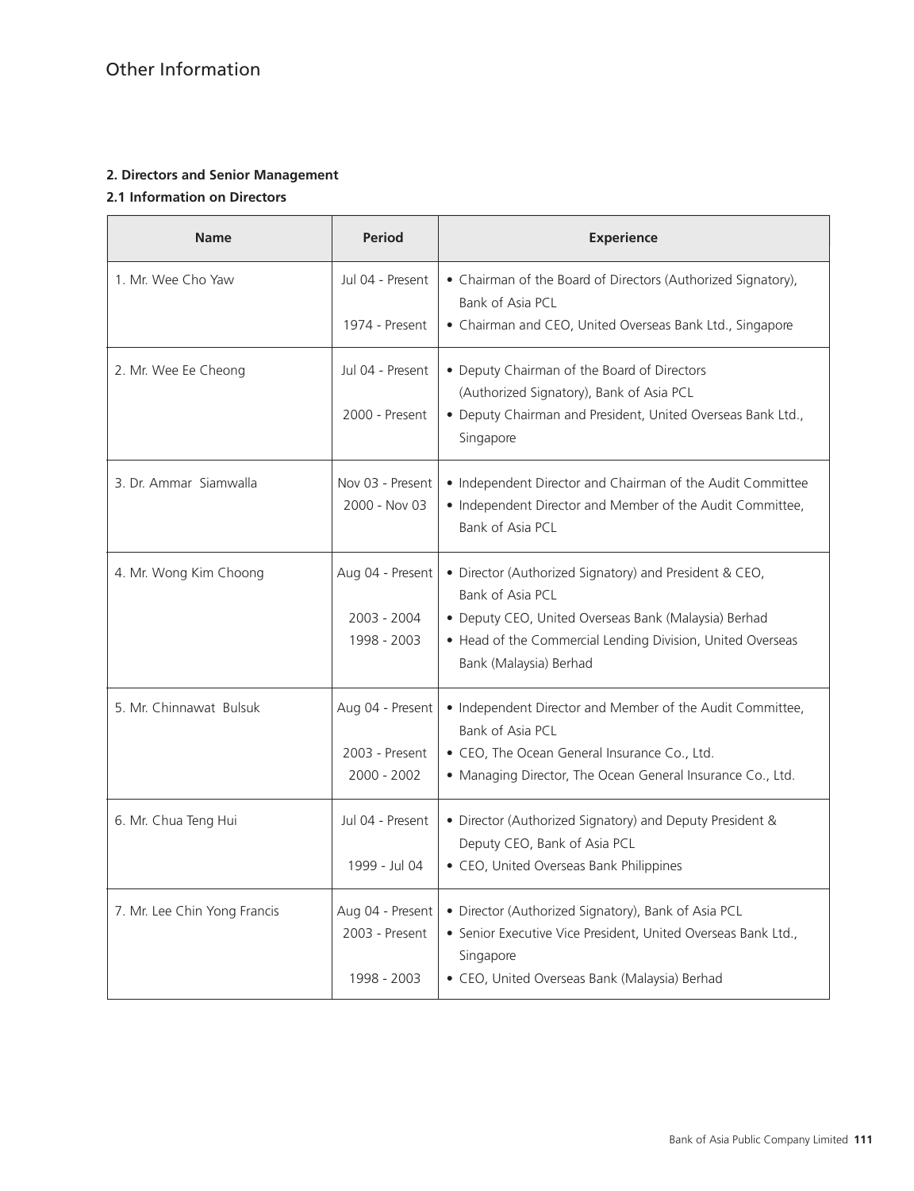# Other Information

**2. Directors and Senior Management**

**2.1 Information on Directors**

| Name | Period | Experience |
|---|---|---|
| 1. Mr. Wee Cho Yaw | Jul 04 - Present<br>1974 - Present | • Chairman of the Board of Directors (Authorized Signatory), Bank of Asia PCL<br>• Chairman and CEO, United Overseas Bank Ltd., Singapore |
| 2. Mr. Wee Ee Cheong | Jul 04 - Present<br>2000 - Present | • Deputy Chairman of the Board of Directors (Authorized Signatory), Bank of Asia PCL<br>• Deputy Chairman and President, United Overseas Bank Ltd., Singapore |
| 3. Dr. Ammar Siamwalla | Nov 03 - Present<br>2000 - Nov 03 | • Independent Director and Chairman of the Audit Committee<br>• Independent Director and Member of the Audit Committee, Bank of Asia PCL |
| 4. Mr. Wong Kim Choong | Aug 04 - Present<br>2003 - 2004<br>1998 - 2003 | • Director (Authorized Signatory) and President & CEO, Bank of Asia PCL<br>• Deputy CEO, United Overseas Bank (Malaysia) Berhad<br>• Head of the Commercial Lending Division, United Overseas Bank (Malaysia) Berhad |
| 5. Mr. Chinnawat Bulsuk | Aug 04 - Present<br>2003 - Present<br>2000 - 2002 | • Independent Director and Member of the Audit Committee, Bank of Asia PCL<br>• CEO, The Ocean General Insurance Co., Ltd.<br>• Managing Director, The Ocean General Insurance Co., Ltd. |
| 6. Mr. Chua Teng Hui | Jul 04 - Present<br>1999 - Jul 04 | • Director (Authorized Signatory) and Deputy President & Deputy CEO, Bank of Asia PCL<br>• CEO, United Overseas Bank Philippines |
| 7. Mr. Lee Chin Yong Francis | Aug 04 - Present<br>2003 - Present<br>1998 - 2003 | • Director (Authorized Signatory), Bank of Asia PCL<br>• Senior Executive Vice President, United Overseas Bank Ltd., Singapore<br>• CEO, United Overseas Bank (Malaysia) Berhad |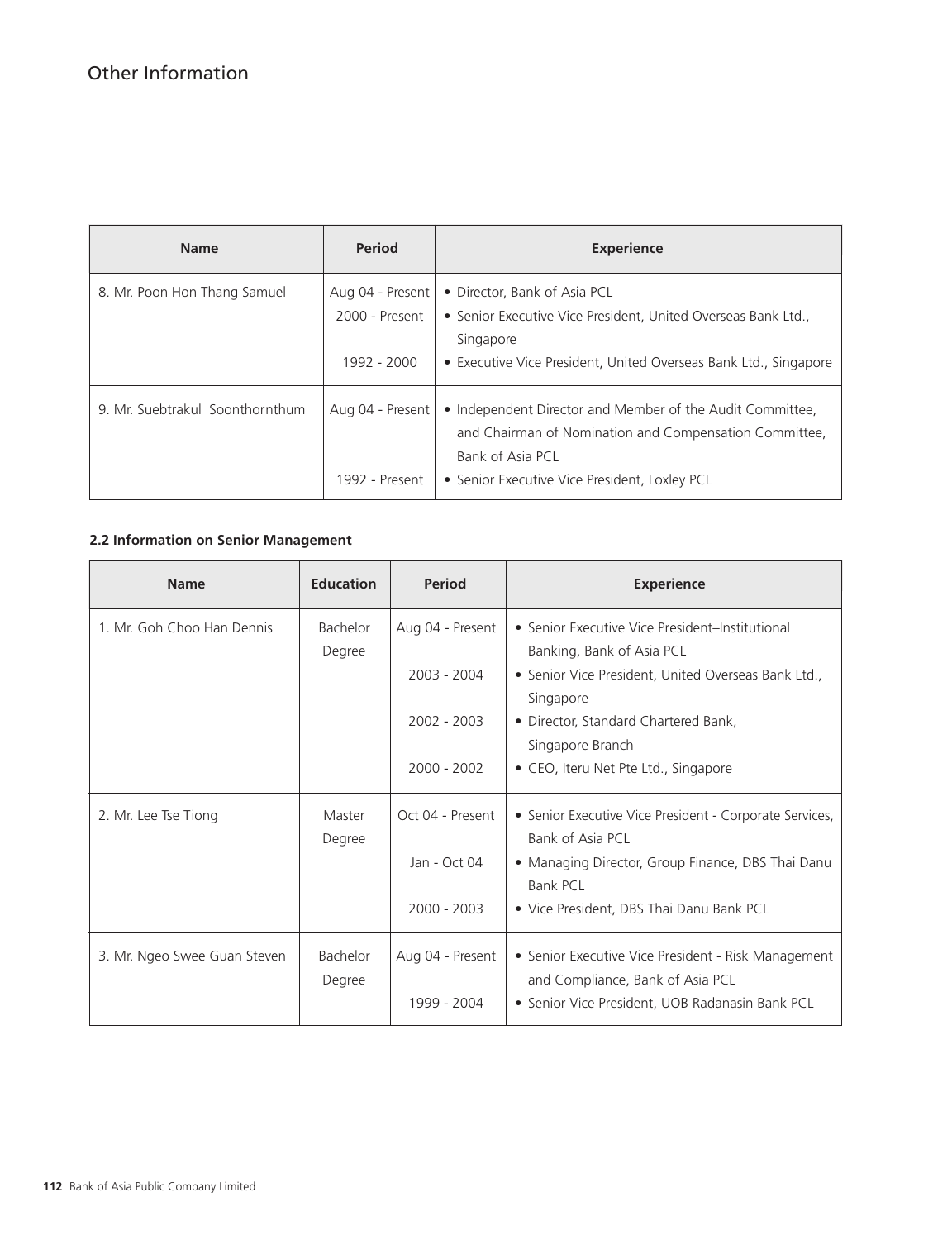# Other Information

| Name | Period | Experience |
| --- | --- | --- |
| 8. Mr. Poon Hon Thang Samuel | Aug 04 - Present<br>2000 - Present<br><br>1992 - 2000 | • Director, Bank of Asia PCL<br>• Senior Executive Vice President, United Overseas Bank Ltd., Singapore<br>• Executive Vice President, United Overseas Bank Ltd., Singapore |
| 9. Mr. Suebtrakul Soonthornthum | Aug 04 - Present<br><br><br>1992 - Present | • Independent Director and Member of the Audit Committee, and Chairman of Nomination and Compensation Committee, Bank of Asia PCL<br>• Senior Executive Vice President, Loxley PCL |

**2.2 Information on Senior Management**

| Name | Education | Period | Experience |
| --- | --- | --- | --- |
| 1. Mr. Goh Choo Han Dennis | Bachelor Degree | Aug 04 - Present<br><br>2003 - 2004<br><br>2002 - 2003<br><br>2000 - 2002 | • Senior Executive Vice President–Institutional Banking, Bank of Asia PCL<br>• Senior Vice President, United Overseas Bank Ltd., Singapore<br>• Director, Standard Chartered Bank, Singapore Branch<br>• CEO, Iteru Net Pte Ltd., Singapore |
| 2. Mr. Lee Tse Tiong | Master Degree | Oct 04 - Present<br><br>Jan - Oct 04<br><br>2000 - 2003 | • Senior Executive Vice President - Corporate Services, Bank of Asia PCL<br>• Managing Director, Group Finance, DBS Thai Danu Bank PCL<br>• Vice President, DBS Thai Danu Bank PCL |
| 3. Mr. Ngeo Swee Guan Steven | Bachelor Degree | Aug 04 - Present<br><br>1999 - 2004 | • Senior Executive Vice President - Risk Management and Compliance, Bank of Asia PCL<br>• Senior Vice President, UOB Radanasin Bank PCL |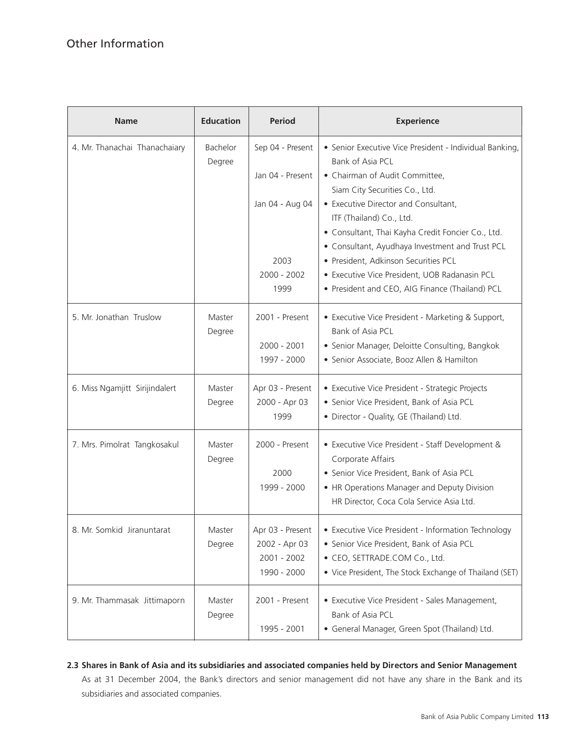# Other Information

| Name | Education | Period | Experience |
|---|---|---|---|
| 4. Mr. Thanachai Thanachaiary | Bachelor Degree | Sep 04 - Present<br>Jan 04 - Present<br>Jan 04 - Aug 04<br><br><br>2003<br>2000 - 2002<br>1999 | • Senior Executive Vice President - Individual Banking, Bank of Asia PCL<br>• Chairman of Audit Committee, Siam City Securities Co., Ltd.<br>• Executive Director and Consultant, ITF (Thailand) Co., Ltd.<br>• Consultant, Thai Kayha Credit Foncier Co., Ltd.<br>• Consultant, Ayudhaya Investment and Trust PCL<br>• President, Adkinson Securities PCL<br>• Executive Vice President, UOB Radanasin PCL<br>• President and CEO, AIG Finance (Thailand) PCL |
| 5. Mr. Jonathan Truslow | Master Degree | 2001 - Present<br>2000 - 2001<br>1997 - 2000 | • Executive Vice President - Marketing & Support, Bank of Asia PCL<br>• Senior Manager, Deloitte Consulting, Bangkok<br>• Senior Associate, Booz Allen & Hamilton |
| 6. Miss Ngamjitt Sirijindalert | Master Degree | Apr 03 - Present<br>2000 - Apr 03<br>1999 | • Executive Vice President - Strategic Projects<br>• Senior Vice President, Bank of Asia PCL<br>• Director - Quality, GE (Thailand) Ltd. |
| 7. Mrs. Pimolrat Tangkosakul | Master Degree | 2000 - Present<br>2000<br>1999 - 2000 | • Executive Vice President - Staff Development & Corporate Affairs<br>• Senior Vice President, Bank of Asia PCL<br>• HR Operations Manager and Deputy Division HR Director, Coca Cola Service Asia Ltd. |
| 8. Mr. Somkid Jiranuntarat | Master Degree | Apr 03 - Present<br>2002 - Apr 03<br>2001 - 2002<br>1990 - 2000 | • Executive Vice President - Information Technology<br>• Senior Vice President, Bank of Asia PCL<br>• CEO, SETTRADE.COM Co., Ltd.<br>• Vice President, The Stock Exchange of Thailand (SET) |
| 9. Mr. Thammasak Jittimaporn | Master Degree | 2001 - Present<br>1995 - 2001 | • Executive Vice President - Sales Management, Bank of Asia PCL<br>• General Manager, Green Spot (Thailand) Ltd. |

**2.3 Shares in Bank of Asia and its subsidiaries and associated companies held by Directors and Senior Management**

As at 31 December 2004, the Bank's directors and senior management did not have any share in the Bank and its subsidiaries and associated companies.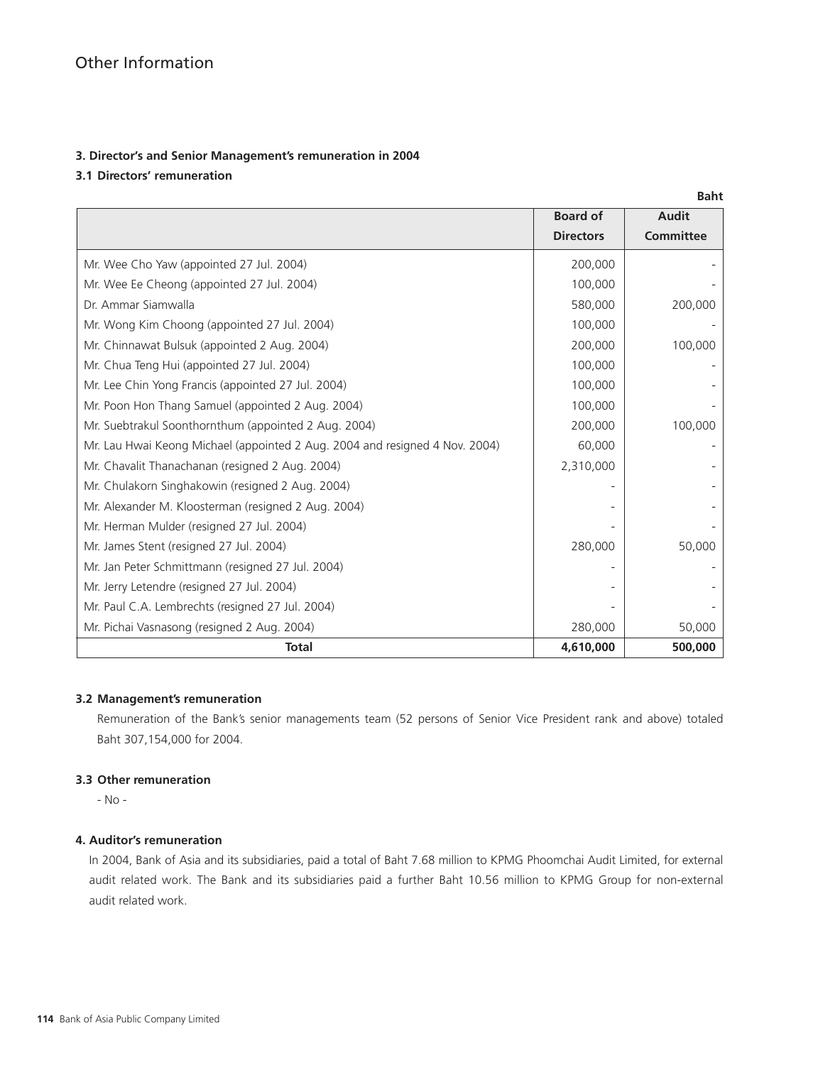# Other Information

### 3. Director's and Senior Management's remuneration in 2004

#### 3.1 Directors' remuneration

Baht

| | Board of Directors | Audit Committee |
|---|---|---|
| Mr. Wee Cho Yaw (appointed 27 Jul. 2004) | 200,000 | - |
| Mr. Wee Ee Cheong (appointed 27 Jul. 2004) | 100,000 | - |
| Dr. Ammar Siamwalla | 580,000 | 200,000 |
| Mr. Wong Kim Choong (appointed 27 Jul. 2004) | 100,000 | - |
| Mr. Chinnawat Bulsuk (appointed 2 Aug. 2004) | 200,000 | 100,000 |
| Mr. Chua Teng Hui (appointed 27 Jul. 2004) | 100,000 | - |
| Mr. Lee Chin Yong Francis (appointed 27 Jul. 2004) | 100,000 | - |
| Mr. Poon Hon Thang Samuel (appointed 2 Aug. 2004) | 100,000 | - |
| Mr. Suebtrakul Soonthornthum (appointed 2 Aug. 2004) | 200,000 | 100,000 |
| Mr. Lau Hwai Keong Michael (appointed 2 Aug. 2004 and resigned 4 Nov. 2004) | 60,000 | - |
| Mr. Chavalit Thanachanan (resigned 2 Aug. 2004) | 2,310,000 | - |
| Mr. Chulakorn Singhakowin (resigned 2 Aug. 2004) | - | - |
| Mr. Alexander M. Kloosterman (resigned 2 Aug. 2004) | - | - |
| Mr. Herman Mulder (resigned 27 Jul. 2004) | - | - |
| Mr. James Stent (resigned 27 Jul. 2004) | 280,000 | 50,000 |
| Mr. Jan Peter Schmittmann (resigned 27 Jul. 2004) | - | - |
| Mr. Jerry Letendre (resigned 27 Jul. 2004) | - | - |
| Mr. Paul C.A. Lembrechts (resigned 27 Jul. 2004) | - | - |
| Mr. Pichai Vasnasong (resigned 2 Aug. 2004) | 280,000 | 50,000 |
| **Total** | **4,610,000** | **500,000** |

#### 3.2 Management's remuneration

Remuneration of the Bank's senior managements team (52 persons of Senior Vice President rank and above) totaled Baht 307,154,000 for 2004.

#### 3.3 Other remuneration

- No -

### 4. Auditor's remuneration

In 2004, Bank of Asia and its subsidiaries, paid a total of Baht 7.68 million to KPMG Phoomchai Audit Limited, for external audit related work. The Bank and its subsidiaries paid a further Baht 10.56 million to KPMG Group for non-external audit related work.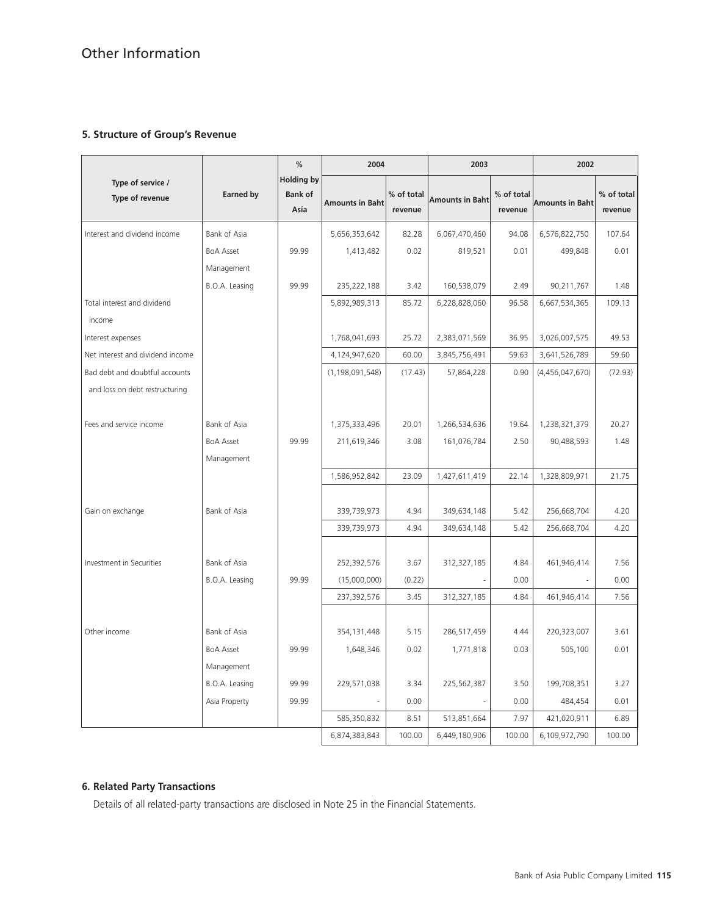## 5. Structure of Group's Revenue

| Type of service / Type of revenue | Earned by | % Holding by Bank of Asia | 2004 | | 2003 | | 2002 | |
|---|---|---|---|---|---|---|---|---|
| | | | Amounts in Baht | % of total revenue | Amounts in Baht | % of total revenue | Amounts in Baht | % of total revenue |
| Interest and dividend income | Bank of Asia | | 5,656,353,642 | 82.28 | 6,067,470,460 | 94.08 | 6,576,822,750 | 107.64 |
| | BoA Asset Management | 99.99 | 1,413,482 | 0.02 | 819,521 | 0.01 | 499,848 | 0.01 |
| | B.O.A. Leasing | 99.99 | 235,222,188 | 3.42 | 160,538,079 | 2.49 | 90,211,767 | 1.48 |
| Total interest and dividend income | | | 5,892,989,313 | 85.72 | 6,228,828,060 | 96.58 | 6,667,534,365 | 109.13 |
| Interest expenses | | | 1,768,041,693 | 25.72 | 2,383,071,569 | 36.95 | 3,026,007,575 | 49.53 |
| Net interest and dividend income | | | 4,124,947,620 | 60.00 | 3,845,756,491 | 59.63 | 3,641,526,789 | 59.60 |
| Bad debt and doubtful accounts and loss on debt restructuring | | | (1,198,091,548) | (17.43) | 57,864,228 | 0.90 | (4,456,047,670) | (72.93) |
| Fees and service income | Bank of Asia | | 1,375,333,496 | 20.01 | 1,266,534,636 | 19.64 | 1,238,321,379 | 20.27 |
| | BoA Asset Management | 99.99 | 211,619,346 | 3.08 | 161,076,784 | 2.50 | 90,488,593 | 1.48 |
| | | | 1,586,952,842 | 23.09 | 1,427,611,419 | 22.14 | 1,328,809,971 | 21.75 |
| Gain on exchange | Bank of Asia | | 339,739,973 | 4.94 | 349,634,148 | 5.42 | 256,668,704 | 4.20 |
| | | | 339,739,973 | 4.94 | 349,634,148 | 5.42 | 256,668,704 | 4.20 |
| Investment in Securities | Bank of Asia | | 252,392,576 | 3.67 | 312,327,185 | 4.84 | 461,946,414 | 7.56 |
| | B.O.A. Leasing | 99.99 | (15,000,000) | (0.22) | - | 0.00 | - | 0.00 |
| | | | 237,392,576 | 3.45 | 312,327,185 | 4.84 | 461,946,414 | 7.56 |
| Other income | Bank of Asia | | 354,131,448 | 5.15 | 286,517,459 | 4.44 | 220,323,007 | 3.61 |
| | BoA Asset Management | 99.99 | 1,648,346 | 0.02 | 1,771,818 | 0.03 | 505,100 | 0.01 |
| | B.O.A. Leasing | 99.99 | 229,571,038 | 3.34 | 225,562,387 | 3.50 | 199,708,351 | 3.27 |
| | Asia Property | 99.99 | - | 0.00 | - | 0.00 | 484,454 | 0.01 |
| | | | 585,350,832 | 8.51 | 513,851,664 | 7.97 | 421,020,911 | 6.89 |
| | | | 6,874,383,843 | 100.00 | 6,449,180,906 | 100.00 | 6,109,972,790 | 100.00 |

## 6. Related Party Transactions

Details of all related-party transactions are disclosed in Note 25 in the Financial Statements.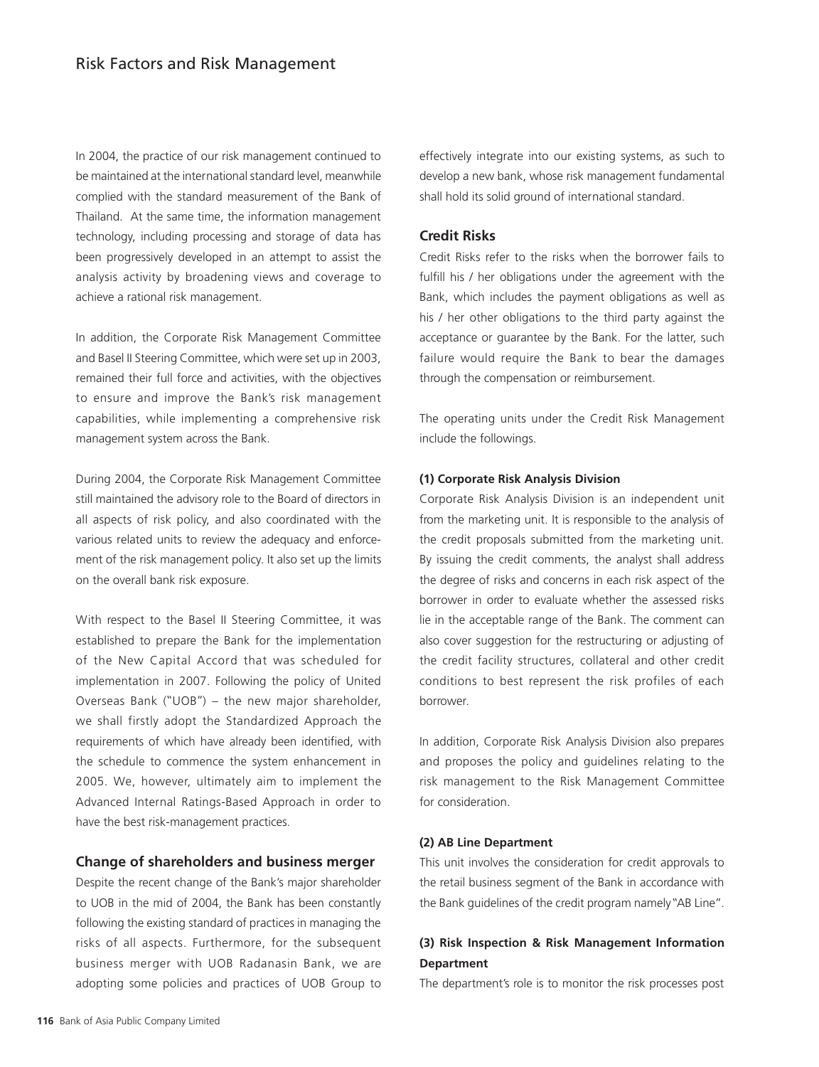In 2004, the practice of our risk management continued to be maintained at the international standard level, meanwhile complied with the standard measurement of the Bank of Thailand. At the same time, the information management technology, including processing and storage of data has been progressively developed in an attempt to assist the analysis activity by broadening views and coverage to achieve a rational risk management.

In addition, the Corporate Risk Management Committee and Basel II Steering Committee, which were set up in 2003, remained their full force and activities, with the objectives to ensure and improve the Bank's risk management capabilities, while implementing a comprehensive risk management system across the Bank.

During 2004, the Corporate Risk Management Committee still maintained the advisory role to the Board of directors in all aspects of risk policy, and also coordinated with the various related units to review the adequacy and enforcement of the risk management policy. It also set up the limits on the overall bank risk exposure.

With respect to the Basel II Steering Committee, it was established to prepare the Bank for the implementation of the New Capital Accord that was scheduled for implementation in 2007. Following the policy of United Overseas Bank ("UOB") – the new major shareholder, we shall firstly adopt the Standardized Approach the requirements of which have already been identified, with the schedule to commence the system enhancement in 2005. We, however, ultimately aim to implement the Advanced Internal Ratings-Based Approach in order to have the best risk-management practices.

## Change of shareholders and business merger

Despite the recent change of the Bank's major shareholder to UOB in the mid of 2004, the Bank has been constantly following the existing standard of practices in managing the risks of all aspects. Furthermore, for the subsequent business merger with UOB Radanasin Bank, we are adopting some policies and practices of UOB Group to effectively integrate into our existing systems, as such to develop a new bank, whose risk management fundamental shall hold its solid ground of international standard.

## Credit Risks

Credit Risks refer to the risks when the borrower fails to fulfill his / her obligations under the agreement with the Bank, which includes the payment obligations as well as his / her other obligations to the third party against the acceptance or guarantee by the Bank. For the latter, such failure would require the Bank to bear the damages through the compensation or reimbursement.

The operating units under the Credit Risk Management include the followings.

#### (1) Corporate Risk Analysis Division

Corporate Risk Analysis Division is an independent unit from the marketing unit. It is responsible to the analysis of the credit proposals submitted from the marketing unit. By issuing the credit comments, the analyst shall address the degree of risks and concerns in each risk aspect of the borrower in order to evaluate whether the assessed risks lie in the acceptable range of the Bank. The comment can also cover suggestion for the restructuring or adjusting of the credit facility structures, collateral and other credit conditions to best represent the risk profiles of each borrower.

In addition, Corporate Risk Analysis Division also prepares and proposes the policy and guidelines relating to the risk management to the Risk Management Committee for consideration.

#### (2) AB Line Department

This unit involves the consideration for credit approvals to the retail business segment of the Bank in accordance with the Bank guidelines of the credit program namely "AB Line".

#### (3) Risk Inspection & Risk Management Information Department

The department's role is to monitor the risk processes post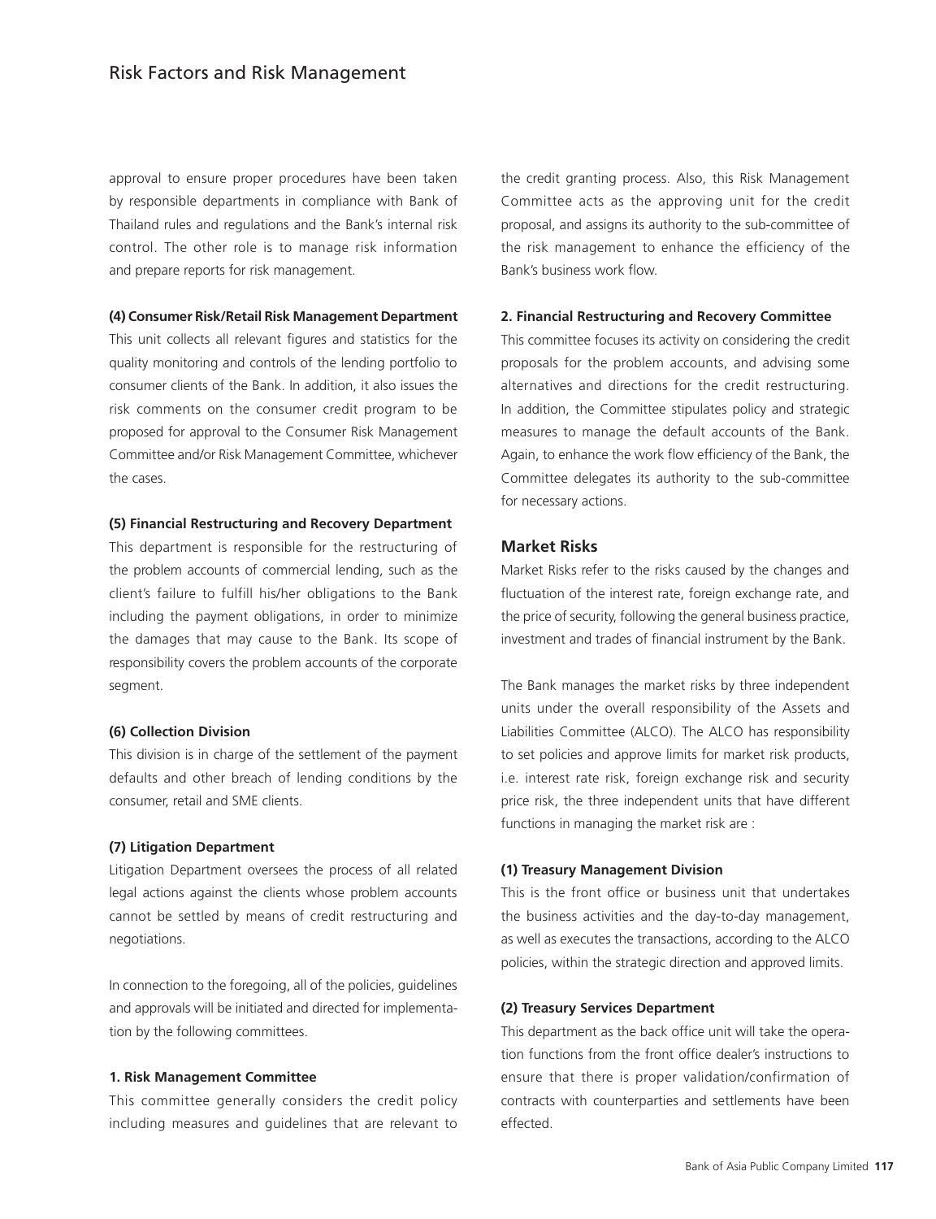approval to ensure proper procedures have been taken by responsible departments in compliance with Bank of Thailand rules and regulations and the Bank's internal risk control. The other role is to manage risk information and prepare reports for risk management.

**(4) Consumer Risk/Retail Risk Management Department**

This unit collects all relevant figures and statistics for the quality monitoring and controls of the lending portfolio to consumer clients of the Bank. In addition, it also issues the risk comments on the consumer credit program to be proposed for approval to the Consumer Risk Management Committee and/or Risk Management Committee, whichever the cases.

**(5) Financial Restructuring and Recovery Department**

This department is responsible for the restructuring of the problem accounts of commercial lending, such as the client's failure to fulfill his/her obligations to the Bank including the payment obligations, in order to minimize the damages that may cause to the Bank. Its scope of responsibility covers the problem accounts of the corporate segment.

**(6) Collection Division**

This division is in charge of the settlement of the payment defaults and other breach of lending conditions by the consumer, retail and SME clients.

**(7) Litigation Department**

Litigation Department oversees the process of all related legal actions against the clients whose problem accounts cannot be settled by means of credit restructuring and negotiations.

In connection to the foregoing, all of the policies, guidelines and approvals will be initiated and directed for implementation by the following committees.

**1. Risk Management Committee**

This committee generally considers the credit policy including measures and guidelines that are relevant to the credit granting process. Also, this Risk Management Committee acts as the approving unit for the credit proposal, and assigns its authority to the sub-committee of the risk management to enhance the efficiency of the Bank's business work flow.

**2. Financial Restructuring and Recovery Committee**

This committee focuses its activity on considering the credit proposals for the problem accounts, and advising some alternatives and directions for the credit restructuring. In addition, the Committee stipulates policy and strategic measures to manage the default accounts of the Bank. Again, to enhance the work flow efficiency of the Bank, the Committee delegates its authority to the sub-committee for necessary actions.

## Market Risks

Market Risks refer to the risks caused by the changes and fluctuation of the interest rate, foreign exchange rate, and the price of security, following the general business practice, investment and trades of financial instrument by the Bank.

The Bank manages the market risks by three independent units under the overall responsibility of the Assets and Liabilities Committee (ALCO). The ALCO has responsibility to set policies and approve limits for market risk products, i.e. interest rate risk, foreign exchange risk and security price risk, the three independent units that have different functions in managing the market risk are :

**(1) Treasury Management Division**

This is the front office or business unit that undertakes the business activities and the day-to-day management, as well as executes the transactions, according to the ALCO policies, within the strategic direction and approved limits.

**(2) Treasury Services Department**

This department as the back office unit will take the operation functions from the front office dealer's instructions to ensure that there is proper validation/confirmation of contracts with counterparties and settlements have been effected.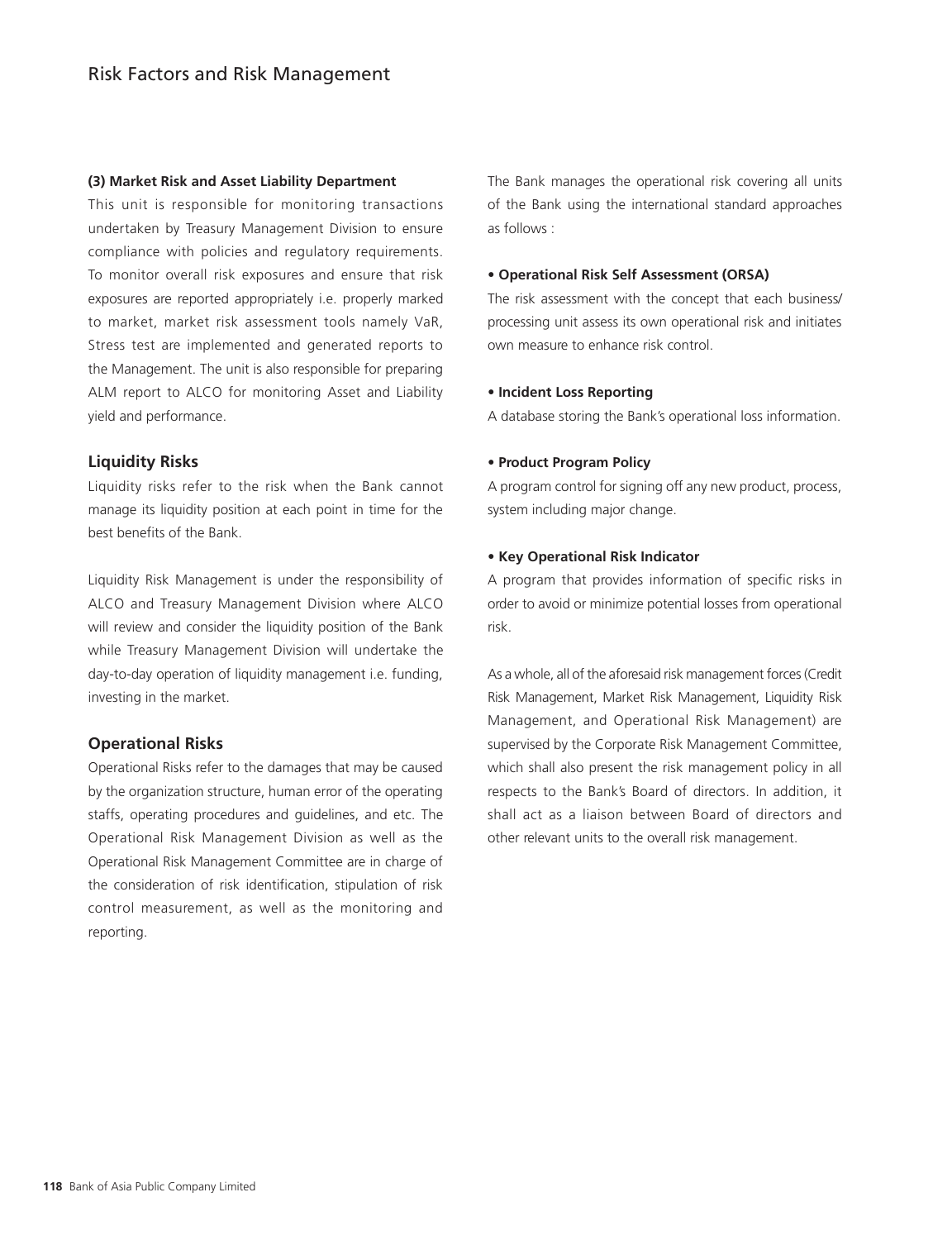**(3) Market Risk and Asset Liability Department**

This unit is responsible for monitoring transactions undertaken by Treasury Management Division to ensure compliance with policies and regulatory requirements. To monitor overall risk exposures and ensure that risk exposures are reported appropriately i.e. properly marked to market, market risk assessment tools namely VaR, Stress test are implemented and generated reports to the Management. The unit is also responsible for preparing ALM report to ALCO for monitoring Asset and Liability yield and performance.

## Liquidity Risks

Liquidity risks refer to the risk when the Bank cannot manage its liquidity position at each point in time for the best benefits of the Bank.

Liquidity Risk Management is under the responsibility of ALCO and Treasury Management Division where ALCO will review and consider the liquidity position of the Bank while Treasury Management Division will undertake the day-to-day operation of liquidity management i.e. funding, investing in the market.

## Operational Risks

Operational Risks refer to the damages that may be caused by the organization structure, human error of the operating staffs, operating procedures and guidelines, and etc. The Operational Risk Management Division as well as the Operational Risk Management Committee are in charge of the consideration of risk identification, stipulation of risk control measurement, as well as the monitoring and reporting.

The Bank manages the operational risk covering all units of the Bank using the international standard approaches as follows :

- **Operational Risk Self Assessment (ORSA)**

  The risk assessment with the concept that each business/ processing unit assess its own operational risk and initiates own measure to enhance risk control.

- **Incident Loss Reporting**

  A database storing the Bank's operational loss information.

- **Product Program Policy**

  A program control for signing off any new product, process, system including major change.

- **Key Operational Risk Indicator**

  A program that provides information of specific risks in order to avoid or minimize potential losses from operational risk.

As a whole, all of the aforesaid risk management forces (Credit Risk Management, Market Risk Management, Liquidity Risk Management, and Operational Risk Management) are supervised by the Corporate Risk Management Committee, which shall also present the risk management policy in all respects to the Bank's Board of directors. In addition, it shall act as a liaison between Board of directors and other relevant units to the overall risk management.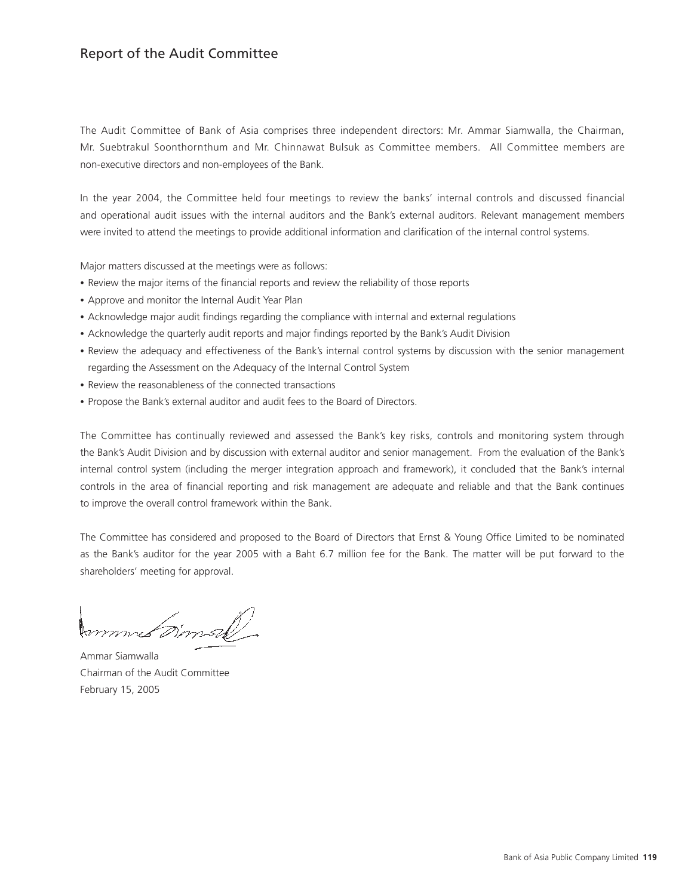# Report of the Audit Committee

The Audit Committee of Bank of Asia comprises three independent directors: Mr. Ammar Siamwalla, the Chairman, Mr. Suebtrakul Soonthornthum and Mr. Chinnawat Bulsuk as Committee members. All Committee members are non-executive directors and non-employees of the Bank.

In the year 2004, the Committee held four meetings to review the banks' internal controls and discussed financial and operational audit issues with the internal auditors and the Bank's external auditors. Relevant management members were invited to attend the meetings to provide additional information and clarification of the internal control systems.

Major matters discussed at the meetings were as follows:

- Review the major items of the financial reports and review the reliability of those reports
- Approve and monitor the Internal Audit Year Plan
- Acknowledge major audit findings regarding the compliance with internal and external regulations
- Acknowledge the quarterly audit reports and major findings reported by the Bank's Audit Division
- Review the adequacy and effectiveness of the Bank's internal control systems by discussion with the senior management regarding the Assessment on the Adequacy of the Internal Control System
- Review the reasonableness of the connected transactions
- Propose the Bank's external auditor and audit fees to the Board of Directors.

The Committee has continually reviewed and assessed the Bank's key risks, controls and monitoring system through the Bank's Audit Division and by discussion with external auditor and senior management. From the evaluation of the Bank's internal control system (including the merger integration approach and framework), it concluded that the Bank's internal controls in the area of financial reporting and risk management are adequate and reliable and that the Bank continues to improve the overall control framework within the Bank.

The Committee has considered and proposed to the Board of Directors that Ernst & Young Office Limited to be nominated as the Bank's auditor for the year 2005 with a Baht 6.7 million fee for the Bank. The matter will be put forward to the shareholders' meeting for approval.

Ammar Siamwalla
Chairman of the Audit Committee
February 15, 2005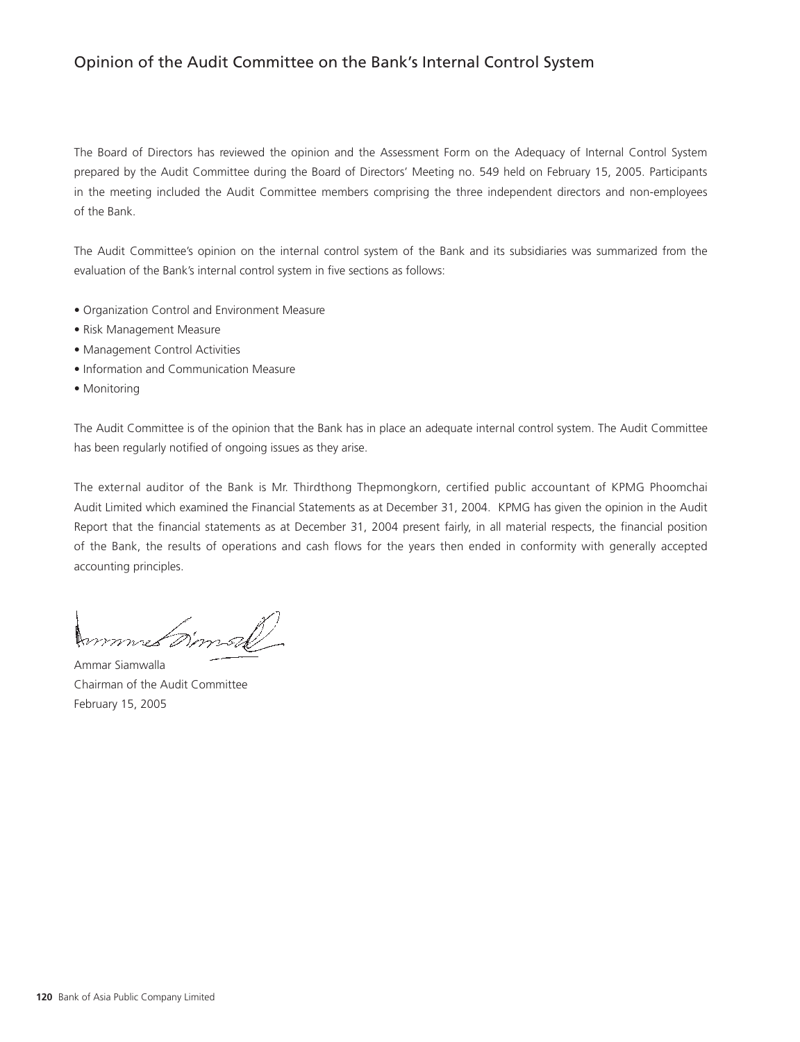## Opinion of the Audit Committee on the Bank's Internal Control System

The Board of Directors has reviewed the opinion and the Assessment Form on the Adequacy of Internal Control System prepared by the Audit Committee during the Board of Directors' Meeting no. 549 held on February 15, 2005. Participants in the meeting included the Audit Committee members comprising the three independent directors and non-employees of the Bank.

The Audit Committee's opinion on the internal control system of the Bank and its subsidiaries was summarized from the evaluation of the Bank's internal control system in five sections as follows:

- Organization Control and Environment Measure
- Risk Management Measure
- Management Control Activities
- Information and Communication Measure
- Monitoring

The Audit Committee is of the opinion that the Bank has in place an adequate internal control system. The Audit Committee has been regularly notified of ongoing issues as they arise.

The external auditor of the Bank is Mr. Thirdthong Thepmongkorn, certified public accountant of KPMG Phoomchai Audit Limited which examined the Financial Statements as at December 31, 2004. KPMG has given the opinion in the Audit Report that the financial statements as at December 31, 2004 present fairly, in all material respects, the financial position of the Bank, the results of operations and cash flows for the years then ended in conformity with generally accepted accounting principles.

Ammar Siamwalla
Chairman of the Audit Committee
February 15, 2005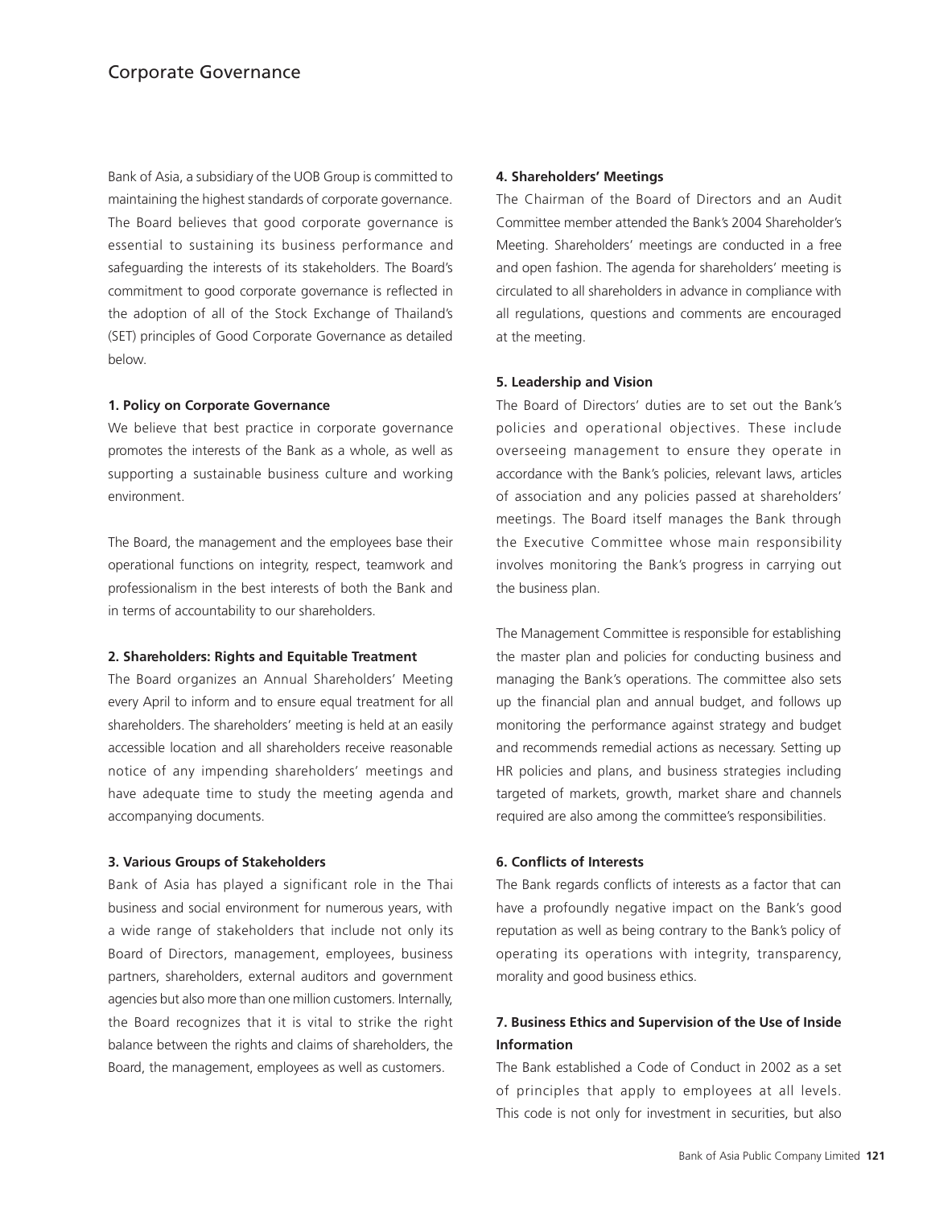# Corporate Governance

Bank of Asia, a subsidiary of the UOB Group is committed to maintaining the highest standards of corporate governance. The Board believes that good corporate governance is essential to sustaining its business performance and safeguarding the interests of its stakeholders. The Board's commitment to good corporate governance is reflected in the adoption of all of the Stock Exchange of Thailand's (SET) principles of Good Corporate Governance as detailed below.

**1. Policy on Corporate Governance**

We believe that best practice in corporate governance promotes the interests of the Bank as a whole, as well as supporting a sustainable business culture and working environment.

The Board, the management and the employees base their operational functions on integrity, respect, teamwork and professionalism in the best interests of both the Bank and in terms of accountability to our shareholders.

**2. Shareholders: Rights and Equitable Treatment**

The Board organizes an Annual Shareholders' Meeting every April to inform and to ensure equal treatment for all shareholders. The shareholders' meeting is held at an easily accessible location and all shareholders receive reasonable notice of any impending shareholders' meetings and have adequate time to study the meeting agenda and accompanying documents.

**3. Various Groups of Stakeholders**

Bank of Asia has played a significant role in the Thai business and social environment for numerous years, with a wide range of stakeholders that include not only its Board of Directors, management, employees, business partners, shareholders, external auditors and government agencies but also more than one million customers. Internally, the Board recognizes that it is vital to strike the right balance between the rights and claims of shareholders, the Board, the management, employees as well as customers.

**4. Shareholders' Meetings**

The Chairman of the Board of Directors and an Audit Committee member attended the Bank's 2004 Shareholder's Meeting. Shareholders' meetings are conducted in a free and open fashion. The agenda for shareholders' meeting is circulated to all shareholders in advance in compliance with all regulations, questions and comments are encouraged at the meeting.

**5. Leadership and Vision**

The Board of Directors' duties are to set out the Bank's policies and operational objectives. These include overseeing management to ensure they operate in accordance with the Bank's policies, relevant laws, articles of association and any policies passed at shareholders' meetings. The Board itself manages the Bank through the Executive Committee whose main responsibility involves monitoring the Bank's progress in carrying out the business plan.

The Management Committee is responsible for establishing the master plan and policies for conducting business and managing the Bank's operations. The committee also sets up the financial plan and annual budget, and follows up monitoring the performance against strategy and budget and recommends remedial actions as necessary. Setting up HR policies and plans, and business strategies including targeted of markets, growth, market share and channels required are also among the committee's responsibilities.

**6. Conflicts of Interests**

The Bank regards conflicts of interests as a factor that can have a profoundly negative impact on the Bank's good reputation as well as being contrary to the Bank's policy of operating its operations with integrity, transparency, morality and good business ethics.

**7. Business Ethics and Supervision of the Use of Inside Information**

The Bank established a Code of Conduct in 2002 as a set of principles that apply to employees at all levels. This code is not only for investment in securities, but also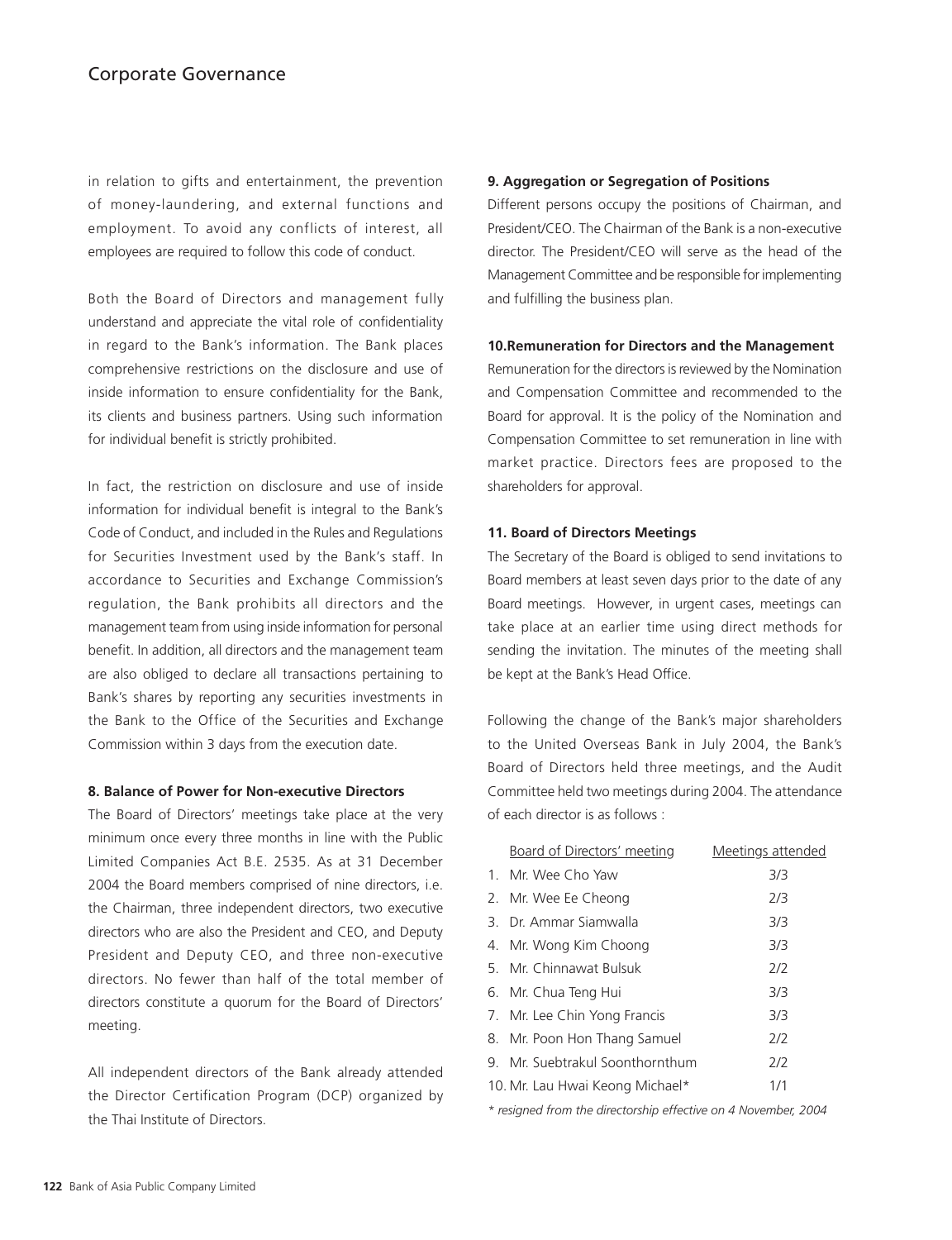in relation to gifts and entertainment, the prevention of money-laundering, and external functions and employment. To avoid any conflicts of interest, all employees are required to follow this code of conduct.

Both the Board of Directors and management fully understand and appreciate the vital role of confidentiality in regard to the Bank's information. The Bank places comprehensive restrictions on the disclosure and use of inside information to ensure confidentiality for the Bank, its clients and business partners. Using such information for individual benefit is strictly prohibited.

In fact, the restriction on disclosure and use of inside information for individual benefit is integral to the Bank's Code of Conduct, and included in the Rules and Regulations for Securities Investment used by the Bank's staff. In accordance to Securities and Exchange Commission's regulation, the Bank prohibits all directors and the management team from using inside information for personal benefit. In addition, all directors and the management team are also obliged to declare all transactions pertaining to Bank's shares by reporting any securities investments in the Bank to the Office of the Securities and Exchange Commission within 3 days from the execution date.

**8. Balance of Power for Non-executive Directors**

The Board of Directors' meetings take place at the very minimum once every three months in line with the Public Limited Companies Act B.E. 2535. As at 31 December 2004 the Board members comprised of nine directors, i.e. the Chairman, three independent directors, two executive directors who are also the President and CEO, and Deputy President and Deputy CEO, and three non-executive directors. No fewer than half of the total member of directors constitute a quorum for the Board of Directors' meeting.

All independent directors of the Bank already attended the Director Certification Program (DCP) organized by the Thai Institute of Directors.

**9. Aggregation or Segregation of Positions**

Different persons occupy the positions of Chairman, and President/CEO. The Chairman of the Bank is a non-executive director. The President/CEO will serve as the head of the Management Committee and be responsible for implementing and fulfilling the business plan.

**10.Remuneration for Directors and the Management**

Remuneration for the directors is reviewed by the Nomination and Compensation Committee and recommended to the Board for approval. It is the policy of the Nomination and Compensation Committee to set remuneration in line with market practice. Directors fees are proposed to the shareholders for approval.

**11. Board of Directors Meetings**

The Secretary of the Board is obliged to send invitations to Board members at least seven days prior to the date of any Board meetings. However, in urgent cases, meetings can take place at an earlier time using direct methods for sending the invitation. The minutes of the meeting shall be kept at the Bank's Head Office.

Following the change of the Bank's major shareholders to the United Overseas Bank in July 2004, the Bank's Board of Directors held three meetings, and the Audit Committee held two meetings during 2004. The attendance of each director is as follows :

| Board of Directors' meeting | Meetings attended |
|---|---|
| 1. Mr. Wee Cho Yaw | 3/3 |
| 2. Mr. Wee Ee Cheong | 2/3 |
| 3. Dr. Ammar Siamwalla | 3/3 |
| 4. Mr. Wong Kim Choong | 3/3 |
| 5. Mr. Chinnawat Bulsuk | 2/2 |
| 6. Mr. Chua Teng Hui | 3/3 |
| 7. Mr. Lee Chin Yong Francis | 3/3 |
| 8. Mr. Poon Hon Thang Samuel | 2/2 |
| 9. Mr. Suebtrakul Soonthornthum | 2/2 |
| 10. Mr. Lau Hwai Keong Michael* | 1/1 |

*\* resigned from the directorship effective on 4 November, 2004*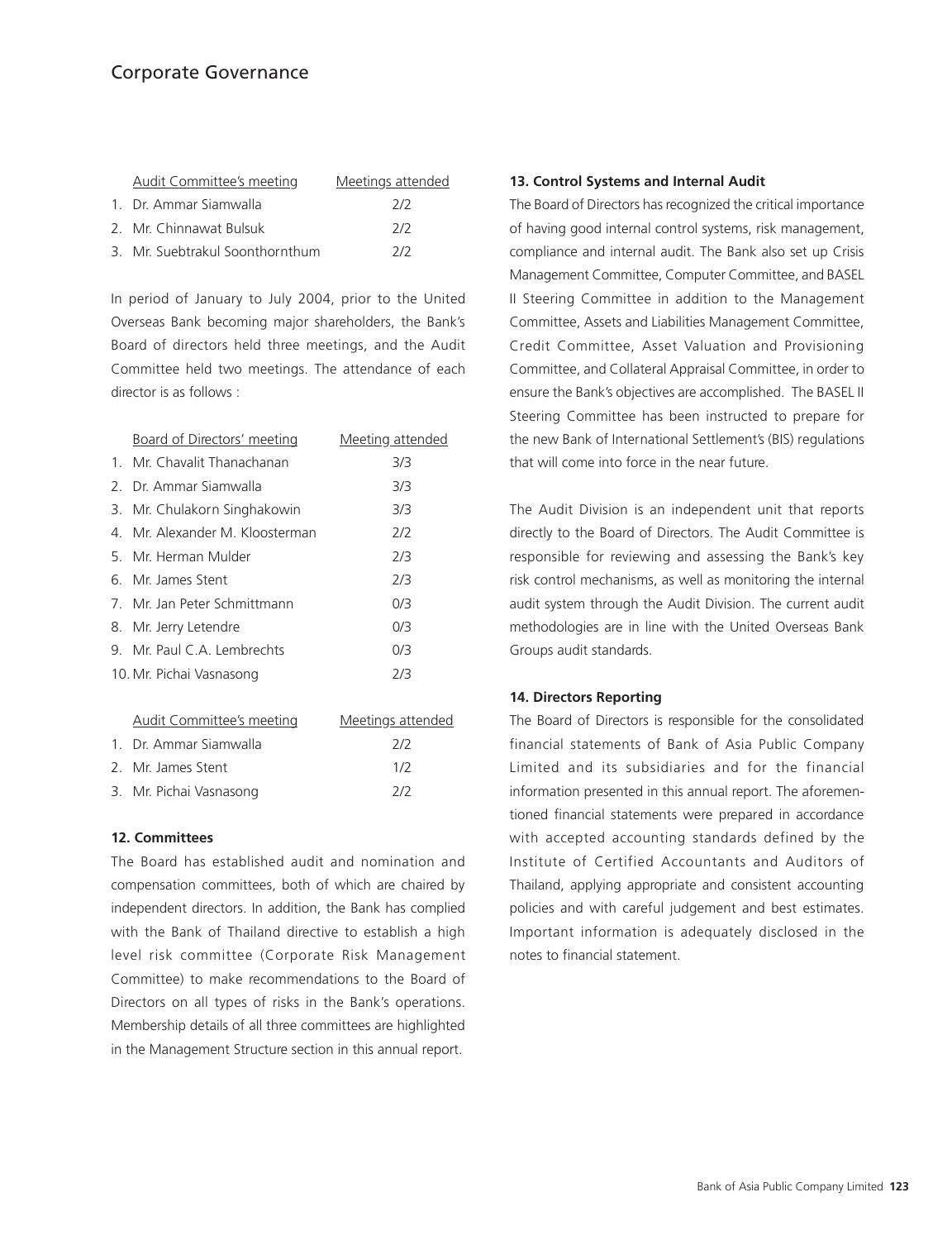| Audit Committee's meeting | Meetings attended |
|---|---|
| 1. Dr. Ammar Siamwalla | 2/2 |
| 2. Mr. Chinnawat Bulsuk | 2/2 |
| 3. Mr. Suebtrakul Soonthornthum | 2/2 |

In period of January to July 2004, prior to the United Overseas Bank becoming major shareholders, the Bank's Board of directors held three meetings, and the Audit Committee held two meetings. The attendance of each director is as follows :

| Board of Directors' meeting | Meeting attended |
|---|---|
| 1. Mr. Chavalit Thanachanan | 3/3 |
| 2. Dr. Ammar Siamwalla | 3/3 |
| 3. Mr. Chulakorn Singhakowin | 3/3 |
| 4. Mr. Alexander M. Kloosterman | 2/2 |
| 5. Mr. Herman Mulder | 2/3 |
| 6. Mr. James Stent | 2/3 |
| 7. Mr. Jan Peter Schmittmann | 0/3 |
| 8. Mr. Jerry Letendre | 0/3 |
| 9. Mr. Paul C.A. Lembrechts | 0/3 |
| 10. Mr. Pichai Vasnasong | 2/3 |

| Audit Committee's meeting | Meetings attended |
|---|---|
| 1. Dr. Ammar Siamwalla | 2/2 |
| 2. Mr. James Stent | 1/2 |
| 3. Mr. Pichai Vasnasong | 2/2 |

**12. Committees**

The Board has established audit and nomination and compensation committees, both of which are chaired by independent directors. In addition, the Bank has complied with the Bank of Thailand directive to establish a high level risk committee (Corporate Risk Management Committee) to make recommendations to the Board of Directors on all types of risks in the Bank's operations. Membership details of all three committees are highlighted in the Management Structure section in this annual report.

**13. Control Systems and Internal Audit**

The Board of Directors has recognized the critical importance of having good internal control systems, risk management, compliance and internal audit. The Bank also set up Crisis Management Committee, Computer Committee, and BASEL II Steering Committee in addition to the Management Committee, Assets and Liabilities Management Committee, Credit Committee, Asset Valuation and Provisioning Committee, and Collateral Appraisal Committee, in order to ensure the Bank's objectives are accomplished. The BASEL II Steering Committee has been instructed to prepare for the new Bank of International Settlement's (BIS) regulations that will come into force in the near future.

The Audit Division is an independent unit that reports directly to the Board of Directors. The Audit Committee is responsible for reviewing and assessing the Bank's key risk control mechanisms, as well as monitoring the internal audit system through the Audit Division. The current audit methodologies are in line with the United Overseas Bank Groups audit standards.

**14. Directors Reporting**

The Board of Directors is responsible for the consolidated financial statements of Bank of Asia Public Company Limited and its subsidiaries and for the financial information presented in this annual report. The aforementioned financial statements were prepared in accordance with accepted accounting standards defined by the Institute of Certified Accountants and Auditors of Thailand, applying appropriate and consistent accounting policies and with careful judgement and best estimates. Important information is adequately disclosed in the notes to financial statement.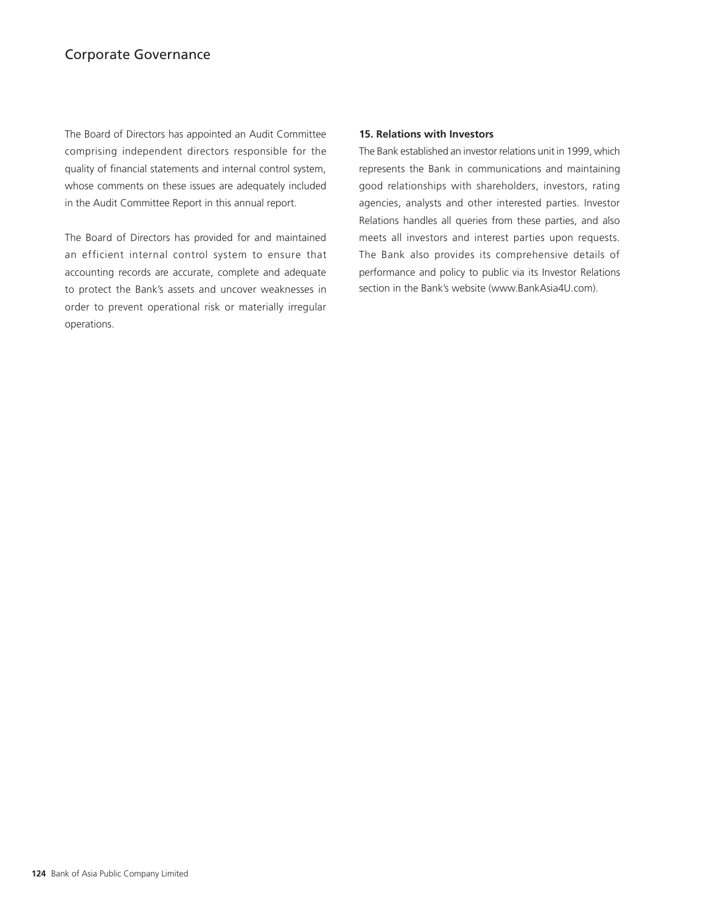The Board of Directors has appointed an Audit Committee comprising independent directors responsible for the quality of financial statements and internal control system, whose comments on these issues are adequately included in the Audit Committee Report in this annual report.

The Board of Directors has provided for and maintained an efficient internal control system to ensure that accounting records are accurate, complete and adequate to protect the Bank's assets and uncover weaknesses in order to prevent operational risk or materially irregular operations.

**15. Relations with Investors**

The Bank established an investor relations unit in 1999, which represents the Bank in communications and maintaining good relationships with shareholders, investors, rating agencies, analysts and other interested parties. Investor Relations handles all queries from these parties, and also meets all investors and interest parties upon requests. The Bank also provides its comprehensive details of performance and policy to public via its Investor Relations section in the Bank's website (www.BankAsia4U.com).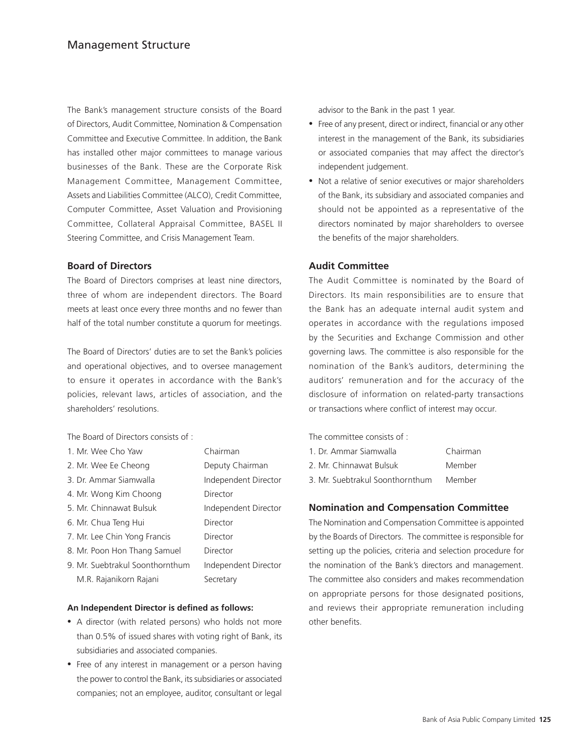# Management Structure

The Bank's management structure consists of the Board of Directors, Audit Committee, Nomination & Compensation Committee and Executive Committee. In addition, the Bank has installed other major committees to manage various businesses of the Bank. These are the Corporate Risk Management Committee, Management Committee, Assets and Liabilities Committee (ALCO), Credit Committee, Computer Committee, Asset Valuation and Provisioning Committee, Collateral Appraisal Committee, BASEL II Steering Committee, and Crisis Management Team.

## Board of Directors

The Board of Directors comprises at least nine directors, three of whom are independent directors. The Board meets at least once every three months and no fewer than half of the total number constitute a quorum for meetings.

The Board of Directors' duties are to set the Bank's policies and operational objectives, and to oversee management to ensure it operates in accordance with the Bank's policies, relevant laws, articles of association, and the shareholders' resolutions.

The Board of Directors consists of :

| | |
|---|---|
| 1. Mr. Wee Cho Yaw | Chairman |
| 2. Mr. Wee Ee Cheong | Deputy Chairman |
| 3. Dr. Ammar Siamwalla | Independent Director |
| 4. Mr. Wong Kim Choong | Director |
| 5. Mr. Chinnawat Bulsuk | Independent Director |
| 6. Mr. Chua Teng Hui | Director |
| 7. Mr. Lee Chin Yong Francis | Director |
| 8. Mr. Poon Hon Thang Samuel | Director |
| 9. Mr. Suebtrakul Soonthornthum | Independent Director |
| M.R. Rajanikorn Rajani | Secretary |

**An Independent Director is defined as follows:**

- A director (with related persons) who holds not more than 0.5% of issued shares with voting right of Bank, its subsidiaries and associated companies.
- Free of any interest in management or a person having the power to control the Bank, its subsidiaries or associated companies; not an employee, auditor, consultant or legal advisor to the Bank in the past 1 year.
- Free of any present, direct or indirect, financial or any other interest in the management of the Bank, its subsidiaries or associated companies that may affect the director's independent judgement.
- Not a relative of senior executives or major shareholders of the Bank, its subsidiary and associated companies and should not be appointed as a representative of the directors nominated by major shareholders to oversee the benefits of the major shareholders.

## Audit Committee

The Audit Committee is nominated by the Board of Directors. Its main responsibilities are to ensure that the Bank has an adequate internal audit system and operates in accordance with the regulations imposed by the Securities and Exchange Commission and other governing laws. The committee is also responsible for the nomination of the Bank's auditors, determining the auditors' remuneration and for the accuracy of the disclosure of information on related-party transactions or transactions where conflict of interest may occur.

The committee consists of :

| | |
|---|---|
| 1. Dr. Ammar Siamwalla | Chairman |
| 2. Mr. Chinnawat Bulsuk | Member |
| 3. Mr. Suebtrakul Soonthornthum | Member |

## Nomination and Compensation Committee

The Nomination and Compensation Committee is appointed by the Boards of Directors. The committee is responsible for setting up the policies, criteria and selection procedure for the nomination of the Bank's directors and management. The committee also considers and makes recommendation on appropriate persons for those designated positions, and reviews their appropriate remuneration including other benefits.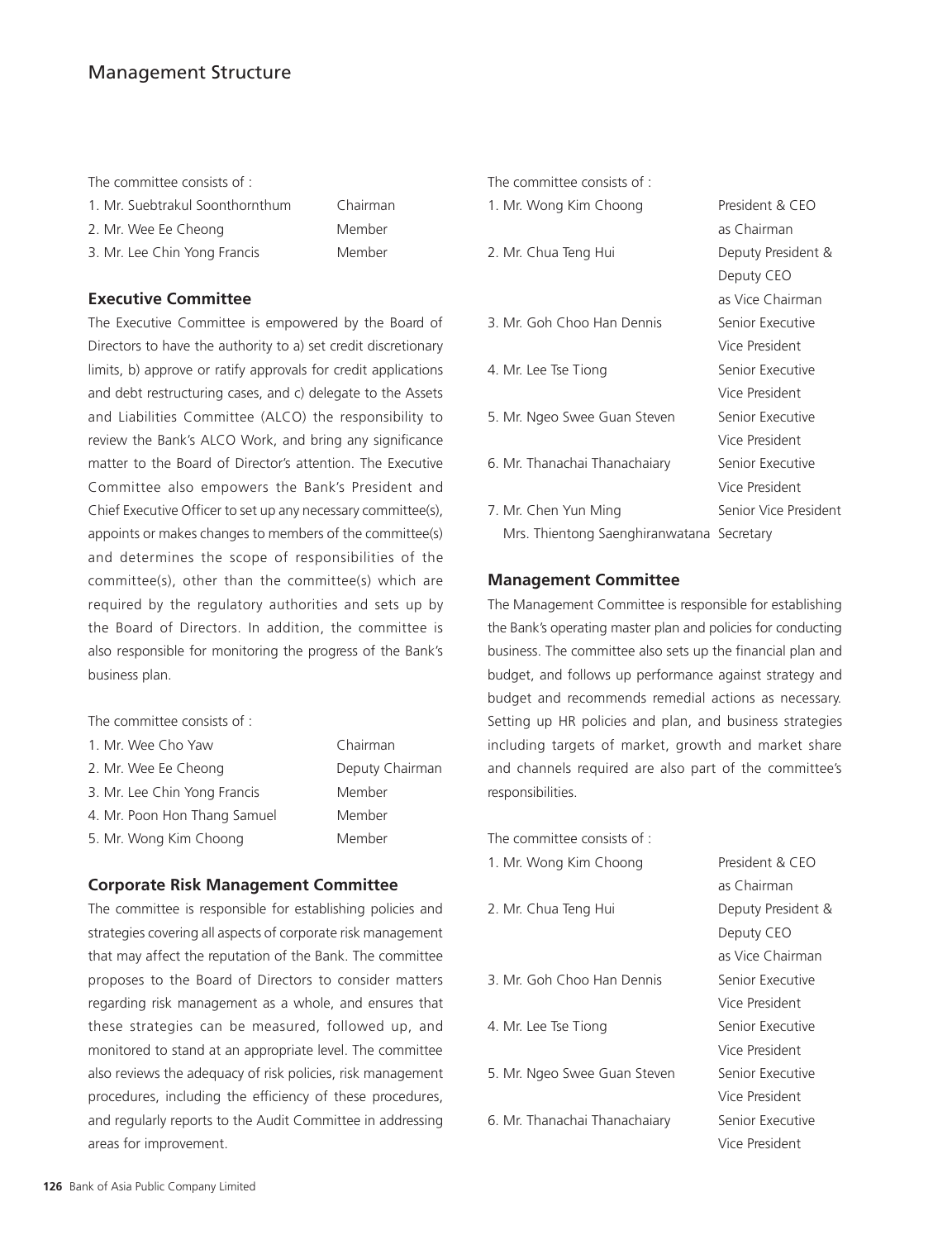The committee consists of :

| | |
|---|---|
| 1. Mr. Suebtrakul Soonthornthum | Chairman |
| 2. Mr. Wee Ee Cheong | Member |
| 3. Mr. Lee Chin Yong Francis | Member |

### Executive Committee

The Executive Committee is empowered by the Board of Directors to have the authority to a) set credit discretionary limits, b) approve or ratify approvals for credit applications and debt restructuring cases, and c) delegate to the Assets and Liabilities Committee (ALCO) the responsibility to review the Bank's ALCO Work, and bring any significance matter to the Board of Director's attention. The Executive Committee also empowers the Bank's President and Chief Executive Officer to set up any necessary committee(s), appoints or makes changes to members of the committee(s) and determines the scope of responsibilities of the committee(s), other than the committee(s) which are required by the regulatory authorities and sets up by the Board of Directors. In addition, the committee is also responsible for monitoring the progress of the Bank's business plan.

The committee consists of :

| | |
|---|---|
| 1. Mr. Wee Cho Yaw | Chairman |
| 2. Mr. Wee Ee Cheong | Deputy Chairman |
| 3. Mr. Lee Chin Yong Francis | Member |
| 4. Mr. Poon Hon Thang Samuel | Member |
| 5. Mr. Wong Kim Choong | Member |

### Corporate Risk Management Committee

The committee is responsible for establishing policies and strategies covering all aspects of corporate risk management that may affect the reputation of the Bank. The committee proposes to the Board of Directors to consider matters regarding risk management as a whole, and ensures that these strategies can be measured, followed up, and monitored to stand at an appropriate level. The committee also reviews the adequacy of risk policies, risk management procedures, including the efficiency of these procedures, and regularly reports to the Audit Committee in addressing areas for improvement.

The committee consists of :

| | |
|---|---|
| 1. Mr. Wong Kim Choong | President & CEO as Chairman |
| 2. Mr. Chua Teng Hui | Deputy President & Deputy CEO as Vice Chairman |
| 3. Mr. Goh Choo Han Dennis | Senior Executive Vice President |
| 4. Mr. Lee Tse Tiong | Senior Executive Vice President |
| 5. Mr. Ngeo Swee Guan Steven | Senior Executive Vice President |
| 6. Mr. Thanachai Thanachaiary | Senior Executive Vice President |
| 7. Mr. Chen Yun Ming | Senior Vice President |
| Mrs. Thientong Saenghiranwatana | Secretary |

### Management Committee

The Management Committee is responsible for establishing the Bank's operating master plan and policies for conducting business. The committee also sets up the financial plan and budget, and follows up performance against strategy and budget and recommends remedial actions as necessary. Setting up HR policies and plan, and business strategies including targets of market, growth and market share and channels required are also part of the committee's responsibilities.

The committee consists of :

| | |
|---|---|
| 1. Mr. Wong Kim Choong | President & CEO as Chairman |
| 2. Mr. Chua Teng Hui | Deputy President & Deputy CEO as Vice Chairman |
| 3. Mr. Goh Choo Han Dennis | Senior Executive Vice President |
| 4. Mr. Lee Tse Tiong | Senior Executive Vice President |
| 5. Mr. Ngeo Swee Guan Steven | Senior Executive Vice President |
| 6. Mr. Thanachai Thanachaiary | Senior Executive Vice President |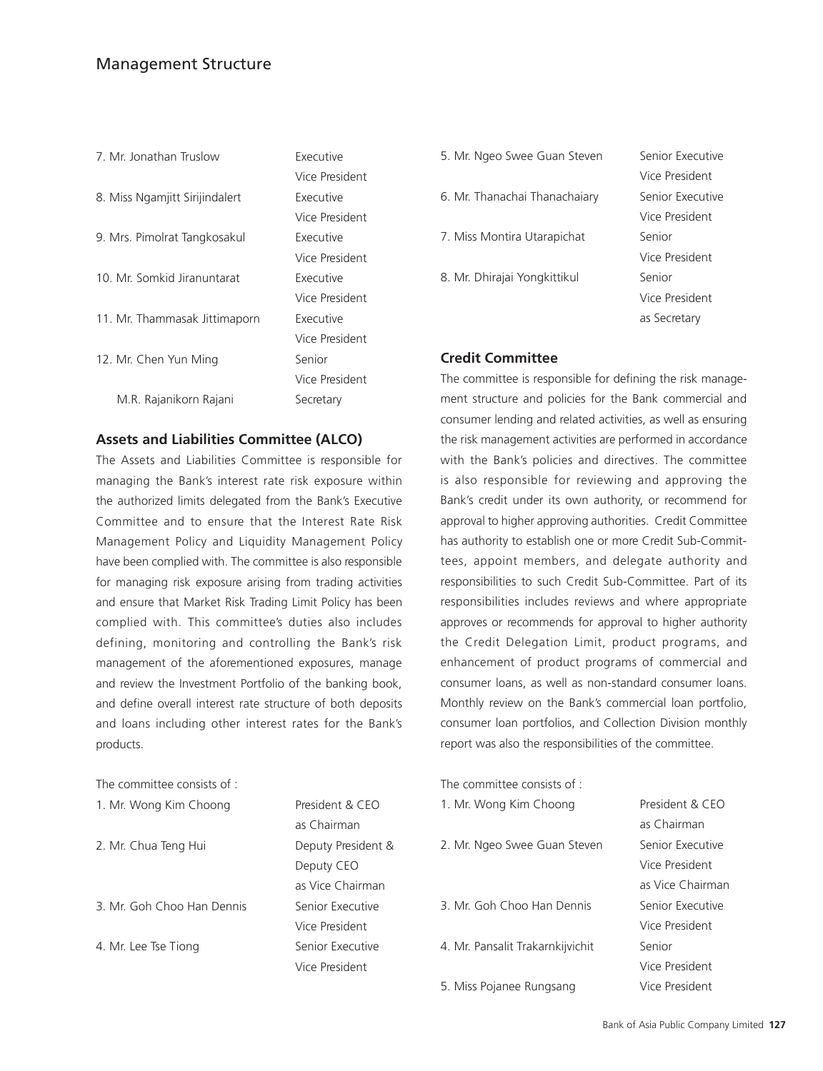## Management Structure

| | |
|---|---|
| 7. Mr. Jonathan Truslow | Executive Vice President |
| 8. Miss Ngamjitt Sirijindalert | Executive Vice President |
| 9. Mrs. Pimolrat Tangkosakul | Executive Vice President |
| 10. Mr. Somkid Jiranuntarat | Executive Vice President |
| 11. Mr. Thammasak Jittimaporn | Executive Vice President |
| 12. Mr. Chen Yun Ming | Senior Vice President |
| M.R. Rajanikorn Rajani | Secretary |

### Assets and Liabilities Committee (ALCO)

The Assets and Liabilities Committee is responsible for managing the Bank's interest rate risk exposure within the authorized limits delegated from the Bank's Executive Committee and to ensure that the Interest Rate Risk Management Policy and Liquidity Management Policy have been complied with. The committee is also responsible for managing risk exposure arising from trading activities and ensure that Market Risk Trading Limit Policy has been complied with. This committee's duties also includes defining, monitoring and controlling the Bank's risk management of the aforementioned exposures, manage and review the Investment Portfolio of the banking book, and define overall interest rate structure of both deposits and loans including other interest rates for the Bank's products.

The committee consists of :

| | |
|---|---|
| 1. Mr. Wong Kim Choong | President & CEO as Chairman |
| 2. Mr. Chua Teng Hui | Deputy President & Deputy CEO as Vice Chairman |
| 3. Mr. Goh Choo Han Dennis | Senior Executive Vice President |
| 4. Mr. Lee Tse Tiong | Senior Executive Vice President |
| 5. Mr. Ngeo Swee Guan Steven | Senior Executive Vice President |
| 6. Mr. Thanachai Thanachaiary | Senior Executive Vice President |
| 7. Miss Montira Utarapichat | Senior Vice President |
| 8. Mr. Dhirajai Yongkittikul | Senior Vice President as Secretary |

### Credit Committee

The committee is responsible for defining the risk management structure and policies for the Bank commercial and consumer lending and related activities, as well as ensuring the risk management activities are performed in accordance with the Bank's policies and directives. The committee is also responsible for reviewing and approving the Bank's credit under its own authority, or recommend for approval to higher approving authorities. Credit Committee has authority to establish one or more Credit Sub-Committees, appoint members, and delegate authority and responsibilities to such Credit Sub-Committee. Part of its responsibilities includes reviews and where appropriate approves or recommends for approval to higher authority the Credit Delegation Limit, product programs, and enhancement of product programs of commercial and consumer loans, as well as non-standard consumer loans. Monthly review on the Bank's commercial loan portfolio, consumer loan portfolios, and Collection Division monthly report was also the responsibilities of the committee.

The committee consists of :

| | |
|---|---|
| 1. Mr. Wong Kim Choong | President & CEO as Chairman |
| 2. Mr. Ngeo Swee Guan Steven | Senior Executive Vice President as Vice Chairman |
| 3. Mr. Goh Choo Han Dennis | Senior Executive Vice President |
| 4. Mr. Pansalit Trakarnkijvichit | Senior Vice President |
| 5. Miss Pojanee Rungsang | Vice President |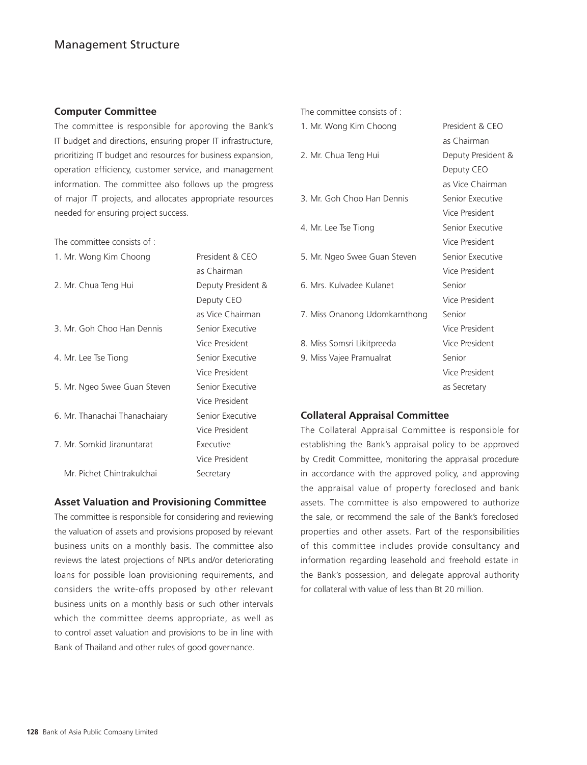### Computer Committee

The committee is responsible for approving the Bank's IT budget and directions, ensuring proper IT infrastructure, prioritizing IT budget and resources for business expansion, operation efficiency, customer service, and management information. The committee also follows up the progress of major IT projects, and allocates appropriate resources needed for ensuring project success.

The committee consists of :

| | |
|---|---|
| 1. Mr. Wong Kim Choong | President & CEO as Chairman |
| 2. Mr. Chua Teng Hui | Deputy President & Deputy CEO as Vice Chairman |
| 3. Mr. Goh Choo Han Dennis | Senior Executive Vice President |
| 4. Mr. Lee Tse Tiong | Senior Executive Vice President |
| 5. Mr. Ngeo Swee Guan Steven | Senior Executive Vice President |
| 6. Mr. Thanachai Thanachaiary | Senior Executive Vice President |
| 7. Mr. Somkid Jiranuntarat | Executive Vice President |
| Mr. Pichet Chintrakulchai | Secretary |

### Asset Valuation and Provisioning Committee

The committee is responsible for considering and reviewing the valuation of assets and provisions proposed by relevant business units on a monthly basis. The committee also reviews the latest projections of NPLs and/or deteriorating loans for possible loan provisioning requirements, and considers the write-offs proposed by other relevant business units on a monthly basis or such other intervals which the committee deems appropriate, as well as to control asset valuation and provisions to be in line with Bank of Thailand and other rules of good governance.

The committee consists of :

| | |
|---|---|
| 1. Mr. Wong Kim Choong | President & CEO as Chairman |
| 2. Mr. Chua Teng Hui | Deputy President & Deputy CEO as Vice Chairman |
| 3. Mr. Goh Choo Han Dennis | Senior Executive Vice President |
| 4. Mr. Lee Tse Tiong | Senior Executive Vice President |
| 5. Mr. Ngeo Swee Guan Steven | Senior Executive Vice President |
| 6. Mrs. Kulvadee Kulanet | Senior Vice President |
| 7. Miss Onanong Udomkarnthong | Senior Vice President |
| 8. Miss Somsri Likitpreeda | Vice President |
| 9. Miss Vajee Pramualrat | Senior Vice President as Secretary |

### Collateral Appraisal Committee

The Collateral Appraisal Committee is responsible for establishing the Bank's appraisal policy to be approved by Credit Committee, monitoring the appraisal procedure in accordance with the approved policy, and approving the appraisal value of property foreclosed and bank assets. The committee is also empowered to authorize the sale, or recommend the sale of the Bank's foreclosed properties and other assets. Part of the responsibilities of this committee includes provide consultancy and information regarding leasehold and freehold estate in the Bank's possession, and delegate approval authority for collateral with value of less than Bt 20 million.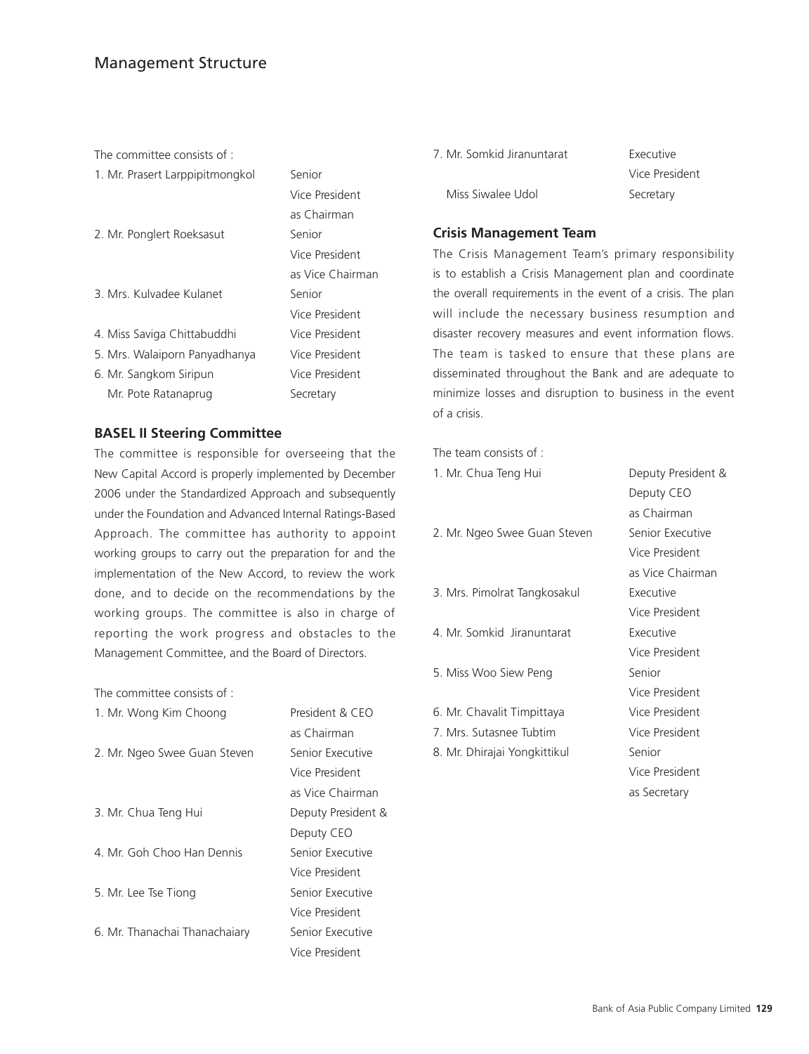The committee consists of :

| | |
|---|---|
| 1. Mr. Prasert Larppipitmongkol | Senior Vice President as Chairman |
| 2. Mr. Ponglert Roeksasut | Senior Vice President as Vice Chairman |
| 3. Mrs. Kulvadee Kulanet | Senior Vice President |
| 4. Miss Saviga Chittabuddhi | Vice President |
| 5. Mrs. Walaiporn Panyadhanya | Vice President |
| 6. Mr. Sangkom Siripun | Vice President |
| Mr. Pote Ratanaprug | Secretary |

### BASEL II Steering Committee

The committee is responsible for overseeing that the New Capital Accord is properly implemented by December 2006 under the Standardized Approach and subsequently under the Foundation and Advanced Internal Ratings-Based Approach. The committee has authority to appoint working groups to carry out the preparation for and the implementation of the New Accord, to review the work done, and to decide on the recommendations by the working groups. The committee is also in charge of reporting the work progress and obstacles to the Management Committee, and the Board of Directors.

The committee consists of :

| | |
|---|---|
| 1. Mr. Wong Kim Choong | President & CEO as Chairman |
| 2. Mr. Ngeo Swee Guan Steven | Senior Executive Vice President as Vice Chairman |
| 3. Mr. Chua Teng Hui | Deputy President & Deputy CEO |
| 4. Mr. Goh Choo Han Dennis | Senior Executive Vice President |
| 5. Mr. Lee Tse Tiong | Senior Executive Vice President |
| 6. Mr. Thanachai Thanachaiary | Senior Executive Vice President |
| 7. Mr. Somkid Jiranuntarat | Executive Vice President |
| Miss Siwalee Udol | Secretary |

### Crisis Management Team

The Crisis Management Team's primary responsibility is to establish a Crisis Management plan and coordinate the overall requirements in the event of a crisis. The plan will include the necessary business resumption and disaster recovery measures and event information flows. The team is tasked to ensure that these plans are disseminated throughout the Bank and are adequate to minimize losses and disruption to business in the event of a crisis.

The team consists of :

| | |
|---|---|
| 1. Mr. Chua Teng Hui | Deputy President & Deputy CEO as Chairman |
| 2. Mr. Ngeo Swee Guan Steven | Senior Executive Vice President as Vice Chairman |
| 3. Mrs. Pimolrat Tangkosakul | Executive Vice President |
| 4. Mr. Somkid Jiranuntarat | Executive Vice President |
| 5. Miss Woo Siew Peng | Senior Vice President |
| 6. Mr. Chavalit Timpittaya | Vice President |
| 7. Mrs. Sutasnee Tubtim | Vice President |
| 8. Mr. Dhirajai Yongkittikul | Senior Vice President as Secretary |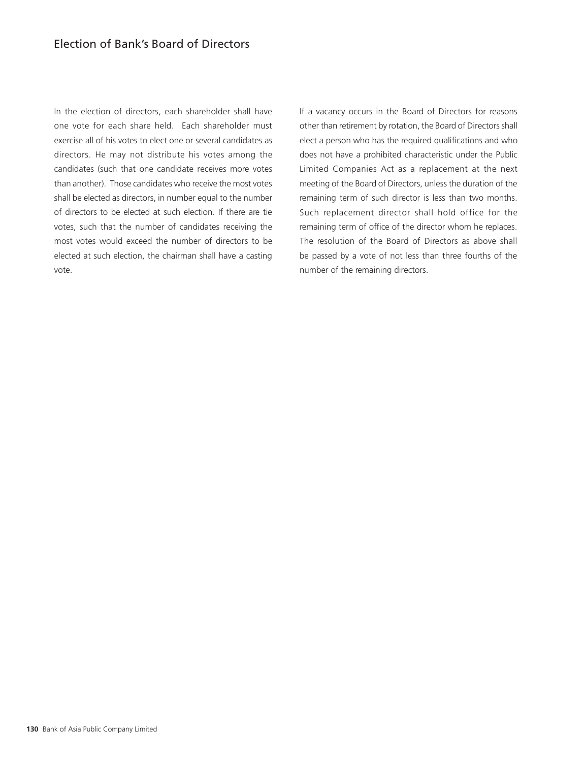# Election of Bank's Board of Directors

In the election of directors, each shareholder shall have one vote for each share held. Each shareholder must exercise all of his votes to elect one or several candidates as directors. He may not distribute his votes among the candidates (such that one candidate receives more votes than another). Those candidates who receive the most votes shall be elected as directors, in number equal to the number of directors to be elected at such election. If there are tie votes, such that the number of candidates receiving the most votes would exceed the number of directors to be elected at such election, the chairman shall have a casting vote.

If a vacancy occurs in the Board of Directors for reasons other than retirement by rotation, the Board of Directors shall elect a person who has the required qualifications and who does not have a prohibited characteristic under the Public Limited Companies Act as a replacement at the next meeting of the Board of Directors, unless the duration of the remaining term of such director is less than two months. Such replacement director shall hold office for the remaining term of office of the director whom he replaces. The resolution of the Board of Directors as above shall be passed by a vote of not less than three fourths of the number of the remaining directors.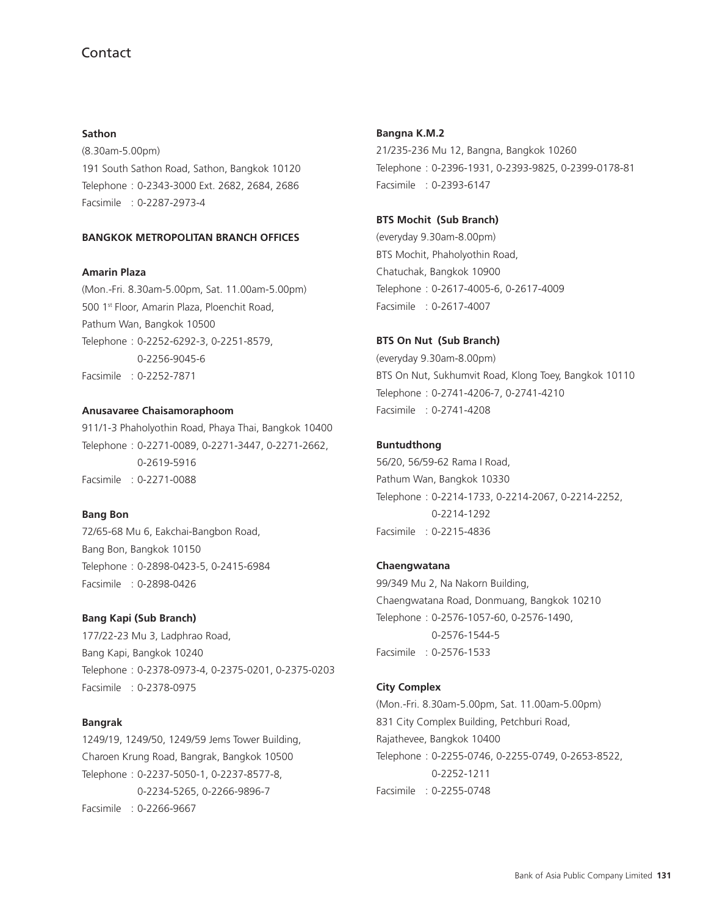# Contact

**Sathon**
(8.30am-5.00pm)
191 South Sathon Road, Sathon, Bangkok 10120
Telephone : 0-2343-3000 Ext. 2682, 2684, 2686
Facsimile : 0-2287-2973-4

**BANGKOK METROPOLITAN BRANCH OFFICES**

**Amarin Plaza**
(Mon.-Fri. 8.30am-5.00pm, Sat. 11.00am-5.00pm)
500 1st Floor, Amarin Plaza, Ploenchit Road,
Pathum Wan, Bangkok 10500
Telephone : 0-2252-6292-3, 0-2251-8579,
0-2256-9045-6
Facsimile : 0-2252-7871

**Anusavaree Chaisamoraphoom**
911/1-3 Phaholyothin Road, Phaya Thai, Bangkok 10400
Telephone : 0-2271-0089, 0-2271-3447, 0-2271-2662,
0-2619-5916
Facsimile : 0-2271-0088

**Bang Bon**
72/65-68 Mu 6, Eakchai-Bangbon Road,
Bang Bon, Bangkok 10150
Telephone : 0-2898-0423-5, 0-2415-6984
Facsimile : 0-2898-0426

**Bang Kapi (Sub Branch)**
177/22-23 Mu 3, Ladphrao Road,
Bang Kapi, Bangkok 10240
Telephone : 0-2378-0973-4, 0-2375-0201, 0-2375-0203
Facsimile : 0-2378-0975

**Bangrak**
1249/19, 1249/50, 1249/59 Jems Tower Building,
Charoen Krung Road, Bangrak, Bangkok 10500
Telephone : 0-2237-5050-1, 0-2237-8577-8,
0-2234-5265, 0-2266-9896-7
Facsimile : 0-2266-9667

**Bangna K.M.2**
21/235-236 Mu 12, Bangna, Bangkok 10260
Telephone : 0-2396-1931, 0-2393-9825, 0-2399-0178-81
Facsimile : 0-2393-6147

**BTS Mochit (Sub Branch)**
(everyday 9.30am-8.00pm)
BTS Mochit, Phaholyothin Road,
Chatuchak, Bangkok 10900
Telephone : 0-2617-4005-6, 0-2617-4009
Facsimile : 0-2617-4007

**BTS On Nut (Sub Branch)**
(everyday 9.30am-8.00pm)
BTS On Nut, Sukhumvit Road, Klong Toey, Bangkok 10110
Telephone : 0-2741-4206-7, 0-2741-4210
Facsimile : 0-2741-4208

**Buntudthong**
56/20, 56/59-62 Rama I Road,
Pathum Wan, Bangkok 10330
Telephone : 0-2214-1733, 0-2214-2067, 0-2214-2252,
0-2214-1292
Facsimile : 0-2215-4836

**Chaengwatana**
99/349 Mu 2, Na Nakorn Building,
Chaengwatana Road, Donmuang, Bangkok 10210
Telephone : 0-2576-1057-60, 0-2576-1490,
0-2576-1544-5
Facsimile : 0-2576-1533

**City Complex**
(Mon.-Fri. 8.30am-5.00pm, Sat. 11.00am-5.00pm)
831 City Complex Building, Petchburi Road,
Rajathevee, Bangkok 10400
Telephone : 0-2255-0746, 0-2255-0749, 0-2653-8522,
0-2252-1211
Facsimile : 0-2255-0748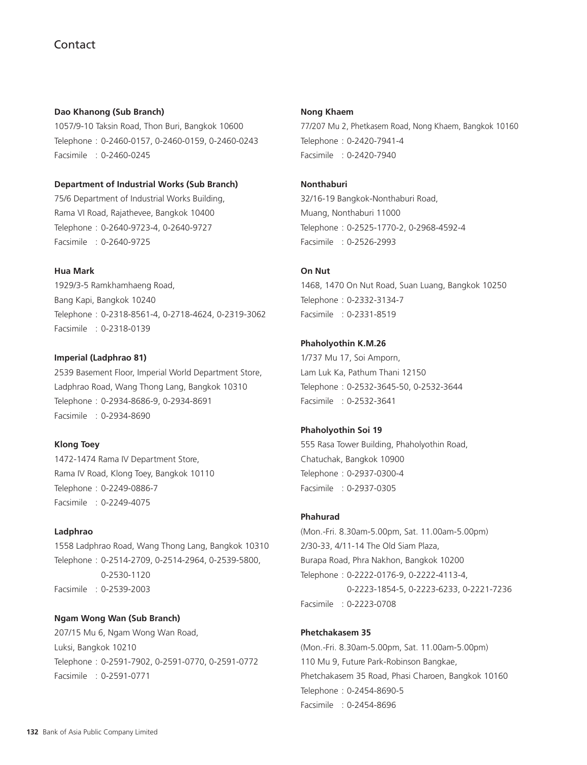# Contact

**Dao Khanong (Sub Branch)**
1057/9-10 Taksin Road, Thon Buri, Bangkok 10600
Telephone : 0-2460-0157, 0-2460-0159, 0-2460-0243
Facsimile : 0-2460-0245

**Department of Industrial Works (Sub Branch)**
75/6 Department of Industrial Works Building,
Rama VI Road, Rajathevee, Bangkok 10400
Telephone : 0-2640-9723-4, 0-2640-9727
Facsimile : 0-2640-9725

**Hua Mark**
1929/3-5 Ramkhamhaeng Road,
Bang Kapi, Bangkok 10240
Telephone : 0-2318-8561-4, 0-2718-4624, 0-2319-3062
Facsimile : 0-2318-0139

**Imperial (Ladphrao 81)**
2539 Basement Floor, Imperial World Department Store,
Ladphrao Road, Wang Thong Lang, Bangkok 10310
Telephone : 0-2934-8686-9, 0-2934-8691
Facsimile : 0-2934-8690

**Klong Toey**
1472-1474 Rama IV Department Store,
Rama IV Road, Klong Toey, Bangkok 10110
Telephone : 0-2249-0886-7
Facsimile : 0-2249-4075

**Ladphrao**
1558 Ladphrao Road, Wang Thong Lang, Bangkok 10310
Telephone : 0-2514-2709, 0-2514-2964, 0-2539-5800,
0-2530-1120
Facsimile : 0-2539-2003

**Ngam Wong Wan (Sub Branch)**
207/15 Mu 6, Ngam Wong Wan Road,
Luksi, Bangkok 10210
Telephone : 0-2591-7902, 0-2591-0770, 0-2591-0772
Facsimile : 0-2591-0771

**Nong Khaem**
77/207 Mu 2, Phetkasem Road, Nong Khaem, Bangkok 10160
Telephone : 0-2420-7941-4
Facsimile : 0-2420-7940

**Nonthaburi**
32/16-19 Bangkok-Nonthaburi Road,
Muang, Nonthaburi 11000
Telephone : 0-2525-1770-2, 0-2968-4592-4
Facsimile : 0-2526-2993

**On Nut**
1468, 1470 On Nut Road, Suan Luang, Bangkok 10250
Telephone : 0-2332-3134-7
Facsimile : 0-2331-8519

**Phaholyothin K.M.26**
1/737 Mu 17, Soi Amporn,
Lam Luk Ka, Pathum Thani 12150
Telephone : 0-2532-3645-50, 0-2532-3644
Facsimile : 0-2532-3641

**Phaholyothin Soi 19**
555 Rasa Tower Building, Phaholyothin Road,
Chatuchak, Bangkok 10900
Telephone : 0-2937-0300-4
Facsimile : 0-2937-0305

**Phahurad**
(Mon.-Fri. 8.30am-5.00pm, Sat. 11.00am-5.00pm)
2/30-33, 4/11-14 The Old Siam Plaza,
Burapa Road, Phra Nakhon, Bangkok 10200
Telephone : 0-2222-0176-9, 0-2222-4113-4,
0-2223-1854-5, 0-2223-6233, 0-2221-7236
Facsimile : 0-2223-0708

**Phetchakasem 35**
(Mon.-Fri. 8.30am-5.00pm, Sat. 11.00am-5.00pm)
110 Mu 9, Future Park-Robinson Bangkae,
Phetchakasem 35 Road, Phasi Charoen, Bangkok 10160
Telephone : 0-2454-8690-5
Facsimile : 0-2454-8696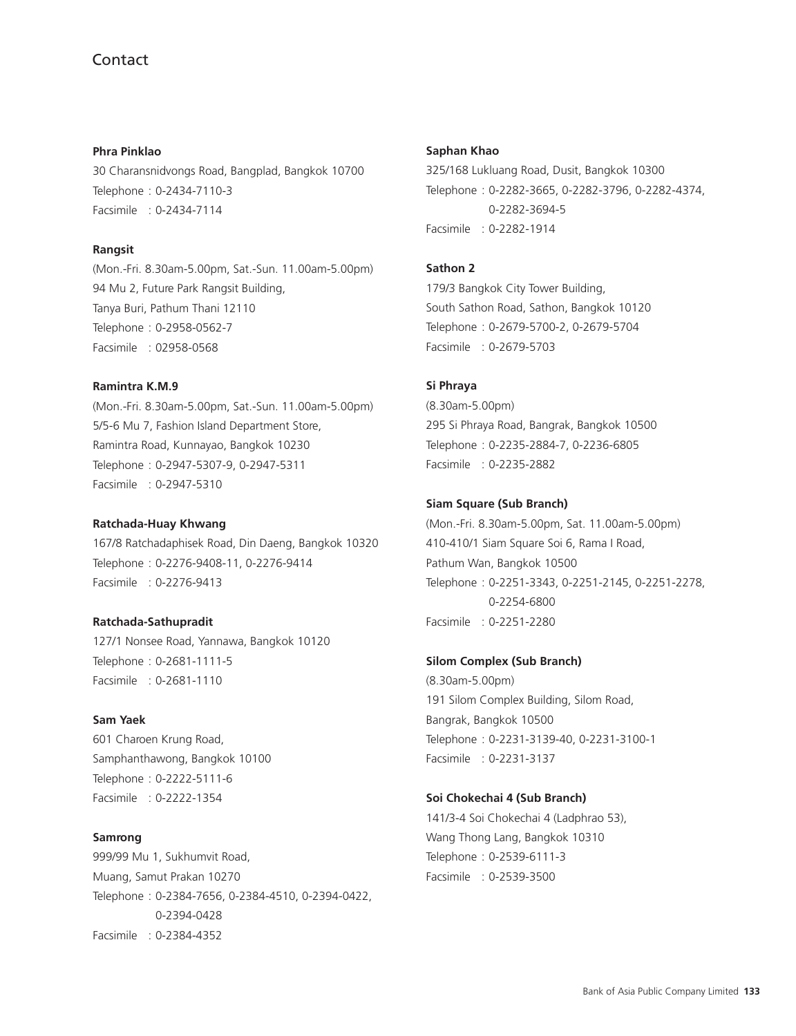# Contact

**Phra Pinklao**

30 Charansnidvongs Road, Bangplad, Bangkok 10700
Telephone : 0-2434-7110-3
Facsimile : 0-2434-7114

**Rangsit**

(Mon.-Fri. 8.30am-5.00pm, Sat.-Sun. 11.00am-5.00pm)
94 Mu 2, Future Park Rangsit Building,
Tanya Buri, Pathum Thani 12110
Telephone : 0-2958-0562-7
Facsimile : 02958-0568

**Ramintra K.M.9**

(Mon.-Fri. 8.30am-5.00pm, Sat.-Sun. 11.00am-5.00pm)
5/5-6 Mu 7, Fashion Island Department Store,
Ramintra Road, Kunnayao, Bangkok 10230
Telephone : 0-2947-5307-9, 0-2947-5311
Facsimile : 0-2947-5310

**Ratchada-Huay Khwang**

167/8 Ratchadaphisek Road, Din Daeng, Bangkok 10320
Telephone : 0-2276-9408-11, 0-2276-9414
Facsimile : 0-2276-9413

**Ratchada-Sathupradit**

127/1 Nonsee Road, Yannawa, Bangkok 10120
Telephone : 0-2681-1111-5
Facsimile : 0-2681-1110

**Sam Yaek**

601 Charoen Krung Road,
Samphanthawong, Bangkok 10100
Telephone : 0-2222-5111-6
Facsimile : 0-2222-1354

**Samrong**

999/99 Mu 1, Sukhumvit Road,
Muang, Samut Prakan 10270
Telephone : 0-2384-7656, 0-2384-4510, 0-2394-0422,
0-2394-0428
Facsimile : 0-2384-4352

**Saphan Khao**

325/168 Lukluang Road, Dusit, Bangkok 10300
Telephone : 0-2282-3665, 0-2282-3796, 0-2282-4374,
0-2282-3694-5
Facsimile : 0-2282-1914

**Sathon 2**

179/3 Bangkok City Tower Building,
South Sathon Road, Sathon, Bangkok 10120
Telephone : 0-2679-5700-2, 0-2679-5704
Facsimile : 0-2679-5703

**Si Phraya**

(8.30am-5.00pm)
295 Si Phraya Road, Bangrak, Bangkok 10500
Telephone : 0-2235-2884-7, 0-2236-6805
Facsimile : 0-2235-2882

**Siam Square (Sub Branch)**

(Mon.-Fri. 8.30am-5.00pm, Sat. 11.00am-5.00pm)
410-410/1 Siam Square Soi 6, Rama I Road,
Pathum Wan, Bangkok 10500
Telephone : 0-2251-3343, 0-2251-2145, 0-2251-2278,
0-2254-6800
Facsimile : 0-2251-2280

**Silom Complex (Sub Branch)**

(8.30am-5.00pm)
191 Silom Complex Building, Silom Road,
Bangrak, Bangkok 10500
Telephone : 0-2231-3139-40, 0-2231-3100-1
Facsimile : 0-2231-3137

**Soi Chokechai 4 (Sub Branch)**

141/3-4 Soi Chokechai 4 (Ladphrao 53),
Wang Thong Lang, Bangkok 10310
Telephone : 0-2539-6111-3
Facsimile : 0-2539-3500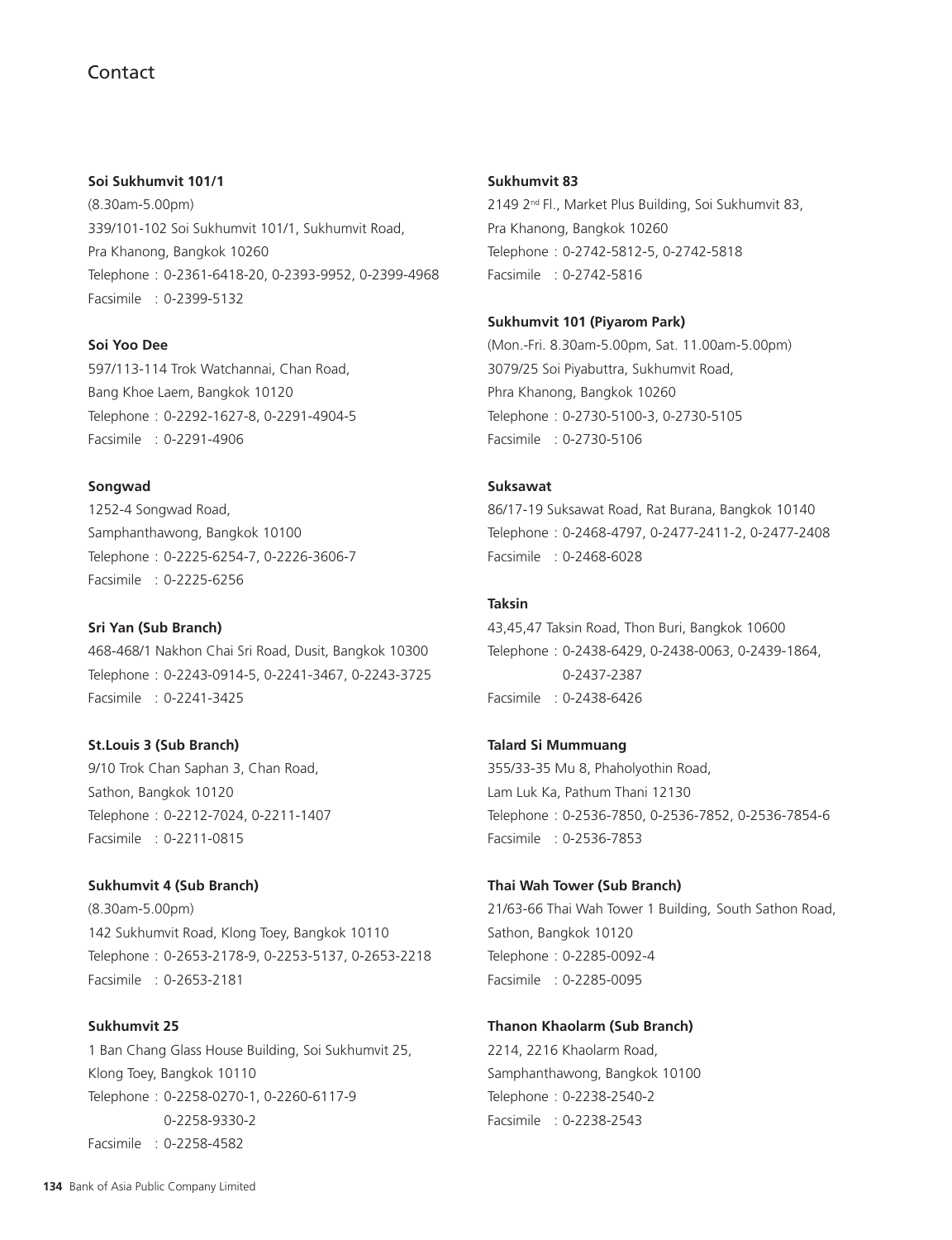# Contact

**Soi Sukhumvit 101/1**
(8.30am-5.00pm)
339/101-102 Soi Sukhumvit 101/1, Sukhumvit Road,
Pra Khanong, Bangkok 10260
Telephone : 0-2361-6418-20, 0-2393-9952, 0-2399-4968
Facsimile : 0-2399-5132

**Soi Yoo Dee**
597/113-114 Trok Watchannai, Chan Road,
Bang Khoe Laem, Bangkok 10120
Telephone : 0-2292-1627-8, 0-2291-4904-5
Facsimile : 0-2291-4906

**Songwad**
1252-4 Songwad Road,
Samphanthawong, Bangkok 10100
Telephone : 0-2225-6254-7, 0-2226-3606-7
Facsimile : 0-2225-6256

**Sri Yan (Sub Branch)**
468-468/1 Nakhon Chai Sri Road, Dusit, Bangkok 10300
Telephone : 0-2243-0914-5, 0-2241-3467, 0-2243-3725
Facsimile : 0-2241-3425

**St.Louis 3 (Sub Branch)**
9/10 Trok Chan Saphan 3, Chan Road,
Sathon, Bangkok 10120
Telephone : 0-2212-7024, 0-2211-1407
Facsimile : 0-2211-0815

**Sukhumvit 4 (Sub Branch)**
(8.30am-5.00pm)
142 Sukhumvit Road, Klong Toey, Bangkok 10110
Telephone : 0-2653-2178-9, 0-2253-5137, 0-2653-2218
Facsimile : 0-2653-2181

**Sukhumvit 25**
1 Ban Chang Glass House Building, Soi Sukhumvit 25,
Klong Toey, Bangkok 10110
Telephone : 0-2258-0270-1, 0-2260-6117-9
0-2258-9330-2
Facsimile : 0-2258-4582

**Sukhumvit 83**
2149 2nd Fl., Market Plus Building, Soi Sukhumvit 83,
Pra Khanong, Bangkok 10260
Telephone : 0-2742-5812-5, 0-2742-5818
Facsimile : 0-2742-5816

**Sukhumvit 101 (Piyarom Park)**
(Mon.-Fri. 8.30am-5.00pm, Sat. 11.00am-5.00pm)
3079/25 Soi Piyabuttra, Sukhumvit Road,
Phra Khanong, Bangkok 10260
Telephone : 0-2730-5100-3, 0-2730-5105
Facsimile : 0-2730-5106

**Suksawat**
86/17-19 Suksawat Road, Rat Burana, Bangkok 10140
Telephone : 0-2468-4797, 0-2477-2411-2, 0-2477-2408
Facsimile : 0-2468-6028

**Taksin**
43,45,47 Taksin Road, Thon Buri, Bangkok 10600
Telephone : 0-2438-6429, 0-2438-0063, 0-2439-1864,
0-2437-2387
Facsimile : 0-2438-6426

**Talard Si Mummuang**
355/33-35 Mu 8, Phaholyothin Road,
Lam Luk Ka, Pathum Thani 12130
Telephone : 0-2536-7850, 0-2536-7852, 0-2536-7854-6
Facsimile : 0-2536-7853

**Thai Wah Tower (Sub Branch)**
21/63-66 Thai Wah Tower 1 Building, South Sathon Road,
Sathon, Bangkok 10120
Telephone : 0-2285-0092-4
Facsimile : 0-2285-0095

**Thanon Khaolarm (Sub Branch)**
2214, 2216 Khaolarm Road,
Samphanthawong, Bangkok 10100
Telephone : 0-2238-2540-2
Facsimile : 0-2238-2543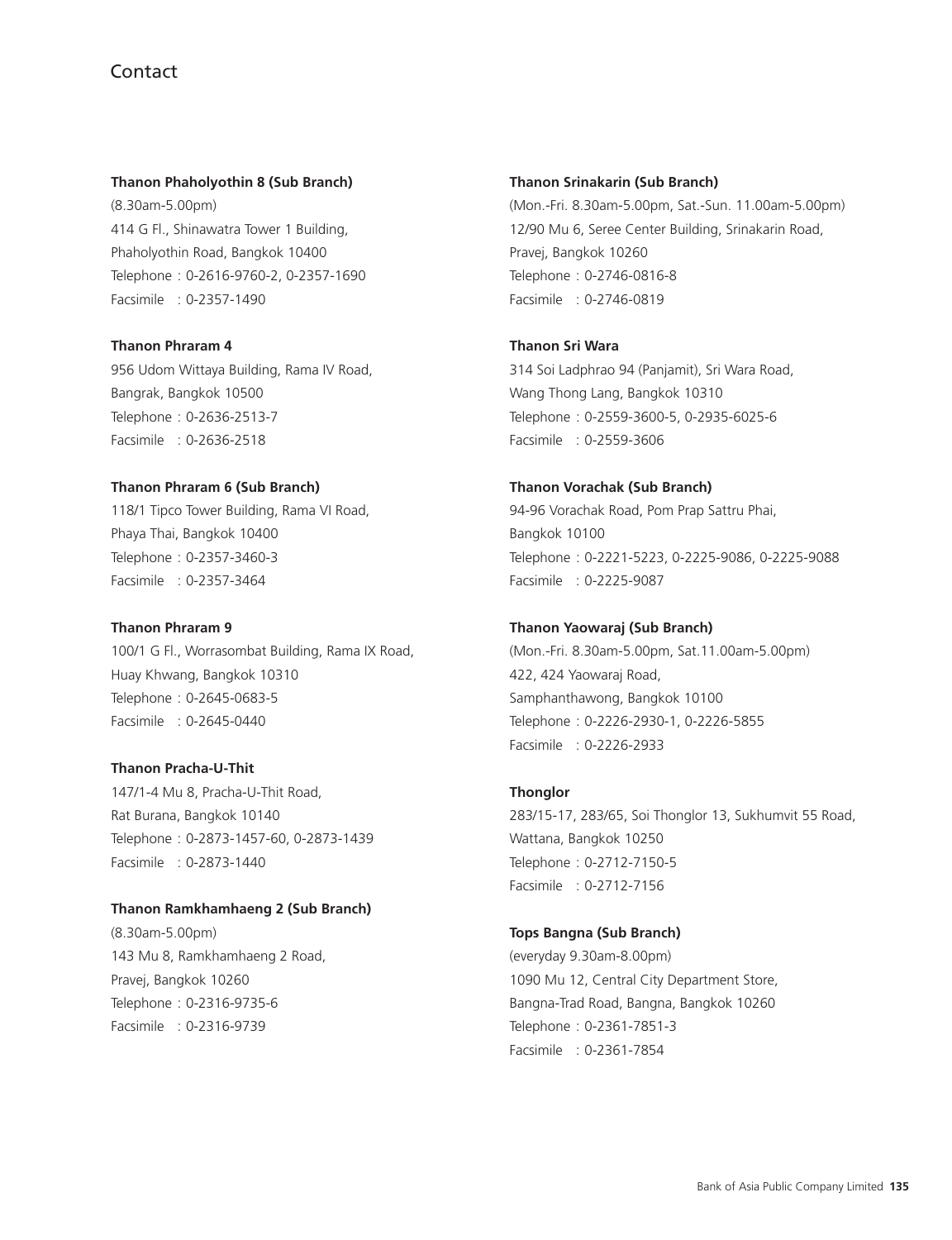# Contact

**Thanon Phaholyothin 8 (Sub Branch)**
(8.30am-5.00pm)
414 G Fl., Shinawatra Tower 1 Building,
Phaholyothin Road, Bangkok 10400
Telephone : 0-2616-9760-2, 0-2357-1690
Facsimile : 0-2357-1490

**Thanon Phraram 4**
956 Udom Wittaya Building, Rama IV Road,
Bangrak, Bangkok 10500
Telephone : 0-2636-2513-7
Facsimile : 0-2636-2518

**Thanon Phraram 6 (Sub Branch)**
118/1 Tipco Tower Building, Rama VI Road,
Phaya Thai, Bangkok 10400
Telephone : 0-2357-3460-3
Facsimile : 0-2357-3464

**Thanon Phraram 9**
100/1 G Fl., Worrasombat Building, Rama IX Road,
Huay Khwang, Bangkok 10310
Telephone : 0-2645-0683-5
Facsimile : 0-2645-0440

**Thanon Pracha-U-Thit**
147/1-4 Mu 8, Pracha-U-Thit Road,
Rat Burana, Bangkok 10140
Telephone : 0-2873-1457-60, 0-2873-1439
Facsimile : 0-2873-1440

**Thanon Ramkhamhaeng 2 (Sub Branch)**
(8.30am-5.00pm)
143 Mu 8, Ramkhamhaeng 2 Road,
Pravej, Bangkok 10260
Telephone : 0-2316-9735-6
Facsimile : 0-2316-9739

**Thanon Srinakarin (Sub Branch)**
(Mon.-Fri. 8.30am-5.00pm, Sat.-Sun. 11.00am-5.00pm)
12/90 Mu 6, Seree Center Building, Srinakarin Road,
Pravej, Bangkok 10260
Telephone : 0-2746-0816-8
Facsimile : 0-2746-0819

**Thanon Sri Wara**
314 Soi Ladphrao 94 (Panjamit), Sri Wara Road,
Wang Thong Lang, Bangkok 10310
Telephone : 0-2559-3600-5, 0-2935-6025-6
Facsimile : 0-2559-3606

**Thanon Vorachak (Sub Branch)**
94-96 Vorachak Road, Pom Prap Sattru Phai,
Bangkok 10100
Telephone : 0-2221-5223, 0-2225-9086, 0-2225-9088
Facsimile : 0-2225-9087

**Thanon Yaowaraj (Sub Branch)**
(Mon.-Fri. 8.30am-5.00pm, Sat.11.00am-5.00pm)
422, 424 Yaowaraj Road,
Samphanthawong, Bangkok 10100
Telephone : 0-2226-2930-1, 0-2226-5855
Facsimile : 0-2226-2933

**Thonglor**
283/15-17, 283/65, Soi Thonglor 13, Sukhumvit 55 Road,
Wattana, Bangkok 10250
Telephone : 0-2712-7150-5
Facsimile : 0-2712-7156

**Tops Bangna (Sub Branch)**
(everyday 9.30am-8.00pm)
1090 Mu 12, Central City Department Store,
Bangna-Trad Road, Bangna, Bangkok 10260
Telephone : 0-2361-7851-3
Facsimile : 0-2361-7854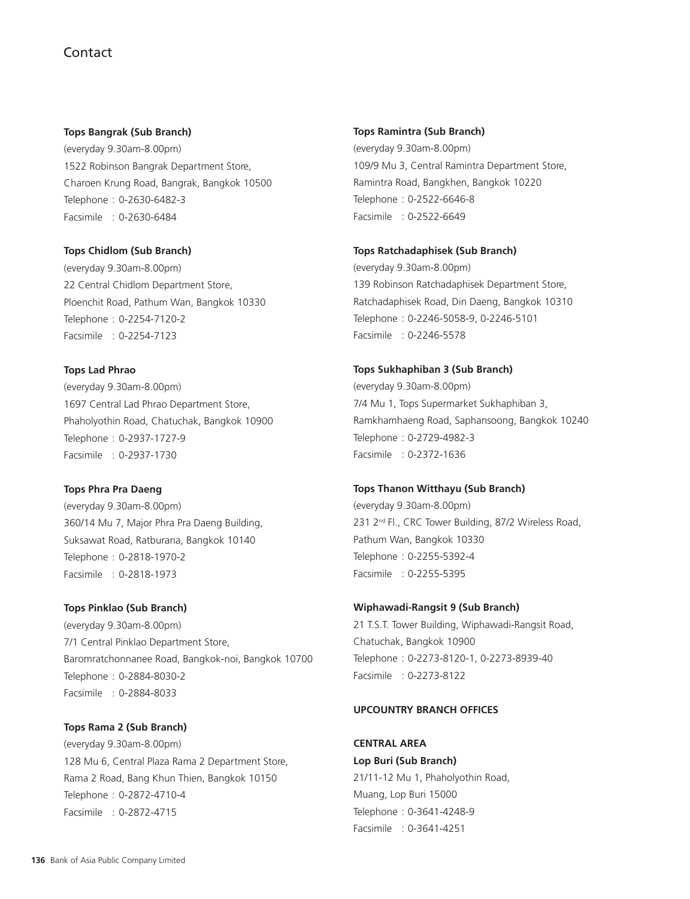## Contact

**Tops Bangrak (Sub Branch)**
(everyday 9.30am-8.00pm)
1522 Robinson Bangrak Department Store,
Charoen Krung Road, Bangrak, Bangkok 10500
Telephone : 0-2630-6482-3
Facsimile : 0-2630-6484

**Tops Chidlom (Sub Branch)**
(everyday 9.30am-8.00pm)
22 Central Chidlom Department Store,
Ploenchit Road, Pathum Wan, Bangkok 10330
Telephone : 0-2254-7120-2
Facsimile : 0-2254-7123

**Tops Lad Phrao**
(everyday 9.30am-8.00pm)
1697 Central Lad Phrao Department Store,
Phaholyothin Road, Chatuchak, Bangkok 10900
Telephone : 0-2937-1727-9
Facsimile : 0-2937-1730

**Tops Phra Pra Daeng**
(everyday 9.30am-8.00pm)
360/14 Mu 7, Major Phra Pra Daeng Building,
Suksawat Road, Ratburana, Bangkok 10140
Telephone : 0-2818-1970-2
Facsimile : 0-2818-1973

**Tops Pinklao (Sub Branch)**
(everyday 9.30am-8.00pm)
7/1 Central Pinklao Department Store,
Baromratchonnanee Road, Bangkok-noi, Bangkok 10700
Telephone : 0-2884-8030-2
Facsimile : 0-2884-8033

**Tops Rama 2 (Sub Branch)**
(everyday 9.30am-8.00pm)
128 Mu 6, Central Plaza Rama 2 Department Store,
Rama 2 Road, Bang Khun Thien, Bangkok 10150
Telephone : 0-2872-4710-4
Facsimile : 0-2872-4715

**Tops Ramintra (Sub Branch)**
(everyday 9.30am-8.00pm)
109/9 Mu 3, Central Ramintra Department Store,
Ramintra Road, Bangkhen, Bangkok 10220
Telephone : 0-2522-6646-8
Facsimile : 0-2522-6649

**Tops Ratchadaphisek (Sub Branch)**
(everyday 9.30am-8.00pm)
139 Robinson Ratchadaphisek Department Store,
Ratchadaphisek Road, Din Daeng, Bangkok 10310
Telephone : 0-2246-5058-9, 0-2246-5101
Facsimile : 0-2246-5578

**Tops Sukhaphiban 3 (Sub Branch)**
(everyday 9.30am-8.00pm)
7/4 Mu 1, Tops Supermarket Sukhaphiban 3,
Ramkhamhaeng Road, Saphansoong, Bangkok 10240
Telephone : 0-2729-4982-3
Facsimile : 0-2372-1636

**Tops Thanon Witthayu (Sub Branch)**
(everyday 9.30am-8.00pm)
231 2nd Fl., CRC Tower Building, 87/2 Wireless Road,
Pathum Wan, Bangkok 10330
Telephone : 0-2255-5392-4
Facsimile : 0-2255-5395

**Wiphawadi-Rangsit 9 (Sub Branch)**
21 T.S.T. Tower Building, Wiphawadi-Rangsit Road,
Chatuchak, Bangkok 10900
Telephone : 0-2273-8120-1, 0-2273-8939-40
Facsimile : 0-2273-8122

**UPCOUNTRY BRANCH OFFICES**

**CENTRAL AREA**

**Lop Buri (Sub Branch)**
21/11-12 Mu 1, Phaholyothin Road,
Muang, Lop Buri 15000
Telephone : 0-3641-4248-9
Facsimile : 0-3641-4251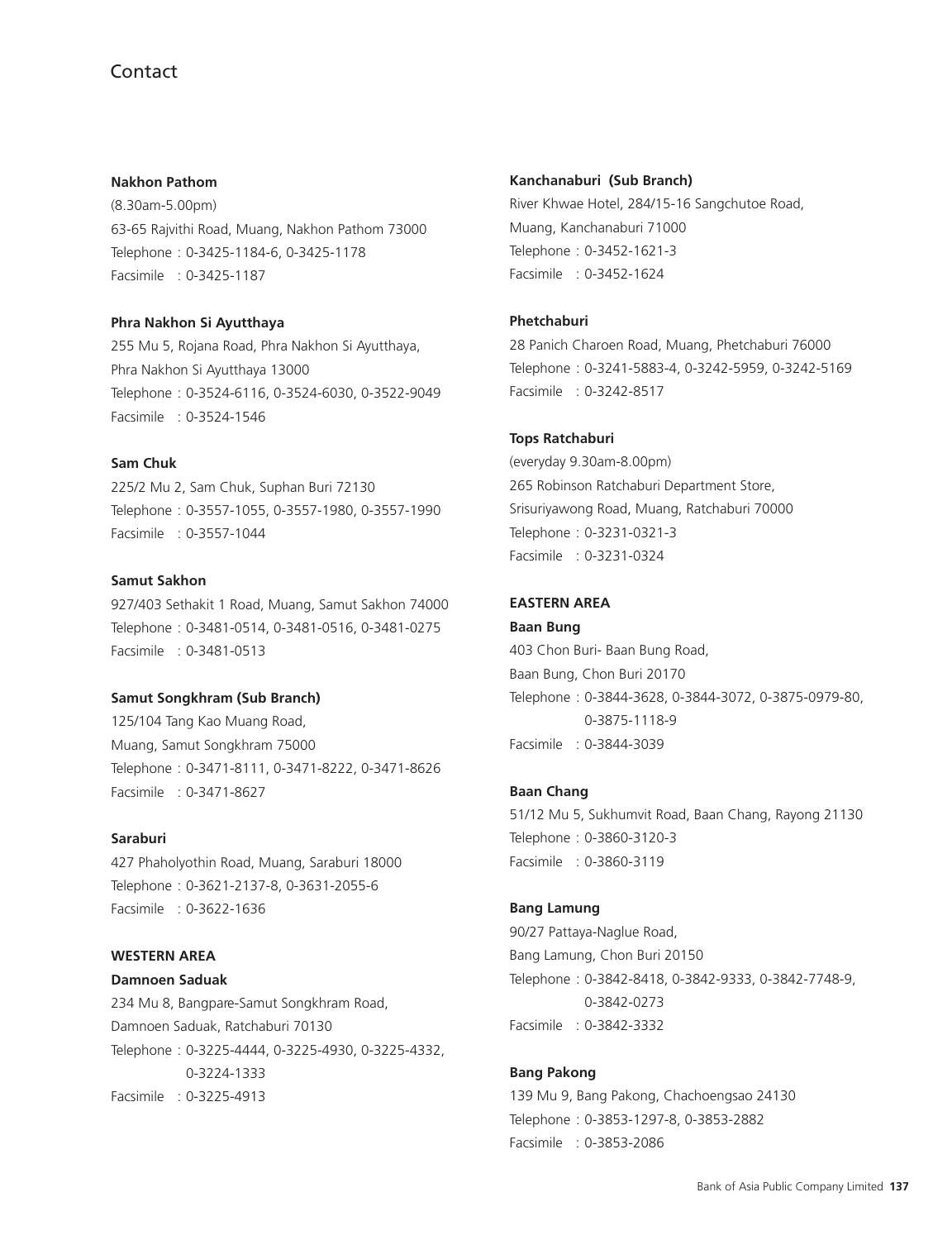# Contact

**Nakhon Pathom**

(8.30am-5.00pm)
63-65 Rajvithi Road, Muang, Nakhon Pathom 73000
Telephone : 0-3425-1184-6, 0-3425-1178
Facsimile : 0-3425-1187

**Phra Nakhon Si Ayutthaya**

255 Mu 5, Rojana Road, Phra Nakhon Si Ayutthaya,
Phra Nakhon Si Ayutthaya 13000
Telephone : 0-3524-6116, 0-3524-6030, 0-3522-9049
Facsimile : 0-3524-1546

**Sam Chuk**

225/2 Mu 2, Sam Chuk, Suphan Buri 72130
Telephone : 0-3557-1055, 0-3557-1980, 0-3557-1990
Facsimile : 0-3557-1044

**Samut Sakhon**

927/403 Sethakit 1 Road, Muang, Samut Sakhon 74000
Telephone : 0-3481-0514, 0-3481-0516, 0-3481-0275
Facsimile : 0-3481-0513

**Samut Songkhram (Sub Branch)**

125/104 Tang Kao Muang Road,
Muang, Samut Songkhram 75000
Telephone : 0-3471-8111, 0-3471-8222, 0-3471-8626
Facsimile : 0-3471-8627

**Saraburi**

427 Phaholyothin Road, Muang, Saraburi 18000
Telephone : 0-3621-2137-8, 0-3631-2055-6
Facsimile : 0-3622-1636

## WESTERN AREA

**Damnoen Saduak**

234 Mu 8, Bangpare-Samut Songkhram Road,
Damnoen Saduak, Ratchaburi 70130
Telephone : 0-3225-4444, 0-3225-4930, 0-3225-4332,
0-3224-1333
Facsimile : 0-3225-4913

**Kanchanaburi (Sub Branch)**

River Khwae Hotel, 284/15-16 Sangchutoe Road,
Muang, Kanchanaburi 71000
Telephone : 0-3452-1621-3
Facsimile : 0-3452-1624

**Phetchaburi**

28 Panich Charoen Road, Muang, Phetchaburi 76000
Telephone : 0-3241-5883-4, 0-3242-5959, 0-3242-5169
Facsimile : 0-3242-8517

**Tops Ratchaburi**

(everyday 9.30am-8.00pm)
265 Robinson Ratchaburi Department Store,
Srisuriyawong Road, Muang, Ratchaburi 70000
Telephone : 0-3231-0321-3
Facsimile : 0-3231-0324

## EASTERN AREA

**Baan Bung**

403 Chon Buri- Baan Bung Road,
Baan Bung, Chon Buri 20170
Telephone : 0-3844-3628, 0-3844-3072, 0-3875-0979-80,
0-3875-1118-9
Facsimile : 0-3844-3039

**Baan Chang**

51/12 Mu 5, Sukhumvit Road, Baan Chang, Rayong 21130
Telephone : 0-3860-3120-3
Facsimile : 0-3860-3119

**Bang Lamung**

90/27 Pattaya-Naglue Road,
Bang Lamung, Chon Buri 20150
Telephone : 0-3842-8418, 0-3842-9333, 0-3842-7748-9,
0-3842-0273
Facsimile : 0-3842-3332

**Bang Pakong**

139 Mu 9, Bang Pakong, Chachoengsao 24130
Telephone : 0-3853-1297-8, 0-3853-2882
Facsimile : 0-3853-2086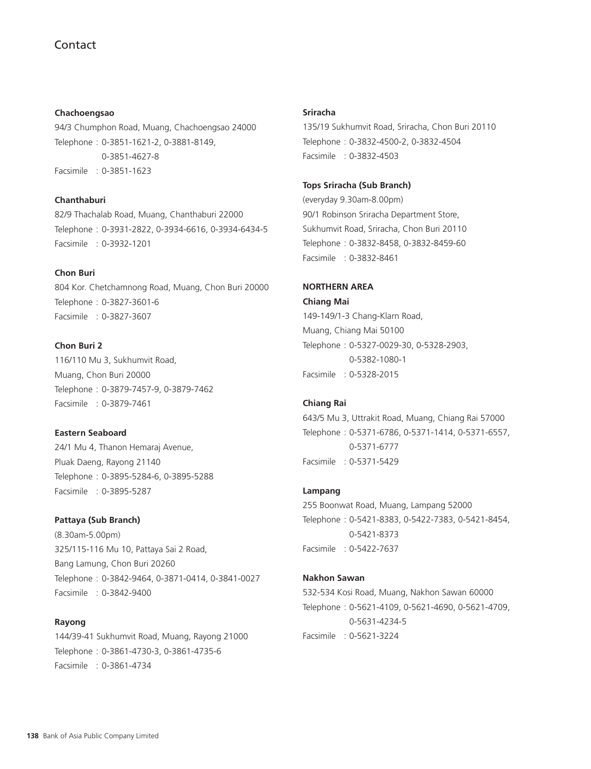# Contact

**Chachoengsao**
94/3 Chumphon Road, Muang, Chachoengsao 24000
Telephone : 0-3851-1621-2, 0-3881-8149,
0-3851-4627-8
Facsimile : 0-3851-1623

**Chanthaburi**
82/9 Thachalab Road, Muang, Chanthaburi 22000
Telephone : 0-3931-2822, 0-3934-6616, 0-3934-6434-5
Facsimile : 0-3932-1201

**Chon Buri**
804 Kor. Chetchamnong Road, Muang, Chon Buri 20000
Telephone : 0-3827-3601-6
Facsimile : 0-3827-3607

**Chon Buri 2**
116/110 Mu 3, Sukhumvit Road,
Muang, Chon Buri 20000
Telephone : 0-3879-7457-9, 0-3879-7462
Facsimile : 0-3879-7461

**Eastern Seaboard**
24/1 Mu 4, Thanon Hemaraj Avenue,
Pluak Daeng, Rayong 21140
Telephone : 0-3895-5284-6, 0-3895-5288
Facsimile : 0-3895-5287

**Pattaya (Sub Branch)**
(8.30am-5.00pm)
325/115-116 Mu 10, Pattaya Sai 2 Road,
Bang Lamung, Chon Buri 20260
Telephone : 0-3842-9464, 0-3871-0414, 0-3841-0027
Facsimile : 0-3842-9400

**Rayong**
144/39-41 Sukhumvit Road, Muang, Rayong 21000
Telephone : 0-3861-4730-3, 0-3861-4735-6
Facsimile : 0-3861-4734

**Sriracha**
135/19 Sukhumvit Road, Sriracha, Chon Buri 20110
Telephone : 0-3832-4500-2, 0-3832-4504
Facsimile : 0-3832-4503

**Tops Sriracha (Sub Branch)**
(everyday 9.30am-8.00pm)
90/1 Robinson Sriracha Department Store,
Sukhumvit Road, Sriracha, Chon Buri 20110
Telephone : 0-3832-8458, 0-3832-8459-60
Facsimile : 0-3832-8461

**NORTHERN AREA**

**Chiang Mai**
149-149/1-3 Chang-Klarn Road,
Muang, Chiang Mai 50100
Telephone : 0-5327-0029-30, 0-5328-2903,
0-5382-1080-1
Facsimile : 0-5328-2015

**Chiang Rai**
643/5 Mu 3, Uttrakit Road, Muang, Chiang Rai 57000
Telephone : 0-5371-6786, 0-5371-1414, 0-5371-6557,
0-5371-6777
Facsimile : 0-5371-5429

**Lampang**
255 Boonwat Road, Muang, Lampang 52000
Telephone : 0-5421-8383, 0-5422-7383, 0-5421-8454,
0-5421-8373
Facsimile : 0-5422-7637

**Nakhon Sawan**
532-534 Kosi Road, Muang, Nakhon Sawan 60000
Telephone : 0-5621-4109, 0-5621-4690, 0-5621-4709,
0-5631-4234-5
Facsimile : 0-5621-3224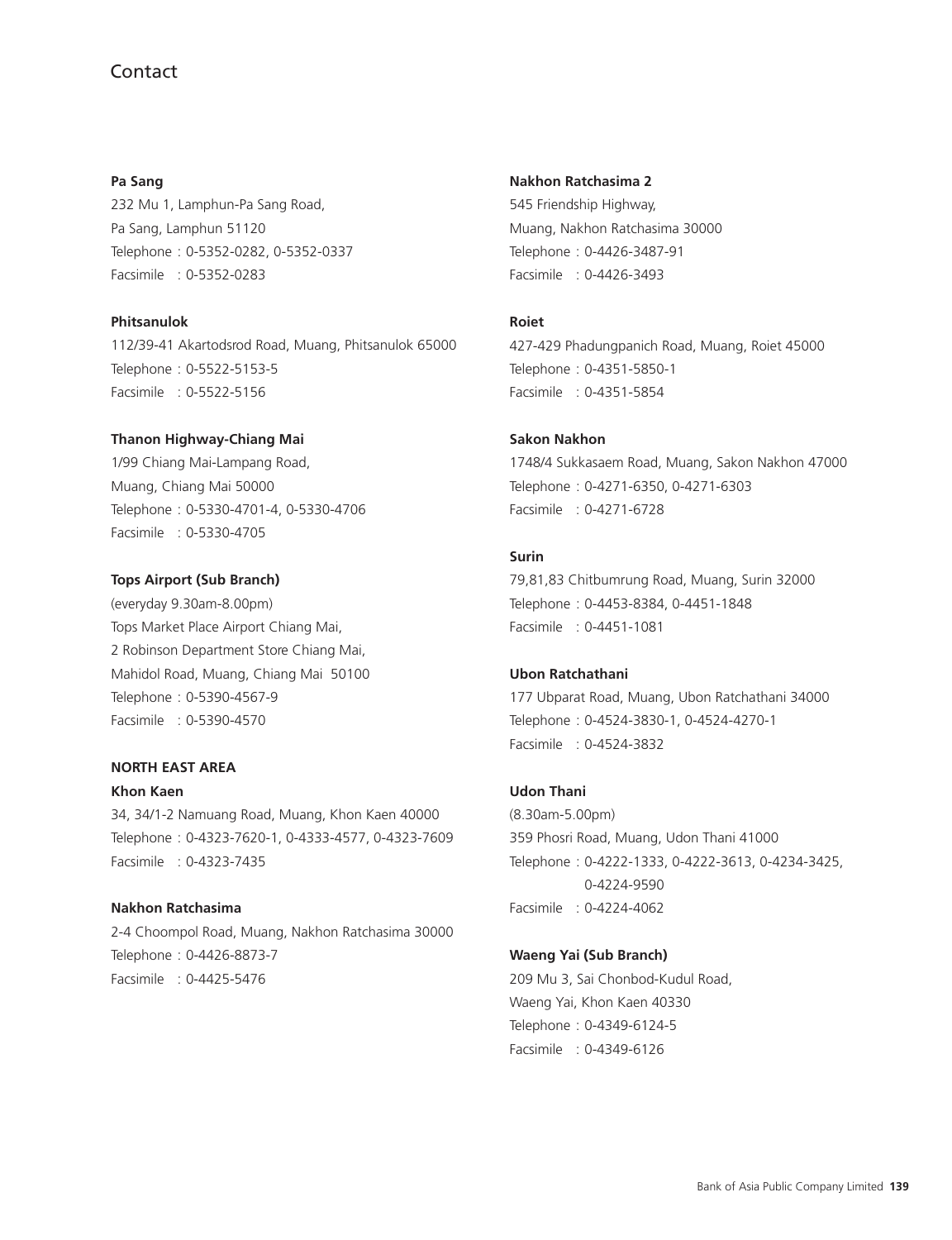# Contact

**Pa Sang**
232 Mu 1, Lamphun-Pa Sang Road,
Pa Sang, Lamphun 51120
Telephone : 0-5352-0282, 0-5352-0337
Facsimile : 0-5352-0283

**Phitsanulok**
112/39-41 Akartodsrod Road, Muang, Phitsanulok 65000
Telephone : 0-5522-5153-5
Facsimile : 0-5522-5156

**Thanon Highway-Chiang Mai**
1/99 Chiang Mai-Lampang Road,
Muang, Chiang Mai 50000
Telephone : 0-5330-4701-4, 0-5330-4706
Facsimile : 0-5330-4705

**Tops Airport (Sub Branch)**
(everyday 9.30am-8.00pm)
Tops Market Place Airport Chiang Mai,
2 Robinson Department Store Chiang Mai,
Mahidol Road, Muang, Chiang Mai 50100
Telephone : 0-5390-4567-9
Facsimile : 0-5390-4570

**NORTH EAST AREA**

**Khon Kaen**
34, 34/1-2 Namuang Road, Muang, Khon Kaen 40000
Telephone : 0-4323-7620-1, 0-4333-4577, 0-4323-7609
Facsimile : 0-4323-7435

**Nakhon Ratchasima**
2-4 Choompol Road, Muang, Nakhon Ratchasima 30000
Telephone : 0-4426-8873-7
Facsimile : 0-4425-5476

**Nakhon Ratchasima 2**
545 Friendship Highway,
Muang, Nakhon Ratchasima 30000
Telephone : 0-4426-3487-91
Facsimile : 0-4426-3493

**Roiet**
427-429 Phadungpanich Road, Muang, Roiet 45000
Telephone : 0-4351-5850-1
Facsimile : 0-4351-5854

**Sakon Nakhon**
1748/4 Sukkasaem Road, Muang, Sakon Nakhon 47000
Telephone : 0-4271-6350, 0-4271-6303
Facsimile : 0-4271-6728

**Surin**
79,81,83 Chitbumrung Road, Muang, Surin 32000
Telephone : 0-4453-8384, 0-4451-1848
Facsimile : 0-4451-1081

**Ubon Ratchathani**
177 Ubparat Road, Muang, Ubon Ratchathani 34000
Telephone : 0-4524-3830-1, 0-4524-4270-1
Facsimile : 0-4524-3832

**Udon Thani**
(8.30am-5.00pm)
359 Phosri Road, Muang, Udon Thani 41000
Telephone : 0-4222-1333, 0-4222-3613, 0-4234-3425, 0-4224-9590
Facsimile : 0-4224-4062

**Waeng Yai (Sub Branch)**
209 Mu 3, Sai Chonbod-Kudul Road,
Waeng Yai, Khon Kaen 40330
Telephone : 0-4349-6124-5
Facsimile : 0-4349-6126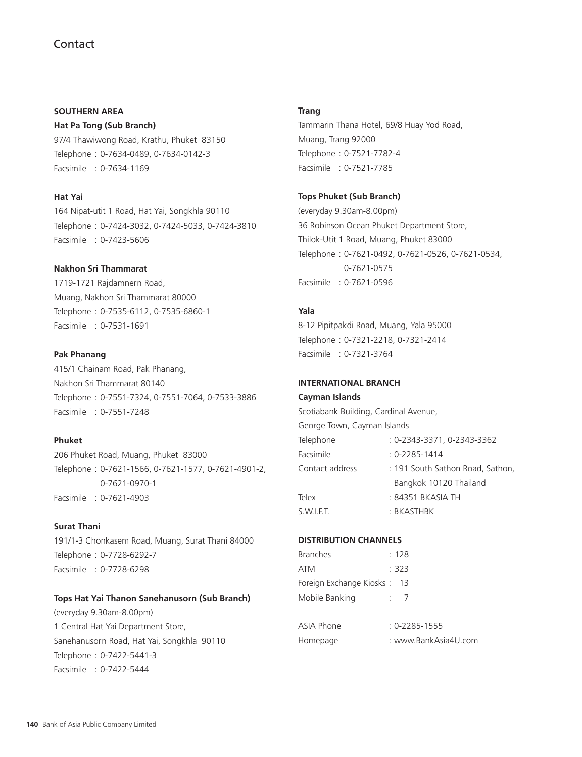# Contact

## SOUTHERN AREA

**Hat Pa Tong (Sub Branch)**
97/4 Thawiwong Road, Krathu, Phuket 83150
Telephone : 0-7634-0489, 0-7634-0142-3
Facsimile : 0-7634-1169

**Hat Yai**
164 Nipat-utit 1 Road, Hat Yai, Songkhla 90110
Telephone : 0-7424-3032, 0-7424-5033, 0-7424-3810
Facsimile : 0-7423-5606

**Nakhon Sri Thammarat**
1719-1721 Rajdamnern Road,
Muang, Nakhon Sri Thammarat 80000
Telephone : 0-7535-6112, 0-7535-6860-1
Facsimile : 0-7531-1691

**Pak Phanang**
415/1 Chainam Road, Pak Phanang,
Nakhon Sri Thammarat 80140
Telephone : 0-7551-7324, 0-7551-7064, 0-7533-3886
Facsimile : 0-7551-7248

**Phuket**
206 Phuket Road, Muang, Phuket 83000
Telephone : 0-7621-1566, 0-7621-1577, 0-7621-4901-2,
0-7621-0970-1
Facsimile : 0-7621-4903

**Surat Thani**
191/1-3 Chonkasem Road, Muang, Surat Thani 84000
Telephone : 0-7728-6292-7
Facsimile : 0-7728-6298

**Tops Hat Yai Thanon Sanehanusorn (Sub Branch)**
(everyday 9.30am-8.00pm)
1 Central Hat Yai Department Store,
Sanehanusorn Road, Hat Yai, Songkhla 90110
Telephone : 0-7422-5441-3
Facsimile : 0-7422-5444

**Trang**
Tammarin Thana Hotel, 69/8 Huay Yod Road,
Muang, Trang 92000
Telephone : 0-7521-7782-4
Facsimile : 0-7521-7785

**Tops Phuket (Sub Branch)**
(everyday 9.30am-8.00pm)
36 Robinson Ocean Phuket Department Store,
Thilok-Utit 1 Road, Muang, Phuket 83000
Telephone : 0-7621-0492, 0-7621-0526, 0-7621-0534,
0-7621-0575
Facsimile : 0-7621-0596

**Yala**
8-12 Pipitpakdi Road, Muang, Yala 95000
Telephone : 0-7321-2218, 0-7321-2414
Facsimile : 0-7321-3764

## INTERNATIONAL BRANCH

**Cayman Islands**
Scotiabank Building, Cardinal Avenue,
George Town, Cayman Islands
Telephone : 0-2343-3371, 0-2343-3362
Facsimile : 0-2285-1414
Contact address : 191 South Sathon Road, Sathon,
Bangkok 10120 Thailand
Telex : 84351 BKASIA TH
S.W.I.F.T. : BKASTHBK

## DISTRIBUTION CHANNELS

Branches : 128
ATM : 323
Foreign Exchange Kiosks : 13
Mobile Banking : 7

ASIA Phone : 0-2285-1555
Homepage : www.BankAsia4U.com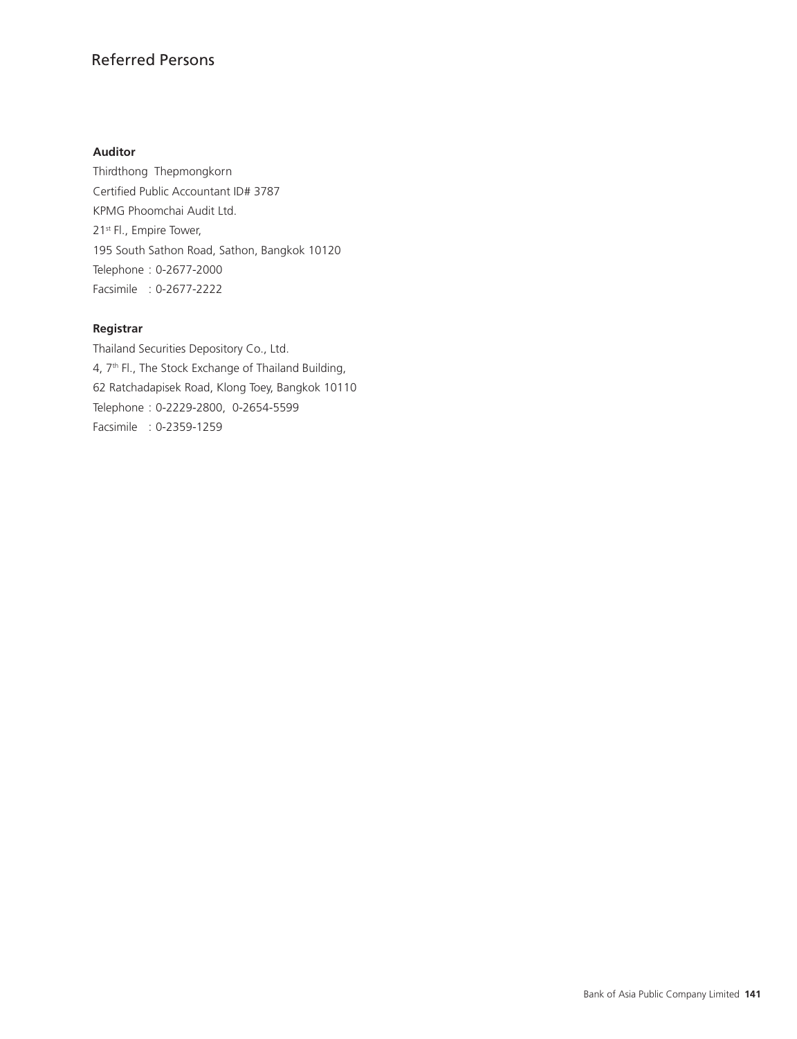# Referred Persons

**Auditor**

Thirdthong Thepmongkorn
Certified Public Accountant ID# 3787
KPMG Phoomchai Audit Ltd.
21st Fl., Empire Tower,
195 South Sathon Road, Sathon, Bangkok 10120
Telephone : 0-2677-2000
Facsimile : 0-2677-2222

**Registrar**

Thailand Securities Depository Co., Ltd.
4, 7th Fl., The Stock Exchange of Thailand Building,
62 Ratchadapisek Road, Klong Toey, Bangkok 10110
Telephone : 0-2229-2800, 0-2654-5599
Facsimile : 0-2359-1259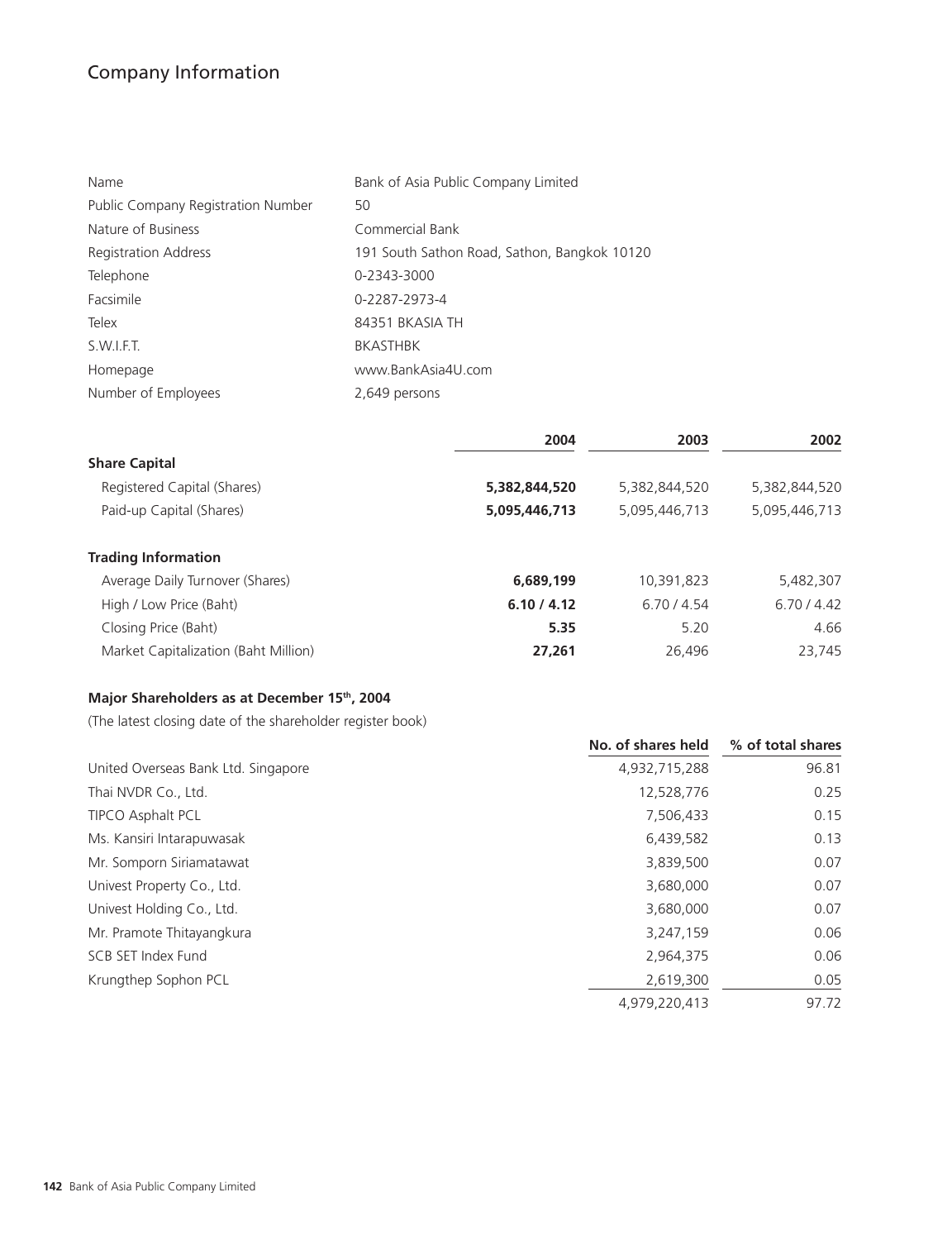# Company Information

| | |
|---|---|
| Name | Bank of Asia Public Company Limited |
| Public Company Registration Number | 50 |
| Nature of Business | Commercial Bank |
| Registration Address | 191 South Sathon Road, Sathon, Bangkok 10120 |
| Telephone | 0-2343-3000 |
| Facsimile | 0-2287-2973-4 |
| Telex | 84351 BKASIA TH |
| S.W.I.F.T. | BKASTHBK |
| Homepage | www.BankAsia4U.com |
| Number of Employees | 2,649 persons |

| | 2004 | 2003 | 2002 |
|---|---|---|---|
| **Share Capital** | | | |
| Registered Capital (Shares) | **5,382,844,520** | 5,382,844,520 | 5,382,844,520 |
| Paid-up Capital (Shares) | **5,095,446,713** | 5,095,446,713 | 5,095,446,713 |
| **Trading Information** | | | |
| Average Daily Turnover (Shares) | **6,689,199** | 10,391,823 | 5,482,307 |
| High / Low Price (Baht) | **6.10 / 4.12** | 6.70 / 4.54 | 6.70 / 4.42 |
| Closing Price (Baht) | **5.35** | 5.20 | 4.66 |
| Market Capitalization (Baht Million) | **27,261** | 26,496 | 23,745 |

**Major Shareholders as at December 15th, 2004**

(The latest closing date of the shareholder register book)

| | No. of shares held | % of total shares |
|---|---|---|
| United Overseas Bank Ltd. Singapore | 4,932,715,288 | 96.81 |
| Thai NVDR Co., Ltd. | 12,528,776 | 0.25 |
| TIPCO Asphalt PCL | 7,506,433 | 0.15 |
| Ms. Kansiri Intarapuwasak | 6,439,582 | 0.13 |
| Mr. Somporn Siriamatawat | 3,839,500 | 0.07 |
| Univest Property Co., Ltd. | 3,680,000 | 0.07 |
| Univest Holding Co., Ltd. | 3,680,000 | 0.07 |
| Mr. Pramote Thitayangkura | 3,247,159 | 0.06 |
| SCB SET Index Fund | 2,964,375 | 0.06 |
| Krungthep Sophon PCL | 2,619,300 | 0.05 |
| | 4,979,220,413 | 97.72 |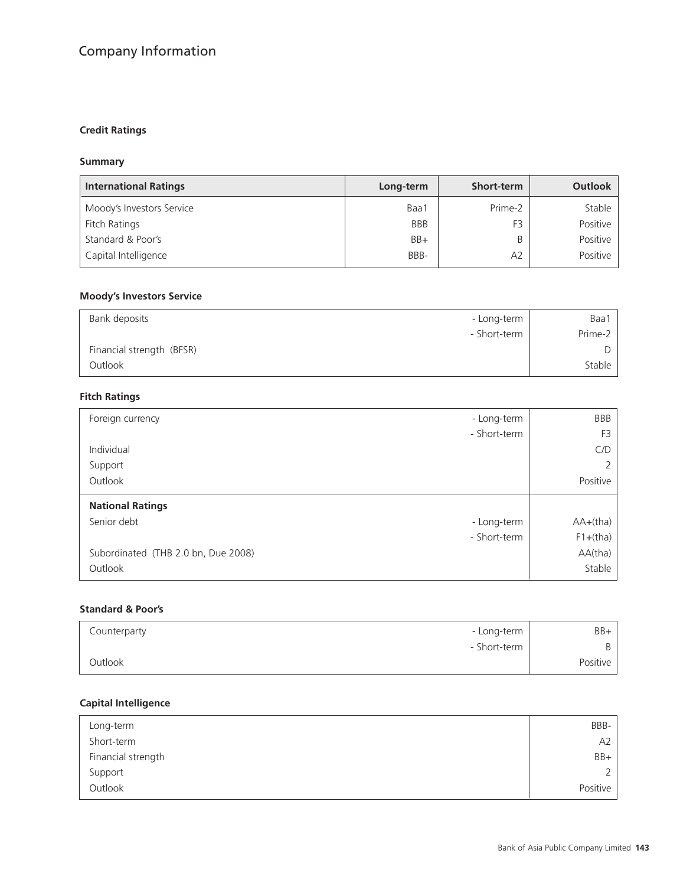# Company Information

## Credit Ratings

### Summary

| International Ratings | Long-term | Short-term | Outlook |
|---|---|---|---|
| Moody's Investors Service | Baa1 | Prime-2 | Stable |
| Fitch Ratings | BBB | F3 | Positive |
| Standard & Poor's | BB+ | B | Positive |
| Capital Intelligence | BBB- | A2 | Positive |

### Moody's Investors Service

| | | |
|---|---|---|
| Bank deposits | - Long-term | Baa1 |
| | - Short-term | Prime-2 |
| Financial strength (BFSR) | | D |
| Outlook | | Stable |

### Fitch Ratings

| | | |
|---|---|---|
| Foreign currency | - Long-term | BBB |
| | - Short-term | F3 |
| Individual | | C/D |
| Support | | 2 |
| Outlook | | Positive |
| **National Ratings** | | |
| Senior debt | - Long-term | AA+(tha) |
| | - Short-term | F1+(tha) |
| Subordinated (THB 2.0 bn, Due 2008) | | AA(tha) |
| Outlook | | Stable |

### Standard & Poor's

| | | |
|---|---|---|
| Counterparty | - Long-term | BB+ |
| | - Short-term | B |
| Outlook | | Positive |

### Capital Intelligence

| | |
|---|---|
| Long-term | BBB- |
| Short-term | A2 |
| Financial strength | BB+ |
| Support | 2 |
| Outlook | Positive |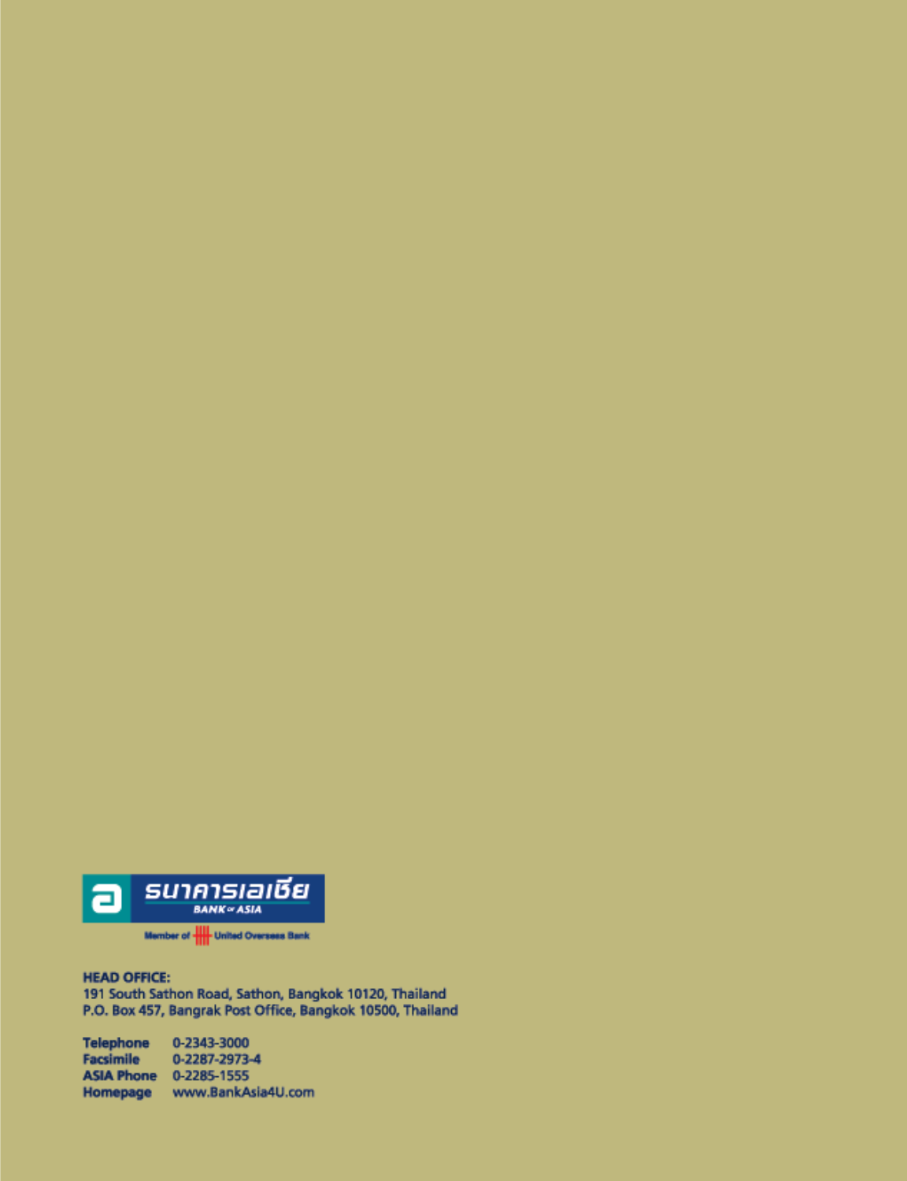ธนาคารเอเชีย

BANK of ASIA

Member of United Overseas Bank

**HEAD OFFICE:**
191 South Sathon Road, Sathon, Bangkok 10120, Thailand
P.O. Box 457, Bangrak Post Office, Bangkok 10500, Thailand

| | |
|---|---|
| **Telephone** | 0-2343-3000 |
| **Facsimile** | 0-2287-2973-4 |
| **ASIA Phone** | 0-2285-1555 |
| **Homepage** | www.BankAsia4U.com |